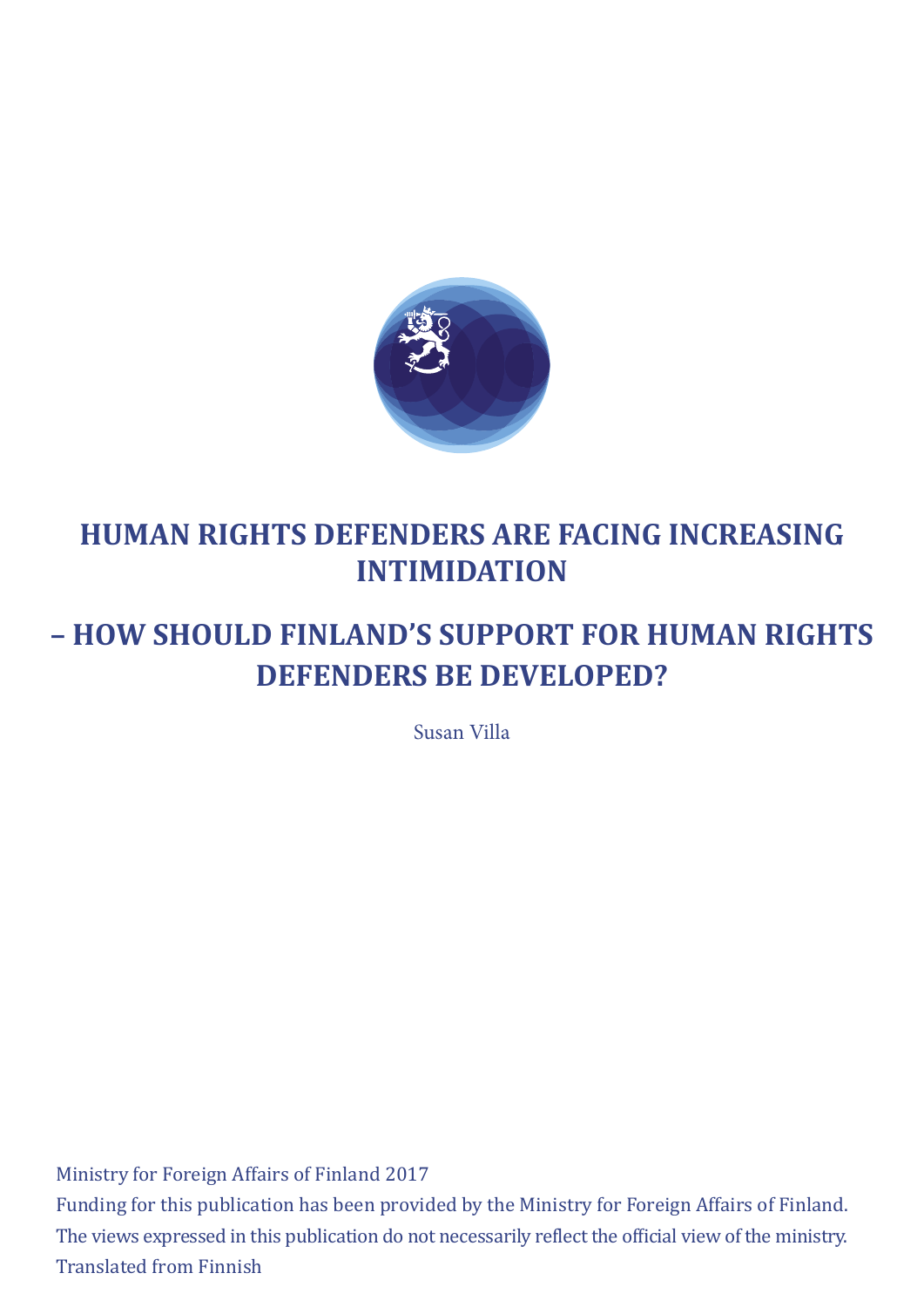# HUMAN RIGHTS DEFENDERS ARE FACING INCREASING INTIMIDATION

## – HOW SHOULD FINLAND'S SUPPORT FOR HUMAN RIGHTS DEFENDERS BE DEVELOPED?

Susan Villa

Ministry for Foreign Affairs of Finland 2017

Funding for this publication has been provided by the Ministry for Foreign Affairs of Finland.

The views expressed in this publication do not necessarily reflect the official view of the ministry.

Translated from Finnish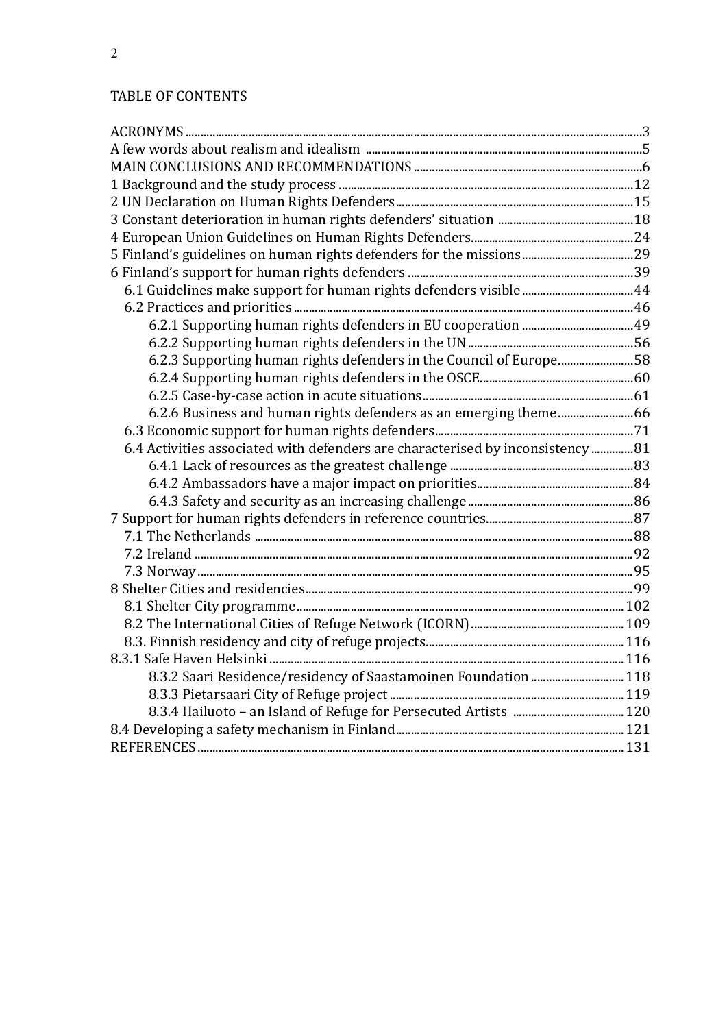TABLE OF CONTENTS

ACRONYMS ..... 3
A few words about realism and idealism ..... 5
MAIN CONCLUSIONS AND RECOMMENDATIONS ..... 6
1 Background and the study process ..... 12
2 UN Declaration on Human Rights Defenders ..... 15
3 Constant deterioration in human rights defenders' situation ..... 18
4 European Union Guidelines on Human Rights Defenders ..... 24
5 Finland's guidelines on human rights defenders for the missions ..... 29
6 Finland's support for human rights defenders ..... 39
- 6.1 Guidelines make support for human rights defenders visible ..... 44
- 6.2 Practices and priorities ..... 46
  - 6.2.1 Supporting human rights defenders in EU cooperation ..... 49
  - 6.2.2 Supporting human rights defenders in the UN ..... 56
  - 6.2.3 Supporting human rights defenders in the Council of Europe ..... 58
  - 6.2.4 Supporting human rights defenders in the OSCE ..... 60
  - 6.2.5 Case-by-case action in acute situations ..... 61
  - 6.2.6 Business and human rights defenders as an emerging theme ..... 66
- 6.3 Economic support for human rights defenders ..... 71
- 6.4 Activities associated with defenders are characterised by inconsistency ..... 81
  - 6.4.1 Lack of resources as the greatest challenge ..... 83
  - 6.4.2 Ambassadors have a major impact on priorities ..... 84
  - 6.4.3 Safety and security as an increasing challenge ..... 86

7 Support for human rights defenders in reference countries ..... 87
- 7.1 The Netherlands ..... 88
- 7.2 Ireland ..... 92
- 7.3 Norway ..... 95

8 Shelter Cities and residencies ..... 99
- 8.1 Shelter City programme ..... 102
- 8.2 The International Cities of Refuge Network (ICORN) ..... 109
- 8.3. Finnish residency and city of refuge projects ..... 116

8.3.1 Safe Haven Helsinki ..... 116
  - 8.3.2 Saari Residence/residency of Saastamoinen Foundation ..... 118
  - 8.3.3 Pietarsaari City of Refuge project ..... 119
  - 8.3.4 Hailuoto – an Island of Refuge for Persecuted Artists ..... 120
- 8.4 Developing a safety mechanism in Finland ..... 121

REFERENCES ..... 131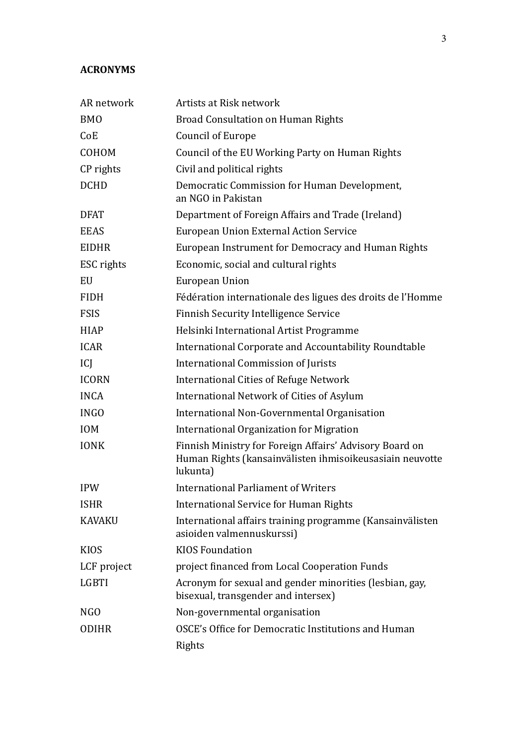**ACRONYMS**

| | |
|---|---|
| AR network | Artists at Risk network |
| BMO | Broad Consultation on Human Rights |
| CoE | Council of Europe |
| COHOM | Council of the EU Working Party on Human Rights |
| CP rights | Civil and political rights |
| DCHD | Democratic Commission for Human Development, an NGO in Pakistan |
| DFAT | Department of Foreign Affairs and Trade (Ireland) |
| EEAS | European Union External Action Service |
| EIDHR | European Instrument for Democracy and Human Rights |
| ESC rights | Economic, social and cultural rights |
| EU | European Union |
| FIDH | Fédération internationale des ligues des droits de l'Homme |
| FSIS | Finnish Security Intelligence Service |
| HIAP | Helsinki International Artist Programme |
| ICAR | International Corporate and Accountability Roundtable |
| ICJ | International Commission of Jurists |
| ICORN | International Cities of Refuge Network |
| INCA | International Network of Cities of Asylum |
| INGO | International Non-Governmental Organisation |
| IOM | International Organization for Migration |
| IONK | Finnish Ministry for Foreign Affairs' Advisory Board on Human Rights (kansainvälisten ihmisoikeusasiain neuvottelukunta) |
| IPW | International Parliament of Writers |
| ISHR | International Service for Human Rights |
| KAVAKU | International affairs training programme (Kansainvälisten asioiden valmennuskurssi) |
| KIOS | KIOS Foundation |
| LCF project | project financed from Local Cooperation Funds |
| LGBTI | Acronym for sexual and gender minorities (lesbian, gay, bisexual, transgender and intersex) |
| NGO | Non-governmental organisation |
| ODIHR | OSCE's Office for Democratic Institutions and Human Rights |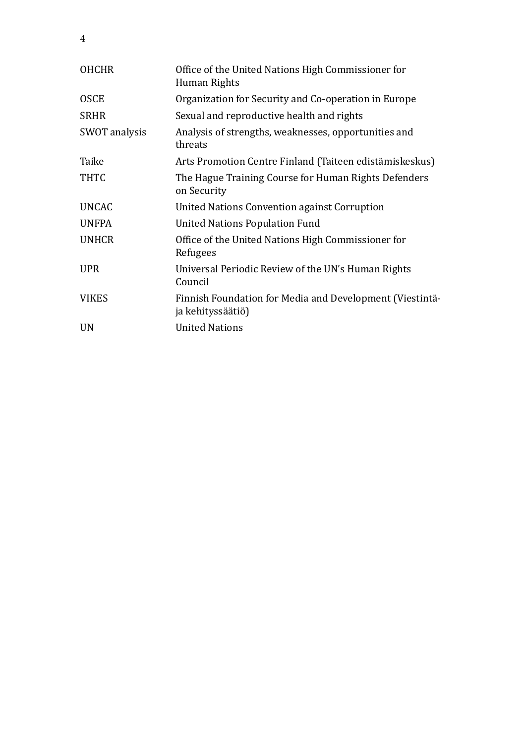| | |
|---|---|
| OHCHR | Office of the United Nations High Commissioner for Human Rights |
| OSCE | Organization for Security and Co-operation in Europe |
| SRHR | Sexual and reproductive health and rights |
| SWOT analysis | Analysis of strengths, weaknesses, opportunities and threats |
| Taike | Arts Promotion Centre Finland (Taiteen edistämiskeskus) |
| THTC | The Hague Training Course for Human Rights Defenders on Security |
| UNCAC | United Nations Convention against Corruption |
| UNFPA | United Nations Population Fund |
| UNHCR | Office of the United Nations High Commissioner for Refugees |
| UPR | Universal Periodic Review of the UN's Human Rights Council |
| VIKES | Finnish Foundation for Media and Development (Viestintä- ja kehityssäätiö) |
| UN | United Nations |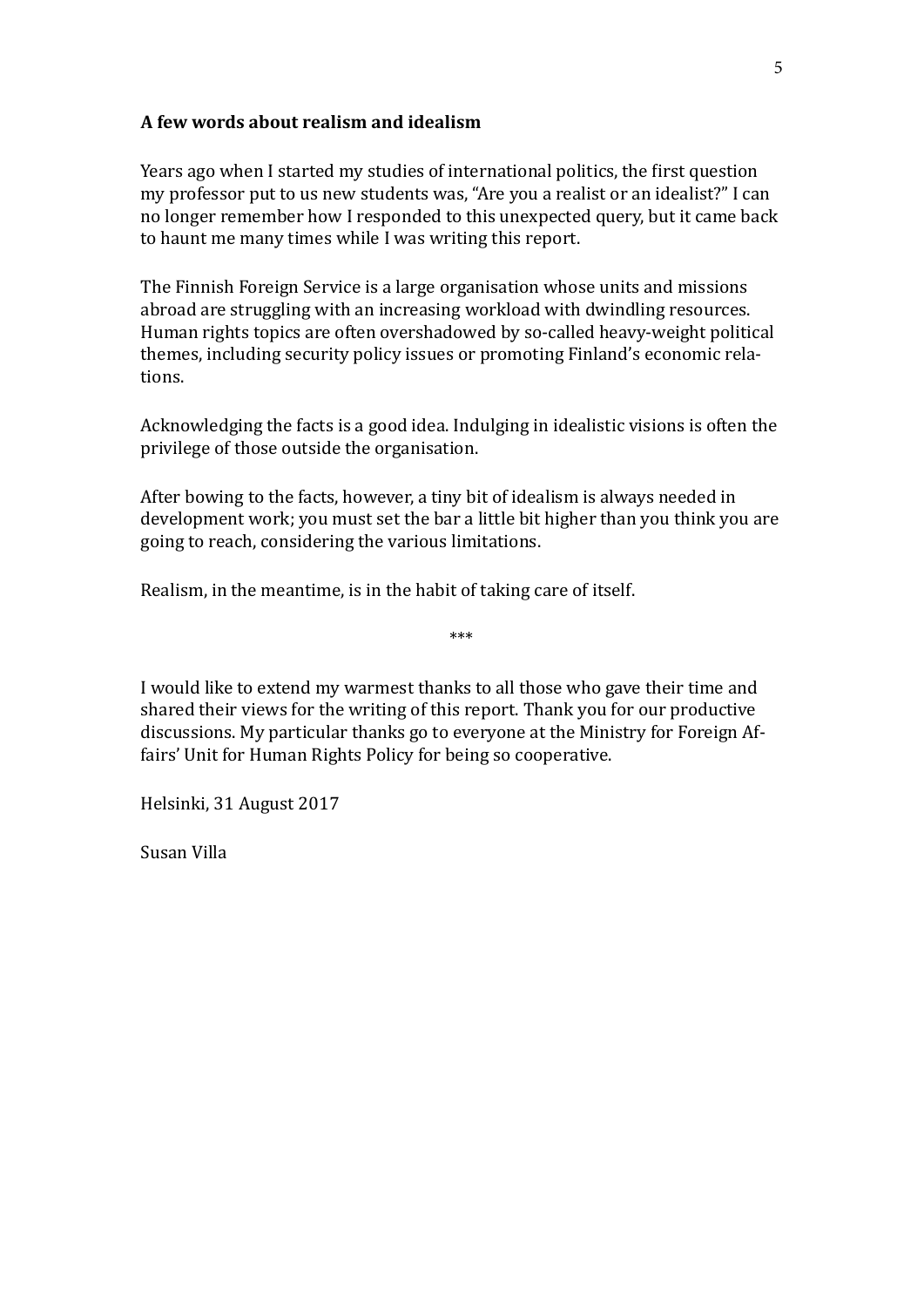**A few words about realism and idealism**

Years ago when I started my studies of international politics, the first question my professor put to us new students was, "Are you a realist or an idealist?" I can no longer remember how I responded to this unexpected query, but it came back to haunt me many times while I was writing this report.

The Finnish Foreign Service is a large organisation whose units and missions abroad are struggling with an increasing workload with dwindling resources. Human rights topics are often overshadowed by so-called heavy-weight political themes, including security policy issues or promoting Finland's economic relations.

Acknowledging the facts is a good idea. Indulging in idealistic visions is often the privilege of those outside the organisation.

After bowing to the facts, however, a tiny bit of idealism is always needed in development work; you must set the bar a little bit higher than you think you are going to reach, considering the various limitations.

Realism, in the meantime, is in the habit of taking care of itself.

***

I would like to extend my warmest thanks to all those who gave their time and shared their views for the writing of this report. Thank you for our productive discussions. My particular thanks go to everyone at the Ministry for Foreign Affairs' Unit for Human Rights Policy for being so cooperative.

Helsinki, 31 August 2017

Susan Villa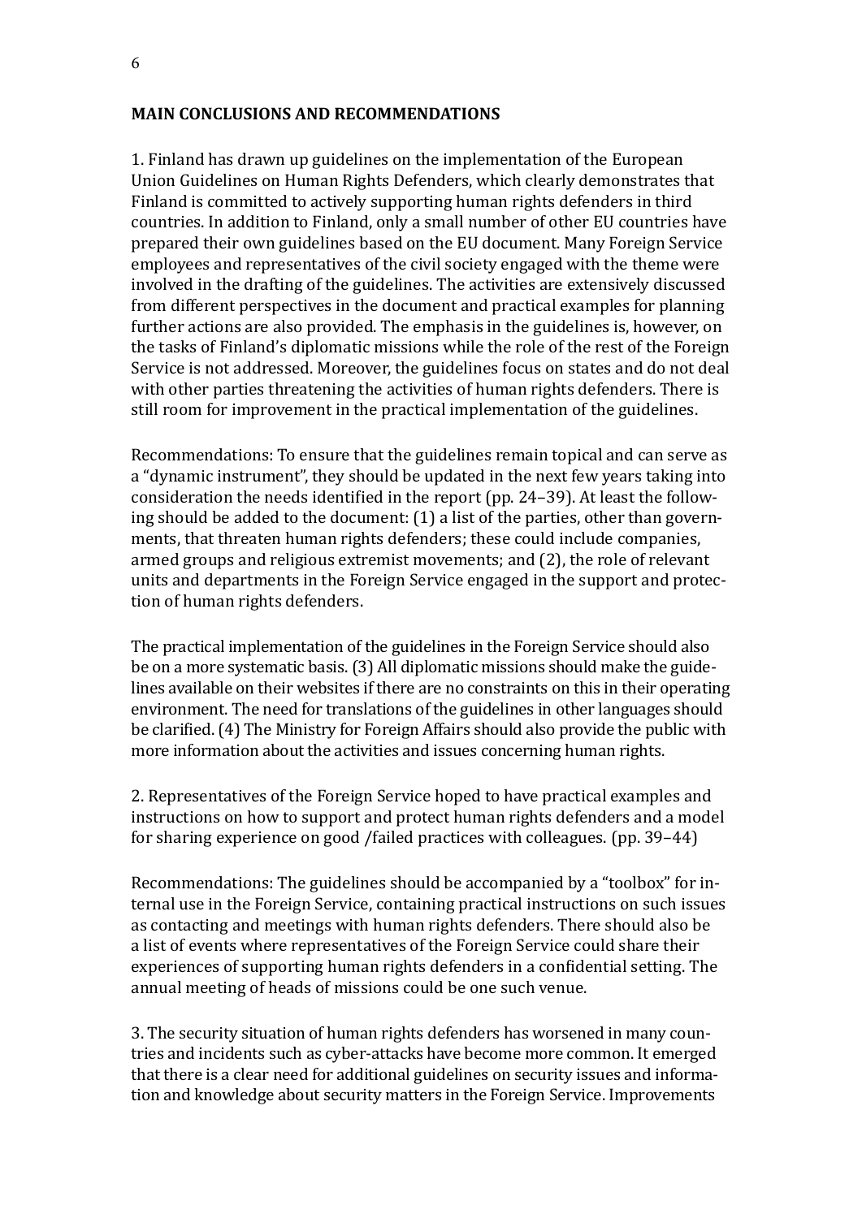**MAIN CONCLUSIONS AND RECOMMENDATIONS**

1. Finland has drawn up guidelines on the implementation of the European Union Guidelines on Human Rights Defenders, which clearly demonstrates that Finland is committed to actively supporting human rights defenders in third countries. In addition to Finland, only a small number of other EU countries have prepared their own guidelines based on the EU document. Many Foreign Service employees and representatives of the civil society engaged with the theme were involved in the drafting of the guidelines. The activities are extensively discussed from different perspectives in the document and practical examples for planning further actions are also provided. The emphasis in the guidelines is, however, on the tasks of Finland's diplomatic missions while the role of the rest of the Foreign Service is not addressed. Moreover, the guidelines focus on states and do not deal with other parties threatening the activities of human rights defenders. There is still room for improvement in the practical implementation of the guidelines.

Recommendations: To ensure that the guidelines remain topical and can serve as a "dynamic instrument", they should be updated in the next few years taking into consideration the needs identified in the report (pp. 24–39). At least the following should be added to the document: (1) a list of the parties, other than governments, that threaten human rights defenders; these could include companies, armed groups and religious extremist movements; and (2), the role of relevant units and departments in the Foreign Service engaged in the support and protection of human rights defenders.

The practical implementation of the guidelines in the Foreign Service should also be on a more systematic basis. (3) All diplomatic missions should make the guidelines available on their websites if there are no constraints on this in their operating environment. The need for translations of the guidelines in other languages should be clarified. (4) The Ministry for Foreign Affairs should also provide the public with more information about the activities and issues concerning human rights.

2. Representatives of the Foreign Service hoped to have practical examples and instructions on how to support and protect human rights defenders and a model for sharing experience on good /failed practices with colleagues. (pp. 39–44)

Recommendations: The guidelines should be accompanied by a "toolbox" for internal use in the Foreign Service, containing practical instructions on such issues as contacting and meetings with human rights defenders. There should also be a list of events where representatives of the Foreign Service could share their experiences of supporting human rights defenders in a confidential setting. The annual meeting of heads of missions could be one such venue.

3. The security situation of human rights defenders has worsened in many countries and incidents such as cyber-attacks have become more common. It emerged that there is a clear need for additional guidelines on security issues and information and knowledge about security matters in the Foreign Service. Improvements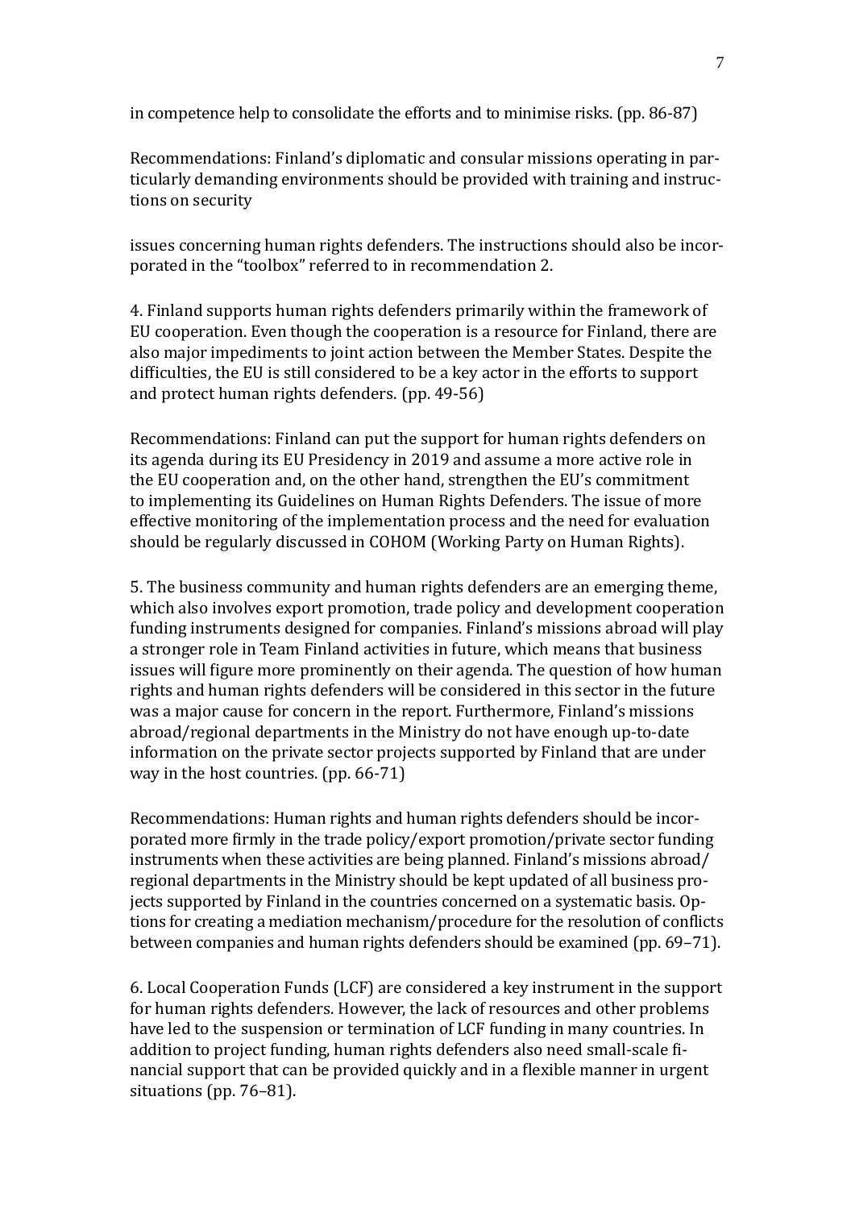in competence help to consolidate the efforts and to minimise risks. (pp. 86-87)

Recommendations: Finland's diplomatic and consular missions operating in particularly demanding environments should be provided with training and instructions on security

issues concerning human rights defenders. The instructions should also be incorporated in the "toolbox" referred to in recommendation 2.

4. Finland supports human rights defenders primarily within the framework of EU cooperation. Even though the cooperation is a resource for Finland, there are also major impediments to joint action between the Member States. Despite the difficulties, the EU is still considered to be a key actor in the efforts to support and protect human rights defenders. (pp. 49-56)

Recommendations: Finland can put the support for human rights defenders on its agenda during its EU Presidency in 2019 and assume a more active role in the EU cooperation and, on the other hand, strengthen the EU's commitment to implementing its Guidelines on Human Rights Defenders. The issue of more effective monitoring of the implementation process and the need for evaluation should be regularly discussed in COHOM (Working Party on Human Rights).

5. The business community and human rights defenders are an emerging theme, which also involves export promotion, trade policy and development cooperation funding instruments designed for companies. Finland's missions abroad will play a stronger role in Team Finland activities in future, which means that business issues will figure more prominently on their agenda. The question of how human rights and human rights defenders will be considered in this sector in the future was a major cause for concern in the report. Furthermore, Finland's missions abroad/regional departments in the Ministry do not have enough up-to-date information on the private sector projects supported by Finland that are under way in the host countries. (pp. 66-71)

Recommendations: Human rights and human rights defenders should be incorporated more firmly in the trade policy/export promotion/private sector funding instruments when these activities are being planned. Finland's missions abroad/regional departments in the Ministry should be kept updated of all business projects supported by Finland in the countries concerned on a systematic basis. Options for creating a mediation mechanism/procedure for the resolution of conflicts between companies and human rights defenders should be examined (pp. 69–71).

6. Local Cooperation Funds (LCF) are considered a key instrument in the support for human rights defenders. However, the lack of resources and other problems have led to the suspension or termination of LCF funding in many countries. In addition to project funding, human rights defenders also need small-scale financial support that can be provided quickly and in a flexible manner in urgent situations (pp. 76–81).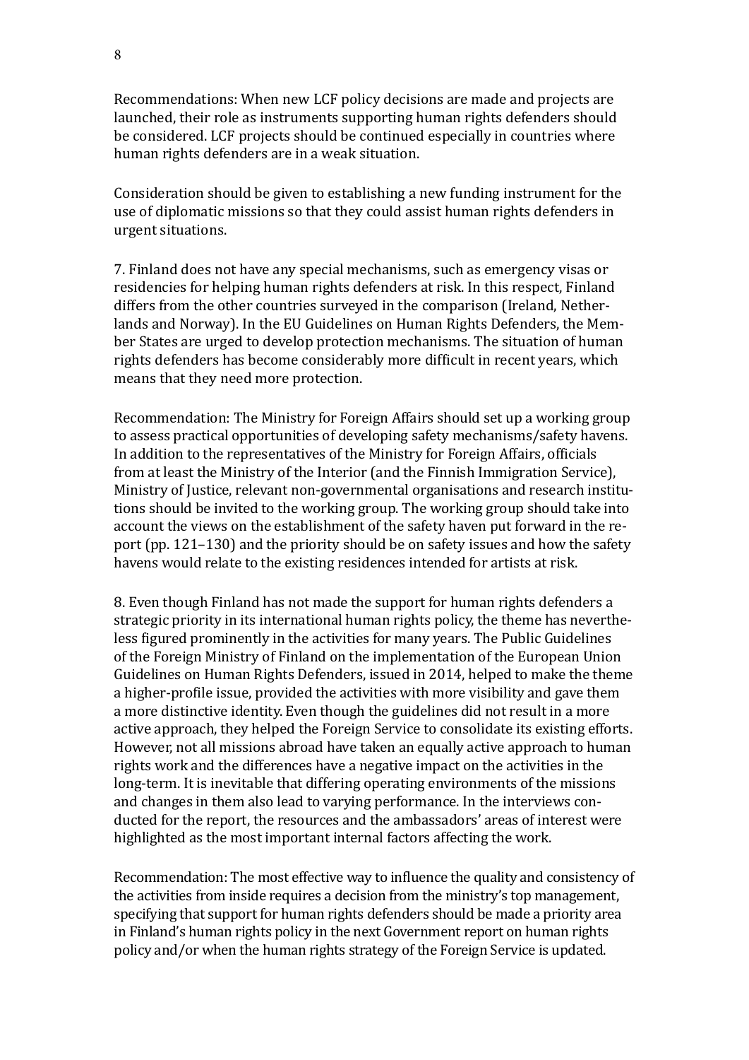Recommendations: When new LCF policy decisions are made and projects are launched, their role as instruments supporting human rights defenders should be considered. LCF projects should be continued especially in countries where human rights defenders are in a weak situation.

Consideration should be given to establishing a new funding instrument for the use of diplomatic missions so that they could assist human rights defenders in urgent situations.

7. Finland does not have any special mechanisms, such as emergency visas or residencies for helping human rights defenders at risk. In this respect, Finland differs from the other countries surveyed in the comparison (Ireland, Netherlands and Norway). In the EU Guidelines on Human Rights Defenders, the Member States are urged to develop protection mechanisms. The situation of human rights defenders has become considerably more difficult in recent years, which means that they need more protection.

Recommendation: The Ministry for Foreign Affairs should set up a working group to assess practical opportunities of developing safety mechanisms/safety havens. In addition to the representatives of the Ministry for Foreign Affairs, officials from at least the Ministry of the Interior (and the Finnish Immigration Service), Ministry of Justice, relevant non-governmental organisations and research institutions should be invited to the working group. The working group should take into account the views on the establishment of the safety haven put forward in the report (pp. 121–130) and the priority should be on safety issues and how the safety havens would relate to the existing residences intended for artists at risk.

8. Even though Finland has not made the support for human rights defenders a strategic priority in its international human rights policy, the theme has nevertheless figured prominently in the activities for many years. The Public Guidelines of the Foreign Ministry of Finland on the implementation of the European Union Guidelines on Human Rights Defenders, issued in 2014, helped to make the theme a higher-profile issue, provided the activities with more visibility and gave them a more distinctive identity. Even though the guidelines did not result in a more active approach, they helped the Foreign Service to consolidate its existing efforts. However, not all missions abroad have taken an equally active approach to human rights work and the differences have a negative impact on the activities in the long-term. It is inevitable that differing operating environments of the missions and changes in them also lead to varying performance. In the interviews conducted for the report, the resources and the ambassadors' areas of interest were highlighted as the most important internal factors affecting the work.

Recommendation: The most effective way to influence the quality and consistency of the activities from inside requires a decision from the ministry's top management, specifying that support for human rights defenders should be made a priority area in Finland's human rights policy in the next Government report on human rights policy and/or when the human rights strategy of the Foreign Service is updated.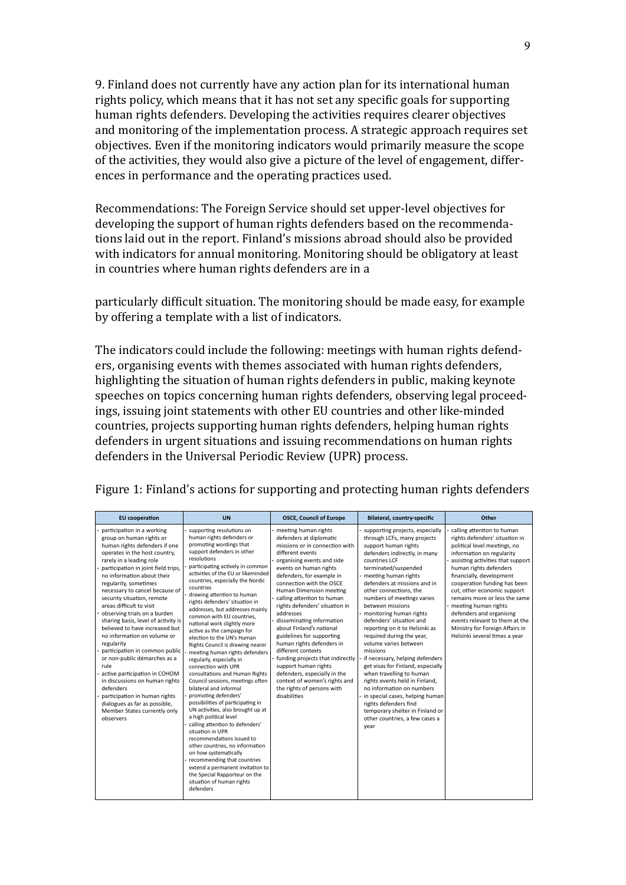9. Finland does not currently have any action plan for its international human rights policy, which means that it has not set any specific goals for supporting human rights defenders. Developing the activities requires clearer objectives and monitoring of the implementation process. A strategic approach requires set objectives. Even if the monitoring indicators would primarily measure the scope of the activities, they would also give a picture of the level of engagement, differences in performance and the operating practices used.

Recommendations: The Foreign Service should set upper-level objectives for developing the support of human rights defenders based on the recommendations laid out in the report. Finland's missions abroad should also be provided with indicators for annual monitoring. Monitoring should be obligatory at least in countries where human rights defenders are in a particularly difficult situation. The monitoring should be made easy, for example by offering a template with a list of indicators.

The indicators could include the following: meetings with human rights defenders, organising events with themes associated with human rights defenders, highlighting the situation of human rights defenders in public, making keynote speeches on topics concerning human rights defenders, observing legal proceedings, issuing joint statements with other EU countries and other like-minded countries, projects supporting human rights defenders, helping human rights defenders in urgent situations and issuing recommendations on human rights defenders in the Universal Periodic Review (UPR) process.

Figure 1: Finland's actions for supporting and protecting human rights defenders

| EU cooperation | UN | OSCE, Council of Europe | Bilateral, country-specific | Other |
|---|---|---|---|---|
| - participation in a working group on human rights or human rights defenders if one operates in the host country, rarely in a leading role<br>- participation in joint field trips, no information about their regularity, sometimes necessary to cancel because of security situation, remote areas difficult to visit<br>- observing trials on a burden sharing basis, level of activity is believed to have increased but no information on volume or regularity<br>- participation in common public or non-public démarches as a rule<br>- active participation in COHOM in discussions on human rights defenders<br>- participation in human rights dialogues as far as possible, Member States currently only observers | - supporting resolutions on human rights defenders or promoting wordings that support defenders in other resolutions<br>- participating actively in common activities of the EU or likeminded countries, especially the Nordic countries<br>- drawing attention to human rights defenders' situation in addresses, but addresses mainly common with EU countries, national work slightly more active as the campaign for election to the UN's Human Rights Council is drawing nearer<br>- meeting human rights defenders regularly, especially in connection with UPR consultations and Human Rights Council sessions, meetings often bilateral and informal<br>- promoting defenders' possibilities of participating in UN activities, also brought up at a high political level<br>- calling attention to defenders' situation in UPR recommendations issued to other countries, no information on how systematically<br>- recommending that countries extend a permanent invitation to the Special Rapporteur on the situation of human rights defenders | - meeting human rights defenders at diplomatic missions or in connection with different events<br>- organising events and side events on human rights defenders, for example in connection with the OSCE Human Dimension meeting<br>- calling attention to human rights defenders' situation in addresses<br>- disseminating information about Finland's national guidelines for supporting human rights defenders in different contexts<br>- funding projects that indirectly support human rights defenders, especially in the context of women's rights and the rights of persons with disabilities | - supporting projects, especially through LCFs, many projects support human rights defenders indirectly, in many countries LCF terminated/suspended<br>- meeting human rights defenders at missions and in other connections, the numbers of meetings varies between missions<br>- monitoring human rights defenders' situation and reporting on it to Helsinki as required during the year, volume varies between missions<br>- if necessary, helping defenders get visas for Finland, especially when travelling to human rights events held in Finland, no information on numbers<br>- in special cases, helping human rights defenders find temporary shelter in Finland or other countries, a few cases a year | - calling attention to human rights defenders' situation in political level meetings, no information on regularity<br>- assisting activities that support human rights defenders financially, development cooperation funding has been cut, other economic support remains more or less the same<br>- meeting human rights defenders and organising events relevant to them at the Ministry for Foreign Affairs in Helsinki several times a year |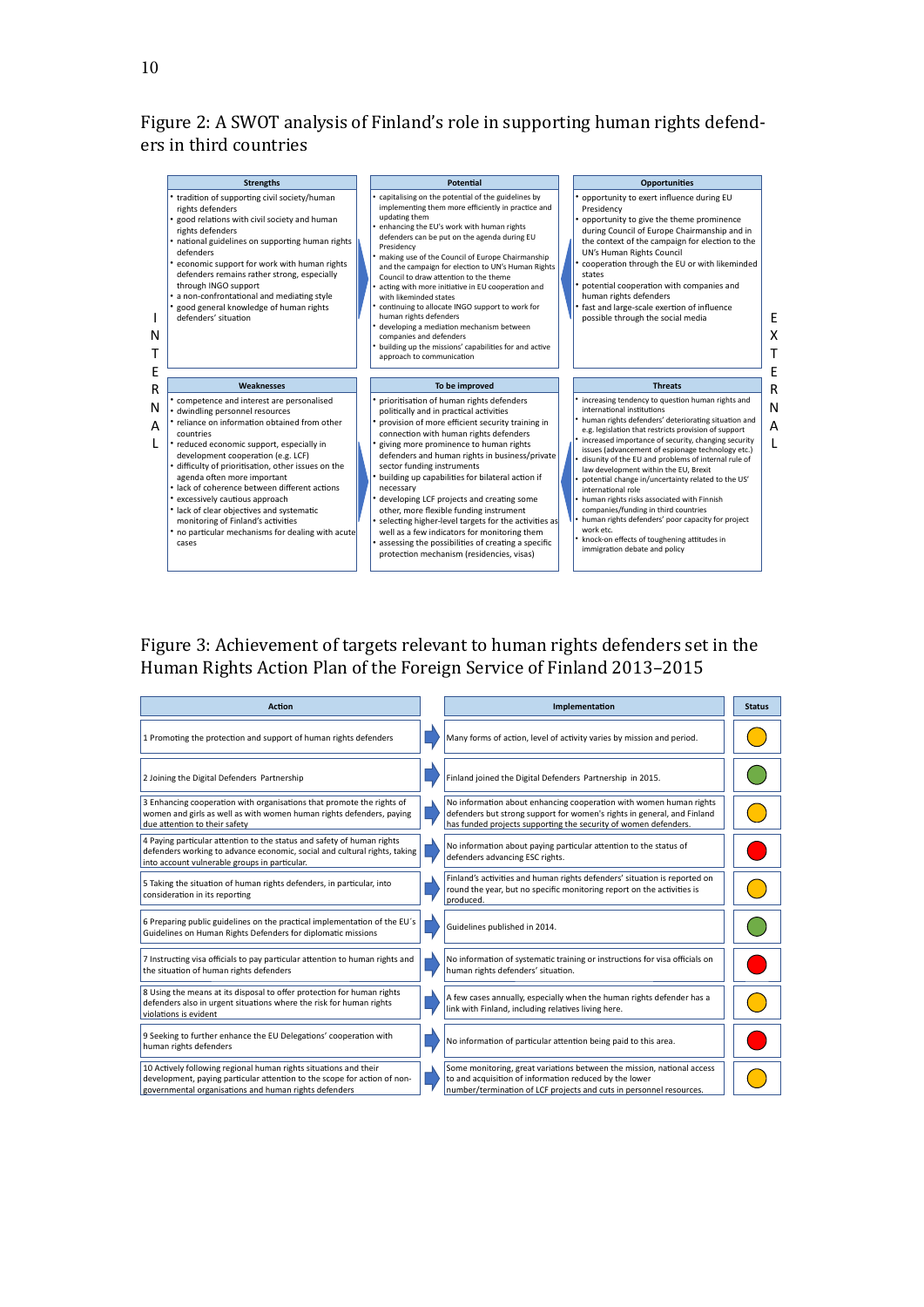## Figure 2: A SWOT analysis of Finland's role in supporting human rights defenders in third countries

**INTERNAL**

| Strengths | Potential |
|---|---|
| • tradition of supporting civil society/human rights defenders<br>• good relations with civil society and human rights defenders<br>• national guidelines on supporting human rights defenders<br>• economic support for work with human rights defenders remains rather strong, especially through INGO support<br>• a non-confrontational and mediating style<br>• good general knowledge of human rights defenders' situation | • capitalising on the potential of the guidelines by implementing them more efficiently in practice and updating them<br>• enhancing the EU's work with human rights defenders can be put on the agenda during EU Presidency<br>• making use of the Council of Europe Chairmanship and the campaign for election to UN's Human Rights Council to draw attention to the theme<br>• acting with more initiative in EU cooperation and with likeminded states<br>• continuing to allocate INGO support to work for human rights defenders<br>• developing a mediation mechanism between companies and defenders<br>• building up the missions' capabilities for and active approach to communication |

| Weaknesses | To be improved |
|---|---|
| • competence and interest are personalised<br>• dwindling personnel resources<br>• reliance on information obtained from other countries<br>• reduced economic support, especially in development cooperation (e.g. LCF)<br>• difficulty of prioritisation, other issues on the agenda often more important<br>• lack of coherence between different actions<br>• excessively cautious approach<br>• lack of clear objectives and systematic monitoring of Finland's activities<br>• no particular mechanisms for dealing with acute cases | • prioritisation of human rights defenders politically and in practical activities<br>• provision of more efficient security training in connection with human rights defenders<br>• giving more prominence to human rights defenders and human rights in business/private sector funding instruments<br>• building up capabilities for bilateral action if necessary<br>• developing LCF projects and creating some other, more flexible funding instrument<br>• selecting higher-level targets for the activities as well as a few indicators for monitoring them<br>• assessing the possibilities of creating a specific protection mechanism (residencies, visas) |

**EXTERNAL**

| Opportunities | Threats |
|---|---|
| • opportunity to exert influence during EU Presidency<br>• opportunity to give the theme prominence during Council of Europe Chairmanship and in the context of the campaign for election to the UN's Human Rights Council<br>• cooperation through the EU or with likeminded states<br>• potential cooperation with companies and human rights defenders<br>• fast and large-scale exertion of influence possible through the social media | • increasing tendency to question human rights and international institutions<br>• human rights defenders' deteriorating situation and e.g. legislation that restricts provision of support<br>• increased importance of security, changing security issues (advancement of espionage technology etc.)<br>• disunity of the EU and problems of internal rule of law development within the EU, Brexit<br>• potential change in/uncertainty related to the US' international role<br>• human rights risks associated with Finnish companies/funding in third countries<br>• human rights defenders' poor capacity for project work etc.<br>• knock-on effects of toughening attitudes in immigration debate and policy |

## Figure 3: Achievement of targets relevant to human rights defenders set in the Human Rights Action Plan of the Foreign Service of Finland 2013–2015

| Action | Implementation | Status |
|---|---|---|
| 1 Promoting the protection and support of human rights defenders | Many forms of action, level of activity varies by mission and period. | Yellow |
| 2 Joining the Digital Defenders Partnership | Finland joined the Digital Defenders Partnership in 2015. | Green |
| 3 Enhancing cooperation with organisations that promote the rights of women and girls as well as with women human rights defenders, paying due attention to their safety | No information about enhancing cooperation with women human rights defenders but strong support for women's rights in general, and Finland has funded projects supporting the security of women defenders. | Yellow |
| 4 Paying particular attention to the status and safety of human rights defenders working to advance economic, social and cultural rights, taking into account vulnerable groups in particular. | No information about paying particular attention to the status of defenders advancing ESC rights. | Red |
| 5 Taking the situation of human rights defenders, in particular, into consideration in its reporting | Finland's activities and human rights defenders' situation is reported on round the year, but no specific monitoring report on the activities is produced. | Yellow |
| 6 Preparing public guidelines on the practical implementation of the EU´s Guidelines on Human Rights Defenders for diplomatic missions | Guidelines published in 2014. | Green |
| 7 Instructing visa officials to pay particular attention to human rights and the situation of human rights defenders | No information of systematic training or instructions for visa officials on human rights defenders' situation. | Red |
| 8 Using the means at its disposal to offer protection for human rights defenders also in urgent situations where the risk for human rights violations is evident | A few cases annually, especially when the human rights defender has a link with Finland, including relatives living here. | Yellow |
| 9 Seeking to further enhance the EU Delegations' cooperation with human rights defenders | No information of particular attention being paid to this area. | Red |
| 10 Actively following regional human rights situations and their development, paying particular attention to the scope for action of non-governmental organisations and human rights defenders | Some monitoring, great variations between the mission, national access to and acquisition of information reduced by the lower number/termination of LCF projects and cuts in personnel resources. | Yellow |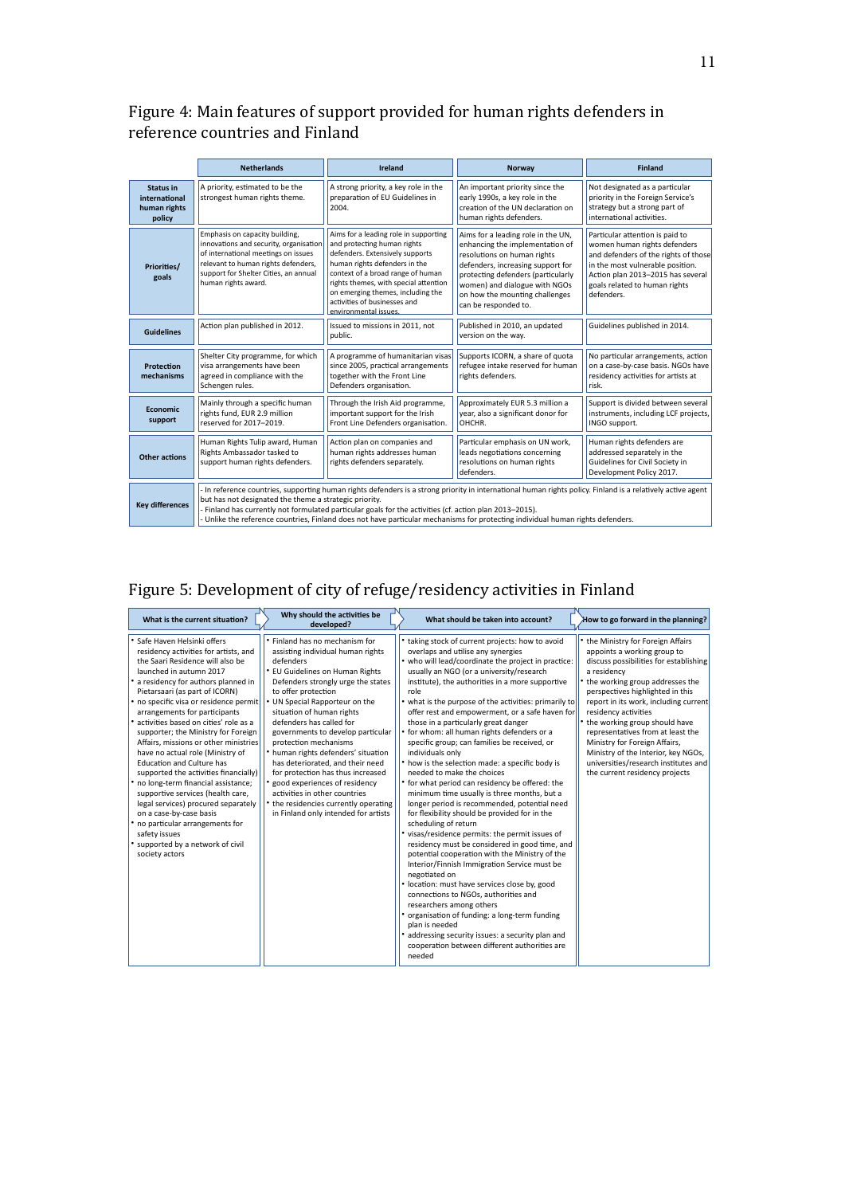## Figure 4: Main features of support provided for human rights defenders in reference countries and Finland

| | Netherlands | Ireland | Norway | Finland |
|---|---|---|---|---|
| **Status in international human rights policy** | A priority, estimated to be the strongest human rights theme. | A strong priority, a key role in the preparation of EU Guidelines in 2004. | An important priority since the early 1990s, a key role in the creation of the UN declaration on human rights defenders. | Not designated as a particular priority in the Foreign Service's strategy but a strong part of international activities. |
| **Priorities/ goals** | Emphasis on capacity building, innovations and security, organisation of international meetings on issues relevant to human rights defenders, support for Shelter Cities, an annual human rights award. | Aims for a leading role in supporting and protecting human rights defenders. Extensively supports human rights defenders in the context of a broad range of human rights themes, with special attention on emerging themes, including the activities of businesses and environmental issues. | Aims for a leading role in the UN, enhancing the implementation of resolutions on human rights defenders, increasing support for protecting defenders (particularly women) and dialogue with NGOs on how the mounting challenges can be responded to. | Particular attention is paid to women human rights defenders and defenders of the rights of those in the most vulnerable position. Action plan 2013–2015 has several goals related to human rights defenders. |
| **Guidelines** | Action plan published in 2012. | Issued to missions in 2011, not public. | Published in 2010, an updated version on the way. | Guidelines published in 2014. |
| **Protection mechanisms** | Shelter City programme, for which visa arrangements have been agreed in compliance with the Schengen rules. | A programme of humanitarian visas since 2005, practical arrangements together with the Front Line Defenders organisation. | Supports ICORN, a share of quota refugee intake reserved for human rights defenders. | No particular arrangements, action on a case-by-case basis. NGOs have residency activities for artists at risk. |
| **Economic support** | Mainly through a specific human rights fund, EUR 2.9 million reserved for 2017–2019. | Through the Irish Aid programme, important support for the Irish Front Line Defenders organisation. | Approximately EUR 5.3 million a year, also a significant donor for OHCHR. | Support is divided between several instruments, including LCF projects, INGO support. |
| **Other actions** | Human Rights Tulip award, Human Rights Ambassador tasked to support human rights defenders. | Action plan on companies and human rights addresses human rights defenders separately. | Particular emphasis on UN work, leads negotiations concerning resolutions on human rights defenders. | Human rights defenders are addressed separately in the Guidelines for Civil Society in Development Policy 2017. |
| **Key differences** | - In reference countries, supporting human rights defenders is a strong priority in international human rights policy. Finland is a relatively active agent but has not designated the theme a strategic priority.<br>- Finland has currently not formulated particular goals for the activities (cf. action plan 2013–2015).<br>- Unlike the reference countries, Finland does not have particular mechanisms for protecting individual human rights defenders. | | | |

## Figure 5: Development of city of refuge/residency activities in Finland

| What is the current situation? | Why should the activities be developed? | What should be taken into account? | How to go forward in the planning? |
|---|---|---|---|
| • Safe Haven Helsinki offers residency activities for artists, and the Saari Residence will also be launched in autumn 2017<br>• a residency for authors planned in Pietarsaari (as part of ICORN)<br>• no specific visa or residence permit arrangements for participants<br>• activities based on cities' role as a supporter; the Ministry for Foreign Affairs, missions or other ministries have no actual role (Ministry of Education and Culture has supported the activities financially)<br>• no long-term financial assistance; supportive services (health care, legal services) procured separately on a case-by-case basis<br>• no particular arrangements for safety issues<br>• supported by a network of civil society actors | • Finland has no mechanism for assisting individual human rights defenders<br>• EU Guidelines on Human Rights Defenders strongly urge the states to offer protection<br>• UN Special Rapporteur on the situation of human rights defenders has called for governments to develop particular protection mechanisms<br>• human rights defenders' situation has deteriorated, and their need for protection has thus increased<br>• good experiences of residency activities in other countries<br>• the residencies currently operating in Finland only intended for artists | • taking stock of current projects: how to avoid overlaps and utilise any synergies<br>• who will lead/coordinate the project in practice: usually an NGO (or a university/research institute), the authorities in a more supportive role<br>• what is the purpose of the activities: primarily to offer rest and empowerment, or a safe haven for those in a particularly great danger<br>• for whom: all human rights defenders or a specific group; can families be received, or individuals only<br>• how is the selection made: a specific body is needed to make the choices<br>• for what period can residency be offered: the minimum time usually is three months, but a longer period is recommended, potential need for flexibility should be provided for in the scheduling of return<br>• visas/residence permits: the permit issues of residency must be considered in good time, and potential cooperation with the Ministry of the Interior/Finnish Immigration Service must be negotiated on<br>• location: must have services close by, good connections to NGOs, authorities and researchers among others<br>• organisation of funding: a long-term funding plan is needed<br>• addressing security issues: a security plan and cooperation between different authorities are needed | • the Ministry for Foreign Affairs appoints a working group to discuss possibilities for establishing a residency<br>• the working group addresses the perspectives highlighted in this report in its work, including current residency activities<br>• the working group should have representatives from at least the Ministry for Foreign Affairs, Ministry of the Interior, key NGOs, universities/research institutes and the current residency projects |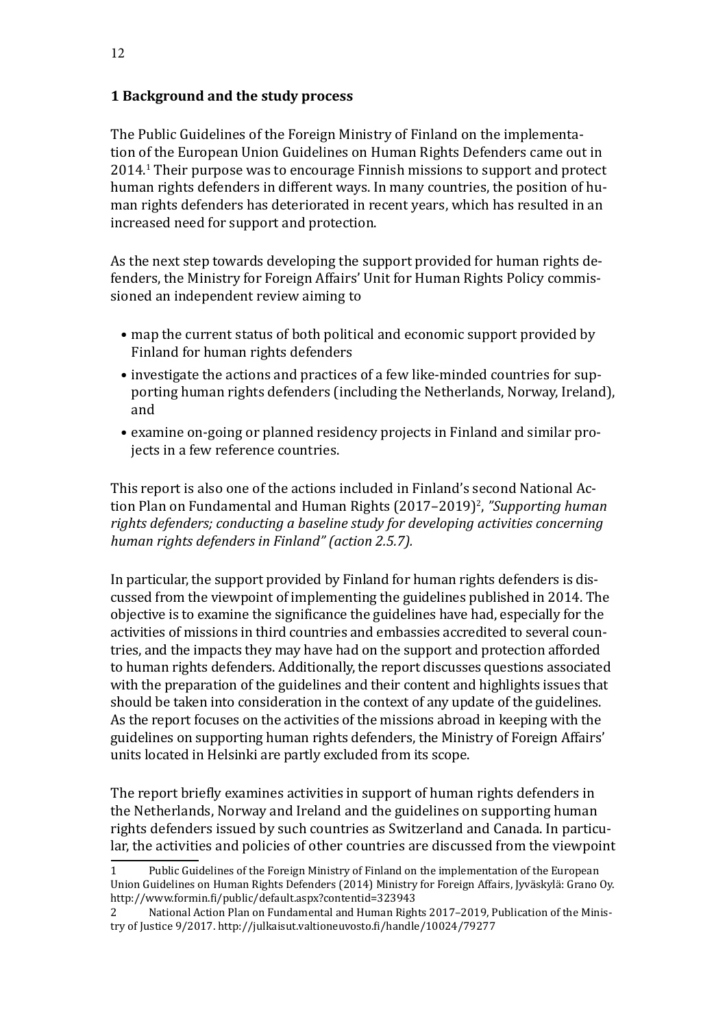## 1 Background and the study process

The Public Guidelines of the Foreign Ministry of Finland on the implementation of the European Union Guidelines on Human Rights Defenders came out in 2014.[1] Their purpose was to encourage Finnish missions to support and protect human rights defenders in different ways. In many countries, the position of human rights defenders has deteriorated in recent years, which has resulted in an increased need for support and protection.

As the next step towards developing the support provided for human rights defenders, the Ministry for Foreign Affairs' Unit for Human Rights Policy commissioned an independent review aiming to

- map the current status of both political and economic support provided by Finland for human rights defenders
- investigate the actions and practices of a few like-minded countries for supporting human rights defenders (including the Netherlands, Norway, Ireland), and
- examine on-going or planned residency projects in Finland and similar projects in a few reference countries.

This report is also one of the actions included in Finland's second National Action Plan on Fundamental and Human Rights (2017–2019)[2], *"Supporting human rights defenders; conducting a baseline study for developing activities concerning human rights defenders in Finland" (action 2.5.7).*

In particular, the support provided by Finland for human rights defenders is discussed from the viewpoint of implementing the guidelines published in 2014. The objective is to examine the significance the guidelines have had, especially for the activities of missions in third countries and embassies accredited to several countries, and the impacts they may have had on the support and protection afforded to human rights defenders. Additionally, the report discusses questions associated with the preparation of the guidelines and their content and highlights issues that should be taken into consideration in the context of any update of the guidelines. As the report focuses on the activities of the missions abroad in keeping with the guidelines on supporting human rights defenders, the Ministry of Foreign Affairs' units located in Helsinki are partly excluded from its scope.

The report briefly examines activities in support of human rights defenders in the Netherlands, Norway and Ireland and the guidelines on supporting human rights defenders issued by such countries as Switzerland and Canada. In particular, the activities and policies of other countries are discussed from the viewpoint

---

1 Public Guidelines of the Foreign Ministry of Finland on the implementation of the European Union Guidelines on Human Rights Defenders (2014) Ministry for Foreign Affairs, Jyväskylä: Grano Oy. http://www.formin.fi/public/default.aspx?contentid=323943

2 National Action Plan on Fundamental and Human Rights 2017–2019, Publication of the Ministry of Justice 9/2017. http://julkaisut.valtioneuvosto.fi/handle/10024/79277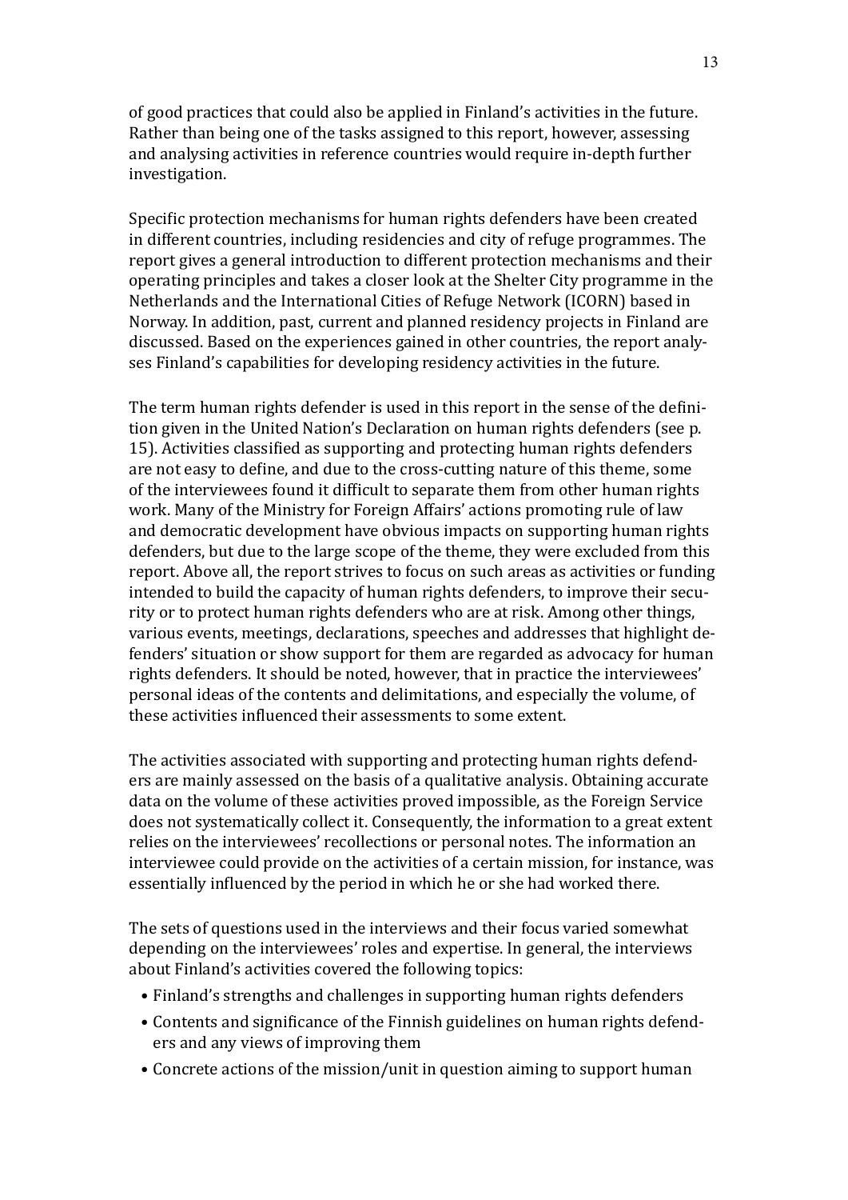of good practices that could also be applied in Finland's activities in the future. Rather than being one of the tasks assigned to this report, however, assessing and analysing activities in reference countries would require in-depth further investigation.

Specific protection mechanisms for human rights defenders have been created in different countries, including residencies and city of refuge programmes. The report gives a general introduction to different protection mechanisms and their operating principles and takes a closer look at the Shelter City programme in the Netherlands and the International Cities of Refuge Network (ICORN) based in Norway. In addition, past, current and planned residency projects in Finland are discussed. Based on the experiences gained in other countries, the report analyses Finland's capabilities for developing residency activities in the future.

The term human rights defender is used in this report in the sense of the definition given in the United Nation's Declaration on human rights defenders (see p. 15). Activities classified as supporting and protecting human rights defenders are not easy to define, and due to the cross-cutting nature of this theme, some of the interviewees found it difficult to separate them from other human rights work. Many of the Ministry for Foreign Affairs' actions promoting rule of law and democratic development have obvious impacts on supporting human rights defenders, but due to the large scope of the theme, they were excluded from this report. Above all, the report strives to focus on such areas as activities or funding intended to build the capacity of human rights defenders, to improve their security or to protect human rights defenders who are at risk. Among other things, various events, meetings, declarations, speeches and addresses that highlight defenders' situation or show support for them are regarded as advocacy for human rights defenders. It should be noted, however, that in practice the interviewees' personal ideas of the contents and delimitations, and especially the volume, of these activities influenced their assessments to some extent.

The activities associated with supporting and protecting human rights defenders are mainly assessed on the basis of a qualitative analysis. Obtaining accurate data on the volume of these activities proved impossible, as the Foreign Service does not systematically collect it. Consequently, the information to a great extent relies on the interviewees' recollections or personal notes. The information an interviewee could provide on the activities of a certain mission, for instance, was essentially influenced by the period in which he or she had worked there.

The sets of questions used in the interviews and their focus varied somewhat depending on the interviewees' roles and expertise. In general, the interviews about Finland's activities covered the following topics:

- Finland's strengths and challenges in supporting human rights defenders
- Contents and significance of the Finnish guidelines on human rights defenders and any views of improving them
- Concrete actions of the mission/unit in question aiming to support human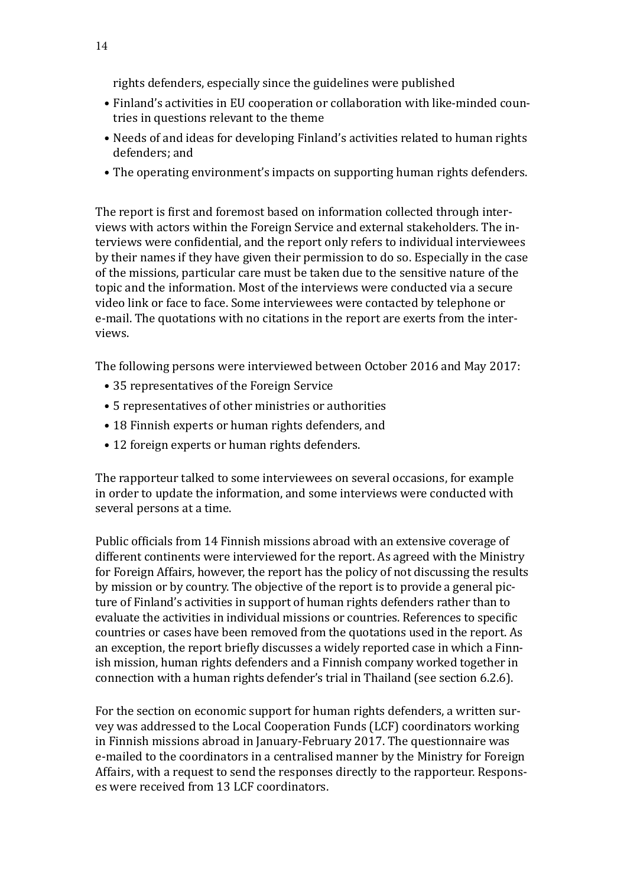rights defenders, especially since the guidelines were published

- Finland's activities in EU cooperation or collaboration with like-minded countries in questions relevant to the theme
- Needs of and ideas for developing Finland's activities related to human rights defenders; and
- The operating environment's impacts on supporting human rights defenders.

The report is first and foremost based on information collected through interviews with actors within the Foreign Service and external stakeholders. The interviews were confidential, and the report only refers to individual interviewees by their names if they have given their permission to do so. Especially in the case of the missions, particular care must be taken due to the sensitive nature of the topic and the information. Most of the interviews were conducted via a secure video link or face to face. Some interviewees were contacted by telephone or e-mail. The quotations with no citations in the report are exerts from the interviews.

The following persons were interviewed between October 2016 and May 2017:

- 35 representatives of the Foreign Service
- 5 representatives of other ministries or authorities
- 18 Finnish experts or human rights defenders, and
- 12 foreign experts or human rights defenders.

The rapporteur talked to some interviewees on several occasions, for example in order to update the information, and some interviews were conducted with several persons at a time.

Public officials from 14 Finnish missions abroad with an extensive coverage of different continents were interviewed for the report. As agreed with the Ministry for Foreign Affairs, however, the report has the policy of not discussing the results by mission or by country. The objective of the report is to provide a general picture of Finland's activities in support of human rights defenders rather than to evaluate the activities in individual missions or countries. References to specific countries or cases have been removed from the quotations used in the report. As an exception, the report briefly discusses a widely reported case in which a Finnish mission, human rights defenders and a Finnish company worked together in connection with a human rights defender's trial in Thailand (see section 6.2.6).

For the section on economic support for human rights defenders, a written survey was addressed to the Local Cooperation Funds (LCF) coordinators working in Finnish missions abroad in January-February 2017. The questionnaire was e-mailed to the coordinators in a centralised manner by the Ministry for Foreign Affairs, with a request to send the responses directly to the rapporteur. Responses were received from 13 LCF coordinators.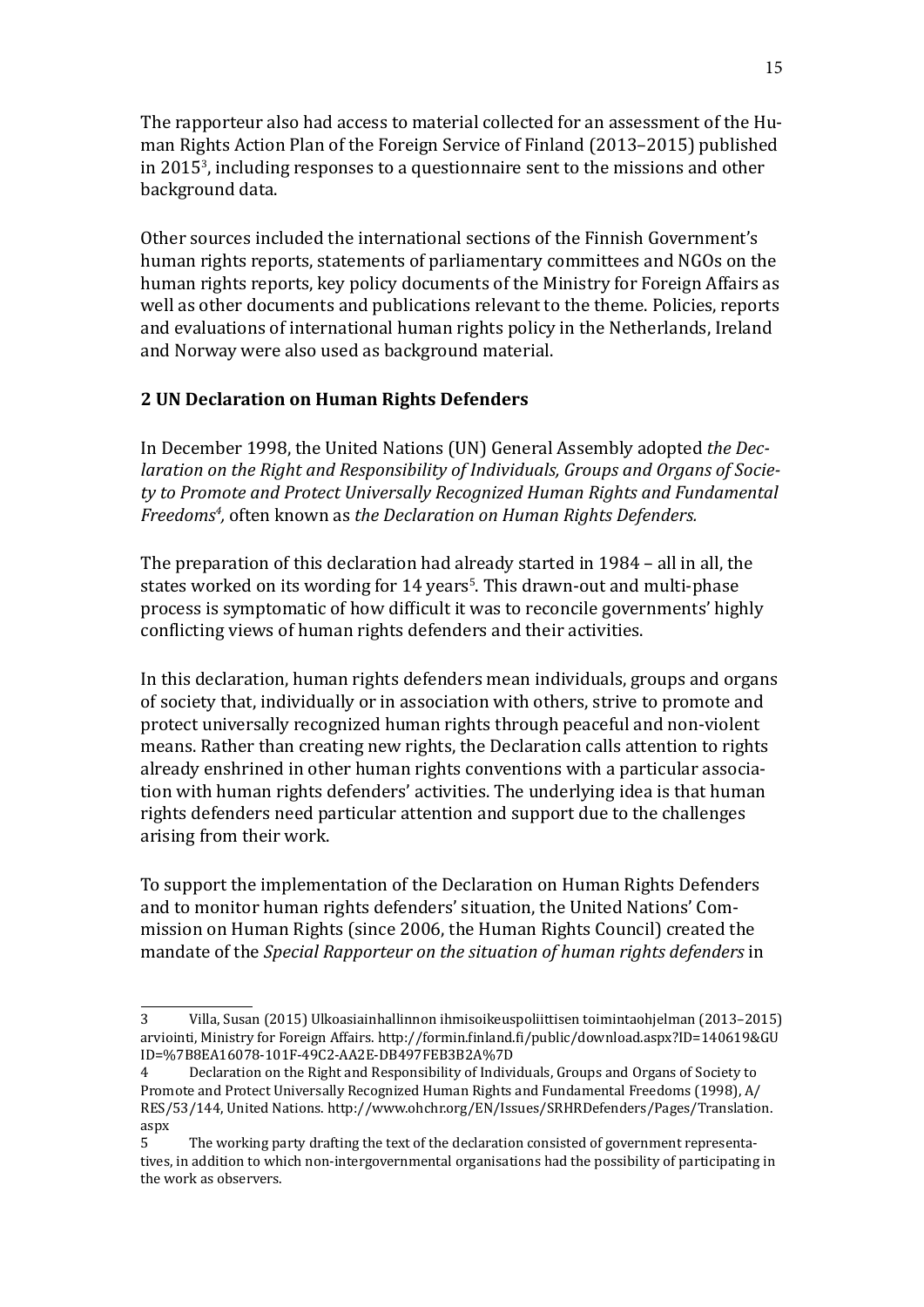The rapporteur also had access to material collected for an assessment of the Human Rights Action Plan of the Foreign Service of Finland (2013–2015) published in 2015[3], including responses to a questionnaire sent to the missions and other background data.

Other sources included the international sections of the Finnish Government's human rights reports, statements of parliamentary committees and NGOs on the human rights reports, key policy documents of the Ministry for Foreign Affairs as well as other documents and publications relevant to the theme. Policies, reports and evaluations of international human rights policy in the Netherlands, Ireland and Norway were also used as background material.

## 2 UN Declaration on Human Rights Defenders

In December 1998, the United Nations (UN) General Assembly adopted *the Declaration on the Right and Responsibility of Individuals, Groups and Organs of Society to Promote and Protect Universally Recognized Human Rights and Fundamental Freedoms*[4], often known as *the Declaration on Human Rights Defenders.*

The preparation of this declaration had already started in 1984 – all in all, the states worked on its wording for 14 years[5]. This drawn-out and multi-phase process is symptomatic of how difficult it was to reconcile governments' highly conflicting views of human rights defenders and their activities.

In this declaration, human rights defenders mean individuals, groups and organs of society that, individually or in association with others, strive to promote and protect universally recognized human rights through peaceful and non-violent means. Rather than creating new rights, the Declaration calls attention to rights already enshrined in other human rights conventions with a particular association with human rights defenders' activities. The underlying idea is that human rights defenders need particular attention and support due to the challenges arising from their work.

To support the implementation of the Declaration on Human Rights Defenders and to monitor human rights defenders' situation, the United Nations' Commission on Human Rights (since 2006, the Human Rights Council) created the mandate of the *Special Rapporteur on the situation of human rights defenders* in

---

3 Villa, Susan (2015) Ulkoasiainhallinnon ihmisoikeuspoliittisen toimintaohjelman (2013–2015) arviointi, Ministry for Foreign Affairs. http://formin.finland.fi/public/download.aspx?ID=140619&GUID=%7B8EA16078-101F-49C2-AA2E-DB497FEB3B2A%7D

4 Declaration on the Right and Responsibility of Individuals, Groups and Organs of Society to Promote and Protect Universally Recognized Human Rights and Fundamental Freedoms (1998), A/RES/53/144, United Nations. http://www.ohchr.org/EN/Issues/SRHRDefenders/Pages/Translation.aspx

5 The working party drafting the text of the declaration consisted of government representatives, in addition to which non-intergovernmental organisations had the possibility of participating in the work as observers.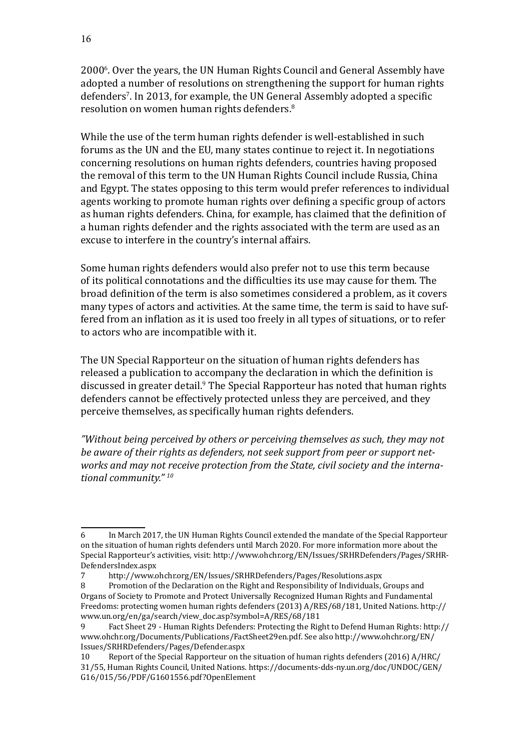2000[6]. Over the years, the UN Human Rights Council and General Assembly have adopted a number of resolutions on strengthening the support for human rights defenders[7]. In 2013, for example, the UN General Assembly adopted a specific resolution on women human rights defenders.[8]

While the use of the term human rights defender is well-established in such forums as the UN and the EU, many states continue to reject it. In negotiations concerning resolutions on human rights defenders, countries having proposed the removal of this term to the UN Human Rights Council include Russia, China and Egypt. The states opposing to this term would prefer references to individual agents working to promote human rights over defining a specific group of actors as human rights defenders. China, for example, has claimed that the definition of a human rights defender and the rights associated with the term are used as an excuse to interfere in the country's internal affairs.

Some human rights defenders would also prefer not to use this term because of its political connotations and the difficulties its use may cause for them. The broad definition of the term is also sometimes considered a problem, as it covers many types of actors and activities. At the same time, the term is said to have suffered from an inflation as it is used too freely in all types of situations, or to refer to actors who are incompatible with it.

The UN Special Rapporteur on the situation of human rights defenders has released a publication to accompany the declaration in which the definition is discussed in greater detail.[9] The Special Rapporteur has noted that human rights defenders cannot be effectively protected unless they are perceived, and they perceive themselves, as specifically human rights defenders.

*"Without being perceived by others or perceiving themselves as such, they may not be aware of their rights as defenders, not seek support from peer or support networks and may not receive protection from the State, civil society and the international community." [10]*

---

6 In March 2017, the UN Human Rights Council extended the mandate of the Special Rapporteur on the situation of human rights defenders until March 2020. For more information more about the Special Rapporteur's activities, visit: http://www.ohchr.org/EN/Issues/SRHRDefenders/Pages/SRHRDefendersIndex.aspx

7 http://www.ohchr.org/EN/Issues/SRHRDefenders/Pages/Resolutions.aspx

8 Promotion of the Declaration on the Right and Responsibility of Individuals, Groups and Organs of Society to Promote and Protect Universally Recognized Human Rights and Fundamental Freedoms: protecting women human rights defenders (2013) A/RES/68/181, United Nations. http://www.un.org/en/ga/search/view_doc.asp?symbol=A/RES/68/181

9 Fact Sheet 29 - Human Rights Defenders: Protecting the Right to Defend Human Rights: http://www.ohchr.org/Documents/Publications/FactSheet29en.pdf. See also http://www.ohchr.org/EN/Issues/SRHRDefenders/Pages/Defender.aspx

10 Report of the Special Rapporteur on the situation of human rights defenders (2016) A/HRC/31/55, Human Rights Council, United Nations. https://documents-dds-ny.un.org/doc/UNDOC/GEN/G16/015/56/PDF/G1601556.pdf?OpenElement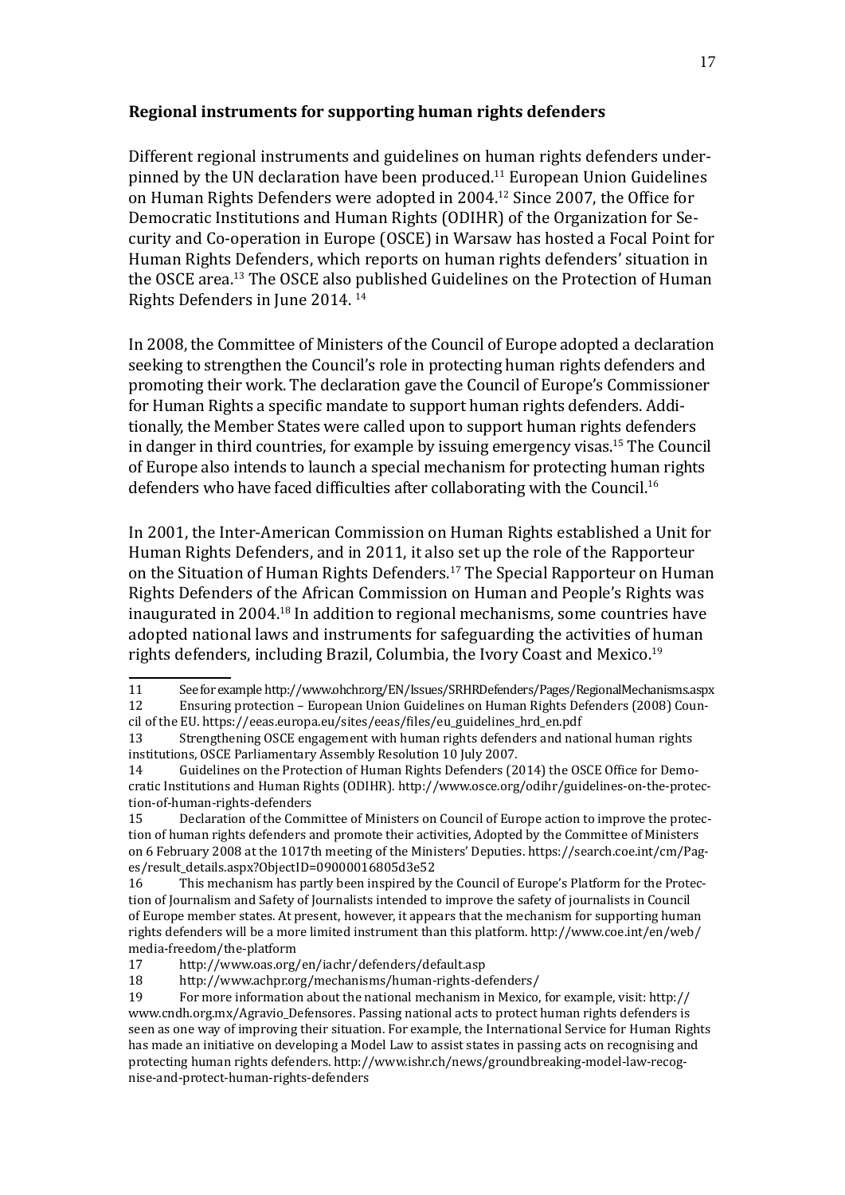**Regional instruments for supporting human rights defenders**

Different regional instruments and guidelines on human rights defenders underpinned by the UN declaration have been produced.[11] European Union Guidelines on Human Rights Defenders were adopted in 2004.[12] Since 2007, the Office for Democratic Institutions and Human Rights (ODIHR) of the Organization for Security and Co-operation in Europe (OSCE) in Warsaw has hosted a Focal Point for Human Rights Defenders, which reports on human rights defenders' situation in the OSCE area.[13] The OSCE also published Guidelines on the Protection of Human Rights Defenders in June 2014. [14]

In 2008, the Committee of Ministers of the Council of Europe adopted a declaration seeking to strengthen the Council's role in protecting human rights defenders and promoting their work. The declaration gave the Council of Europe's Commissioner for Human Rights a specific mandate to support human rights defenders. Additionally, the Member States were called upon to support human rights defenders in danger in third countries, for example by issuing emergency visas.[15] The Council of Europe also intends to launch a special mechanism for protecting human rights defenders who have faced difficulties after collaborating with the Council.[16]

In 2001, the Inter-American Commission on Human Rights established a Unit for Human Rights Defenders, and in 2011, it also set up the role of the Rapporteur on the Situation of Human Rights Defenders.[17] The Special Rapporteur on Human Rights Defenders of the African Commission on Human and People's Rights was inaugurated in 2004.[18] In addition to regional mechanisms, some countries have adopted national laws and instruments for safeguarding the activities of human rights defenders, including Brazil, Columbia, the Ivory Coast and Mexico.[19]

---

11 See for example http://www.ohchr.org/EN/Issues/SRHRDefenders/Pages/RegionalMechanisms.aspx

12 Ensuring protection – European Union Guidelines on Human Rights Defenders (2008) Council of the EU. https://eeas.europa.eu/sites/eeas/files/eu_guidelines_hrd_en.pdf

13 Strengthening OSCE engagement with human rights defenders and national human rights institutions, OSCE Parliamentary Assembly Resolution 10 July 2007.

14 Guidelines on the Protection of Human Rights Defenders (2014) the OSCE Office for Democratic Institutions and Human Rights (ODIHR). http://www.osce.org/odihr/guidelines-on-the-protection-of-human-rights-defenders

15 Declaration of the Committee of Ministers on Council of Europe action to improve the protection of human rights defenders and promote their activities, Adopted by the Committee of Ministers on 6 February 2008 at the 1017th meeting of the Ministers' Deputies. https://search.coe.int/cm/Pages/result_details.aspx?ObjectID=09000016805d3e52

16 This mechanism has partly been inspired by the Council of Europe's Platform for the Protection of Journalism and Safety of Journalists intended to improve the safety of journalists in Council of Europe member states. At present, however, it appears that the mechanism for supporting human rights defenders will be a more limited instrument than this platform. http://www.coe.int/en/web/media-freedom/the-platform

17 http://www.oas.org/en/iachr/defenders/default.asp

18 http://www.achpr.org/mechanisms/human-rights-defenders/

19 For more information about the national mechanism in Mexico, for example, visit: http://www.cndh.org.mx/Agravio_Defensores. Passing national acts to protect human rights defenders is seen as one way of improving their situation. For example, the International Service for Human Rights has made an initiative on developing a Model Law to assist states in passing acts on recognising and protecting human rights defenders. http://www.ishr.ch/news/groundbreaking-model-law-recognise-and-protect-human-rights-defenders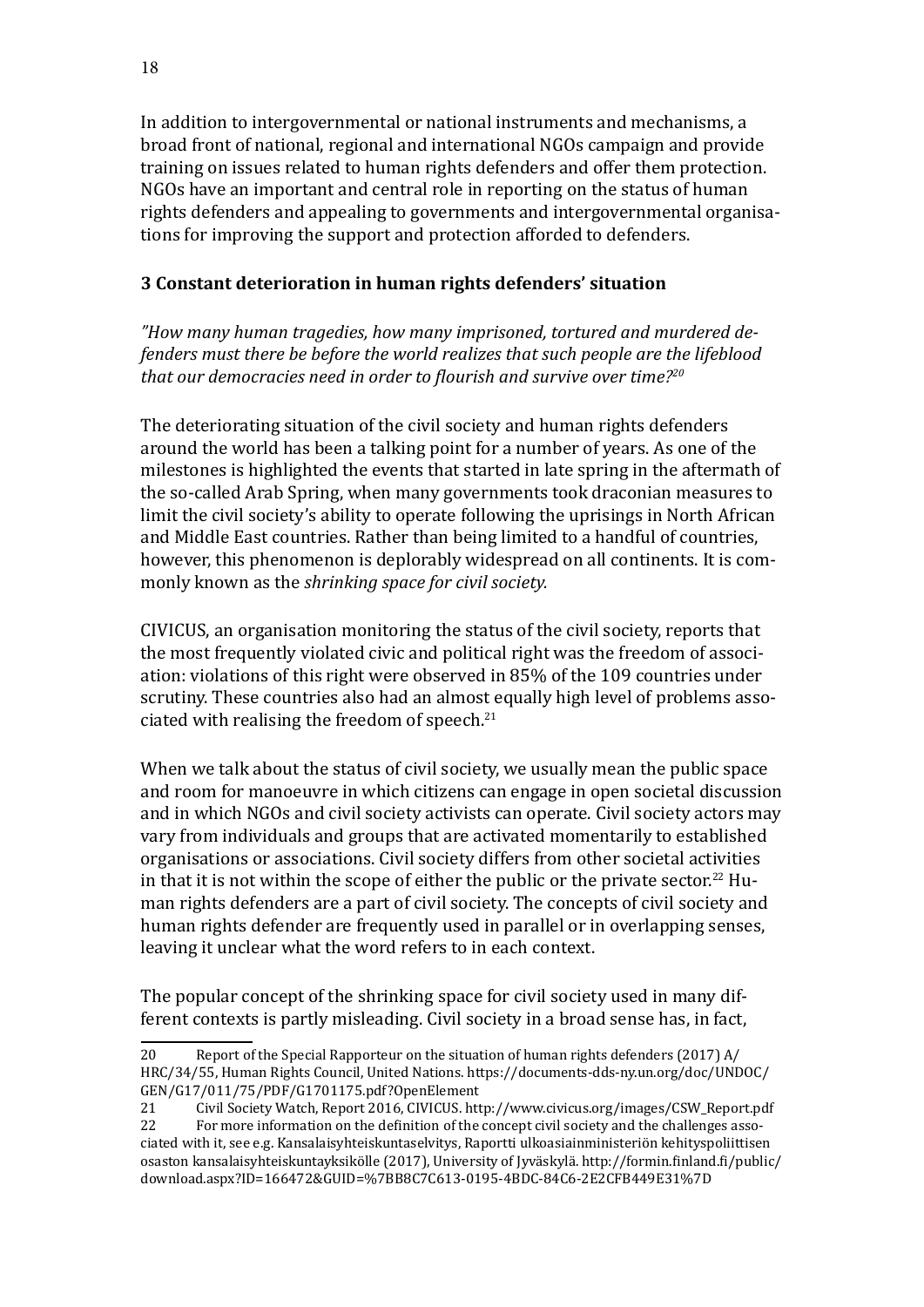In addition to intergovernmental or national instruments and mechanisms, a broad front of national, regional and international NGOs campaign and provide training on issues related to human rights defenders and offer them protection. NGOs have an important and central role in reporting on the status of human rights defenders and appealing to governments and intergovernmental organisations for improving the support and protection afforded to defenders.

## 3 Constant deterioration in human rights defenders' situation

*"How many human tragedies, how many imprisoned, tortured and murdered defenders must there be before the world realizes that such people are the lifeblood that our democracies need in order to flourish and survive over time?*[20]

The deteriorating situation of the civil society and human rights defenders around the world has been a talking point for a number of years. As one of the milestones is highlighted the events that started in late spring in the aftermath of the so-called Arab Spring, when many governments took draconian measures to limit the civil society's ability to operate following the uprisings in North African and Middle East countries. Rather than being limited to a handful of countries, however, this phenomenon is deplorably widespread on all continents. It is commonly known as the *shrinking space for civil society.*

CIVICUS, an organisation monitoring the status of the civil society, reports that the most frequently violated civic and political right was the freedom of association: violations of this right were observed in 85% of the 109 countries under scrutiny. These countries also had an almost equally high level of problems associated with realising the freedom of speech.[21]

When we talk about the status of civil society, we usually mean the public space and room for manoeuvre in which citizens can engage in open societal discussion and in which NGOs and civil society activists can operate. Civil society actors may vary from individuals and groups that are activated momentarily to established organisations or associations. Civil society differs from other societal activities in that it is not within the scope of either the public or the private sector.[22] Human rights defenders are a part of civil society. The concepts of civil society and human rights defender are frequently used in parallel or in overlapping senses, leaving it unclear what the word refers to in each context.

The popular concept of the shrinking space for civil society used in many different contexts is partly misleading. Civil society in a broad sense has, in fact,

---

20 Report of the Special Rapporteur on the situation of human rights defenders (2017) A/HRC/34/55, Human Rights Council, United Nations. https://documents-dds-ny.un.org/doc/UNDOC/GEN/G17/011/75/PDF/G1701175.pdf?OpenElement

21 Civil Society Watch, Report 2016, CIVICUS. http://www.civicus.org/images/CSW_Report.pdf

22 For more information on the definition of the concept civil society and the challenges associated with it, see e.g. Kansalaisyhteiskuntaselvitys, Raportti ulkoasiainministeriön kehityspoliittisen osaston kansalaisyhteiskuntayksikölle (2017), University of Jyväskylä. http://formin.finland.fi/public/download.aspx?ID=166472&GUID=%7BB8C7C613-0195-4BDC-84C6-2E2CFB449E31%7D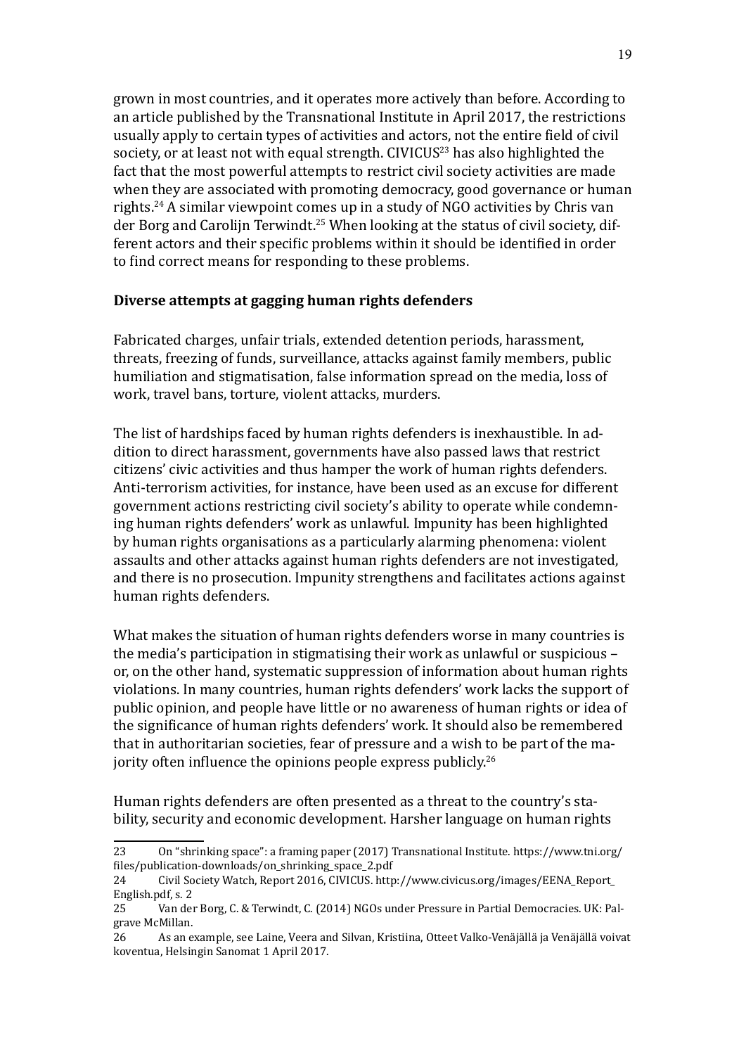grown in most countries, and it operates more actively than before. According to an article published by the Transnational Institute in April 2017, the restrictions usually apply to certain types of activities and actors, not the entire field of civil society, or at least not with equal strength. CIVICUS[23] has also highlighted the fact that the most powerful attempts to restrict civil society activities are made when they are associated with promoting democracy, good governance or human rights.[24] A similar viewpoint comes up in a study of NGO activities by Chris van der Borg and Carolijn Terwindt.[25] When looking at the status of civil society, different actors and their specific problems within it should be identified in order to find correct means for responding to these problems.

**Diverse attempts at gagging human rights defenders**

Fabricated charges, unfair trials, extended detention periods, harassment, threats, freezing of funds, surveillance, attacks against family members, public humiliation and stigmatisation, false information spread on the media, loss of work, travel bans, torture, violent attacks, murders.

The list of hardships faced by human rights defenders is inexhaustible. In addition to direct harassment, governments have also passed laws that restrict citizens' civic activities and thus hamper the work of human rights defenders. Anti-terrorism activities, for instance, have been used as an excuse for different government actions restricting civil society's ability to operate while condemning human rights defenders' work as unlawful. Impunity has been highlighted by human rights organisations as a particularly alarming phenomena: violent assaults and other attacks against human rights defenders are not investigated, and there is no prosecution. Impunity strengthens and facilitates actions against human rights defenders.

What makes the situation of human rights defenders worse in many countries is the media's participation in stigmatising their work as unlawful or suspicious – or, on the other hand, systematic suppression of information about human rights violations. In many countries, human rights defenders' work lacks the support of public opinion, and people have little or no awareness of human rights or idea of the significance of human rights defenders' work. It should also be remembered that in authoritarian societies, fear of pressure and a wish to be part of the majority often influence the opinions people express publicly.[26]

Human rights defenders are often presented as a threat to the country's stability, security and economic development. Harsher language on human rights

---

23 On "shrinking space": a framing paper (2017) Transnational Institute. https://www.tni.org/files/publication-downloads/on_shrinking_space_2.pdf

24 Civil Society Watch, Report 2016, CIVICUS. http://www.civicus.org/images/EENA_Report_English.pdf, s. 2

25 Van der Borg, C. & Terwindt, C. (2014) NGOs under Pressure in Partial Democracies. UK: Palgrave McMillan.

26 As an example, see Laine, Veera and Silvan, Kristiina, Otteet Valko-Venäjällä ja Venäjällä voivat koventua, Helsingin Sanomat 1 April 2017.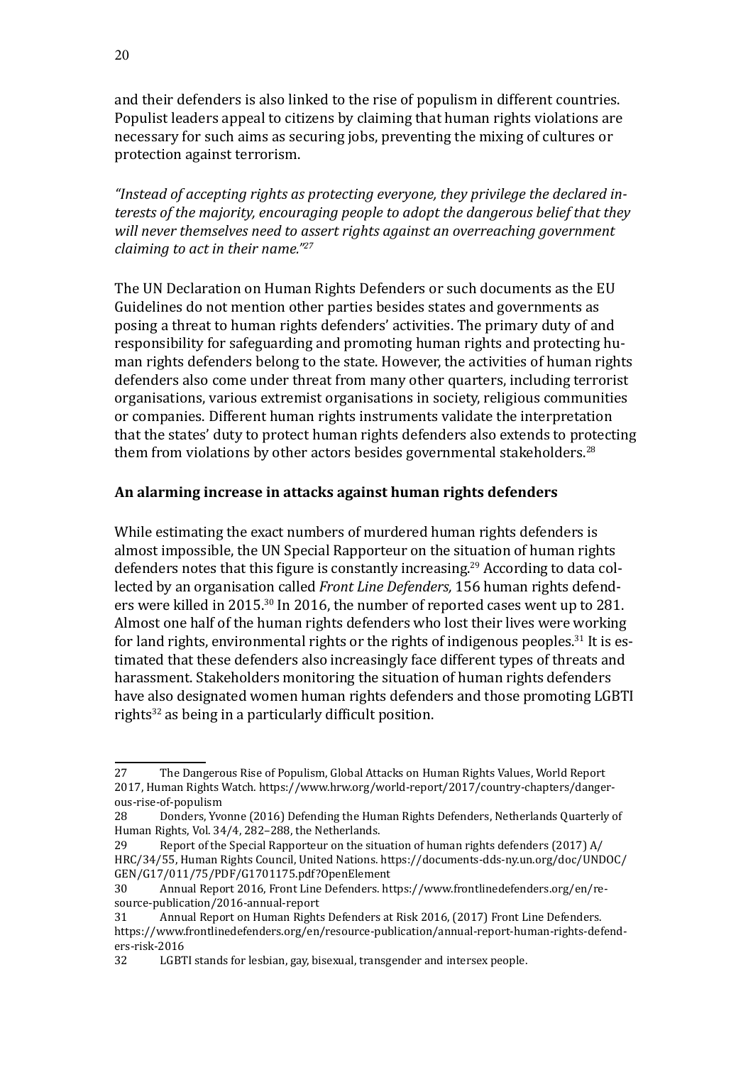and their defenders is also linked to the rise of populism in different countries. Populist leaders appeal to citizens by claiming that human rights violations are necessary for such aims as securing jobs, preventing the mixing of cultures or protection against terrorism.

*"Instead of accepting rights as protecting everyone, they privilege the declared interests of the majority, encouraging people to adopt the dangerous belief that they will never themselves need to assert rights against an overreaching government claiming to act in their name."*[27]

The UN Declaration on Human Rights Defenders or such documents as the EU Guidelines do not mention other parties besides states and governments as posing a threat to human rights defenders' activities. The primary duty of and responsibility for safeguarding and promoting human rights and protecting human rights defenders belong to the state. However, the activities of human rights defenders also come under threat from many other quarters, including terrorist organisations, various extremist organisations in society, religious communities or companies. Different human rights instruments validate the interpretation that the states' duty to protect human rights defenders also extends to protecting them from violations by other actors besides governmental stakeholders.[28]

## An alarming increase in attacks against human rights defenders

While estimating the exact numbers of murdered human rights defenders is almost impossible, the UN Special Rapporteur on the situation of human rights defenders notes that this figure is constantly increasing.[29] According to data collected by an organisation called *Front Line Defenders,* 156 human rights defenders were killed in 2015.[30] In 2016, the number of reported cases went up to 281. Almost one half of the human rights defenders who lost their lives were working for land rights, environmental rights or the rights of indigenous peoples.[31] It is estimated that these defenders also increasingly face different types of threats and harassment. Stakeholders monitoring the situation of human rights defenders have also designated women human rights defenders and those promoting LGBTI rights[32] as being in a particularly difficult position.

---

27 The Dangerous Rise of Populism, Global Attacks on Human Rights Values, World Report 2017, Human Rights Watch. https://www.hrw.org/world-report/2017/country-chapters/dangerous-rise-of-populism

28 Donders, Yvonne (2016) Defending the Human Rights Defenders, Netherlands Quarterly of Human Rights, Vol. 34/4, 282–288, the Netherlands.

29 Report of the Special Rapporteur on the situation of human rights defenders (2017) A/HRC/34/55, Human Rights Council, United Nations. https://documents-dds-ny.un.org/doc/UNDOC/GEN/G17/011/75/PDF/G1701175.pdf?OpenElement

30 Annual Report 2016, Front Line Defenders. https://www.frontlinedefenders.org/en/resource-publication/2016-annual-report

31 Annual Report on Human Rights Defenders at Risk 2016, (2017) Front Line Defenders. https://www.frontlinedefenders.org/en/resource-publication/annual-report-human-rights-defenders-risk-2016

32 LGBTI stands for lesbian, gay, bisexual, transgender and intersex people.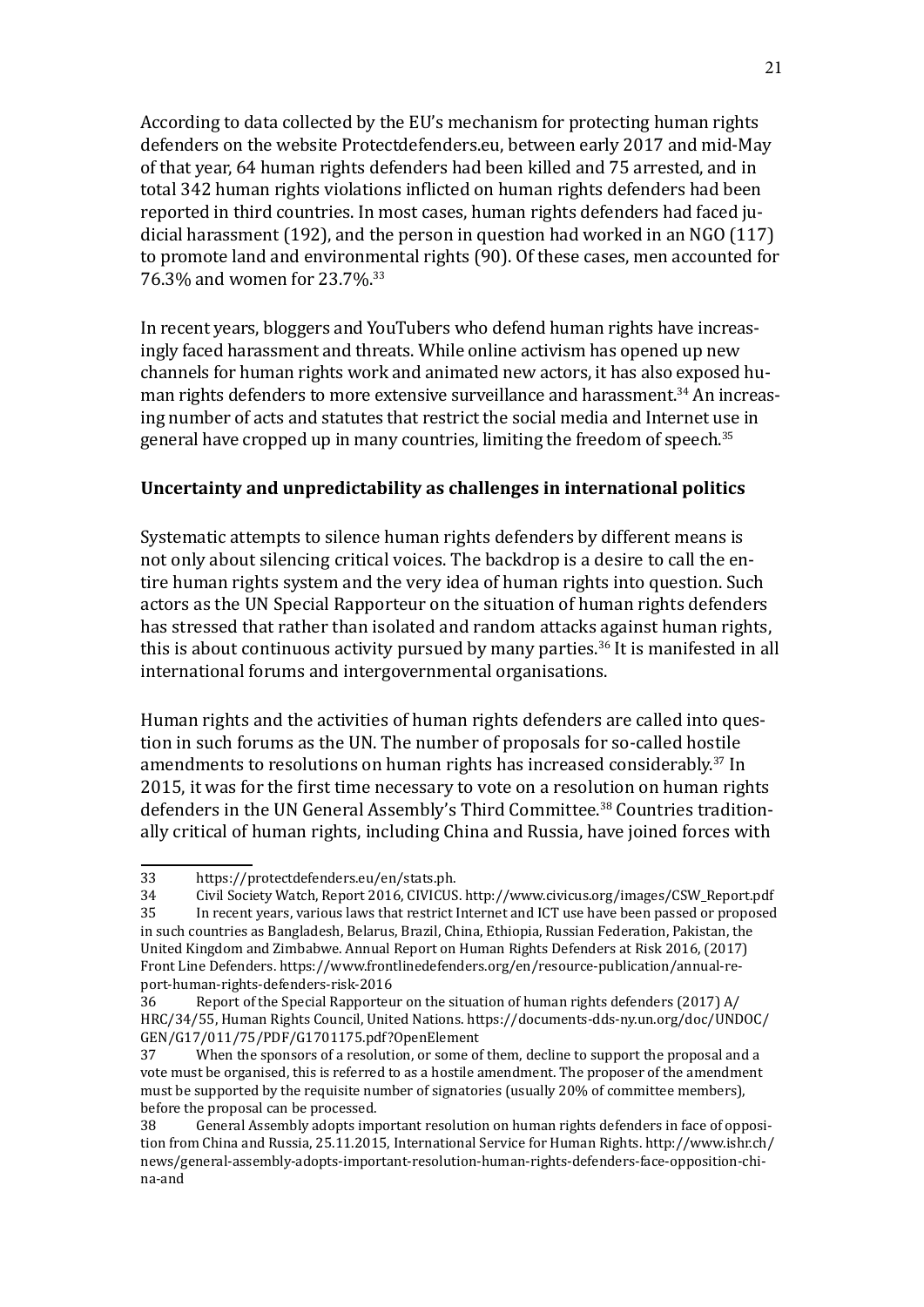According to data collected by the EU's mechanism for protecting human rights defenders on the website Protectdefenders.eu, between early 2017 and mid-May of that year, 64 human rights defenders had been killed and 75 arrested, and in total 342 human rights violations inflicted on human rights defenders had been reported in third countries. In most cases, human rights defenders had faced judicial harassment (192), and the person in question had worked in an NGO (117) to promote land and environmental rights (90). Of these cases, men accounted for 76.3% and women for 23.7%.[33]

In recent years, bloggers and YouTubers who defend human rights have increasingly faced harassment and threats. While online activism has opened up new channels for human rights work and animated new actors, it has also exposed human rights defenders to more extensive surveillance and harassment.[34] An increasing number of acts and statutes that restrict the social media and Internet use in general have cropped up in many countries, limiting the freedom of speech.[35]

**Uncertainty and unpredictability as challenges in international politics**

Systematic attempts to silence human rights defenders by different means is not only about silencing critical voices. The backdrop is a desire to call the entire human rights system and the very idea of human rights into question. Such actors as the UN Special Rapporteur on the situation of human rights defenders has stressed that rather than isolated and random attacks against human rights, this is about continuous activity pursued by many parties.[36] It is manifested in all international forums and intergovernmental organisations.

Human rights and the activities of human rights defenders are called into question in such forums as the UN. The number of proposals for so-called hostile amendments to resolutions on human rights has increased considerably.[37] In 2015, it was for the first time necessary to vote on a resolution on human rights defenders in the UN General Assembly's Third Committee.[38] Countries traditionally critical of human rights, including China and Russia, have joined forces with

---

33 https://protectdefenders.eu/en/stats.ph.

34 Civil Society Watch, Report 2016, CIVICUS. http://www.civicus.org/images/CSW_Report.pdf

35 In recent years, various laws that restrict Internet and ICT use have been passed or proposed in such countries as Bangladesh, Belarus, Brazil, China, Ethiopia, Russian Federation, Pakistan, the United Kingdom and Zimbabwe. Annual Report on Human Rights Defenders at Risk 2016, (2017) Front Line Defenders. https://www.frontlinedefenders.org/en/resource-publication/annual-report-human-rights-defenders-risk-2016

36 Report of the Special Rapporteur on the situation of human rights defenders (2017) A/HRC/34/55, Human Rights Council, United Nations. https://documents-dds-ny.un.org/doc/UNDOC/GEN/G17/011/75/PDF/G1701175.pdf?OpenElement

37 When the sponsors of a resolution, or some of them, decline to support the proposal and a vote must be organised, this is referred to as a hostile amendment. The proposer of the amendment must be supported by the requisite number of signatories (usually 20% of committee members), before the proposal can be processed.

38 General Assembly adopts important resolution on human rights defenders in face of opposition from China and Russia, 25.11.2015, International Service for Human Rights. http://www.ishr.ch/news/general-assembly-adopts-important-resolution-human-rights-defenders-face-opposition-china-and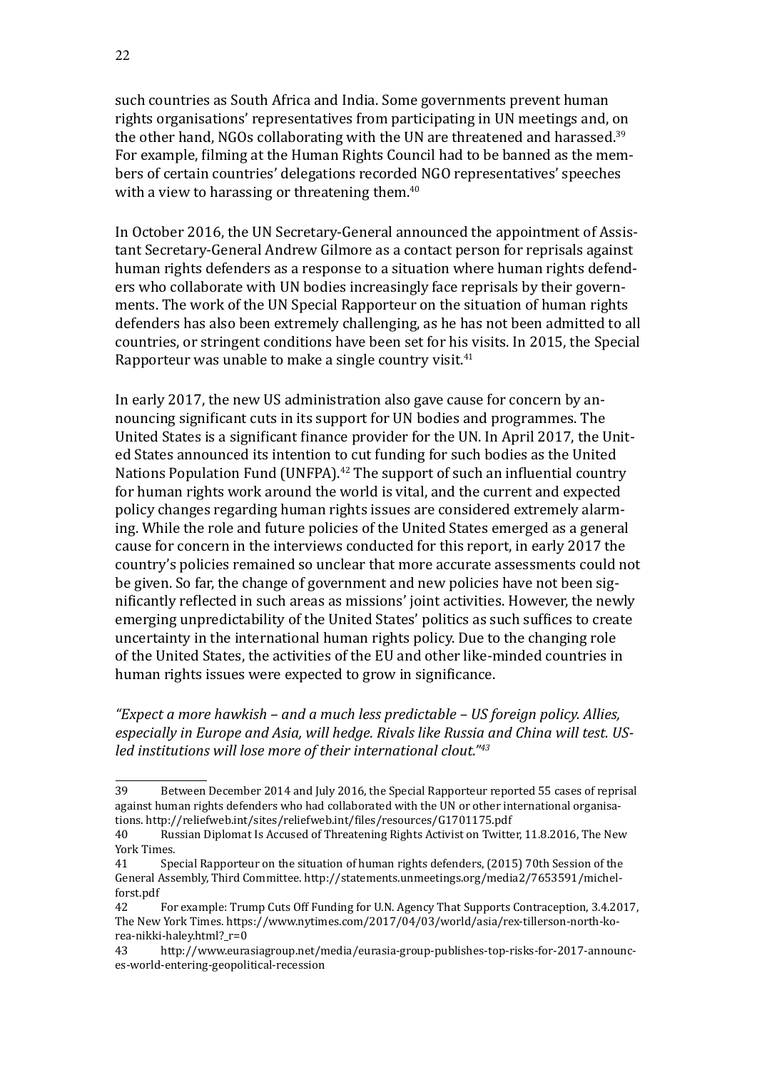such countries as South Africa and India. Some governments prevent human rights organisations' representatives from participating in UN meetings and, on the other hand, NGOs collaborating with the UN are threatened and harassed.[39] For example, filming at the Human Rights Council had to be banned as the members of certain countries' delegations recorded NGO representatives' speeches with a view to harassing or threatening them.[40]

In October 2016, the UN Secretary-General announced the appointment of Assistant Secretary-General Andrew Gilmore as a contact person for reprisals against human rights defenders as a response to a situation where human rights defenders who collaborate with UN bodies increasingly face reprisals by their governments. The work of the UN Special Rapporteur on the situation of human rights defenders has also been extremely challenging, as he has not been admitted to all countries, or stringent conditions have been set for his visits. In 2015, the Special Rapporteur was unable to make a single country visit.[41]

In early 2017, the new US administration also gave cause for concern by announcing significant cuts in its support for UN bodies and programmes. The United States is a significant finance provider for the UN. In April 2017, the United States announced its intention to cut funding for such bodies as the United Nations Population Fund (UNFPA).[42] The support of such an influential country for human rights work around the world is vital, and the current and expected policy changes regarding human rights issues are considered extremely alarming. While the role and future policies of the United States emerged as a general cause for concern in the interviews conducted for this report, in early 2017 the country's policies remained so unclear that more accurate assessments could not be given. So far, the change of government and new policies have not been significantly reflected in such areas as missions' joint activities. However, the newly emerging unpredictability of the United States' politics as such suffices to create uncertainty in the international human rights policy. Due to the changing role of the United States, the activities of the EU and other like-minded countries in human rights issues were expected to grow in significance.

*"Expect a more hawkish – and a much less predictable – US foreign policy. Allies, especially in Europe and Asia, will hedge. Rivals like Russia and China will test. US-led institutions will lose more of their international clout."*[43]

---

39 Between December 2014 and July 2016, the Special Rapporteur reported 55 cases of reprisal against human rights defenders who had collaborated with the UN or other international organisations. http://reliefweb.int/sites/reliefweb.int/files/resources/G1701175.pdf

40 Russian Diplomat Is Accused of Threatening Rights Activist on Twitter, 11.8.2016, The New York Times.

41 Special Rapporteur on the situation of human rights defenders, (2015) 70th Session of the General Assembly, Third Committee. http://statements.unmeetings.org/media2/7653591/michel-forst.pdf

42 For example: Trump Cuts Off Funding for U.N. Agency That Supports Contraception, 3.4.2017, The New York Times. https://www.nytimes.com/2017/04/03/world/asia/rex-tillerson-north-korea-nikki-haley.html?_r=0

43 http://www.eurasiagroup.net/media/eurasia-group-publishes-top-risks-for-2017-announces-world-entering-geopolitical-recession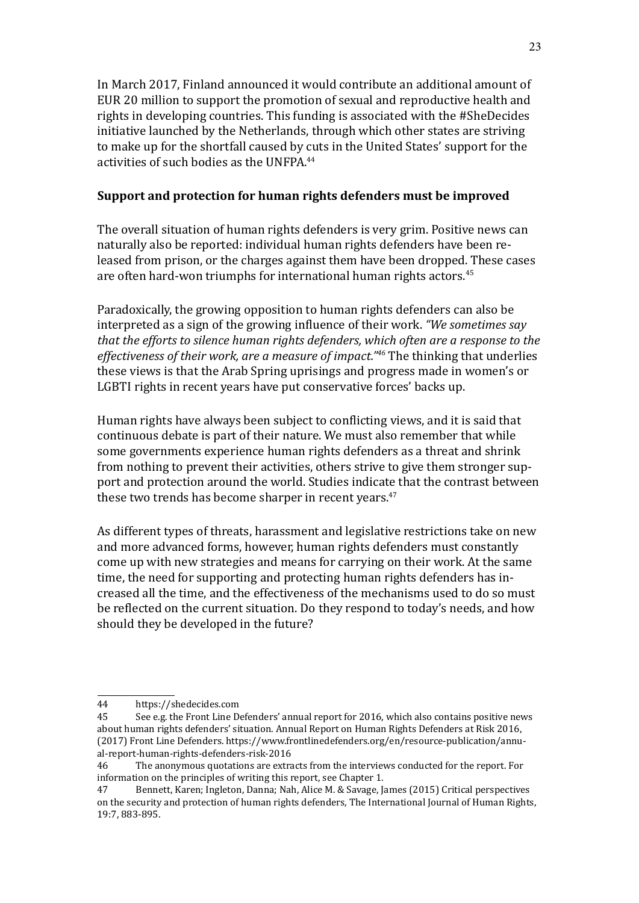In March 2017, Finland announced it would contribute an additional amount of EUR 20 million to support the promotion of sexual and reproductive health and rights in developing countries. This funding is associated with the #SheDecides initiative launched by the Netherlands, through which other states are striving to make up for the shortfall caused by cuts in the United States' support for the activities of such bodies as the UNFPA.[44]

## Support and protection for human rights defenders must be improved

The overall situation of human rights defenders is very grim. Positive news can naturally also be reported: individual human rights defenders have been released from prison, or the charges against them have been dropped. These cases are often hard-won triumphs for international human rights actors.[45]

Paradoxically, the growing opposition to human rights defenders can also be interpreted as a sign of the growing influence of their work. *"We sometimes say that the efforts to silence human rights defenders, which often are a response to the effectiveness of their work, are a measure of impact."*[46] The thinking that underlies these views is that the Arab Spring uprisings and progress made in women's or LGBTI rights in recent years have put conservative forces' backs up.

Human rights have always been subject to conflicting views, and it is said that continuous debate is part of their nature. We must also remember that while some governments experience human rights defenders as a threat and shrink from nothing to prevent their activities, others strive to give them stronger support and protection around the world. Studies indicate that the contrast between these two trends has become sharper in recent years.[47]

As different types of threats, harassment and legislative restrictions take on new and more advanced forms, however, human rights defenders must constantly come up with new strategies and means for carrying on their work. At the same time, the need for supporting and protecting human rights defenders has increased all the time, and the effectiveness of the mechanisms used to do so must be reflected on the current situation. Do they respond to today's needs, and how should they be developed in the future?

---

44 https://shedecides.com

45 See e.g. the Front Line Defenders' annual report for 2016, which also contains positive news about human rights defenders' situation. Annual Report on Human Rights Defenders at Risk 2016, (2017) Front Line Defenders. https://www.frontlinedefenders.org/en/resource-publication/annual-report-human-rights-defenders-risk-2016

46 The anonymous quotations are extracts from the interviews conducted for the report. For information on the principles of writing this report, see Chapter 1.

47 Bennett, Karen; Ingleton, Danna; Nah, Alice M. & Savage, James (2015) Critical perspectives on the security and protection of human rights defenders, The International Journal of Human Rights, 19:7, 883-895.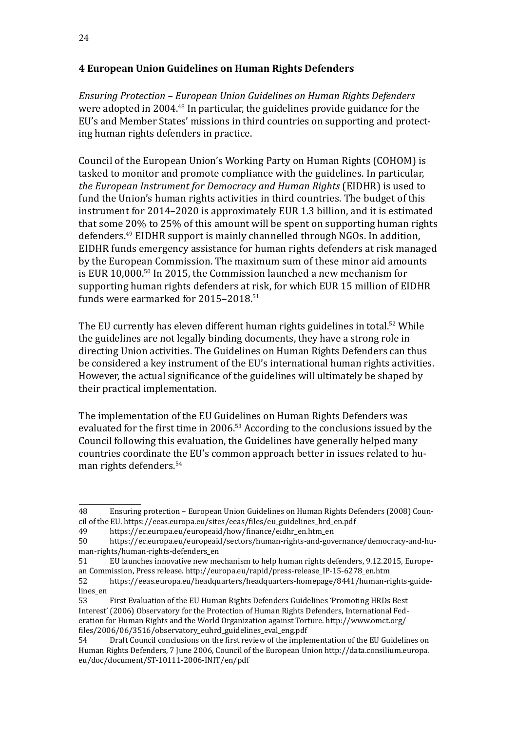## 4 European Union Guidelines on Human Rights Defenders

*Ensuring Protection – European Union Guidelines on Human Rights Defenders* were adopted in 2004.[48] In particular, the guidelines provide guidance for the EU's and Member States' missions in third countries on supporting and protecting human rights defenders in practice.

Council of the European Union's Working Party on Human Rights (COHOM) is tasked to monitor and promote compliance with the guidelines. In particular, *the European Instrument for Democracy and Human Rights* (EIDHR) is used to fund the Union's human rights activities in third countries. The budget of this instrument for 2014–2020 is approximately EUR 1.3 billion, and it is estimated that some 20% to 25% of this amount will be spent on supporting human rights defenders.[49] EIDHR support is mainly channelled through NGOs. In addition, EIDHR funds emergency assistance for human rights defenders at risk managed by the European Commission. The maximum sum of these minor aid amounts is EUR 10,000.[50] In 2015, the Commission launched a new mechanism for supporting human rights defenders at risk, for which EUR 15 million of EIDHR funds were earmarked for 2015–2018.[51]

The EU currently has eleven different human rights guidelines in total.[52] While the guidelines are not legally binding documents, they have a strong role in directing Union activities. The Guidelines on Human Rights Defenders can thus be considered a key instrument of the EU's international human rights activities. However, the actual significance of the guidelines will ultimately be shaped by their practical implementation.

The implementation of the EU Guidelines on Human Rights Defenders was evaluated for the first time in 2006.[53] According to the conclusions issued by the Council following this evaluation, the Guidelines have generally helped many countries coordinate the EU's common approach better in issues related to human rights defenders.[54]

---

48 Ensuring protection – European Union Guidelines on Human Rights Defenders (2008) Council of the EU. https://eeas.europa.eu/sites/eeas/files/eu_guidelines_hrd_en.pdf

49 https://ec.europa.eu/europeaid/how/finance/eidhr_en.htm_en

50 https://ec.europa.eu/europeaid/sectors/human-rights-and-governance/democracy-and-human-rights/human-rights-defenders_en

51 EU launches innovative new mechanism to help human rights defenders, 9.12.2015, European Commission, Press release. http://europa.eu/rapid/press-release_IP-15-6278_en.htm

52 https://eeas.europa.eu/headquarters/headquarters-homepage/8441/human-rights-guidelines_en

53 First Evaluation of the EU Human Rights Defenders Guidelines 'Promoting HRDs Best Interest' (2006) Observatory for the Protection of Human Rights Defenders, International Federation for Human Rights and the World Organization against Torture. http://www.omct.org/files/2006/06/3516/observatory_euhrd_guidelines_eval_eng.pdf

54 Draft Council conclusions on the first review of the implementation of the EU Guidelines on Human Rights Defenders, 7 June 2006, Council of the European Union http://data.consilium.europa.eu/doc/document/ST-10111-2006-INIT/en/pdf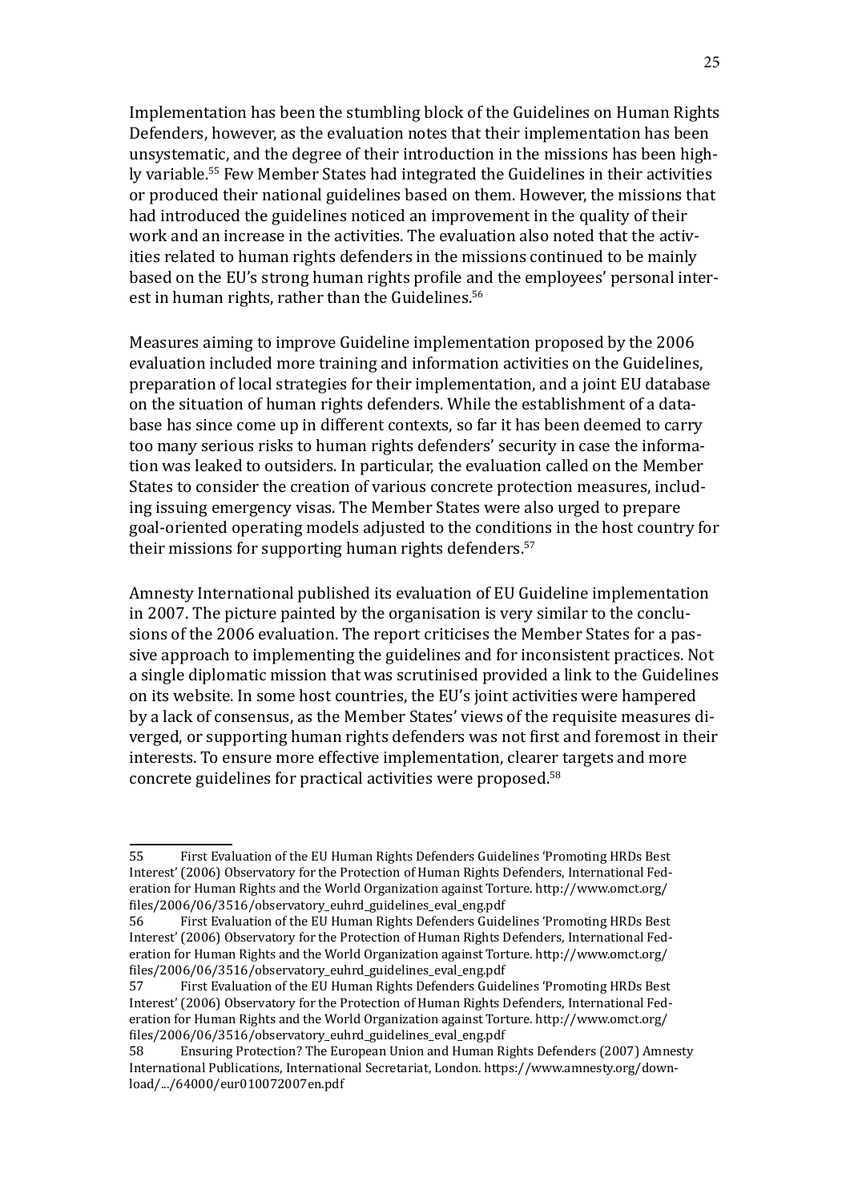Implementation has been the stumbling block of the Guidelines on Human Rights Defenders, however, as the evaluation notes that their implementation has been unsystematic, and the degree of their introduction in the missions has been highly variable.[55] Few Member States had integrated the Guidelines in their activities or produced their national guidelines based on them. However, the missions that had introduced the guidelines noticed an improvement in the quality of their work and an increase in the activities. The evaluation also noted that the activities related to human rights defenders in the missions continued to be mainly based on the EU's strong human rights profile and the employees' personal interest in human rights, rather than the Guidelines.[56]

Measures aiming to improve Guideline implementation proposed by the 2006 evaluation included more training and information activities on the Guidelines, preparation of local strategies for their implementation, and a joint EU database on the situation of human rights defenders. While the establishment of a database has since come up in different contexts, so far it has been deemed to carry too many serious risks to human rights defenders' security in case the information was leaked to outsiders. In particular, the evaluation called on the Member States to consider the creation of various concrete protection measures, including issuing emergency visas. The Member States were also urged to prepare goal-oriented operating models adjusted to the conditions in the host country for their missions for supporting human rights defenders.[57]

Amnesty International published its evaluation of EU Guideline implementation in 2007. The picture painted by the organisation is very similar to the conclusions of the 2006 evaluation. The report criticises the Member States for a passive approach to implementing the guidelines and for inconsistent practices. Not a single diplomatic mission that was scrutinised provided a link to the Guidelines on its website. In some host countries, the EU's joint activities were hampered by a lack of consensus, as the Member States' views of the requisite measures diverged, or supporting human rights defenders was not first and foremost in their interests. To ensure more effective implementation, clearer targets and more concrete guidelines for practical activities were proposed.[58]

---

55 First Evaluation of the EU Human Rights Defenders Guidelines 'Promoting HRDs Best Interest' (2006) Observatory for the Protection of Human Rights Defenders, International Federation for Human Rights and the World Organization against Torture. http://www.omct.org/files/2006/06/3516/observatory_euhrd_guidelines_eval_eng.pdf

56 First Evaluation of the EU Human Rights Defenders Guidelines 'Promoting HRDs Best Interest' (2006) Observatory for the Protection of Human Rights Defenders, International Federation for Human Rights and the World Organization against Torture. http://www.omct.org/files/2006/06/3516/observatory_euhrd_guidelines_eval_eng.pdf

57 First Evaluation of the EU Human Rights Defenders Guidelines 'Promoting HRDs Best Interest' (2006) Observatory for the Protection of Human Rights Defenders, International Federation for Human Rights and the World Organization against Torture. http://www.omct.org/files/2006/06/3516/observatory_euhrd_guidelines_eval_eng.pdf

58 Ensuring Protection? The European Union and Human Rights Defenders (2007) Amnesty International Publications, International Secretariat, London. https://www.amnesty.org/download/.../64000/eur010072007en.pdf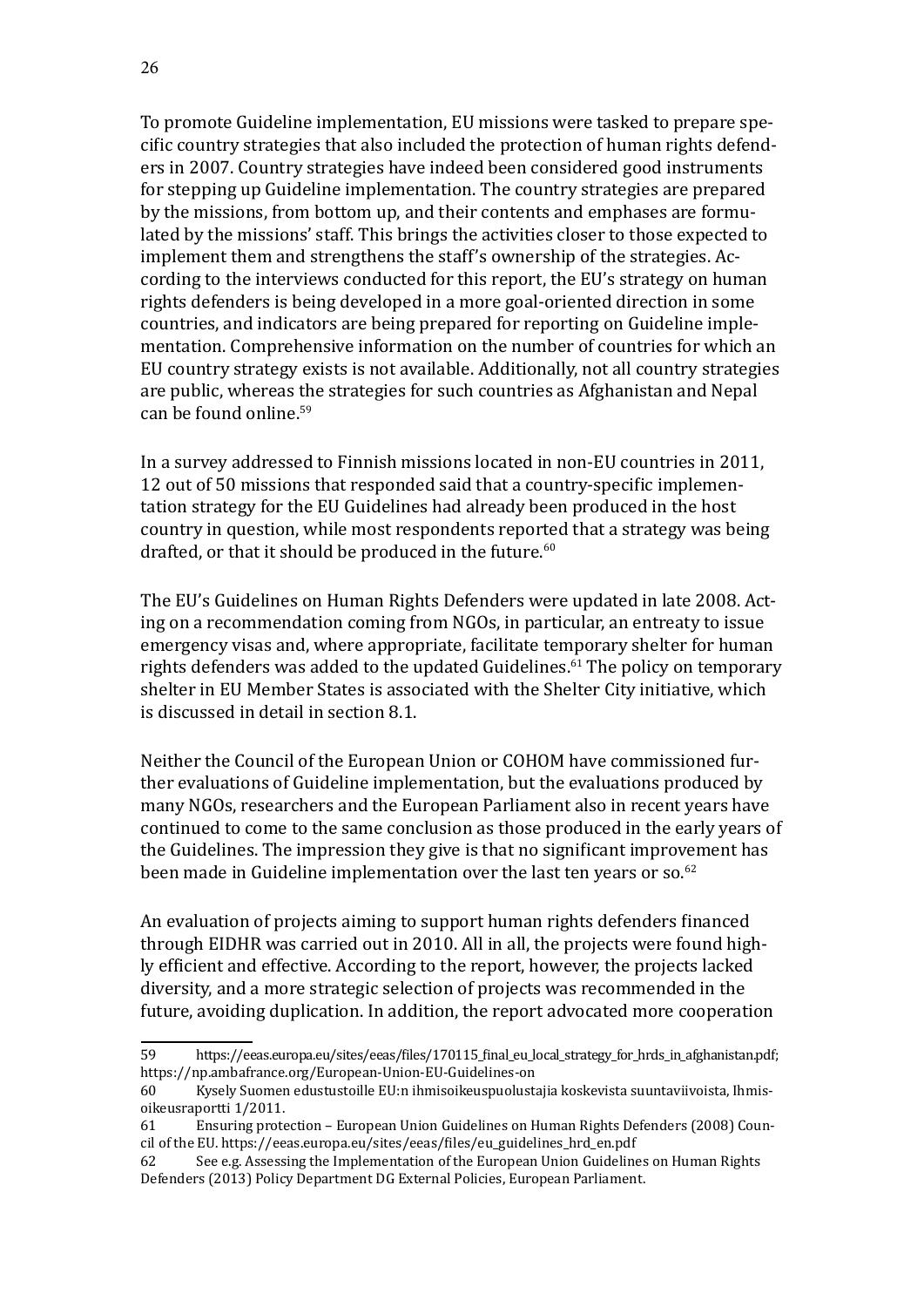To promote Guideline implementation, EU missions were tasked to prepare specific country strategies that also included the protection of human rights defenders in 2007. Country strategies have indeed been considered good instruments for stepping up Guideline implementation. The country strategies are prepared by the missions, from bottom up, and their contents and emphases are formulated by the missions' staff. This brings the activities closer to those expected to implement them and strengthens the staff's ownership of the strategies. According to the interviews conducted for this report, the EU's strategy on human rights defenders is being developed in a more goal-oriented direction in some countries, and indicators are being prepared for reporting on Guideline implementation. Comprehensive information on the number of countries for which an EU country strategy exists is not available. Additionally, not all country strategies are public, whereas the strategies for such countries as Afghanistan and Nepal can be found online.[59]

In a survey addressed to Finnish missions located in non-EU countries in 2011, 12 out of 50 missions that responded said that a country-specific implementation strategy for the EU Guidelines had already been produced in the host country in question, while most respondents reported that a strategy was being drafted, or that it should be produced in the future.[60]

The EU's Guidelines on Human Rights Defenders were updated in late 2008. Acting on a recommendation coming from NGOs, in particular, an entreaty to issue emergency visas and, where appropriate, facilitate temporary shelter for human rights defenders was added to the updated Guidelines.[61] The policy on temporary shelter in EU Member States is associated with the Shelter City initiative, which is discussed in detail in section 8.1.

Neither the Council of the European Union or COHOM have commissioned further evaluations of Guideline implementation, but the evaluations produced by many NGOs, researchers and the European Parliament also in recent years have continued to come to the same conclusion as those produced in the early years of the Guidelines. The impression they give is that no significant improvement has been made in Guideline implementation over the last ten years or so.[62]

An evaluation of projects aiming to support human rights defenders financed through EIDHR was carried out in 2010. All in all, the projects were found highly efficient and effective. According to the report, however, the projects lacked diversity, and a more strategic selection of projects was recommended in the future, avoiding duplication. In addition, the report advocated more cooperation

---

59 https://eeas.europa.eu/sites/eeas/files/170115_final_eu_local_strategy_for_hrds_in_afghanistan.pdf; https://np.ambafrance.org/European-Union-EU-Guidelines-on

60 Kysely Suomen edustustoille EU:n ihmisoikeuspuolustajia koskevista suuntaviivoista, Ihmisoikeusraportti 1/2011.

61 Ensuring protection – European Union Guidelines on Human Rights Defenders (2008) Council of the EU. https://eeas.europa.eu/sites/eeas/files/eu_guidelines_hrd_en.pdf

62 See e.g. Assessing the Implementation of the European Union Guidelines on Human Rights Defenders (2013) Policy Department DG External Policies, European Parliament.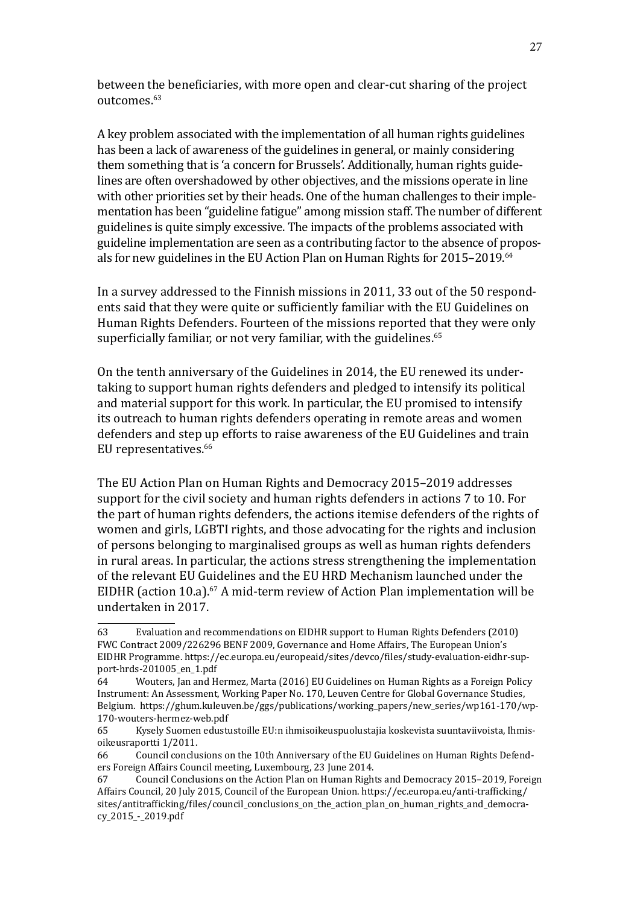between the beneficiaries, with more open and clear-cut sharing of the project outcomes.[63]

A key problem associated with the implementation of all human rights guidelines has been a lack of awareness of the guidelines in general, or mainly considering them something that is 'a concern for Brussels'. Additionally, human rights guidelines are often overshadowed by other objectives, and the missions operate in line with other priorities set by their heads. One of the human challenges to their implementation has been "guideline fatigue" among mission staff. The number of different guidelines is quite simply excessive. The impacts of the problems associated with guideline implementation are seen as a contributing factor to the absence of proposals for new guidelines in the EU Action Plan on Human Rights for 2015–2019.[64]

In a survey addressed to the Finnish missions in 2011, 33 out of the 50 respondents said that they were quite or sufficiently familiar with the EU Guidelines on Human Rights Defenders. Fourteen of the missions reported that they were only superficially familiar, or not very familiar, with the guidelines.[65]

On the tenth anniversary of the Guidelines in 2014, the EU renewed its undertaking to support human rights defenders and pledged to intensify its political and material support for this work. In particular, the EU promised to intensify its outreach to human rights defenders operating in remote areas and women defenders and step up efforts to raise awareness of the EU Guidelines and train EU representatives.[66]

The EU Action Plan on Human Rights and Democracy 2015–2019 addresses support for the civil society and human rights defenders in actions 7 to 10. For the part of human rights defenders, the actions itemise defenders of the rights of women and girls, LGBTI rights, and those advocating for the rights and inclusion of persons belonging to marginalised groups as well as human rights defenders in rural areas. In particular, the actions stress strengthening the implementation of the relevant EU Guidelines and the EU HRD Mechanism launched under the EIDHR (action 10.a).[67] A mid-term review of Action Plan implementation will be undertaken in 2017.

---

63 Evaluation and recommendations on EIDHR support to Human Rights Defenders (2010) FWC Contract 2009/226296 BENF 2009, Governance and Home Affairs, The European Union's EIDHR Programme. https://ec.europa.eu/europeaid/sites/devco/files/study-evaluation-eidhr-support-hrds-201005_en_1.pdf

64 Wouters, Jan and Hermez, Marta (2016) EU Guidelines on Human Rights as a Foreign Policy Instrument: An Assessment, Working Paper No. 170, Leuven Centre for Global Governance Studies, Belgium. https://ghum.kuleuven.be/ggs/publications/working_papers/new_series/wp161-170/wp-170-wouters-hermez-web.pdf

65 Kysely Suomen edustustoille EU:n ihmisoikeuspuolustajia koskevista suuntaviivoista, Ihmisoikeusraportti 1/2011.

66 Council conclusions on the 10th Anniversary of the EU Guidelines on Human Rights Defenders Foreign Affairs Council meeting, Luxembourg, 23 June 2014.

67 Council Conclusions on the Action Plan on Human Rights and Democracy 2015–2019, Foreign Affairs Council, 20 July 2015, Council of the European Union. https://ec.europa.eu/anti-trafficking/sites/antitrafficking/files/council_conclusions_on_the_action_plan_on_human_rights_and_democracy_2015_-_2019.pdf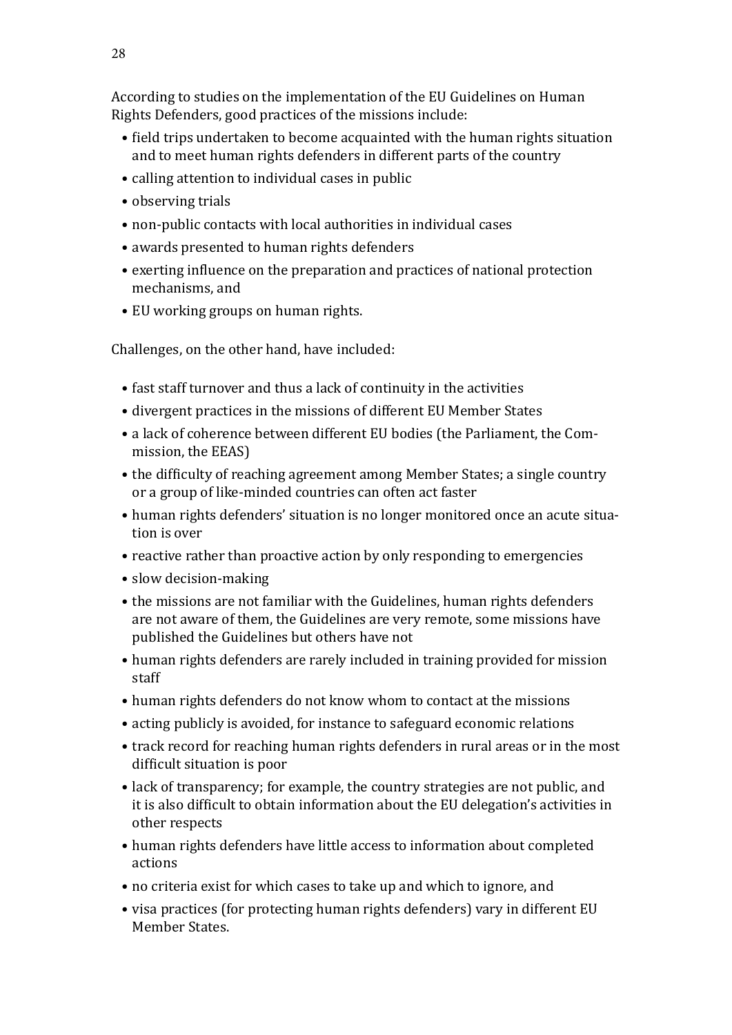According to studies on the implementation of the EU Guidelines on Human Rights Defenders, good practices of the missions include:

- field trips undertaken to become acquainted with the human rights situation and to meet human rights defenders in different parts of the country
- calling attention to individual cases in public
- observing trials
- non-public contacts with local authorities in individual cases
- awards presented to human rights defenders
- exerting influence on the preparation and practices of national protection mechanisms, and
- EU working groups on human rights.

Challenges, on the other hand, have included:

- fast staff turnover and thus a lack of continuity in the activities
- divergent practices in the missions of different EU Member States
- a lack of coherence between different EU bodies (the Parliament, the Commission, the EEAS)
- the difficulty of reaching agreement among Member States; a single country or a group of like-minded countries can often act faster
- human rights defenders' situation is no longer monitored once an acute situation is over
- reactive rather than proactive action by only responding to emergencies
- slow decision-making
- the missions are not familiar with the Guidelines, human rights defenders are not aware of them, the Guidelines are very remote, some missions have published the Guidelines but others have not
- human rights defenders are rarely included in training provided for mission staff
- human rights defenders do not know whom to contact at the missions
- acting publicly is avoided, for instance to safeguard economic relations
- track record for reaching human rights defenders in rural areas or in the most difficult situation is poor
- lack of transparency; for example, the country strategies are not public, and it is also difficult to obtain information about the EU delegation's activities in other respects
- human rights defenders have little access to information about completed actions
- no criteria exist for which cases to take up and which to ignore, and
- visa practices (for protecting human rights defenders) vary in different EU Member States.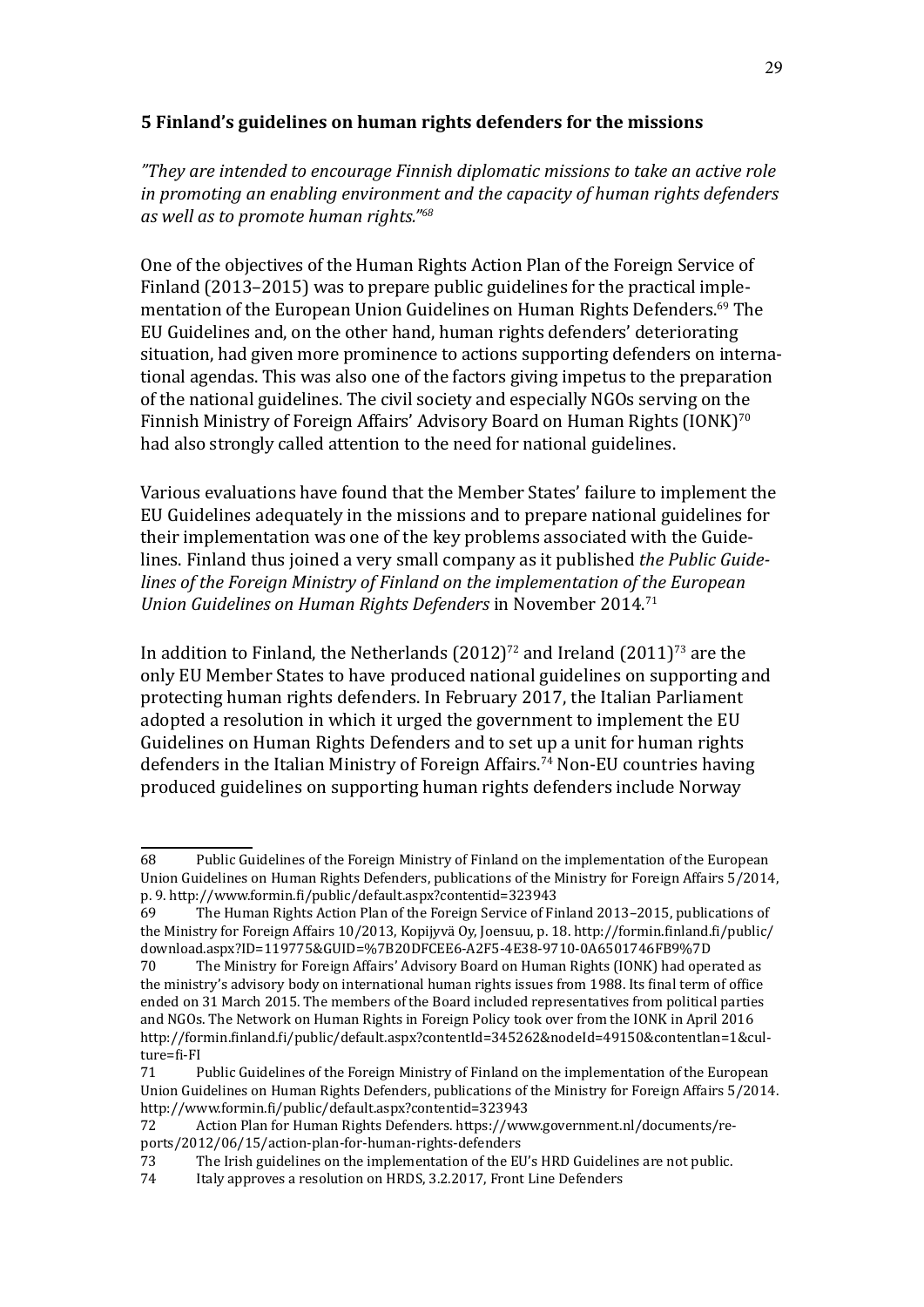## 5 Finland's guidelines on human rights defenders for the missions

*"They are intended to encourage Finnish diplomatic missions to take an active role in promoting an enabling environment and the capacity of human rights defenders as well as to promote human rights."*[68]

One of the objectives of the Human Rights Action Plan of the Foreign Service of Finland (2013–2015) was to prepare public guidelines for the practical implementation of the European Union Guidelines on Human Rights Defenders.[69] The EU Guidelines and, on the other hand, human rights defenders' deteriorating situation, had given more prominence to actions supporting defenders on international agendas. This was also one of the factors giving impetus to the preparation of the national guidelines. The civil society and especially NGOs serving on the Finnish Ministry of Foreign Affairs' Advisory Board on Human Rights (IONK)[70] had also strongly called attention to the need for national guidelines.

Various evaluations have found that the Member States' failure to implement the EU Guidelines adequately in the missions and to prepare national guidelines for their implementation was one of the key problems associated with the Guidelines. Finland thus joined a very small company as it published *the Public Guidelines of the Foreign Ministry of Finland on the implementation of the European Union Guidelines on Human Rights Defenders* in November 2014.[71]

In addition to Finland, the Netherlands (2012)[72] and Ireland (2011)[73] are the only EU Member States to have produced national guidelines on supporting and protecting human rights defenders. In February 2017, the Italian Parliament adopted a resolution in which it urged the government to implement the EU Guidelines on Human Rights Defenders and to set up a unit for human rights defenders in the Italian Ministry of Foreign Affairs.[74] Non-EU countries having produced guidelines on supporting human rights defenders include Norway

---

68 Public Guidelines of the Foreign Ministry of Finland on the implementation of the European Union Guidelines on Human Rights Defenders, publications of the Ministry for Foreign Affairs 5/2014, p. 9. http://www.formin.fi/public/default.aspx?contentid=323943

69 The Human Rights Action Plan of the Foreign Service of Finland 2013–2015, publications of the Ministry for Foreign Affairs 10/2013, Kopijyvä Oy, Joensuu, p. 18. http://formin.finland.fi/public/download.aspx?ID=119775&GUID=%7B20DFCEE6-A2F5-4E38-9710-0A6501746FB9%7D

70 The Ministry for Foreign Affairs' Advisory Board on Human Rights (IONK) had operated as the ministry's advisory body on international human rights issues from 1988. Its final term of office ended on 31 March 2015. The members of the Board included representatives from political parties and NGOs. The Network on Human Rights in Foreign Policy took over from the IONK in April 2016 http://formin.finland.fi/public/default.aspx?contentId=345262&nodeId=49150&contentlan=1&culture=fi-FI

71 Public Guidelines of the Foreign Ministry of Finland on the implementation of the European Union Guidelines on Human Rights Defenders, publications of the Ministry for Foreign Affairs 5/2014. http://www.formin.fi/public/default.aspx?contentid=323943

72 Action Plan for Human Rights Defenders. https://www.government.nl/documents/reports/2012/06/15/action-plan-for-human-rights-defenders

73 The Irish guidelines on the implementation of the EU's HRD Guidelines are not public.

74 Italy approves a resolution on HRDS, 3.2.2017, Front Line Defenders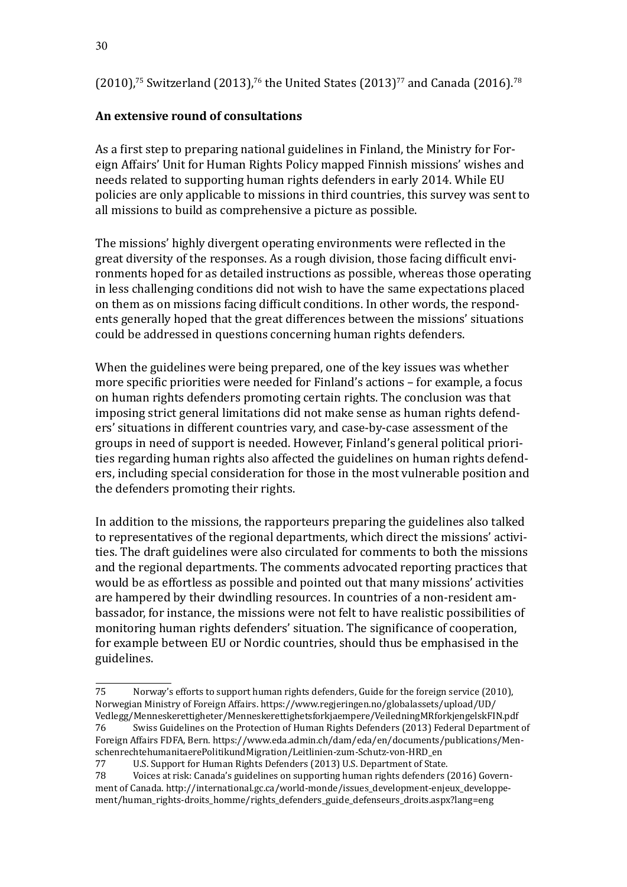(2010),[75] Switzerland (2013),[76] the United States (2013)[77] and Canada (2016).[78]

**An extensive round of consultations**

As a first step to preparing national guidelines in Finland, the Ministry for Foreign Affairs' Unit for Human Rights Policy mapped Finnish missions' wishes and needs related to supporting human rights defenders in early 2014. While EU policies are only applicable to missions in third countries, this survey was sent to all missions to build as comprehensive a picture as possible.

The missions' highly divergent operating environments were reflected in the great diversity of the responses. As a rough division, those facing difficult environments hoped for as detailed instructions as possible, whereas those operating in less challenging conditions did not wish to have the same expectations placed on them as on missions facing difficult conditions. In other words, the respondents generally hoped that the great differences between the missions' situations could be addressed in questions concerning human rights defenders.

When the guidelines were being prepared, one of the key issues was whether more specific priorities were needed for Finland's actions – for example, a focus on human rights defenders promoting certain rights. The conclusion was that imposing strict general limitations did not make sense as human rights defenders' situations in different countries vary, and case-by-case assessment of the groups in need of support is needed. However, Finland's general political priorities regarding human rights also affected the guidelines on human rights defenders, including special consideration for those in the most vulnerable position and the defenders promoting their rights.

In addition to the missions, the rapporteurs preparing the guidelines also talked to representatives of the regional departments, which direct the missions' activities. The draft guidelines were also circulated for comments to both the missions and the regional departments. The comments advocated reporting practices that would be as effortless as possible and pointed out that many missions' activities are hampered by their dwindling resources. In countries of a non-resident ambassador, for instance, the missions were not felt to have realistic possibilities of monitoring human rights defenders' situation. The significance of cooperation, for example between EU or Nordic countries, should thus be emphasised in the guidelines.

---

75 Norway's efforts to support human rights defenders, Guide for the foreign service (2010), Norwegian Ministry of Foreign Affairs. https://www.regjeringen.no/globalassets/upload/UD/Vedlegg/Menneskerettigheter/Menneskerettighetsforkjaempere/VeiledningMRforkjengelskFIN.pdf

76 Swiss Guidelines on the Protection of Human Rights Defenders (2013) Federal Department of Foreign Affairs FDFA, Bern. https://www.eda.admin.ch/dam/eda/en/documents/publications/MenschenrechtehumanitaerePolitikundMigration/Leitlinien-zum-Schutz-von-HRD_en

77 U.S. Support for Human Rights Defenders (2013) U.S. Department of State.

78 Voices at risk: Canada's guidelines on supporting human rights defenders (2016) Government of Canada. http://international.gc.ca/world-monde/issues_development-enjeux_developpement/human_rights-droits_homme/rights_defenders_guide_defenseurs_droits.aspx?lang=eng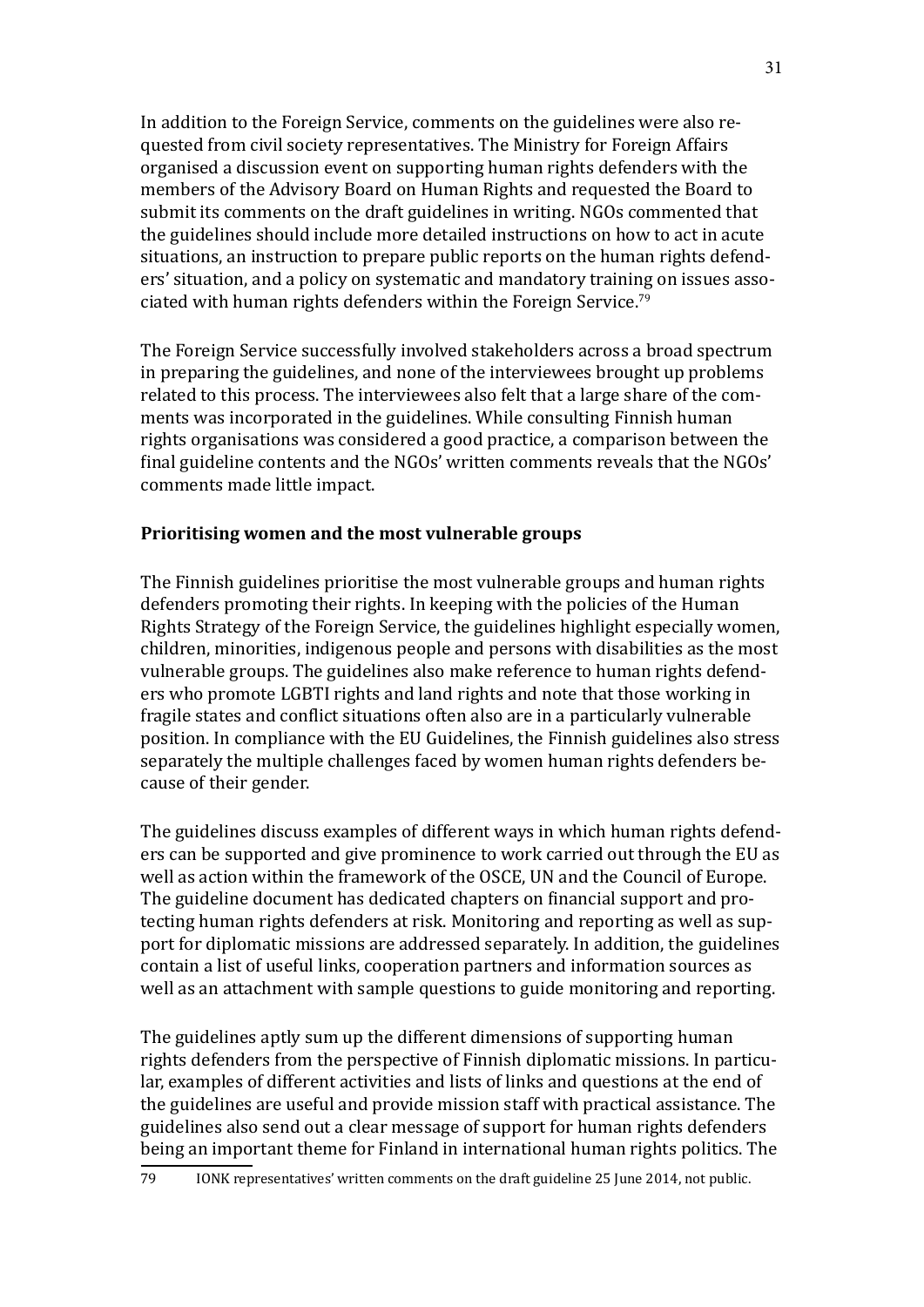In addition to the Foreign Service, comments on the guidelines were also requested from civil society representatives. The Ministry for Foreign Affairs organised a discussion event on supporting human rights defenders with the members of the Advisory Board on Human Rights and requested the Board to submit its comments on the draft guidelines in writing. NGOs commented that the guidelines should include more detailed instructions on how to act in acute situations, an instruction to prepare public reports on the human rights defenders' situation, and a policy on systematic and mandatory training on issues associated with human rights defenders within the Foreign Service.[79]

The Foreign Service successfully involved stakeholders across a broad spectrum in preparing the guidelines, and none of the interviewees brought up problems related to this process. The interviewees also felt that a large share of the comments was incorporated in the guidelines. While consulting Finnish human rights organisations was considered a good practice, a comparison between the final guideline contents and the NGOs' written comments reveals that the NGOs' comments made little impact.

**Prioritising women and the most vulnerable groups**

The Finnish guidelines prioritise the most vulnerable groups and human rights defenders promoting their rights. In keeping with the policies of the Human Rights Strategy of the Foreign Service, the guidelines highlight especially women, children, minorities, indigenous people and persons with disabilities as the most vulnerable groups. The guidelines also make reference to human rights defenders who promote LGBTI rights and land rights and note that those working in fragile states and conflict situations often also are in a particularly vulnerable position. In compliance with the EU Guidelines, the Finnish guidelines also stress separately the multiple challenges faced by women human rights defenders because of their gender.

The guidelines discuss examples of different ways in which human rights defenders can be supported and give prominence to work carried out through the EU as well as action within the framework of the OSCE, UN and the Council of Europe. The guideline document has dedicated chapters on financial support and protecting human rights defenders at risk. Monitoring and reporting as well as support for diplomatic missions are addressed separately. In addition, the guidelines contain a list of useful links, cooperation partners and information sources as well as an attachment with sample questions to guide monitoring and reporting.

The guidelines aptly sum up the different dimensions of supporting human rights defenders from the perspective of Finnish diplomatic missions. In particular, examples of different activities and lists of links and questions at the end of the guidelines are useful and provide mission staff with practical assistance. The guidelines also send out a clear message of support for human rights defenders being an important theme for Finland in international human rights politics. The

79 IONK representatives' written comments on the draft guideline 25 June 2014, not public.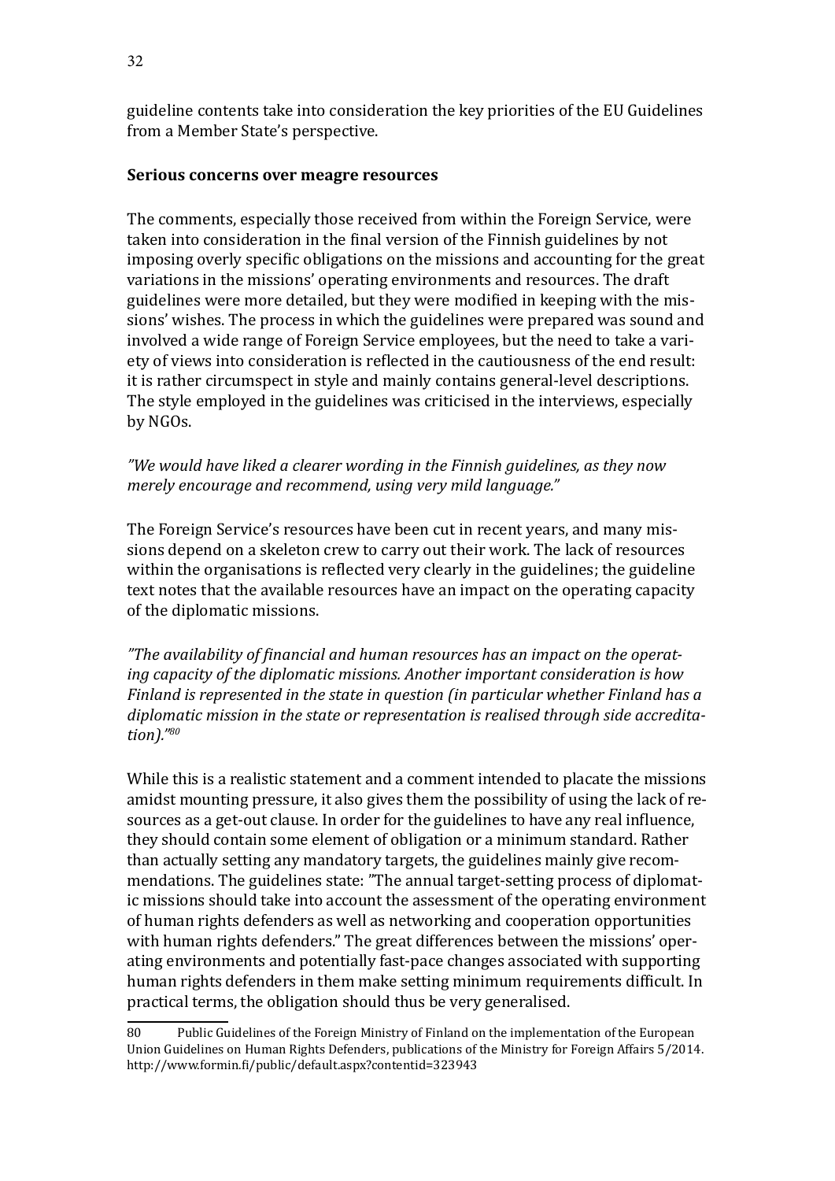guideline contents take into consideration the key priorities of the EU Guidelines from a Member State's perspective.

**Serious concerns over meagre resources**

The comments, especially those received from within the Foreign Service, were taken into consideration in the final version of the Finnish guidelines by not imposing overly specific obligations on the missions and accounting for the great variations in the missions' operating environments and resources. The draft guidelines were more detailed, but they were modified in keeping with the missions' wishes. The process in which the guidelines were prepared was sound and involved a wide range of Foreign Service employees, but the need to take a variety of views into consideration is reflected in the cautiousness of the end result: it is rather circumspect in style and mainly contains general-level descriptions. The style employed in the guidelines was criticised in the interviews, especially by NGOs.

*"We would have liked a clearer wording in the Finnish guidelines, as they now merely encourage and recommend, using very mild language."*

The Foreign Service's resources have been cut in recent years, and many missions depend on a skeleton crew to carry out their work. The lack of resources within the organisations is reflected very clearly in the guidelines; the guideline text notes that the available resources have an impact on the operating capacity of the diplomatic missions.

*"The availability of financial and human resources has an impact on the operating capacity of the diplomatic missions. Another important consideration is how Finland is represented in the state in question (in particular whether Finland has a diplomatic mission in the state or representation is realised through side accreditation)."*[80]

While this is a realistic statement and a comment intended to placate the missions amidst mounting pressure, it also gives them the possibility of using the lack of resources as a get-out clause. In order for the guidelines to have any real influence, they should contain some element of obligation or a minimum standard. Rather than actually setting any mandatory targets, the guidelines mainly give recommendations. The guidelines state: "The annual target-setting process of diplomatic missions should take into account the assessment of the operating environment of human rights defenders as well as networking and cooperation opportunities with human rights defenders." The great differences between the missions' operating environments and potentially fast-pace changes associated with supporting human rights defenders in them make setting minimum requirements difficult. In practical terms, the obligation should thus be very generalised.

---

80 Public Guidelines of the Foreign Ministry of Finland on the implementation of the European Union Guidelines on Human Rights Defenders, publications of the Ministry for Foreign Affairs 5/2014. http://www.formin.fi/public/default.aspx?contentid=323943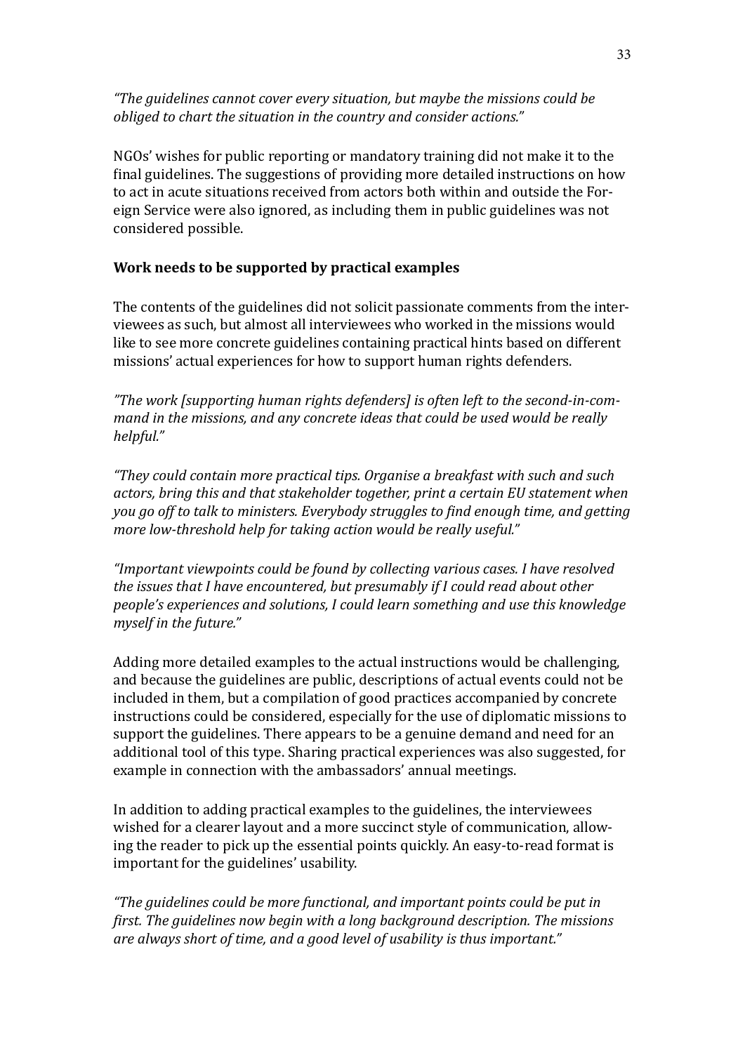*“The guidelines cannot cover every situation, but maybe the missions could be obliged to chart the situation in the country and consider actions.”*

NGOs’ wishes for public reporting or mandatory training did not make it to the final guidelines. The suggestions of providing more detailed instructions on how to act in acute situations received from actors both within and outside the Foreign Service were also ignored, as including them in public guidelines was not considered possible.

**Work needs to be supported by practical examples**

The contents of the guidelines did not solicit passionate comments from the interviewees as such, but almost all interviewees who worked in the missions would like to see more concrete guidelines containing practical hints based on different missions’ actual experiences for how to support human rights defenders.

*”The work [supporting human rights defenders] is often left to the second-in-command in the missions, and any concrete ideas that could be used would be really helpful.”*

*“They could contain more practical tips. Organise a breakfast with such and such actors, bring this and that stakeholder together, print a certain EU statement when you go off to talk to ministers. Everybody struggles to find enough time, and getting more low-threshold help for taking action would be really useful.”*

*“Important viewpoints could be found by collecting various cases. I have resolved the issues that I have encountered, but presumably if I could read about other people’s experiences and solutions, I could learn something and use this knowledge myself in the future.”*

Adding more detailed examples to the actual instructions would be challenging, and because the guidelines are public, descriptions of actual events could not be included in them, but a compilation of good practices accompanied by concrete instructions could be considered, especially for the use of diplomatic missions to support the guidelines. There appears to be a genuine demand and need for an additional tool of this type. Sharing practical experiences was also suggested, for example in connection with the ambassadors’ annual meetings.

In addition to adding practical examples to the guidelines, the interviewees wished for a clearer layout and a more succinct style of communication, allowing the reader to pick up the essential points quickly. An easy-to-read format is important for the guidelines’ usability.

*“The guidelines could be more functional, and important points could be put in first. The guidelines now begin with a long background description. The missions are always short of time, and a good level of usability is thus important.”*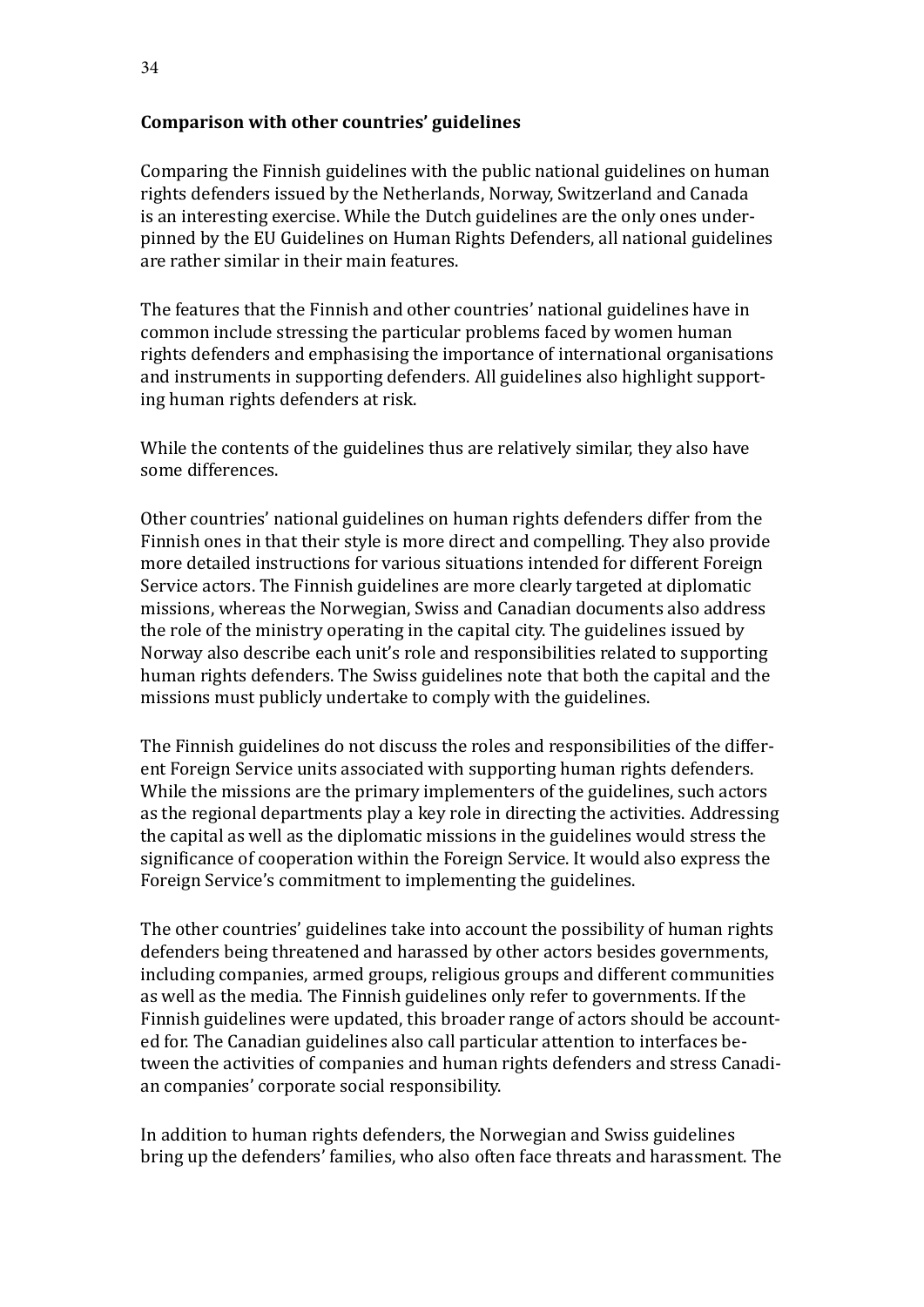**Comparison with other countries' guidelines**

Comparing the Finnish guidelines with the public national guidelines on human rights defenders issued by the Netherlands, Norway, Switzerland and Canada is an interesting exercise. While the Dutch guidelines are the only ones underpinned by the EU Guidelines on Human Rights Defenders, all national guidelines are rather similar in their main features.

The features that the Finnish and other countries' national guidelines have in common include stressing the particular problems faced by women human rights defenders and emphasising the importance of international organisations and instruments in supporting defenders. All guidelines also highlight supporting human rights defenders at risk.

While the contents of the guidelines thus are relatively similar, they also have some differences.

Other countries' national guidelines on human rights defenders differ from the Finnish ones in that their style is more direct and compelling. They also provide more detailed instructions for various situations intended for different Foreign Service actors. The Finnish guidelines are more clearly targeted at diplomatic missions, whereas the Norwegian, Swiss and Canadian documents also address the role of the ministry operating in the capital city. The guidelines issued by Norway also describe each unit's role and responsibilities related to supporting human rights defenders. The Swiss guidelines note that both the capital and the missions must publicly undertake to comply with the guidelines.

The Finnish guidelines do not discuss the roles and responsibilities of the different Foreign Service units associated with supporting human rights defenders. While the missions are the primary implementers of the guidelines, such actors as the regional departments play a key role in directing the activities. Addressing the capital as well as the diplomatic missions in the guidelines would stress the significance of cooperation within the Foreign Service. It would also express the Foreign Service's commitment to implementing the guidelines.

The other countries' guidelines take into account the possibility of human rights defenders being threatened and harassed by other actors besides governments, including companies, armed groups, religious groups and different communities as well as the media. The Finnish guidelines only refer to governments. If the Finnish guidelines were updated, this broader range of actors should be accounted for. The Canadian guidelines also call particular attention to interfaces between the activities of companies and human rights defenders and stress Canadian companies' corporate social responsibility.

In addition to human rights defenders, the Norwegian and Swiss guidelines bring up the defenders' families, who also often face threats and harassment. The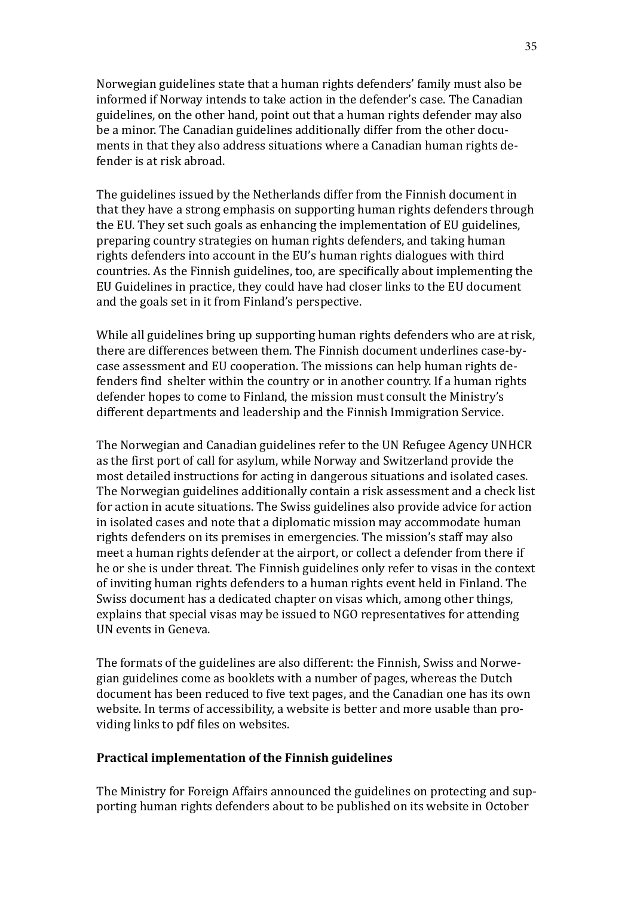Norwegian guidelines state that a human rights defenders' family must also be informed if Norway intends to take action in the defender's case. The Canadian guidelines, on the other hand, point out that a human rights defender may also be a minor. The Canadian guidelines additionally differ from the other documents in that they also address situations where a Canadian human rights defender is at risk abroad.

The guidelines issued by the Netherlands differ from the Finnish document in that they have a strong emphasis on supporting human rights defenders through the EU. They set such goals as enhancing the implementation of EU guidelines, preparing country strategies on human rights defenders, and taking human rights defenders into account in the EU's human rights dialogues with third countries. As the Finnish guidelines, too, are specifically about implementing the EU Guidelines in practice, they could have had closer links to the EU document and the goals set in it from Finland's perspective.

While all guidelines bring up supporting human rights defenders who are at risk, there are differences between them. The Finnish document underlines case-by-case assessment and EU cooperation. The missions can help human rights defenders find shelter within the country or in another country. If a human rights defender hopes to come to Finland, the mission must consult the Ministry's different departments and leadership and the Finnish Immigration Service.

The Norwegian and Canadian guidelines refer to the UN Refugee Agency UNHCR as the first port of call for asylum, while Norway and Switzerland provide the most detailed instructions for acting in dangerous situations and isolated cases. The Norwegian guidelines additionally contain a risk assessment and a check list for action in acute situations. The Swiss guidelines also provide advice for action in isolated cases and note that a diplomatic mission may accommodate human rights defenders on its premises in emergencies. The mission's staff may also meet a human rights defender at the airport, or collect a defender from there if he or she is under threat. The Finnish guidelines only refer to visas in the context of inviting human rights defenders to a human rights event held in Finland. The Swiss document has a dedicated chapter on visas which, among other things, explains that special visas may be issued to NGO representatives for attending UN events in Geneva.

The formats of the guidelines are also different: the Finnish, Swiss and Norwegian guidelines come as booklets with a number of pages, whereas the Dutch document has been reduced to five text pages, and the Canadian one has its own website. In terms of accessibility, a website is better and more usable than providing links to pdf files on websites.

**Practical implementation of the Finnish guidelines**

The Ministry for Foreign Affairs announced the guidelines on protecting and supporting human rights defenders about to be published on its website in October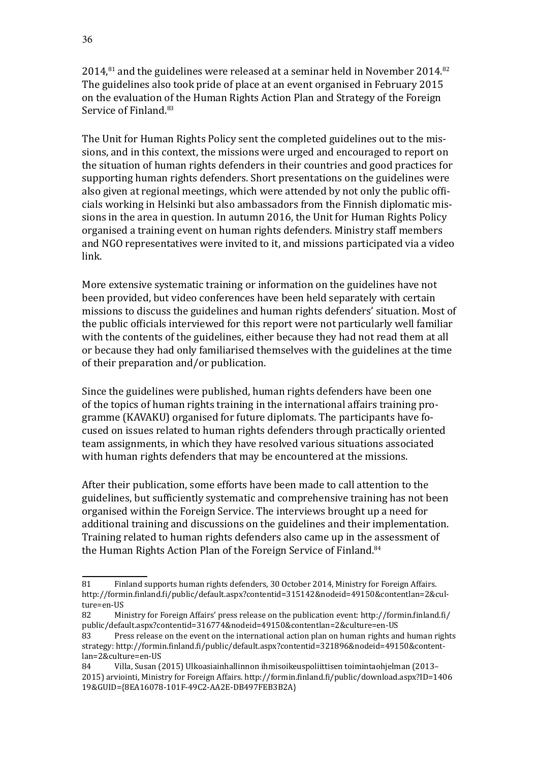2014,[81] and the guidelines were released at a seminar held in November 2014.[82] The guidelines also took pride of place at an event organised in February 2015 on the evaluation of the Human Rights Action Plan and Strategy of the Foreign Service of Finland.[83]

The Unit for Human Rights Policy sent the completed guidelines out to the missions, and in this context, the missions were urged and encouraged to report on the situation of human rights defenders in their countries and good practices for supporting human rights defenders. Short presentations on the guidelines were also given at regional meetings, which were attended by not only the public officials working in Helsinki but also ambassadors from the Finnish diplomatic missions in the area in question. In autumn 2016, the Unit for Human Rights Policy organised a training event on human rights defenders. Ministry staff members and NGO representatives were invited to it, and missions participated via a video link.

More extensive systematic training or information on the guidelines have not been provided, but video conferences have been held separately with certain missions to discuss the guidelines and human rights defenders' situation. Most of the public officials interviewed for this report were not particularly well familiar with the contents of the guidelines, either because they had not read them at all or because they had only familiarised themselves with the guidelines at the time of their preparation and/or publication.

Since the guidelines were published, human rights defenders have been one of the topics of human rights training in the international affairs training programme (KAVAKU) organised for future diplomats. The participants have focused on issues related to human rights defenders through practically oriented team assignments, in which they have resolved various situations associated with human rights defenders that may be encountered at the missions.

After their publication, some efforts have been made to call attention to the guidelines, but sufficiently systematic and comprehensive training has not been organised within the Foreign Service. The interviews brought up a need for additional training and discussions on the guidelines and their implementation. Training related to human rights defenders also came up in the assessment of the Human Rights Action Plan of the Foreign Service of Finland.[84]

---

81 Finland supports human rights defenders, 30 October 2014, Ministry for Foreign Affairs. http://formin.finland.fi/public/default.aspx?contentid=315142&nodeid=49150&contentlan=2&culture=en-US

82 Ministry for Foreign Affairs' press release on the publication event: http://formin.finland.fi/public/default.aspx?contentid=316774&nodeid=49150&contentlan=2&culture=en-US

83 Press release on the event on the international action plan on human rights and human rights strategy: http://formin.finland.fi/public/default.aspx?contentid=321896&nodeid=49150&contentlan=2&culture=en-US

84 Villa, Susan (2015) Ulkoasiainhallinnon ihmisoikeuspoliittisen toimintaohjelman (2013–2015) arviointi, Ministry for Foreign Affairs. http://formin.finland.fi/public/download.aspx?ID=140619&GUID={8EA16078-101F-49C2-AA2E-DB497FEB3B2A}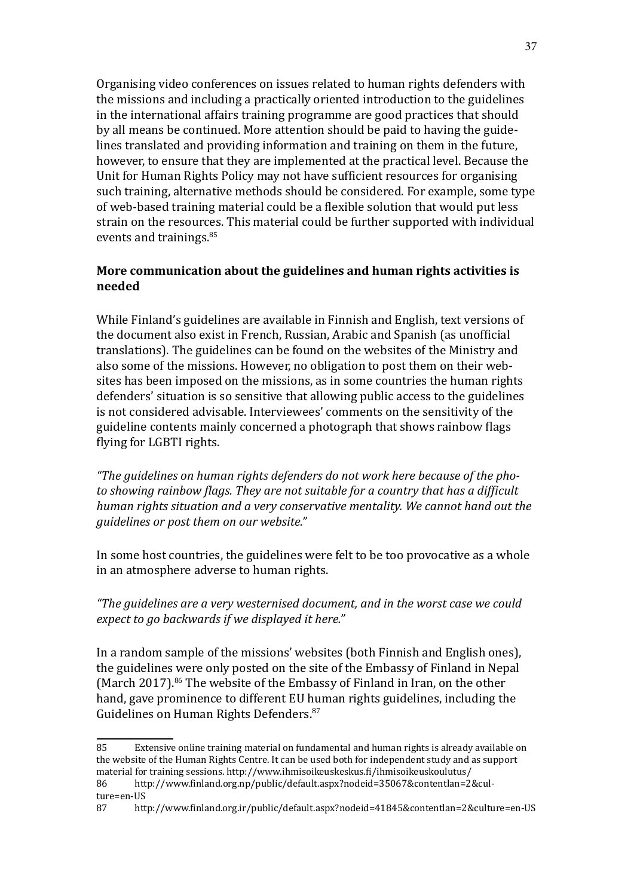Organising video conferences on issues related to human rights defenders with the missions and including a practically oriented introduction to the guidelines in the international affairs training programme are good practices that should by all means be continued. More attention should be paid to having the guidelines translated and providing information and training on them in the future, however, to ensure that they are implemented at the practical level. Because the Unit for Human Rights Policy may not have sufficient resources for organising such training, alternative methods should be considered. For example, some type of web-based training material could be a flexible solution that would put less strain on the resources. This material could be further supported with individual events and trainings.[85]

**More communication about the guidelines and human rights activities is needed**

While Finland's guidelines are available in Finnish and English, text versions of the document also exist in French, Russian, Arabic and Spanish (as unofficial translations). The guidelines can be found on the websites of the Ministry and also some of the missions. However, no obligation to post them on their websites has been imposed on the missions, as in some countries the human rights defenders' situation is so sensitive that allowing public access to the guidelines is not considered advisable. Interviewees' comments on the sensitivity of the guideline contents mainly concerned a photograph that shows rainbow flags flying for LGBTI rights.

*"The guidelines on human rights defenders do not work here because of the photo showing rainbow flags. They are not suitable for a country that has a difficult human rights situation and a very conservative mentality. We cannot hand out the guidelines or post them on our website."*

In some host countries, the guidelines were felt to be too provocative as a whole in an atmosphere adverse to human rights.

*"The guidelines are a very westernised document, and in the worst case we could expect to go backwards if we displayed it here."*

In a random sample of the missions' websites (both Finnish and English ones), the guidelines were only posted on the site of the Embassy of Finland in Nepal (March 2017).[86] The website of the Embassy of Finland in Iran, on the other hand, gave prominence to different EU human rights guidelines, including the Guidelines on Human Rights Defenders.[87]

---

85 Extensive online training material on fundamental and human rights is already available on the website of the Human Rights Centre. It can be used both for independent study and as support material for training sessions. http://www.ihmisoikeuskeskus.fi/ihmisoikeuskoulutus/

86 http://www.finland.org.np/public/default.aspx?nodeid=35067&contentlan=2&culture=en-US

87 http://www.finland.org.ir/public/default.aspx?nodeid=41845&contentlan=2&culture=en-US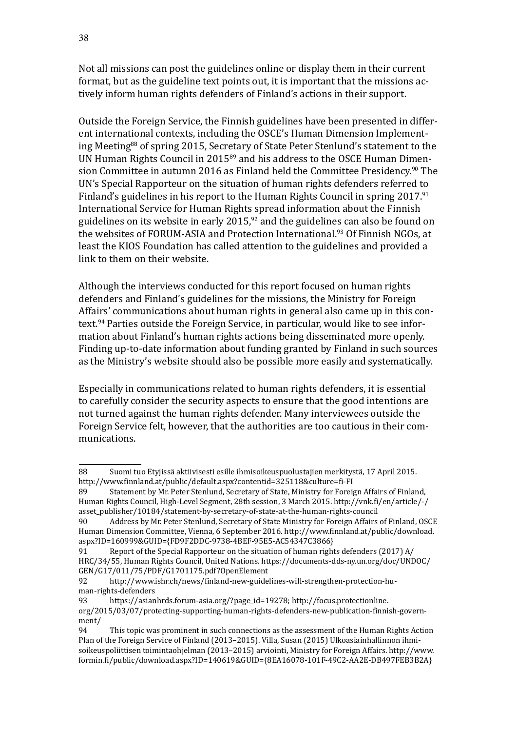Not all missions can post the guidelines online or display them in their current format, but as the guideline text points out, it is important that the missions actively inform human rights defenders of Finland's actions in their support.

Outside the Foreign Service, the Finnish guidelines have been presented in different international contexts, including the OSCE's Human Dimension Implementing Meeting[88] of spring 2015, Secretary of State Peter Stenlund's statement to the UN Human Rights Council in 2015[89] and his address to the OSCE Human Dimension Committee in autumn 2016 as Finland held the Committee Presidency.[90] The UN's Special Rapporteur on the situation of human rights defenders referred to Finland's guidelines in his report to the Human Rights Council in spring 2017.[91] International Service for Human Rights spread information about the Finnish guidelines on its website in early 2015,[92] and the guidelines can also be found on the websites of FORUM-ASIA and Protection International.[93] Of Finnish NGOs, at least the KIOS Foundation has called attention to the guidelines and provided a link to them on their website.

Although the interviews conducted for this report focused on human rights defenders and Finland's guidelines for the missions, the Ministry for Foreign Affairs' communications about human rights in general also came up in this context.[94] Parties outside the Foreign Service, in particular, would like to see information about Finland's human rights actions being disseminated more openly. Finding up-to-date information about funding granted by Finland in such sources as the Ministry's website should also be possible more easily and systematically.

Especially in communications related to human rights defenders, it is essential to carefully consider the security aspects to ensure that the good intentions are not turned against the human rights defender. Many interviewees outside the Foreign Service felt, however, that the authorities are too cautious in their communications.

---

88 Suomi tuo Etyjissä aktiivisesti esille ihmisoikeuspuolustajien merkitystä, 17 April 2015. http://www.finnland.at/public/default.aspx?contentid=325118&culture=fi-FI

89 Statement by Mr. Peter Stenlund, Secretary of State, Ministry for Foreign Affairs of Finland, Human Rights Council, High-Level Segment, 28th session, 3 March 2015. http://vnk.fi/en/article/-/asset_publisher/10184/statement-by-secretary-of-state-at-the-human-rights-council

90 Address by Mr. Peter Stenlund, Secretary of State Ministry for Foreign Affairs of Finland, OSCE Human Dimension Committee, Vienna, 6 September 2016. http://www.finnland.at/public/download.aspx?ID=160999&GUID={FD9F2DDC-9738-4BEF-95E5-AC54347C3866}

91 Report of the Special Rapporteur on the situation of human rights defenders (2017) A/HRC/34/55, Human Rights Council, United Nations. https://documents-dds-ny.un.org/doc/UNDOC/GEN/G17/011/75/PDF/G1701175.pdf?OpenElement

92 http://www.ishr.ch/news/finland-new-guidelines-will-strengthen-protection-human-rights-defenders

93 https://asianhrds.forum-asia.org/?page_id=19278; http://focus.protectionline.org/2015/03/07/protecting-supporting-human-rights-defenders-new-publication-finnish-government/

94 This topic was prominent in such connections as the assessment of the Human Rights Action Plan of the Foreign Service of Finland (2013–2015). Villa, Susan (2015) Ulkoasiainhallinnon ihmisoikeuspoliittisen toimintaohjelman (2013–2015) arviointi, Ministry for Foreign Affairs. http://www.formin.fi/public/download.aspx?ID=140619&GUID={8EA16078-101F-49C2-AA2E-DB497FEB3B2A}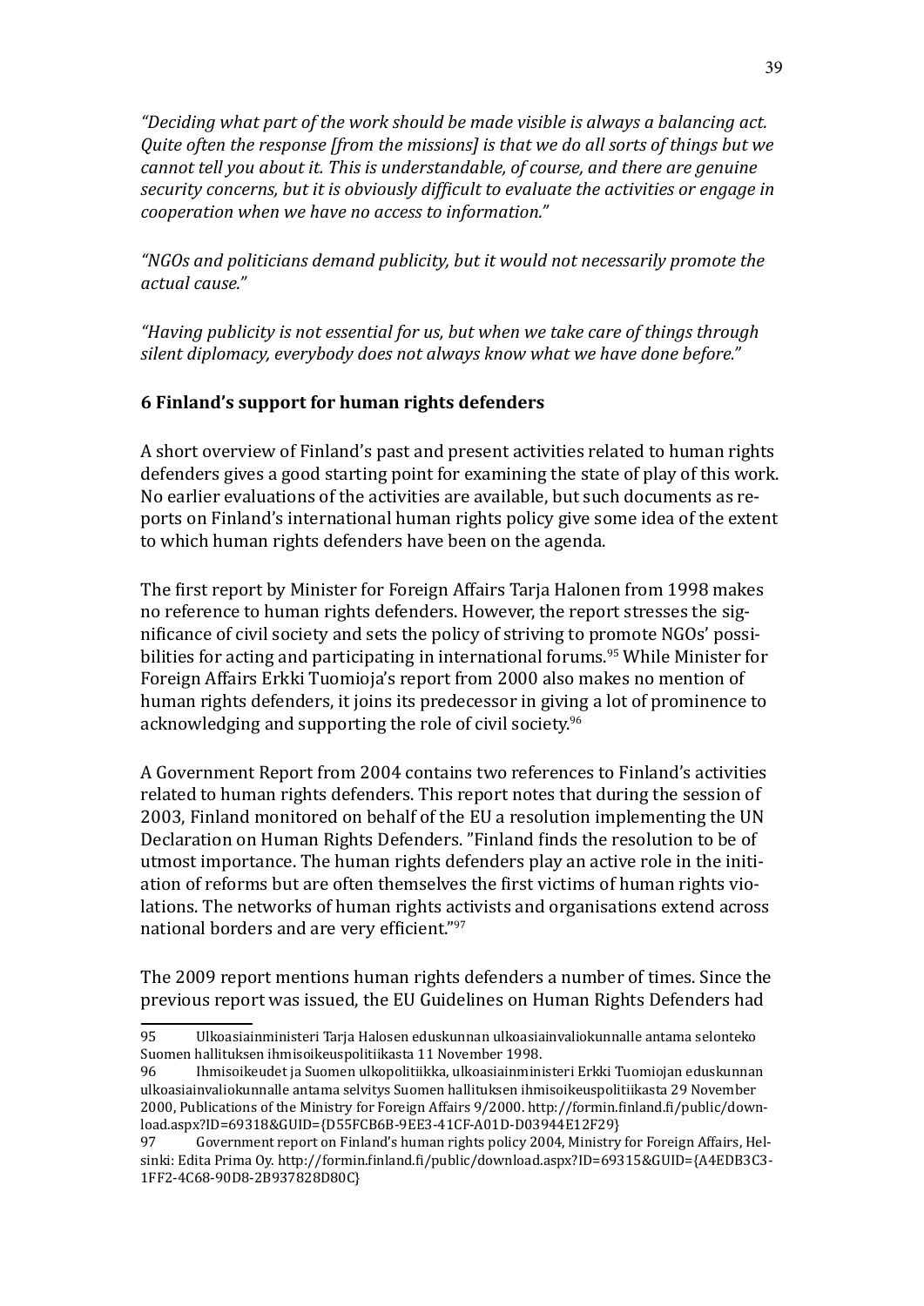*"Deciding what part of the work should be made visible is always a balancing act. Quite often the response [from the missions] is that we do all sorts of things but we cannot tell you about it. This is understandable, of course, and there are genuine security concerns, but it is obviously difficult to evaluate the activities or engage in cooperation when we have no access to information."*

*"NGOs and politicians demand publicity, but it would not necessarily promote the actual cause."*

*"Having publicity is not essential for us, but when we take care of things through silent diplomacy, everybody does not always know what we have done before."*

## 6 Finland's support for human rights defenders

A short overview of Finland's past and present activities related to human rights defenders gives a good starting point for examining the state of play of this work. No earlier evaluations of the activities are available, but such documents as reports on Finland's international human rights policy give some idea of the extent to which human rights defenders have been on the agenda.

The first report by Minister for Foreign Affairs Tarja Halonen from 1998 makes no reference to human rights defenders. However, the report stresses the significance of civil society and sets the policy of striving to promote NGOs' possibilities for acting and participating in international forums.[95] While Minister for Foreign Affairs Erkki Tuomioja's report from 2000 also makes no mention of human rights defenders, it joins its predecessor in giving a lot of prominence to acknowledging and supporting the role of civil society.[96]

A Government Report from 2004 contains two references to Finland's activities related to human rights defenders. This report notes that during the session of 2003, Finland monitored on behalf of the EU a resolution implementing the UN Declaration on Human Rights Defenders. "Finland finds the resolution to be of utmost importance. The human rights defenders play an active role in the initiation of reforms but are often themselves the first victims of human rights violations. The networks of human rights activists and organisations extend across national borders and are very efficient."[97]

The 2009 report mentions human rights defenders a number of times. Since the previous report was issued, the EU Guidelines on Human Rights Defenders had

---

95 Ulkoasiainministeri Tarja Halosen eduskunnan ulkoasiainvaliokunnalle antama selonteko Suomen hallituksen ihmisoikeuspolitiikasta 11 November 1998.

96 Ihmisoikeudet ja Suomen ulkopolitiikka, ulkoasiainministeri Erkki Tuomiojan eduskunnan ulkoasiainvaliokunnalle antama selvitys Suomen hallituksen ihmisoikeuspolitiikasta 29 November 2000, Publications of the Ministry for Foreign Affairs 9/2000. http://formin.finland.fi/public/download.aspx?ID=69318&GUID={D55FCB6B-9EE3-41CF-A01D-D03944E12F29}

97 Government report on Finland's human rights policy 2004, Ministry for Foreign Affairs, Helsinki: Edita Prima Oy. http://formin.finland.fi/public/download.aspx?ID=69315&GUID={A4EDB3C3-1FF2-4C68-90D8-2B937828D80C}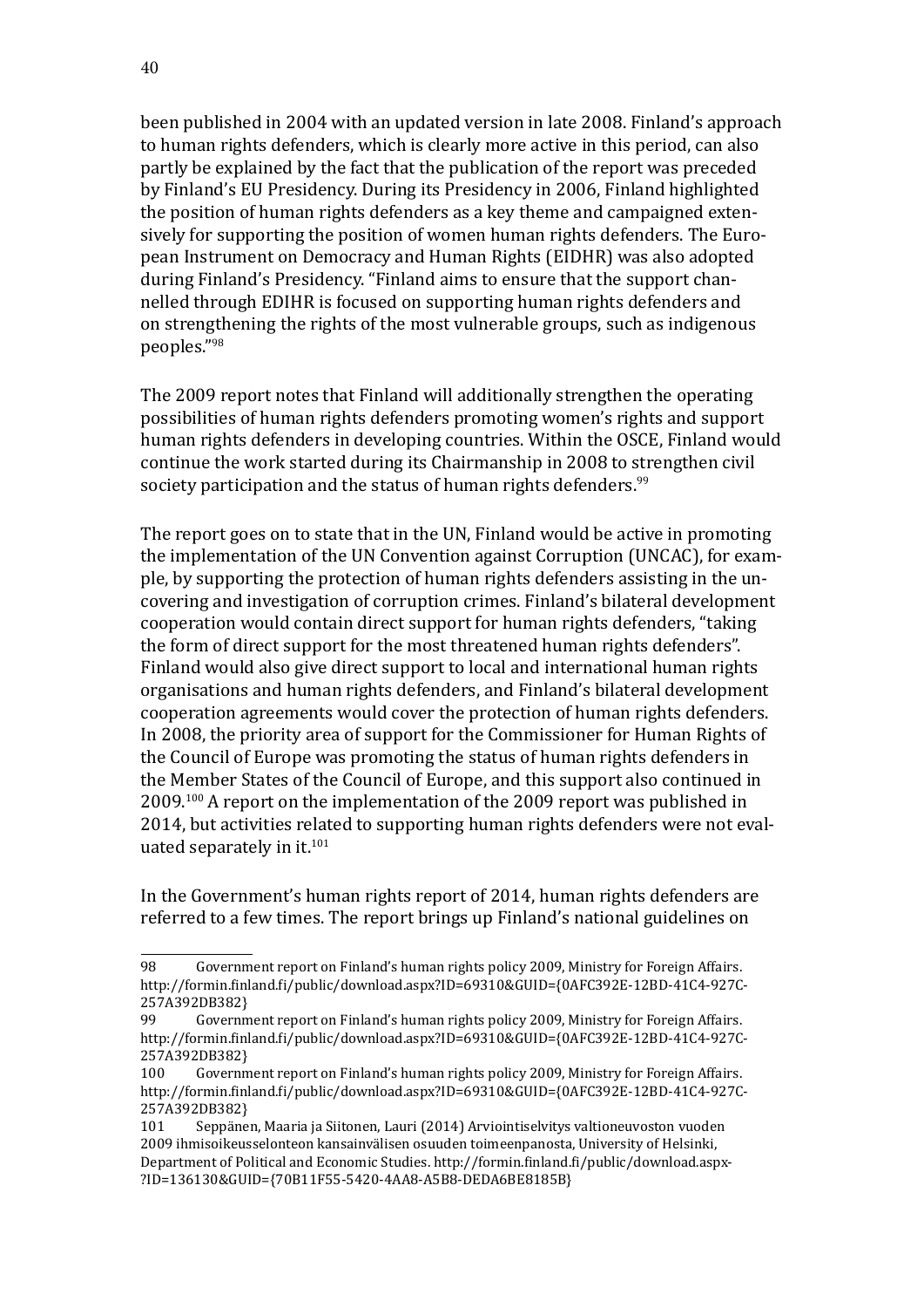been published in 2004 with an updated version in late 2008. Finland's approach to human rights defenders, which is clearly more active in this period, can also partly be explained by the fact that the publication of the report was preceded by Finland's EU Presidency. During its Presidency in 2006, Finland highlighted the position of human rights defenders as a key theme and campaigned extensively for supporting the position of women human rights defenders. The European Instrument on Democracy and Human Rights (EIDHR) was also adopted during Finland's Presidency. "Finland aims to ensure that the support channelled through EDIHR is focused on supporting human rights defenders and on strengthening the rights of the most vulnerable groups, such as indigenous peoples."[98]

The 2009 report notes that Finland will additionally strengthen the operating possibilities of human rights defenders promoting women's rights and support human rights defenders in developing countries. Within the OSCE, Finland would continue the work started during its Chairmanship in 2008 to strengthen civil society participation and the status of human rights defenders.[99]

The report goes on to state that in the UN, Finland would be active in promoting the implementation of the UN Convention against Corruption (UNCAC), for example, by supporting the protection of human rights defenders assisting in the uncovering and investigation of corruption crimes. Finland's bilateral development cooperation would contain direct support for human rights defenders, "taking the form of direct support for the most threatened human rights defenders". Finland would also give direct support to local and international human rights organisations and human rights defenders, and Finland's bilateral development cooperation agreements would cover the protection of human rights defenders. In 2008, the priority area of support for the Commissioner for Human Rights of the Council of Europe was promoting the status of human rights defenders in the Member States of the Council of Europe, and this support also continued in 2009.[100] A report on the implementation of the 2009 report was published in 2014, but activities related to supporting human rights defenders were not evaluated separately in it.[101]

In the Government's human rights report of 2014, human rights defenders are referred to a few times. The report brings up Finland's national guidelines on

---

98 Government report on Finland's human rights policy 2009, Ministry for Foreign Affairs. http://formin.finland.fi/public/download.aspx?ID=69310&GUID={0AFC392E-12BD-41C4-927C-257A392DB382}

99 Government report on Finland's human rights policy 2009, Ministry for Foreign Affairs. http://formin.finland.fi/public/download.aspx?ID=69310&GUID={0AFC392E-12BD-41C4-927C-257A392DB382}

100 Government report on Finland's human rights policy 2009, Ministry for Foreign Affairs. http://formin.finland.fi/public/download.aspx?ID=69310&GUID={0AFC392E-12BD-41C4-927C-257A392DB382}

101 Seppänen, Maaria ja Siitonen, Lauri (2014) Arviointiselvitys valtioneuvoston vuoden 2009 ihmisoikeusselonteon kansainvälisen osuuden toimeenpanosta, University of Helsinki, Department of Political and Economic Studies. http://formin.finland.fi/public/download.aspx?ID=136130&GUID={70B11F55-5420-4AA8-A5B8-DEDA6BE8185B}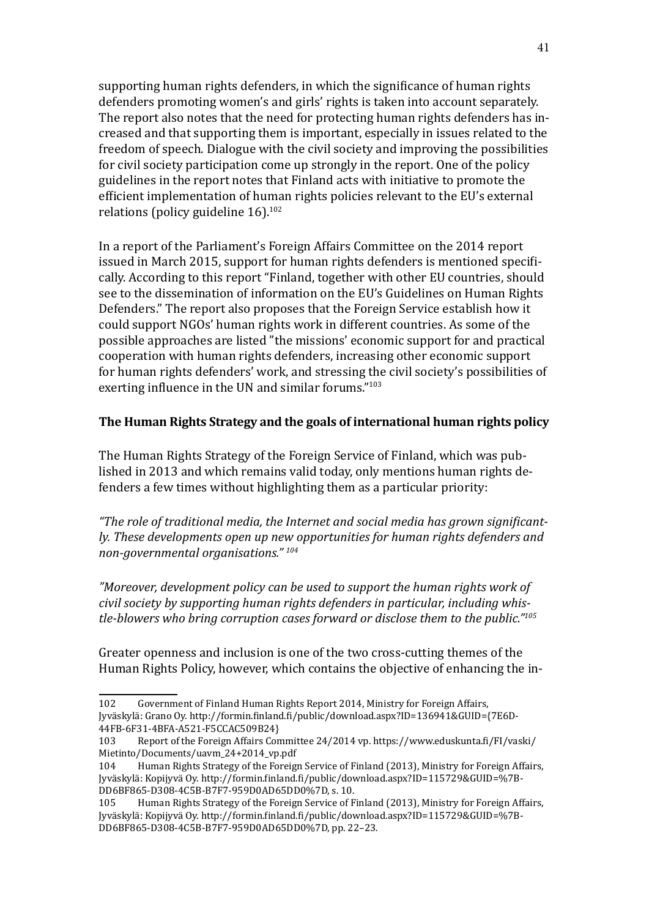supporting human rights defenders, in which the significance of human rights defenders promoting women's and girls' rights is taken into account separately. The report also notes that the need for protecting human rights defenders has increased and that supporting them is important, especially in issues related to the freedom of speech. Dialogue with the civil society and improving the possibilities for civil society participation come up strongly in the report. One of the policy guidelines in the report notes that Finland acts with initiative to promote the efficient implementation of human rights policies relevant to the EU's external relations (policy guideline 16).[102]

In a report of the Parliament's Foreign Affairs Committee on the 2014 report issued in March 2015, support for human rights defenders is mentioned specifically. According to this report "Finland, together with other EU countries, should see to the dissemination of information on the EU's Guidelines on Human Rights Defenders." The report also proposes that the Foreign Service establish how it could support NGOs' human rights work in different countries. As some of the possible approaches are listed "the missions' economic support for and practical cooperation with human rights defenders, increasing other economic support for human rights defenders' work, and stressing the civil society's possibilities of exerting influence in the UN and similar forums."[103]

**The Human Rights Strategy and the goals of international human rights policy**

The Human Rights Strategy of the Foreign Service of Finland, which was published in 2013 and which remains valid today, only mentions human rights defenders a few times without highlighting them as a particular priority:

*"The role of traditional media, the Internet and social media has grown significantly. These developments open up new opportunities for human rights defenders and non-governmental organisations."* [104]

*"Moreover, development policy can be used to support the human rights work of civil society by supporting human rights defenders in particular, including whistle-blowers who bring corruption cases forward or disclose them to the public."*[105]

Greater openness and inclusion is one of the two cross-cutting themes of the Human Rights Policy, however, which contains the objective of enhancing the in-

---

102 Government of Finland Human Rights Report 2014, Ministry for Foreign Affairs, Jyväskylä: Grano Oy. http://formin.finland.fi/public/download.aspx?ID=136941&GUID={7E6D-44FB-6F31-4BFA-A521-F5CCAC509B24}

103 Report of the Foreign Affairs Committee 24/2014 vp. https://www.eduskunta.fi/FI/vaski/Mietinto/Documents/uavm_24+2014_vp.pdf

104 Human Rights Strategy of the Foreign Service of Finland (2013), Ministry for Foreign Affairs, Jyväskylä: Kopijyvä Oy. http://formin.finland.fi/public/download.aspx?ID=115729&GUID=%7B-DD6BF865-D308-4C5B-B7F7-959D0AD65DD0%7D, s. 10.

105 Human Rights Strategy of the Foreign Service of Finland (2013), Ministry for Foreign Affairs, Jyväskylä: Kopijyvä Oy. http://formin.finland.fi/public/download.aspx?ID=115729&GUID=%7B-DD6BF865-D308-4C5B-B7F7-959D0AD65DD0%7D, pp. 22–23.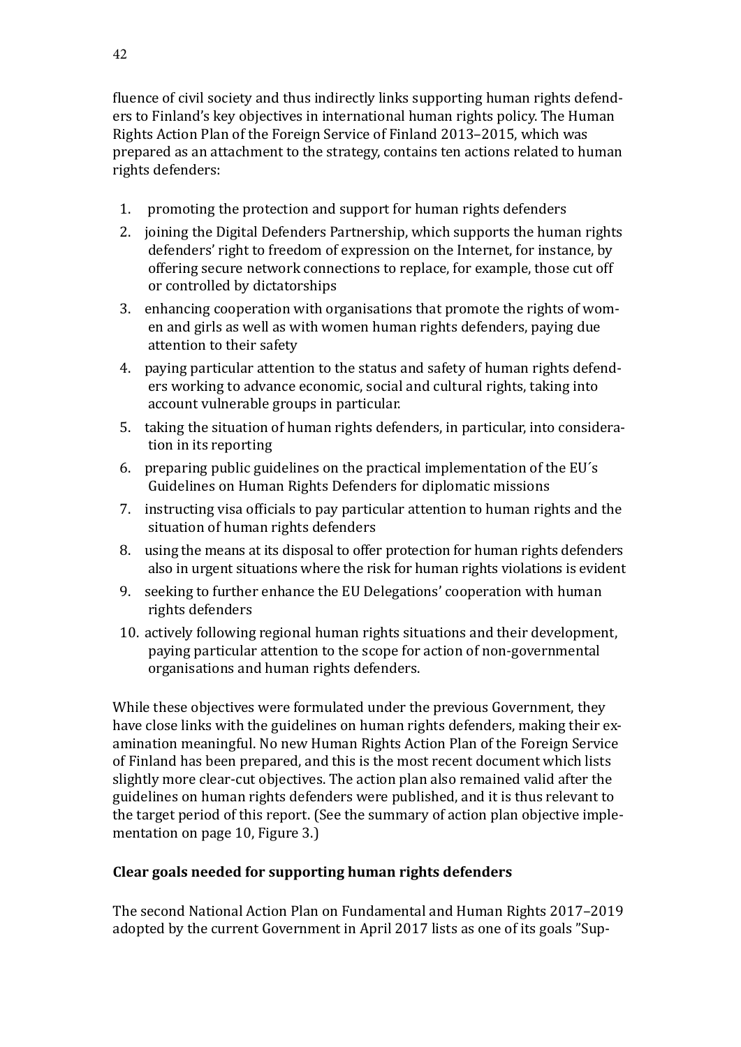fluence of civil society and thus indirectly links supporting human rights defenders to Finland's key objectives in international human rights policy. The Human Rights Action Plan of the Foreign Service of Finland 2013–2015, which was prepared as an attachment to the strategy, contains ten actions related to human rights defenders:

1. promoting the protection and support for human rights defenders
2. joining the Digital Defenders Partnership, which supports the human rights defenders' right to freedom of expression on the Internet, for instance, by offering secure network connections to replace, for example, those cut off or controlled by dictatorships
3. enhancing cooperation with organisations that promote the rights of women and girls as well as with women human rights defenders, paying due attention to their safety
4. paying particular attention to the status and safety of human rights defenders working to advance economic, social and cultural rights, taking into account vulnerable groups in particular.
5. taking the situation of human rights defenders, in particular, into consideration in its reporting
6. preparing public guidelines on the practical implementation of the EU´s Guidelines on Human Rights Defenders for diplomatic missions
7. instructing visa officials to pay particular attention to human rights and the situation of human rights defenders
8. using the means at its disposal to offer protection for human rights defenders also in urgent situations where the risk for human rights violations is evident
9. seeking to further enhance the EU Delegations' cooperation with human rights defenders
10. actively following regional human rights situations and their development, paying particular attention to the scope for action of non-governmental organisations and human rights defenders.

While these objectives were formulated under the previous Government, they have close links with the guidelines on human rights defenders, making their examination meaningful. No new Human Rights Action Plan of the Foreign Service of Finland has been prepared, and this is the most recent document which lists slightly more clear-cut objectives. The action plan also remained valid after the guidelines on human rights defenders were published, and it is thus relevant to the target period of this report. (See the summary of action plan objective implementation on page 10, Figure 3.)

**Clear goals needed for supporting human rights defenders**

The second National Action Plan on Fundamental and Human Rights 2017–2019 adopted by the current Government in April 2017 lists as one of its goals "Sup-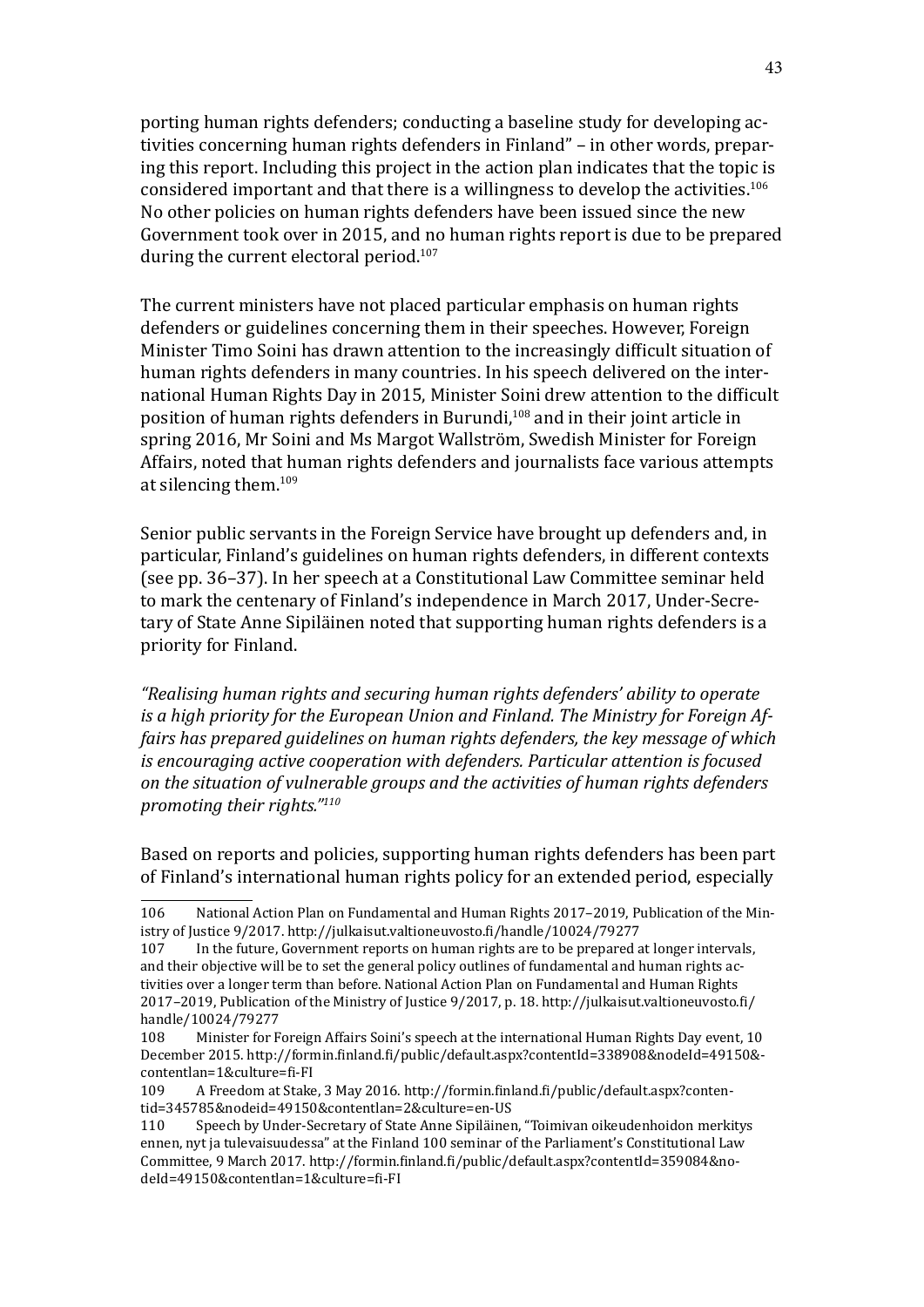porting human rights defenders; conducting a baseline study for developing activities concerning human rights defenders in Finland" – in other words, preparing this report. Including this project in the action plan indicates that the topic is considered important and that there is a willingness to develop the activities.[106] No other policies on human rights defenders have been issued since the new Government took over in 2015, and no human rights report is due to be prepared during the current electoral period.[107]

The current ministers have not placed particular emphasis on human rights defenders or guidelines concerning them in their speeches. However, Foreign Minister Timo Soini has drawn attention to the increasingly difficult situation of human rights defenders in many countries. In his speech delivered on the international Human Rights Day in 2015, Minister Soini drew attention to the difficult position of human rights defenders in Burundi,[108] and in their joint article in spring 2016, Mr Soini and Ms Margot Wallström, Swedish Minister for Foreign Affairs, noted that human rights defenders and journalists face various attempts at silencing them.[109]

Senior public servants in the Foreign Service have brought up defenders and, in particular, Finland's guidelines on human rights defenders, in different contexts (see pp. 36–37). In her speech at a Constitutional Law Committee seminar held to mark the centenary of Finland's independence in March 2017, Under-Secretary of State Anne Sipiläinen noted that supporting human rights defenders is a priority for Finland.

*"Realising human rights and securing human rights defenders' ability to operate is a high priority for the European Union and Finland. The Ministry for Foreign Affairs has prepared guidelines on human rights defenders, the key message of which is encouraging active cooperation with defenders. Particular attention is focused on the situation of vulnerable groups and the activities of human rights defenders promoting their rights."*[110]

Based on reports and policies, supporting human rights defenders has been part of Finland's international human rights policy for an extended period, especially

---

106 National Action Plan on Fundamental and Human Rights 2017–2019, Publication of the Ministry of Justice 9/2017. http://julkaisut.valtioneuvosto.fi/handle/10024/79277

107 In the future, Government reports on human rights are to be prepared at longer intervals, and their objective will be to set the general policy outlines of fundamental and human rights activities over a longer term than before. National Action Plan on Fundamental and Human Rights 2017–2019, Publication of the Ministry of Justice 9/2017, p. 18. http://julkaisut.valtioneuvosto.fi/handle/10024/79277

108 Minister for Foreign Affairs Soini's speech at the international Human Rights Day event, 10 December 2015. http://formin.finland.fi/public/default.aspx?contentId=338908&nodeId=49150&contentlan=1&culture=fi-FI

109 A Freedom at Stake, 3 May 2016. http://formin.finland.fi/public/default.aspx?contentid=345785&nodeid=49150&contentlan=2&culture=en-US

110 Speech by Under-Secretary of State Anne Sipiläinen, "Toimivan oikeudenhoidon merkitys ennen, nyt ja tulevaisuudessa" at the Finland 100 seminar of the Parliament's Constitutional Law Committee, 9 March 2017. http://formin.finland.fi/public/default.aspx?contentId=359084&nodeId=49150&contentlan=1&culture=fi-FI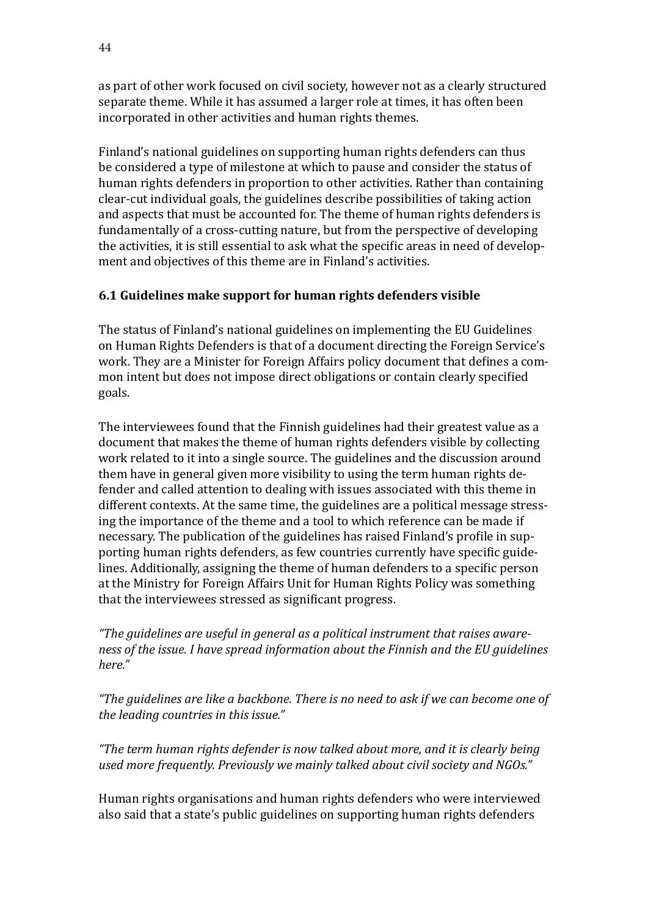as part of other work focused on civil society, however not as a clearly structured separate theme. While it has assumed a larger role at times, it has often been incorporated in other activities and human rights themes.

Finland's national guidelines on supporting human rights defenders can thus be considered a type of milestone at which to pause and consider the status of human rights defenders in proportion to other activities. Rather than containing clear-cut individual goals, the guidelines describe possibilities of taking action and aspects that must be accounted for. The theme of human rights defenders is fundamentally of a cross-cutting nature, but from the perspective of developing the activities, it is still essential to ask what the specific areas in need of development and objectives of this theme are in Finland's activities.

### 6.1 Guidelines make support for human rights defenders visible

The status of Finland's national guidelines on implementing the EU Guidelines on Human Rights Defenders is that of a document directing the Foreign Service's work. They are a Minister for Foreign Affairs policy document that defines a common intent but does not impose direct obligations or contain clearly specified goals.

The interviewees found that the Finnish guidelines had their greatest value as a document that makes the theme of human rights defenders visible by collecting work related to it into a single source. The guidelines and the discussion around them have in general given more visibility to using the term human rights defender and called attention to dealing with issues associated with this theme in different contexts. At the same time, the guidelines are a political message stressing the importance of the theme and a tool to which reference can be made if necessary. The publication of the guidelines has raised Finland's profile in supporting human rights defenders, as few countries currently have specific guidelines. Additionally, assigning the theme of human defenders to a specific person at the Ministry for Foreign Affairs Unit for Human Rights Policy was something that the interviewees stressed as significant progress.

*"The guidelines are useful in general as a political instrument that raises awareness of the issue. I have spread information about the Finnish and the EU guidelines here."*

*"The guidelines are like a backbone. There is no need to ask if we can become one of the leading countries in this issue."*

*"The term human rights defender is now talked about more, and it is clearly being used more frequently. Previously we mainly talked about civil society and NGOs."*

Human rights organisations and human rights defenders who were interviewed also said that a state's public guidelines on supporting human rights defenders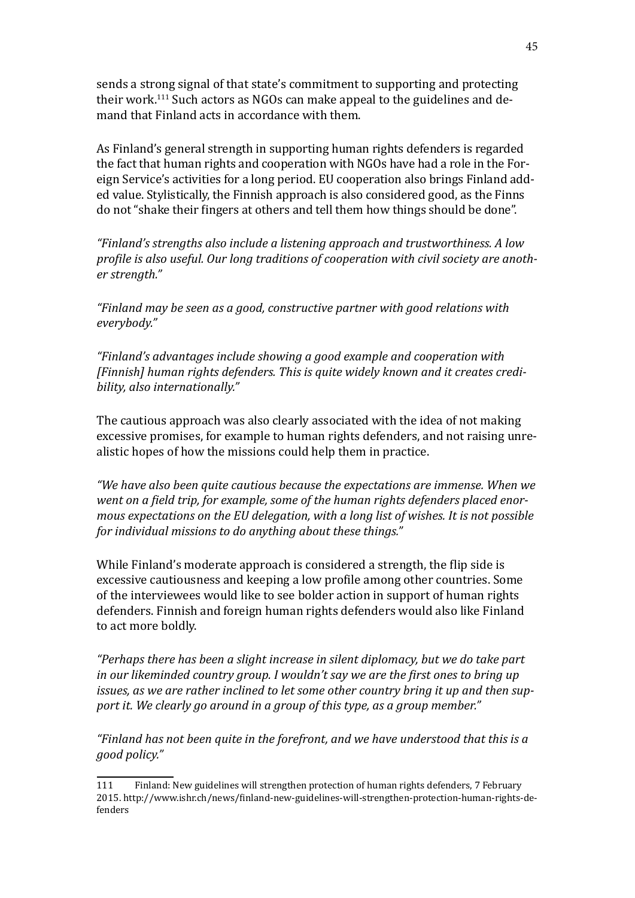sends a strong signal of that state's commitment to supporting and protecting their work.[111] Such actors as NGOs can make appeal to the guidelines and demand that Finland acts in accordance with them.

As Finland's general strength in supporting human rights defenders is regarded the fact that human rights and cooperation with NGOs have had a role in the Foreign Service's activities for a long period. EU cooperation also brings Finland added value. Stylistically, the Finnish approach is also considered good, as the Finns do not "shake their fingers at others and tell them how things should be done".

*"Finland's strengths also include a listening approach and trustworthiness. A low profile is also useful. Our long traditions of cooperation with civil society are another strength."*

*"Finland may be seen as a good, constructive partner with good relations with everybody."*

*"Finland's advantages include showing a good example and cooperation with [Finnish] human rights defenders. This is quite widely known and it creates credibility, also internationally."*

The cautious approach was also clearly associated with the idea of not making excessive promises, for example to human rights defenders, and not raising unrealistic hopes of how the missions could help them in practice.

*"We have also been quite cautious because the expectations are immense. When we went on a field trip, for example, some of the human rights defenders placed enormous expectations on the EU delegation, with a long list of wishes. It is not possible for individual missions to do anything about these things."*

While Finland's moderate approach is considered a strength, the flip side is excessive cautiousness and keeping a low profile among other countries. Some of the interviewees would like to see bolder action in support of human rights defenders. Finnish and foreign human rights defenders would also like Finland to act more boldly.

*"Perhaps there has been a slight increase in silent diplomacy, but we do take part in our likeminded country group. I wouldn't say we are the first ones to bring up issues, as we are rather inclined to let some other country bring it up and then support it. We clearly go around in a group of this type, as a group member."*

*"Finland has not been quite in the forefront, and we have understood that this is a good policy."*

---

111 Finland: New guidelines will strengthen protection of human rights defenders, 7 February 2015. http://www.ishr.ch/news/finland-new-guidelines-will-strengthen-protection-human-rights-defenders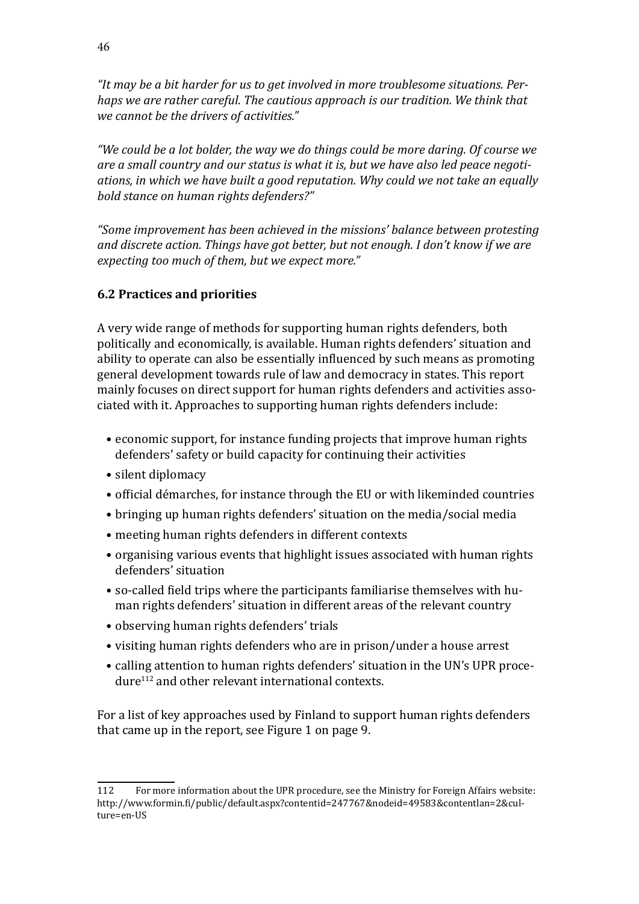*"It may be a bit harder for us to get involved in more troublesome situations. Perhaps we are rather careful. The cautious approach is our tradition. We think that we cannot be the drivers of activities."*

*"We could be a lot bolder, the way we do things could be more daring. Of course we are a small country and our status is what it is, but we have also led peace negotiations, in which we have built a good reputation. Why could we not take an equally bold stance on human rights defenders?"*

*"Some improvement has been achieved in the missions' balance between protesting and discrete action. Things have got better, but not enough. I don't know if we are expecting too much of them, but we expect more."*

### 6.2 Practices and priorities

A very wide range of methods for supporting human rights defenders, both politically and economically, is available. Human rights defenders' situation and ability to operate can also be essentially influenced by such means as promoting general development towards rule of law and democracy in states. This report mainly focuses on direct support for human rights defenders and activities associated with it. Approaches to supporting human rights defenders include:

- economic support, for instance funding projects that improve human rights defenders' safety or build capacity for continuing their activities
- silent diplomacy
- official démarches, for instance through the EU or with likeminded countries
- bringing up human rights defenders' situation on the media/social media
- meeting human rights defenders in different contexts
- organising various events that highlight issues associated with human rights defenders' situation
- so-called field trips where the participants familiarise themselves with human rights defenders' situation in different areas of the relevant country
- observing human rights defenders' trials
- visiting human rights defenders who are in prison/under a house arrest
- calling attention to human rights defenders' situation in the UN's UPR procedure[112] and other relevant international contexts.

For a list of key approaches used by Finland to support human rights defenders that came up in the report, see Figure 1 on page 9.

---

112 For more information about the UPR procedure, see the Ministry for Foreign Affairs website: http://www.formin.fi/public/default.aspx?contentid=247767&nodeid=49583&contentlan=2&culture=en-US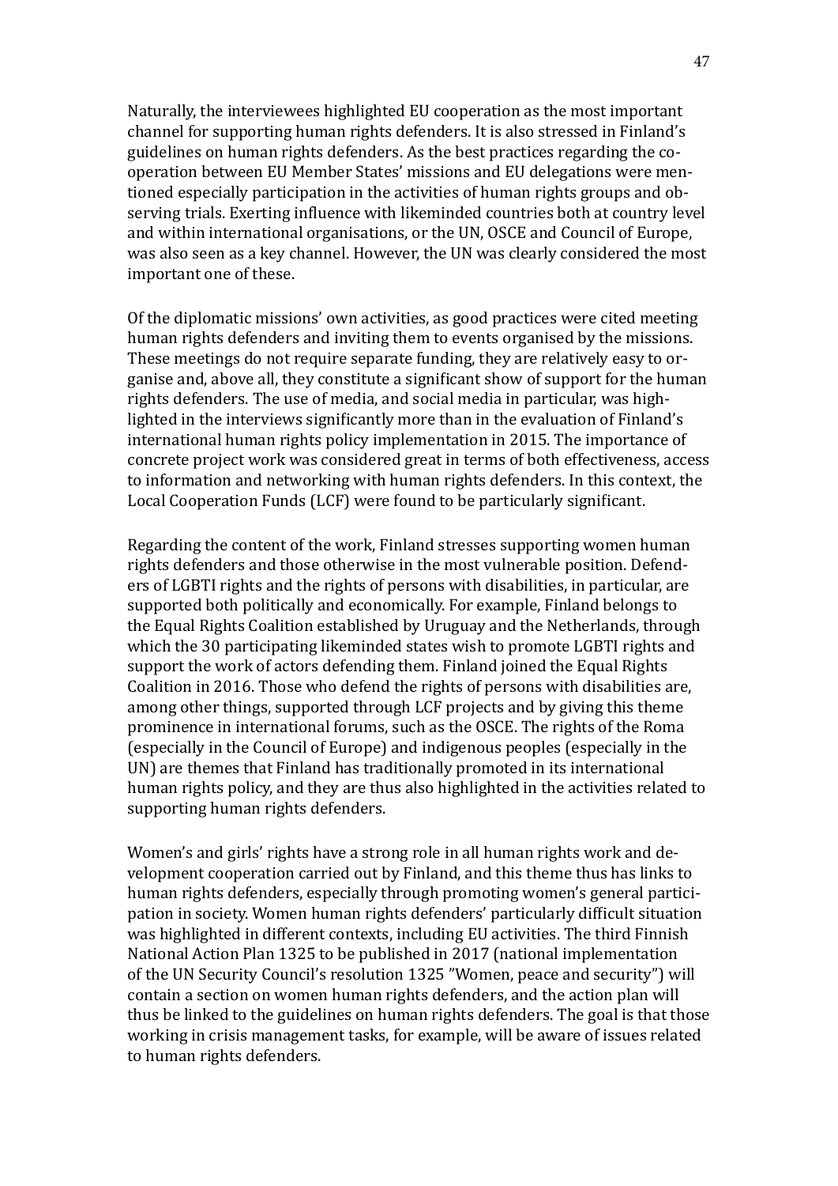Naturally, the interviewees highlighted EU cooperation as the most important channel for supporting human rights defenders. It is also stressed in Finland's guidelines on human rights defenders. As the best practices regarding the cooperation between EU Member States' missions and EU delegations were mentioned especially participation in the activities of human rights groups and observing trials. Exerting influence with likeminded countries both at country level and within international organisations, or the UN, OSCE and Council of Europe, was also seen as a key channel. However, the UN was clearly considered the most important one of these.

Of the diplomatic missions' own activities, as good practices were cited meeting human rights defenders and inviting them to events organised by the missions. These meetings do not require separate funding, they are relatively easy to organise and, above all, they constitute a significant show of support for the human rights defenders. The use of media, and social media in particular, was highlighted in the interviews significantly more than in the evaluation of Finland's international human rights policy implementation in 2015. The importance of concrete project work was considered great in terms of both effectiveness, access to information and networking with human rights defenders. In this context, the Local Cooperation Funds (LCF) were found to be particularly significant.

Regarding the content of the work, Finland stresses supporting women human rights defenders and those otherwise in the most vulnerable position. Defenders of LGBTI rights and the rights of persons with disabilities, in particular, are supported both politically and economically. For example, Finland belongs to the Equal Rights Coalition established by Uruguay and the Netherlands, through which the 30 participating likeminded states wish to promote LGBTI rights and support the work of actors defending them. Finland joined the Equal Rights Coalition in 2016. Those who defend the rights of persons with disabilities are, among other things, supported through LCF projects and by giving this theme prominence in international forums, such as the OSCE. The rights of the Roma (especially in the Council of Europe) and indigenous peoples (especially in the UN) are themes that Finland has traditionally promoted in its international human rights policy, and they are thus also highlighted in the activities related to supporting human rights defenders.

Women's and girls' rights have a strong role in all human rights work and development cooperation carried out by Finland, and this theme thus has links to human rights defenders, especially through promoting women's general participation in society. Women human rights defenders' particularly difficult situation was highlighted in different contexts, including EU activities. The third Finnish National Action Plan 1325 to be published in 2017 (national implementation of the UN Security Council's resolution 1325 "Women, peace and security") will contain a section on women human rights defenders, and the action plan will thus be linked to the guidelines on human rights defenders. The goal is that those working in crisis management tasks, for example, will be aware of issues related to human rights defenders.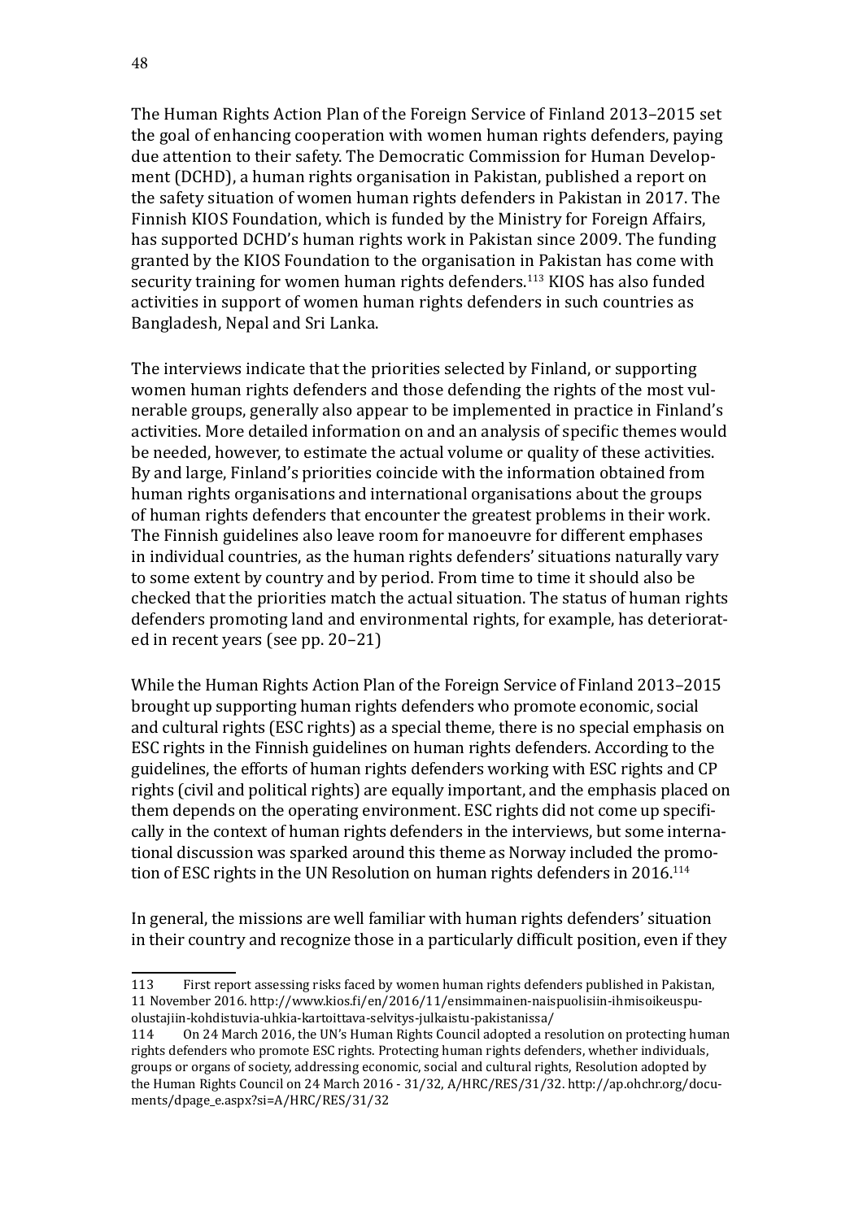The Human Rights Action Plan of the Foreign Service of Finland 2013–2015 set the goal of enhancing cooperation with women human rights defenders, paying due attention to their safety. The Democratic Commission for Human Development (DCHD), a human rights organisation in Pakistan, published a report on the safety situation of women human rights defenders in Pakistan in 2017. The Finnish KIOS Foundation, which is funded by the Ministry for Foreign Affairs, has supported DCHD's human rights work in Pakistan since 2009. The funding granted by the KIOS Foundation to the organisation in Pakistan has come with security training for women human rights defenders.[113] KIOS has also funded activities in support of women human rights defenders in such countries as Bangladesh, Nepal and Sri Lanka.

The interviews indicate that the priorities selected by Finland, or supporting women human rights defenders and those defending the rights of the most vulnerable groups, generally also appear to be implemented in practice in Finland's activities. More detailed information on and an analysis of specific themes would be needed, however, to estimate the actual volume or quality of these activities. By and large, Finland's priorities coincide with the information obtained from human rights organisations and international organisations about the groups of human rights defenders that encounter the greatest problems in their work. The Finnish guidelines also leave room for manoeuvre for different emphases in individual countries, as the human rights defenders' situations naturally vary to some extent by country and by period. From time to time it should also be checked that the priorities match the actual situation. The status of human rights defenders promoting land and environmental rights, for example, has deteriorated in recent years (see pp. 20–21)

While the Human Rights Action Plan of the Foreign Service of Finland 2013–2015 brought up supporting human rights defenders who promote economic, social and cultural rights (ESC rights) as a special theme, there is no special emphasis on ESC rights in the Finnish guidelines on human rights defenders. According to the guidelines, the efforts of human rights defenders working with ESC rights and CP rights (civil and political rights) are equally important, and the emphasis placed on them depends on the operating environment. ESC rights did not come up specifically in the context of human rights defenders in the interviews, but some international discussion was sparked around this theme as Norway included the promotion of ESC rights in the UN Resolution on human rights defenders in 2016.[114]

In general, the missions are well familiar with human rights defenders' situation in their country and recognize those in a particularly difficult position, even if they

---

113 First report assessing risks faced by women human rights defenders published in Pakistan, 11 November 2016. http://www.kios.fi/en/2016/11/ensimmainen-naispuolisiin-ihmisoikeuspuolustajiin-kohdistuvia-uhkia-kartoittava-selvitys-julkaistu-pakistanissa/

114 On 24 March 2016, the UN's Human Rights Council adopted a resolution on protecting human rights defenders who promote ESC rights. Protecting human rights defenders, whether individuals, groups or organs of society, addressing economic, social and cultural rights, Resolution adopted by the Human Rights Council on 24 March 2016 - 31/32, A/HRC/RES/31/32. http://ap.ohchr.org/documents/dpage_e.aspx?si=A/HRC/RES/31/32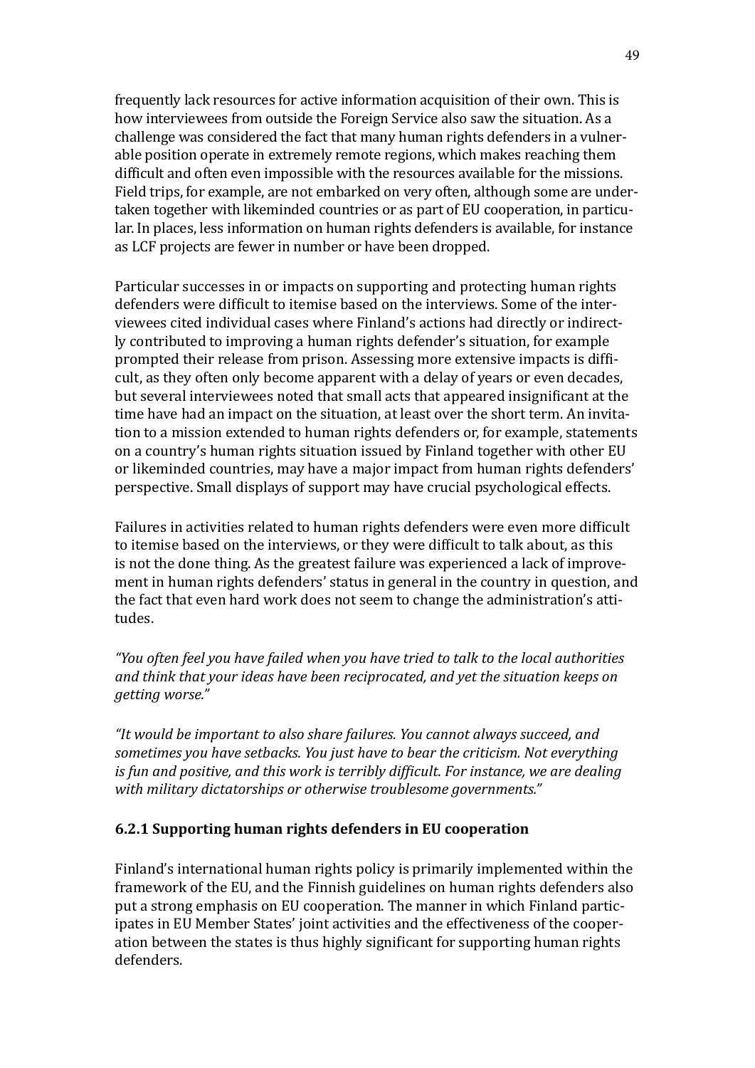frequently lack resources for active information acquisition of their own. This is how interviewees from outside the Foreign Service also saw the situation. As a challenge was considered the fact that many human rights defenders in a vulnerable position operate in extremely remote regions, which makes reaching them difficult and often even impossible with the resources available for the missions. Field trips, for example, are not embarked on very often, although some are undertaken together with likeminded countries or as part of EU cooperation, in particular. In places, less information on human rights defenders is available, for instance as LCF projects are fewer in number or have been dropped.

Particular successes in or impacts on supporting and protecting human rights defenders were difficult to itemise based on the interviews. Some of the interviewees cited individual cases where Finland's actions had directly or indirectly contributed to improving a human rights defender's situation, for example prompted their release from prison. Assessing more extensive impacts is difficult, as they often only become apparent with a delay of years or even decades, but several interviewees noted that small acts that appeared insignificant at the time have had an impact on the situation, at least over the short term. An invitation to a mission extended to human rights defenders or, for example, statements on a country's human rights situation issued by Finland together with other EU or likeminded countries, may have a major impact from human rights defenders' perspective. Small displays of support may have crucial psychological effects.

Failures in activities related to human rights defenders were even more difficult to itemise based on the interviews, or they were difficult to talk about, as this is not the done thing. As the greatest failure was experienced a lack of improvement in human rights defenders' status in general in the country in question, and the fact that even hard work does not seem to change the administration's attitudes.

*"You often feel you have failed when you have tried to talk to the local authorities and think that your ideas have been reciprocated, and yet the situation keeps on getting worse."*

*"It would be important to also share failures. You cannot always succeed, and sometimes you have setbacks. You just have to bear the criticism. Not everything is fun and positive, and this work is terribly difficult. For instance, we are dealing with military dictatorships or otherwise troublesome governments."*

### 6.2.1 Supporting human rights defenders in EU cooperation

Finland's international human rights policy is primarily implemented within the framework of the EU, and the Finnish guidelines on human rights defenders also put a strong emphasis on EU cooperation. The manner in which Finland participates in EU Member States' joint activities and the effectiveness of the cooperation between the states is thus highly significant for supporting human rights defenders.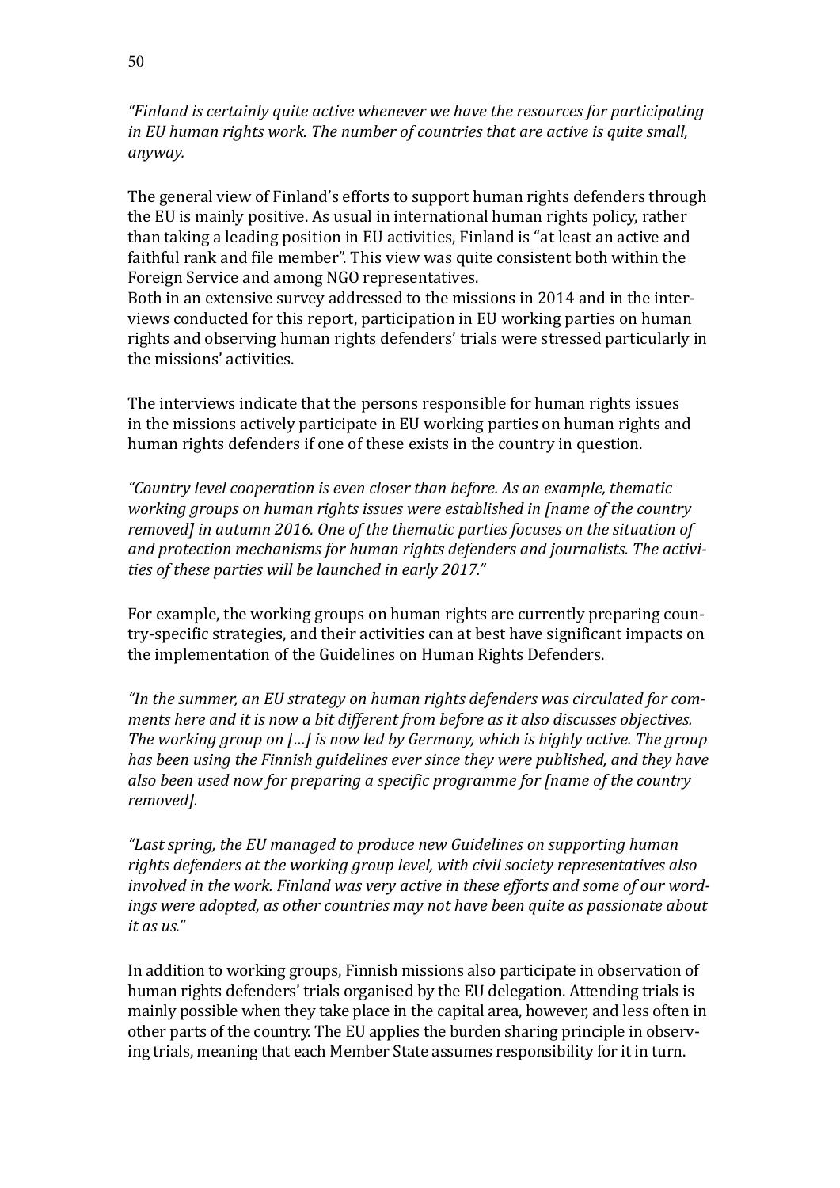*"Finland is certainly quite active whenever we have the resources for participating in EU human rights work. The number of countries that are active is quite small, anyway.*

The general view of Finland's efforts to support human rights defenders through the EU is mainly positive. As usual in international human rights policy, rather than taking a leading position in EU activities, Finland is "at least an active and faithful rank and file member". This view was quite consistent both within the Foreign Service and among NGO representatives.
Both in an extensive survey addressed to the missions in 2014 and in the interviews conducted for this report, participation in EU working parties on human rights and observing human rights defenders' trials were stressed particularly in the missions' activities.

The interviews indicate that the persons responsible for human rights issues in the missions actively participate in EU working parties on human rights and human rights defenders if one of these exists in the country in question.

*"Country level cooperation is even closer than before. As an example, thematic working groups on human rights issues were established in [name of the country removed] in autumn 2016. One of the thematic parties focuses on the situation of and protection mechanisms for human rights defenders and journalists. The activities of these parties will be launched in early 2017."*

For example, the working groups on human rights are currently preparing country-specific strategies, and their activities can at best have significant impacts on the implementation of the Guidelines on Human Rights Defenders.

*"In the summer, an EU strategy on human rights defenders was circulated for comments here and it is now a bit different from before as it also discusses objectives. The working group on […] is now led by Germany, which is highly active. The group has been using the Finnish guidelines ever since they were published, and they have also been used now for preparing a specific programme for [name of the country removed].*

*"Last spring, the EU managed to produce new Guidelines on supporting human rights defenders at the working group level, with civil society representatives also involved in the work. Finland was very active in these efforts and some of our wordings were adopted, as other countries may not have been quite as passionate about it as us."*

In addition to working groups, Finnish missions also participate in observation of human rights defenders' trials organised by the EU delegation. Attending trials is mainly possible when they take place in the capital area, however, and less often in other parts of the country. The EU applies the burden sharing principle in observing trials, meaning that each Member State assumes responsibility for it in turn.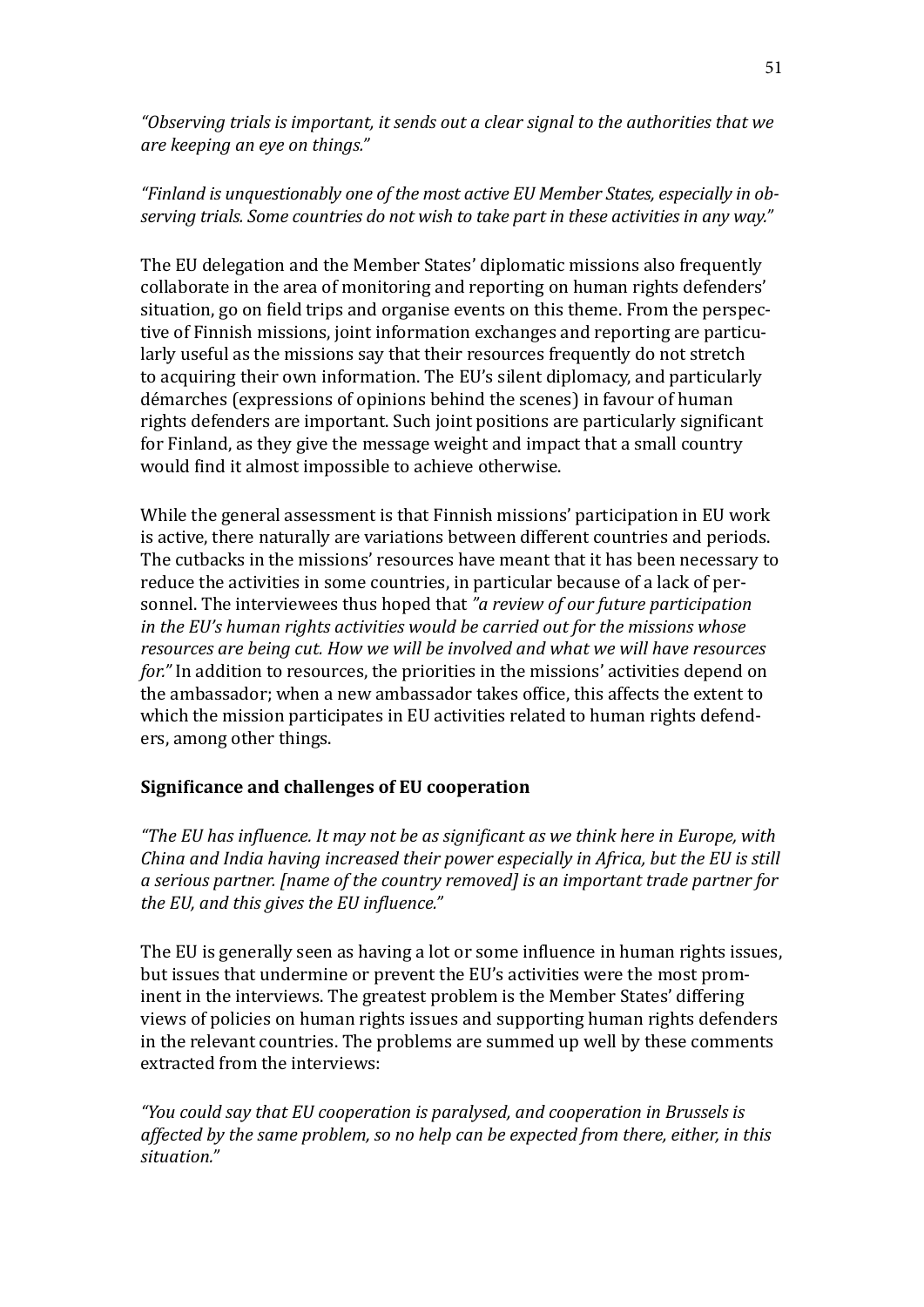*"Observing trials is important, it sends out a clear signal to the authorities that we are keeping an eye on things."*

*"Finland is unquestionably one of the most active EU Member States, especially in observing trials. Some countries do not wish to take part in these activities in any way."*

The EU delegation and the Member States' diplomatic missions also frequently collaborate in the area of monitoring and reporting on human rights defenders' situation, go on field trips and organise events on this theme. From the perspective of Finnish missions, joint information exchanges and reporting are particularly useful as the missions say that their resources frequently do not stretch to acquiring their own information. The EU's silent diplomacy, and particularly démarches (expressions of opinions behind the scenes) in favour of human rights defenders are important. Such joint positions are particularly significant for Finland, as they give the message weight and impact that a small country would find it almost impossible to achieve otherwise.

While the general assessment is that Finnish missions' participation in EU work is active, there naturally are variations between different countries and periods. The cutbacks in the missions' resources have meant that it has been necessary to reduce the activities in some countries, in particular because of a lack of personnel. The interviewees thus hoped that *"a review of our future participation in the EU's human rights activities would be carried out for the missions whose resources are being cut. How we will be involved and what we will have resources for."* In addition to resources, the priorities in the missions' activities depend on the ambassador; when a new ambassador takes office, this affects the extent to which the mission participates in EU activities related to human rights defenders, among other things.

## Significance and challenges of EU cooperation

*"The EU has influence. It may not be as significant as we think here in Europe, with China and India having increased their power especially in Africa, but the EU is still a serious partner. [name of the country removed] is an important trade partner for the EU, and this gives the EU influence."*

The EU is generally seen as having a lot or some influence in human rights issues, but issues that undermine or prevent the EU's activities were the most prominent in the interviews. The greatest problem is the Member States' differing views of policies on human rights issues and supporting human rights defenders in the relevant countries. The problems are summed up well by these comments extracted from the interviews:

*"You could say that EU cooperation is paralysed, and cooperation in Brussels is affected by the same problem, so no help can be expected from there, either, in this situation."*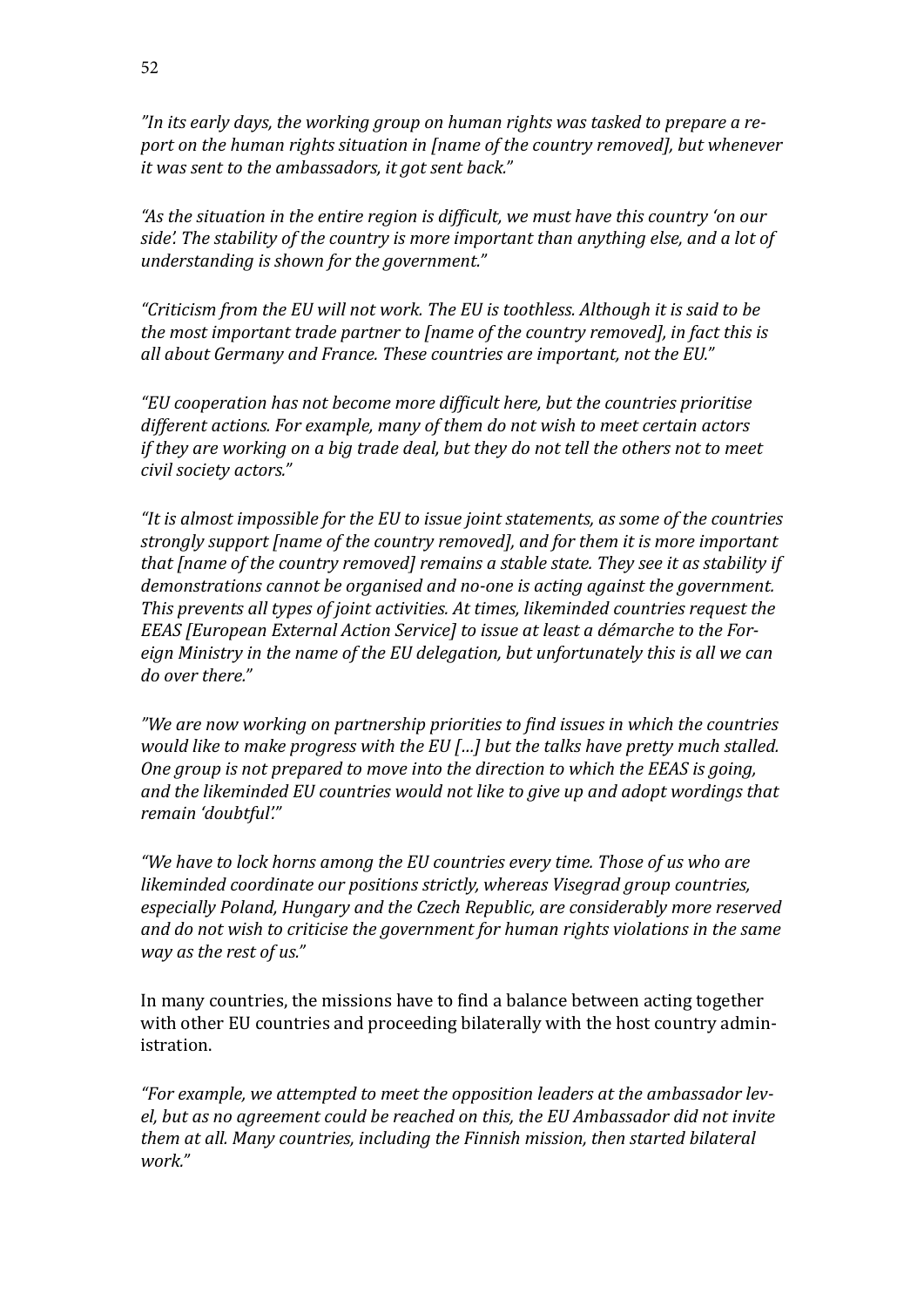*"In its early days, the working group on human rights was tasked to prepare a report on the human rights situation in [name of the country removed], but whenever it was sent to the ambassadors, it got sent back."*

*"As the situation in the entire region is difficult, we must have this country 'on our side'. The stability of the country is more important than anything else, and a lot of understanding is shown for the government."*

*"Criticism from the EU will not work. The EU is toothless. Although it is said to be the most important trade partner to [name of the country removed], in fact this is all about Germany and France. These countries are important, not the EU."*

*"EU cooperation has not become more difficult here, but the countries prioritise different actions. For example, many of them do not wish to meet certain actors if they are working on a big trade deal, but they do not tell the others not to meet civil society actors."*

*"It is almost impossible for the EU to issue joint statements, as some of the countries strongly support [name of the country removed], and for them it is more important that [name of the country removed] remains a stable state. They see it as stability if demonstrations cannot be organised and no-one is acting against the government. This prevents all types of joint activities. At times, likeminded countries request the EEAS [European External Action Service] to issue at least a démarche to the Foreign Ministry in the name of the EU delegation, but unfortunately this is all we can do over there."*

*"We are now working on partnership priorities to find issues in which the countries would like to make progress with the EU […] but the talks have pretty much stalled. One group is not prepared to move into the direction to which the EEAS is going, and the likeminded EU countries would not like to give up and adopt wordings that remain 'doubtful'."*

*"We have to lock horns among the EU countries every time. Those of us who are likeminded coordinate our positions strictly, whereas Visegrad group countries, especially Poland, Hungary and the Czech Republic, are considerably more reserved and do not wish to criticise the government for human rights violations in the same way as the rest of us."*

In many countries, the missions have to find a balance between acting together with other EU countries and proceeding bilaterally with the host country administration.

*"For example, we attempted to meet the opposition leaders at the ambassador level, but as no agreement could be reached on this, the EU Ambassador did not invite them at all. Many countries, including the Finnish mission, then started bilateral work."*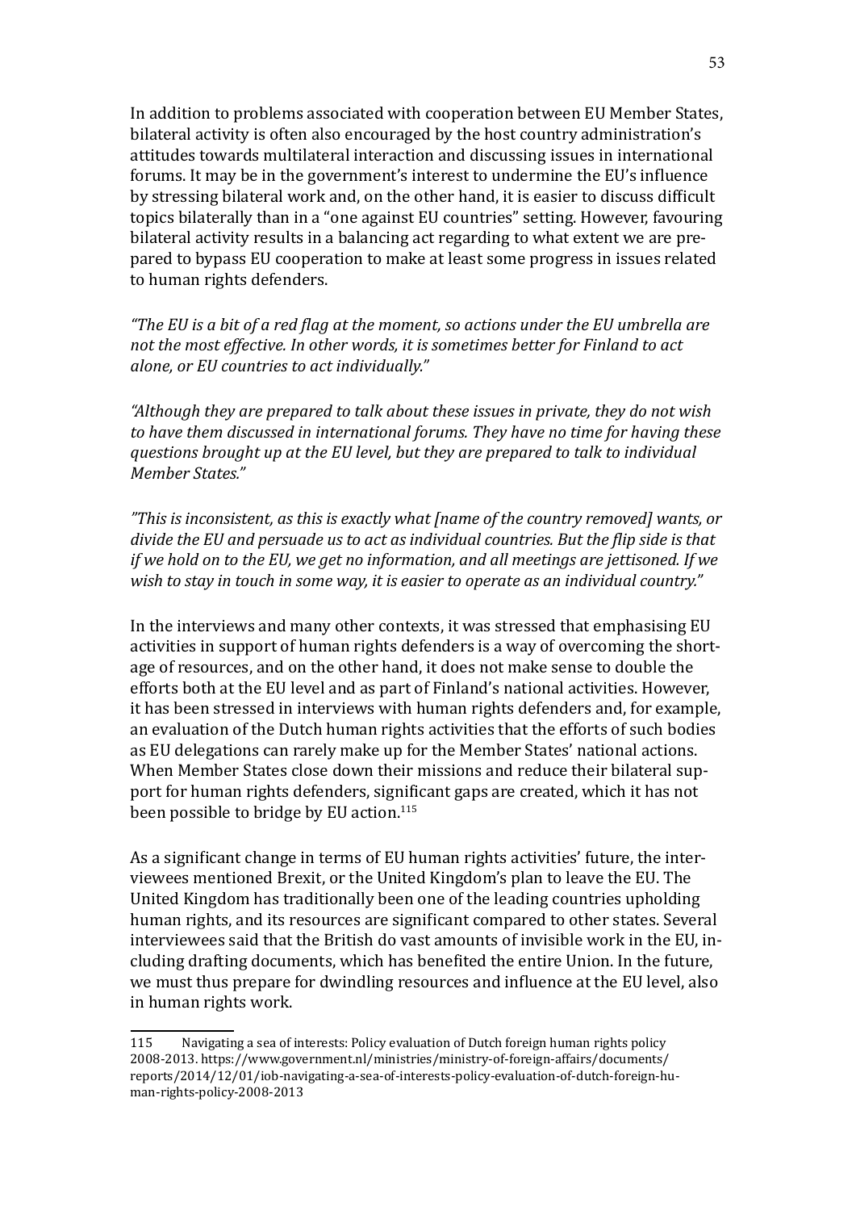In addition to problems associated with cooperation between EU Member States, bilateral activity is often also encouraged by the host country administration's attitudes towards multilateral interaction and discussing issues in international forums. It may be in the government's interest to undermine the EU's influence by stressing bilateral work and, on the other hand, it is easier to discuss difficult topics bilaterally than in a "one against EU countries" setting. However, favouring bilateral activity results in a balancing act regarding to what extent we are prepared to bypass EU cooperation to make at least some progress in issues related to human rights defenders.

*"The EU is a bit of a red flag at the moment, so actions under the EU umbrella are not the most effective. In other words, it is sometimes better for Finland to act alone, or EU countries to act individually."*

*"Although they are prepared to talk about these issues in private, they do not wish to have them discussed in international forums. They have no time for having these questions brought up at the EU level, but they are prepared to talk to individual Member States."*

*"This is inconsistent, as this is exactly what [name of the country removed] wants, or divide the EU and persuade us to act as individual countries. But the flip side is that if we hold on to the EU, we get no information, and all meetings are jettisoned. If we wish to stay in touch in some way, it is easier to operate as an individual country."*

In the interviews and many other contexts, it was stressed that emphasising EU activities in support of human rights defenders is a way of overcoming the shortage of resources, and on the other hand, it does not make sense to double the efforts both at the EU level and as part of Finland's national activities. However, it has been stressed in interviews with human rights defenders and, for example, an evaluation of the Dutch human rights activities that the efforts of such bodies as EU delegations can rarely make up for the Member States' national actions. When Member States close down their missions and reduce their bilateral support for human rights defenders, significant gaps are created, which it has not been possible to bridge by EU action.[115]

As a significant change in terms of EU human rights activities' future, the interviewees mentioned Brexit, or the United Kingdom's plan to leave the EU. The United Kingdom has traditionally been one of the leading countries upholding human rights, and its resources are significant compared to other states. Several interviewees said that the British do vast amounts of invisible work in the EU, including drafting documents, which has benefited the entire Union. In the future, we must thus prepare for dwindling resources and influence at the EU level, also in human rights work.

---

115 Navigating a sea of interests: Policy evaluation of Dutch foreign human rights policy 2008-2013. https://www.government.nl/ministries/ministry-of-foreign-affairs/documents/reports/2014/12/01/iob-navigating-a-sea-of-interests-policy-evaluation-of-dutch-foreign-human-rights-policy-2008-2013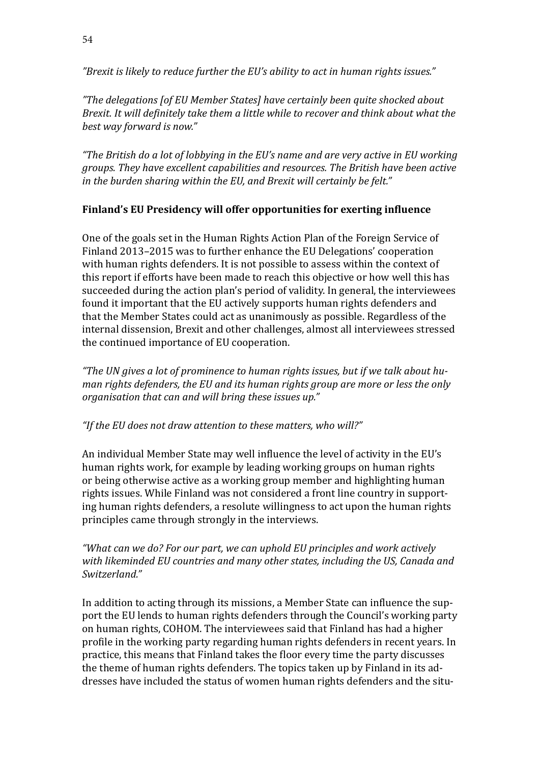*"Brexit is likely to reduce further the EU's ability to act in human rights issues."*

*"The delegations [of EU Member States] have certainly been quite shocked about Brexit. It will definitely take them a little while to recover and think about what the best way forward is now."*

*"The British do a lot of lobbying in the EU's name and are very active in EU working groups. They have excellent capabilities and resources. The British have been active in the burden sharing within the EU, and Brexit will certainly be felt."*

**Finland's EU Presidency will offer opportunities for exerting influence**

One of the goals set in the Human Rights Action Plan of the Foreign Service of Finland 2013–2015 was to further enhance the EU Delegations' cooperation with human rights defenders. It is not possible to assess within the context of this report if efforts have been made to reach this objective or how well this has succeeded during the action plan's period of validity. In general, the interviewees found it important that the EU actively supports human rights defenders and that the Member States could act as unanimously as possible. Regardless of the internal dissension, Brexit and other challenges, almost all interviewees stressed the continued importance of EU cooperation.

*"The UN gives a lot of prominence to human rights issues, but if we talk about human rights defenders, the EU and its human rights group are more or less the only organisation that can and will bring these issues up."*

*"If the EU does not draw attention to these matters, who will?"*

An individual Member State may well influence the level of activity in the EU's human rights work, for example by leading working groups on human rights or being otherwise active as a working group member and highlighting human rights issues. While Finland was not considered a front line country in supporting human rights defenders, a resolute willingness to act upon the human rights principles came through strongly in the interviews.

*"What can we do? For our part, we can uphold EU principles and work actively with likeminded EU countries and many other states, including the US, Canada and Switzerland."*

In addition to acting through its missions, a Member State can influence the support the EU lends to human rights defenders through the Council's working party on human rights, COHOM. The interviewees said that Finland has had a higher profile in the working party regarding human rights defenders in recent years. In practice, this means that Finland takes the floor every time the party discusses the theme of human rights defenders. The topics taken up by Finland in its addresses have included the status of women human rights defenders and the situ-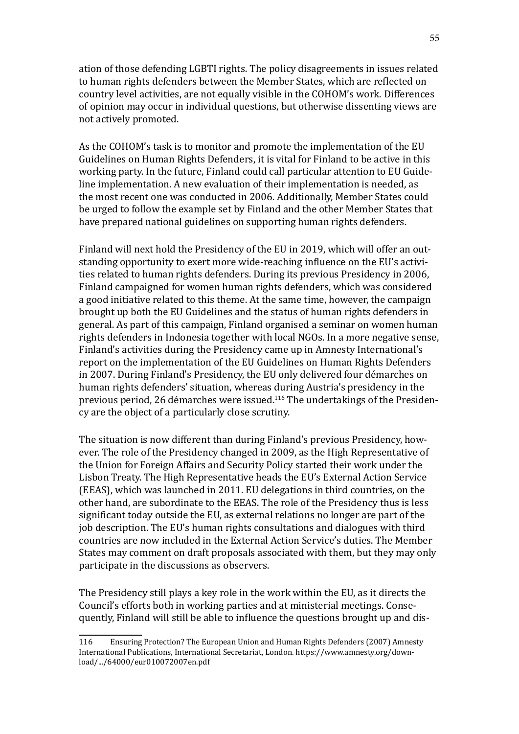ation of those defending LGBTI rights. The policy disagreements in issues related to human rights defenders between the Member States, which are reflected on country level activities, are not equally visible in the COHOM's work. Differences of opinion may occur in individual questions, but otherwise dissenting views are not actively promoted.

As the COHOM's task is to monitor and promote the implementation of the EU Guidelines on Human Rights Defenders, it is vital for Finland to be active in this working party. In the future, Finland could call particular attention to EU Guideline implementation. A new evaluation of their implementation is needed, as the most recent one was conducted in 2006. Additionally, Member States could be urged to follow the example set by Finland and the other Member States that have prepared national guidelines on supporting human rights defenders.

Finland will next hold the Presidency of the EU in 2019, which will offer an outstanding opportunity to exert more wide-reaching influence on the EU's activities related to human rights defenders. During its previous Presidency in 2006, Finland campaigned for women human rights defenders, which was considered a good initiative related to this theme. At the same time, however, the campaign brought up both the EU Guidelines and the status of human rights defenders in general. As part of this campaign, Finland organised a seminar on women human rights defenders in Indonesia together with local NGOs. In a more negative sense, Finland's activities during the Presidency came up in Amnesty International's report on the implementation of the EU Guidelines on Human Rights Defenders in 2007. During Finland's Presidency, the EU only delivered four démarches on human rights defenders' situation, whereas during Austria's presidency in the previous period, 26 démarches were issued.[116] The undertakings of the Presidency are the object of a particularly close scrutiny.

The situation is now different than during Finland's previous Presidency, however. The role of the Presidency changed in 2009, as the High Representative of the Union for Foreign Affairs and Security Policy started their work under the Lisbon Treaty. The High Representative heads the EU's External Action Service (EEAS), which was launched in 2011. EU delegations in third countries, on the other hand, are subordinate to the EEAS. The role of the Presidency thus is less significant today outside the EU, as external relations no longer are part of the job description. The EU's human rights consultations and dialogues with third countries are now included in the External Action Service's duties. The Member States may comment on draft proposals associated with them, but they may only participate in the discussions as observers.

The Presidency still plays a key role in the work within the EU, as it directs the Council's efforts both in working parties and at ministerial meetings. Consequently, Finland will still be able to influence the questions brought up and dis-

116 Ensuring Protection? The European Union and Human Rights Defenders (2007) Amnesty International Publications, International Secretariat, London. https://www.amnesty.org/download/.../64000/eur010072007en.pdf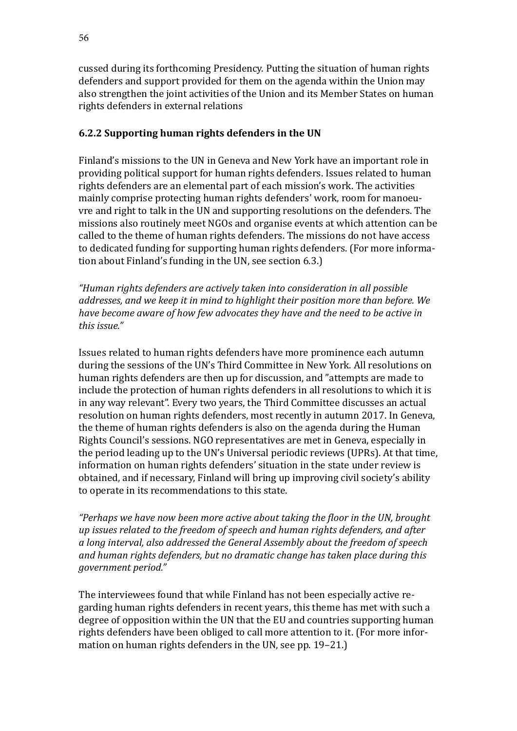cussed during its forthcoming Presidency. Putting the situation of human rights defenders and support provided for them on the agenda within the Union may also strengthen the joint activities of the Union and its Member States on human rights defenders in external relations

### 6.2.2 Supporting human rights defenders in the UN

Finland's missions to the UN in Geneva and New York have an important role in providing political support for human rights defenders. Issues related to human rights defenders are an elemental part of each mission's work. The activities mainly comprise protecting human rights defenders' work, room for manoeuvre and right to talk in the UN and supporting resolutions on the defenders. The missions also routinely meet NGOs and organise events at which attention can be called to the theme of human rights defenders. The missions do not have access to dedicated funding for supporting human rights defenders. (For more information about Finland's funding in the UN, see section 6.3.)

*"Human rights defenders are actively taken into consideration in all possible addresses, and we keep it in mind to highlight their position more than before. We have become aware of how few advocates they have and the need to be active in this issue."*

Issues related to human rights defenders have more prominence each autumn during the sessions of the UN's Third Committee in New York. All resolutions on human rights defenders are then up for discussion, and "attempts are made to include the protection of human rights defenders in all resolutions to which it is in any way relevant". Every two years, the Third Committee discusses an actual resolution on human rights defenders, most recently in autumn 2017. In Geneva, the theme of human rights defenders is also on the agenda during the Human Rights Council's sessions. NGO representatives are met in Geneva, especially in the period leading up to the UN's Universal periodic reviews (UPRs). At that time, information on human rights defenders' situation in the state under review is obtained, and if necessary, Finland will bring up improving civil society's ability to operate in its recommendations to this state.

*"Perhaps we have now been more active about taking the floor in the UN, brought up issues related to the freedom of speech and human rights defenders, and after a long interval, also addressed the General Assembly about the freedom of speech and human rights defenders, but no dramatic change has taken place during this government period."*

The interviewees found that while Finland has not been especially active regarding human rights defenders in recent years, this theme has met with such a degree of opposition within the UN that the EU and countries supporting human rights defenders have been obliged to call more attention to it. (For more information on human rights defenders in the UN, see pp. 19–21.)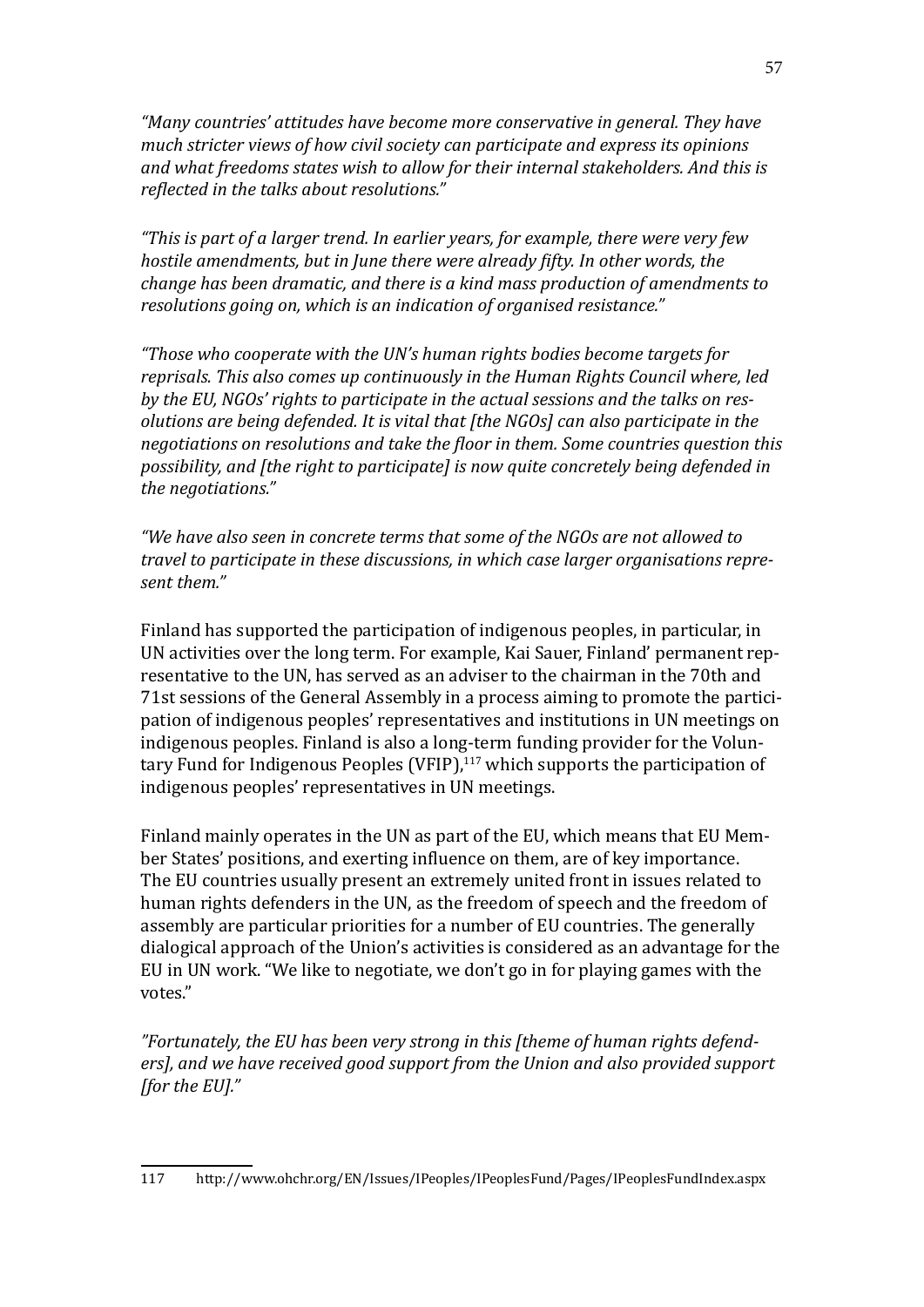*"Many countries' attitudes have become more conservative in general. They have much stricter views of how civil society can participate and express its opinions and what freedoms states wish to allow for their internal stakeholders. And this is reflected in the talks about resolutions."*

*"This is part of a larger trend. In earlier years, for example, there were very few hostile amendments, but in June there were already fifty. In other words, the change has been dramatic, and there is a kind mass production of amendments to resolutions going on, which is an indication of organised resistance."*

*"Those who cooperate with the UN's human rights bodies become targets for reprisals. This also comes up continuously in the Human Rights Council where, led by the EU, NGOs' rights to participate in the actual sessions and the talks on resolutions are being defended. It is vital that [the NGOs] can also participate in the negotiations on resolutions and take the floor in them. Some countries question this possibility, and [the right to participate] is now quite concretely being defended in the negotiations."*

*"We have also seen in concrete terms that some of the NGOs are not allowed to travel to participate in these discussions, in which case larger organisations represent them."*

Finland has supported the participation of indigenous peoples, in particular, in UN activities over the long term. For example, Kai Sauer, Finland' permanent representative to the UN, has served as an adviser to the chairman in the 70th and 71st sessions of the General Assembly in a process aiming to promote the participation of indigenous peoples' representatives and institutions in UN meetings on indigenous peoples. Finland is also a long-term funding provider for the Voluntary Fund for Indigenous Peoples (VFIP),[117] which supports the participation of indigenous peoples' representatives in UN meetings.

Finland mainly operates in the UN as part of the EU, which means that EU Member States' positions, and exerting influence on them, are of key importance. The EU countries usually present an extremely united front in issues related to human rights defenders in the UN, as the freedom of speech and the freedom of assembly are particular priorities for a number of EU countries. The generally dialogical approach of the Union's activities is considered as an advantage for the EU in UN work. "We like to negotiate, we don't go in for playing games with the votes."

*"Fortunately, the EU has been very strong in this [theme of human rights defenders], and we have received good support from the Union and also provided support [for the EU]."*

---

117 http://www.ohchr.org/EN/Issues/IPeoples/IPeoplesFund/Pages/IPeoplesFundIndex.aspx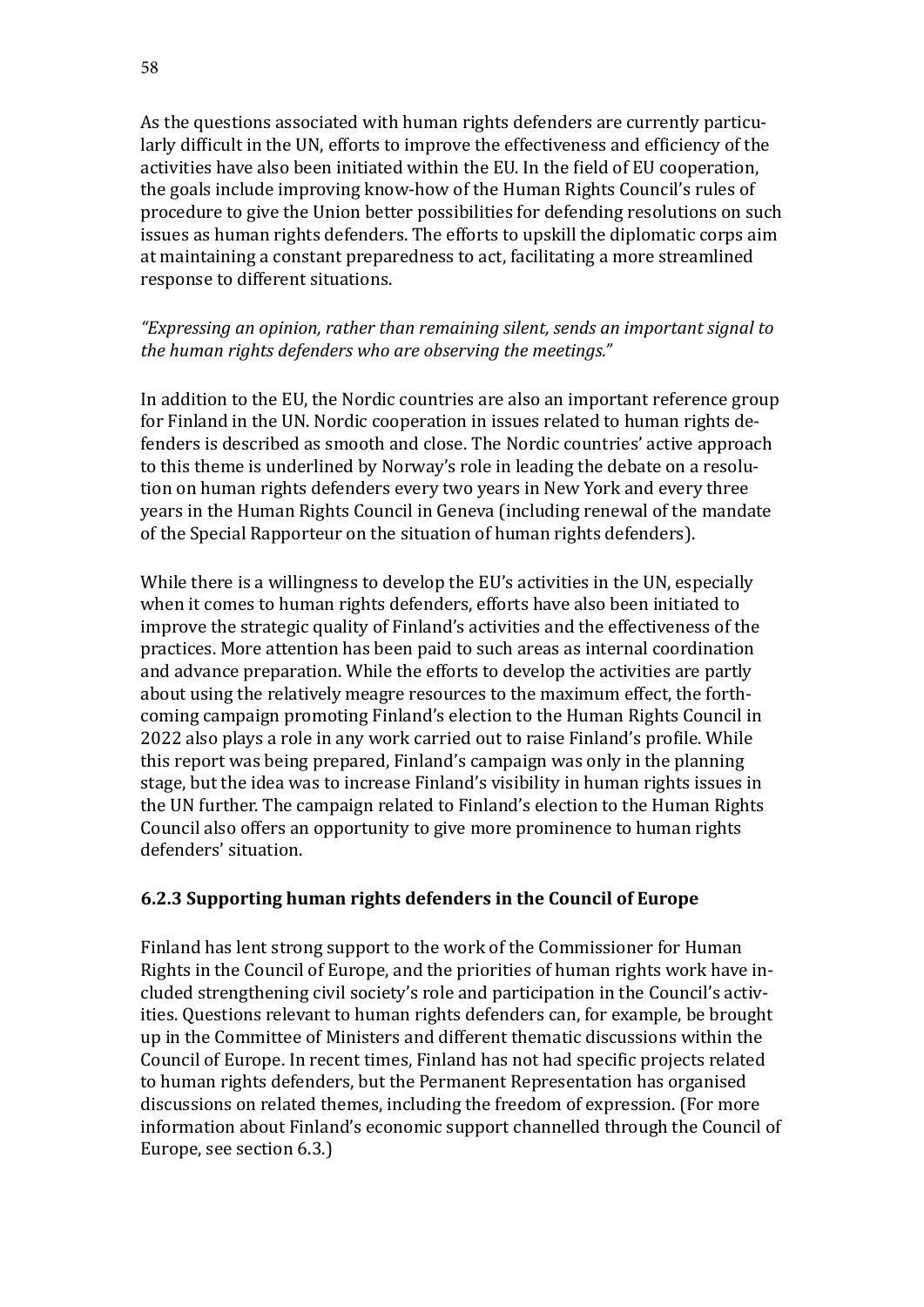As the questions associated with human rights defenders are currently particularly difficult in the UN, efforts to improve the effectiveness and efficiency of the activities have also been initiated within the EU. In the field of EU cooperation, the goals include improving know-how of the Human Rights Council's rules of procedure to give the Union better possibilities for defending resolutions on such issues as human rights defenders. The efforts to upskill the diplomatic corps aim at maintaining a constant preparedness to act, facilitating a more streamlined response to different situations.

*"Expressing an opinion, rather than remaining silent, sends an important signal to the human rights defenders who are observing the meetings."*

In addition to the EU, the Nordic countries are also an important reference group for Finland in the UN. Nordic cooperation in issues related to human rights defenders is described as smooth and close. The Nordic countries' active approach to this theme is underlined by Norway's role in leading the debate on a resolution on human rights defenders every two years in New York and every three years in the Human Rights Council in Geneva (including renewal of the mandate of the Special Rapporteur on the situation of human rights defenders).

While there is a willingness to develop the EU's activities in the UN, especially when it comes to human rights defenders, efforts have also been initiated to improve the strategic quality of Finland's activities and the effectiveness of the practices. More attention has been paid to such areas as internal coordination and advance preparation. While the efforts to develop the activities are partly about using the relatively meagre resources to the maximum effect, the forthcoming campaign promoting Finland's election to the Human Rights Council in 2022 also plays a role in any work carried out to raise Finland's profile. While this report was being prepared, Finland's campaign was only in the planning stage, but the idea was to increase Finland's visibility in human rights issues in the UN further. The campaign related to Finland's election to the Human Rights Council also offers an opportunity to give more prominence to human rights defenders' situation.

### 6.2.3 Supporting human rights defenders in the Council of Europe

Finland has lent strong support to the work of the Commissioner for Human Rights in the Council of Europe, and the priorities of human rights work have included strengthening civil society's role and participation in the Council's activities. Questions relevant to human rights defenders can, for example, be brought up in the Committee of Ministers and different thematic discussions within the Council of Europe. In recent times, Finland has not had specific projects related to human rights defenders, but the Permanent Representation has organised discussions on related themes, including the freedom of expression. (For more information about Finland's economic support channelled through the Council of Europe, see section 6.3.)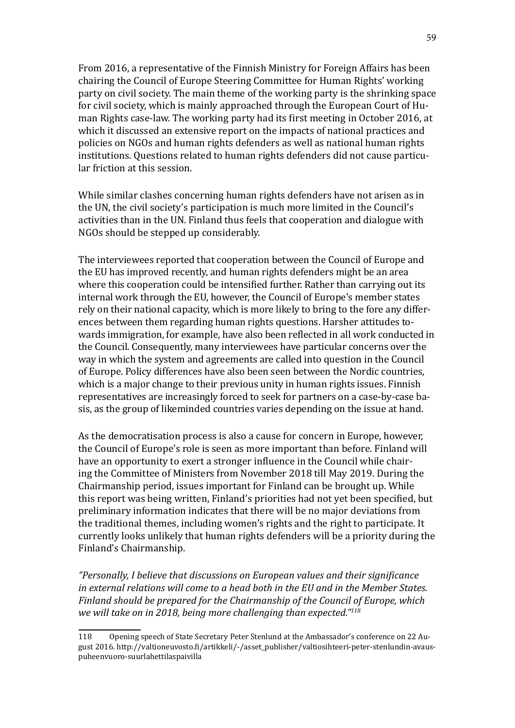From 2016, a representative of the Finnish Ministry for Foreign Affairs has been chairing the Council of Europe Steering Committee for Human Rights' working party on civil society. The main theme of the working party is the shrinking space for civil society, which is mainly approached through the European Court of Human Rights case-law. The working party had its first meeting in October 2016, at which it discussed an extensive report on the impacts of national practices and policies on NGOs and human rights defenders as well as national human rights institutions. Questions related to human rights defenders did not cause particular friction at this session.

While similar clashes concerning human rights defenders have not arisen as in the UN, the civil society's participation is much more limited in the Council's activities than in the UN. Finland thus feels that cooperation and dialogue with NGOs should be stepped up considerably.

The interviewees reported that cooperation between the Council of Europe and the EU has improved recently, and human rights defenders might be an area where this cooperation could be intensified further. Rather than carrying out its internal work through the EU, however, the Council of Europe's member states rely on their national capacity, which is more likely to bring to the fore any differences between them regarding human rights questions. Harsher attitudes towards immigration, for example, have also been reflected in all work conducted in the Council. Consequently, many interviewees have particular concerns over the way in which the system and agreements are called into question in the Council of Europe. Policy differences have also been seen between the Nordic countries, which is a major change to their previous unity in human rights issues. Finnish representatives are increasingly forced to seek for partners on a case-by-case basis, as the group of likeminded countries varies depending on the issue at hand.

As the democratisation process is also a cause for concern in Europe, however, the Council of Europe's role is seen as more important than before. Finland will have an opportunity to exert a stronger influence in the Council while chairing the Committee of Ministers from November 2018 till May 2019. During the Chairmanship period, issues important for Finland can be brought up. While this report was being written, Finland's priorities had not yet been specified, but preliminary information indicates that there will be no major deviations from the traditional themes, including women's rights and the right to participate. It currently looks unlikely that human rights defenders will be a priority during the Finland's Chairmanship.

*"Personally, I believe that discussions on European values and their significance in external relations will come to a head both in the EU and in the Member States. Finland should be prepared for the Chairmanship of the Council of Europe, which we will take on in 2018, being more challenging than expected."*[118]

118 Opening speech of State Secretary Peter Stenlund at the Ambassador's conference on 22 August 2016. http://valtioneuvosto.fi/artikkeli/-/asset_publisher/valtiosihteeri-peter-stenlundin-avauspuheenvuoro-suurlahettilaspaivilla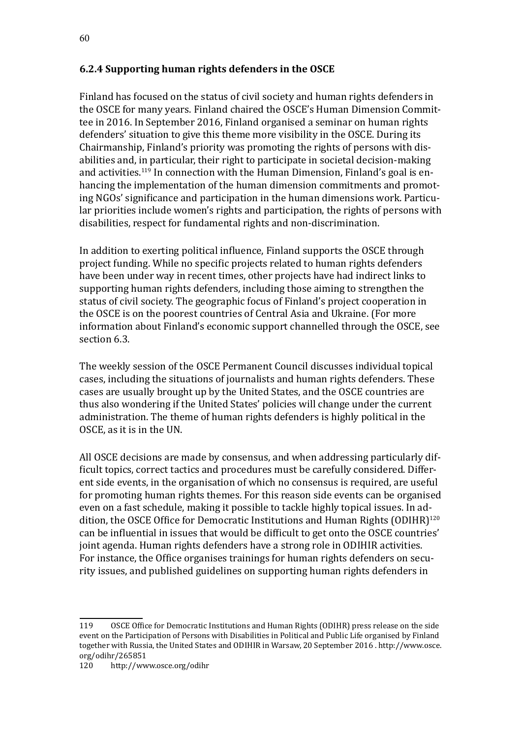### 6.2.4 Supporting human rights defenders in the OSCE

Finland has focused on the status of civil society and human rights defenders in the OSCE for many years. Finland chaired the OSCE's Human Dimension Committee in 2016. In September 2016, Finland organised a seminar on human rights defenders' situation to give this theme more visibility in the OSCE. During its Chairmanship, Finland's priority was promoting the rights of persons with disabilities and, in particular, their right to participate in societal decision-making and activities.[119] In connection with the Human Dimension, Finland's goal is enhancing the implementation of the human dimension commitments and promoting NGOs' significance and participation in the human dimensions work. Particular priorities include women's rights and participation, the rights of persons with disabilities, respect for fundamental rights and non-discrimination.

In addition to exerting political influence, Finland supports the OSCE through project funding. While no specific projects related to human rights defenders have been under way in recent times, other projects have had indirect links to supporting human rights defenders, including those aiming to strengthen the status of civil society. The geographic focus of Finland's project cooperation in the OSCE is on the poorest countries of Central Asia and Ukraine. (For more information about Finland's economic support channelled through the OSCE, see section 6.3.

The weekly session of the OSCE Permanent Council discusses individual topical cases, including the situations of journalists and human rights defenders. These cases are usually brought up by the United States, and the OSCE countries are thus also wondering if the United States' policies will change under the current administration. The theme of human rights defenders is highly political in the OSCE, as it is in the UN.

All OSCE decisions are made by consensus, and when addressing particularly difficult topics, correct tactics and procedures must be carefully considered. Different side events, in the organisation of which no consensus is required, are useful for promoting human rights themes. For this reason side events can be organised even on a fast schedule, making it possible to tackle highly topical issues. In addition, the OSCE Office for Democratic Institutions and Human Rights (ODIHR)[120] can be influential in issues that would be difficult to get onto the OSCE countries' joint agenda. Human rights defenders have a strong role in ODIHIR activities. For instance, the Office organises trainings for human rights defenders on security issues, and published guidelines on supporting human rights defenders in

---

119 OSCE Office for Democratic Institutions and Human Rights (ODIHR) press release on the side event on the Participation of Persons with Disabilities in Political and Public Life organised by Finland together with Russia, the United States and ODIHIR in Warsaw, 20 September 2016 . http://www.osce.org/odihr/265851

120 http://www.osce.org/odihr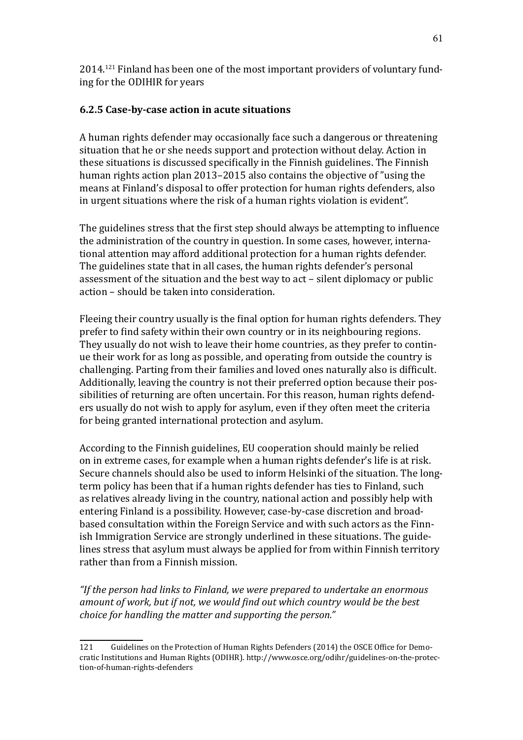2014.[121] Finland has been one of the most important providers of voluntary funding for the ODIHIR for years

### 6.2.5 Case-by-case action in acute situations

A human rights defender may occasionally face such a dangerous or threatening situation that he or she needs support and protection without delay. Action in these situations is discussed specifically in the Finnish guidelines. The Finnish human rights action plan 2013–2015 also contains the objective of "using the means at Finland's disposal to offer protection for human rights defenders, also in urgent situations where the risk of a human rights violation is evident".

The guidelines stress that the first step should always be attempting to influence the administration of the country in question. In some cases, however, international attention may afford additional protection for a human rights defender. The guidelines state that in all cases, the human rights defender's personal assessment of the situation and the best way to act – silent diplomacy or public action – should be taken into consideration.

Fleeing their country usually is the final option for human rights defenders. They prefer to find safety within their own country or in its neighbouring regions. They usually do not wish to leave their home countries, as they prefer to continue their work for as long as possible, and operating from outside the country is challenging. Parting from their families and loved ones naturally also is difficult. Additionally, leaving the country is not their preferred option because their possibilities of returning are often uncertain. For this reason, human rights defenders usually do not wish to apply for asylum, even if they often meet the criteria for being granted international protection and asylum.

According to the Finnish guidelines, EU cooperation should mainly be relied on in extreme cases, for example when a human rights defender's life is at risk. Secure channels should also be used to inform Helsinki of the situation. The long-term policy has been that if a human rights defender has ties to Finland, such as relatives already living in the country, national action and possibly help with entering Finland is a possibility. However, case-by-case discretion and broad-based consultation within the Foreign Service and with such actors as the Finnish Immigration Service are strongly underlined in these situations. The guidelines stress that asylum must always be applied for from within Finnish territory rather than from a Finnish mission.

*"If the person had links to Finland, we were prepared to undertake an enormous amount of work, but if not, we would find out which country would be the best choice for handling the matter and supporting the person."*

---

121 Guidelines on the Protection of Human Rights Defenders (2014) the OSCE Office for Democratic Institutions and Human Rights (ODIHR). http://www.osce.org/odihr/guidelines-on-the-protection-of-human-rights-defenders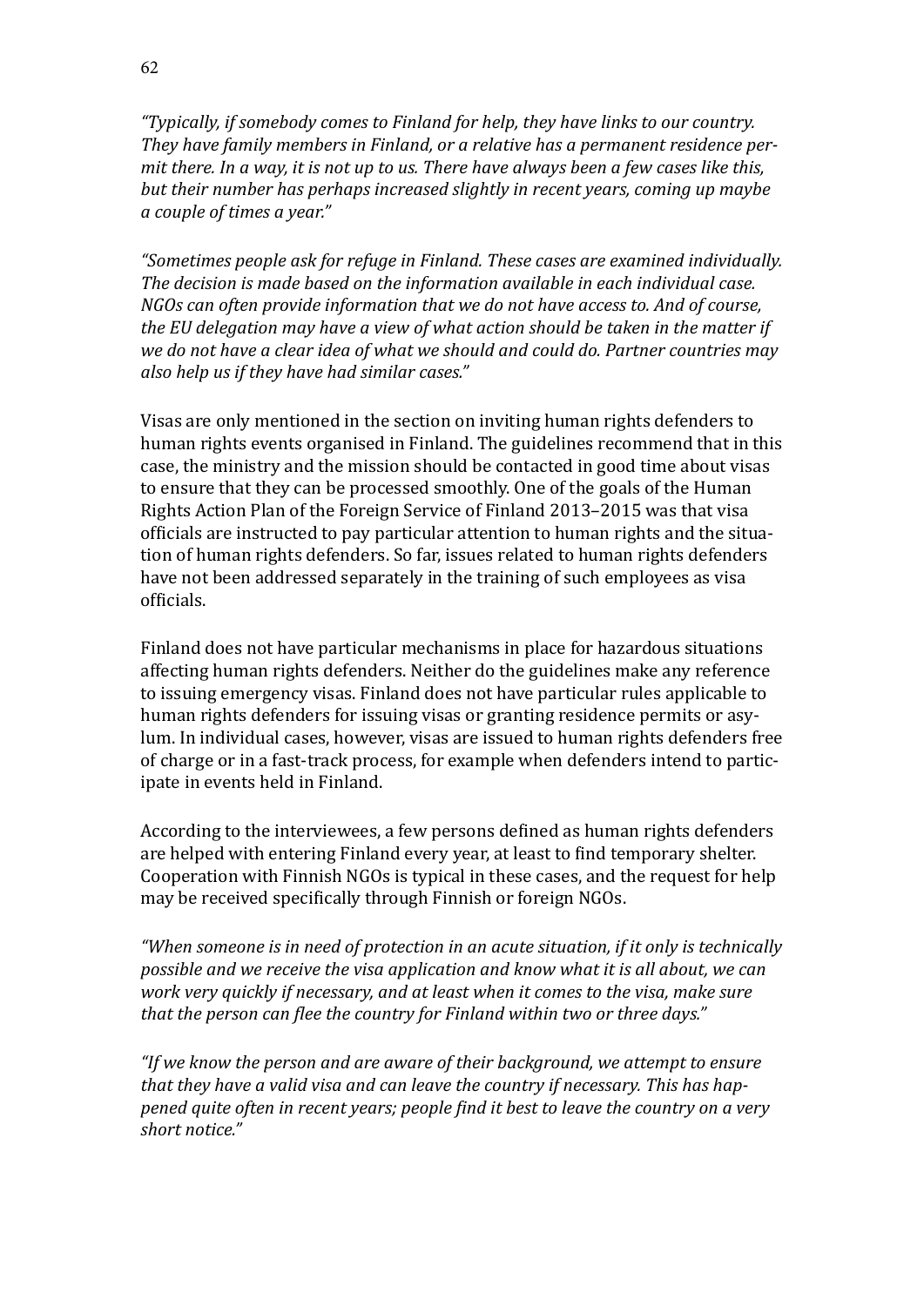*"Typically, if somebody comes to Finland for help, they have links to our country. They have family members in Finland, or a relative has a permanent residence permit there. In a way, it is not up to us. There have always been a few cases like this, but their number has perhaps increased slightly in recent years, coming up maybe a couple of times a year."*

*"Sometimes people ask for refuge in Finland. These cases are examined individually. The decision is made based on the information available in each individual case. NGOs can often provide information that we do not have access to. And of course, the EU delegation may have a view of what action should be taken in the matter if we do not have a clear idea of what we should and could do. Partner countries may also help us if they have had similar cases."*

Visas are only mentioned in the section on inviting human rights defenders to human rights events organised in Finland. The guidelines recommend that in this case, the ministry and the mission should be contacted in good time about visas to ensure that they can be processed smoothly. One of the goals of the Human Rights Action Plan of the Foreign Service of Finland 2013–2015 was that visa officials are instructed to pay particular attention to human rights and the situation of human rights defenders. So far, issues related to human rights defenders have not been addressed separately in the training of such employees as visa officials.

Finland does not have particular mechanisms in place for hazardous situations affecting human rights defenders. Neither do the guidelines make any reference to issuing emergency visas. Finland does not have particular rules applicable to human rights defenders for issuing visas or granting residence permits or asylum. In individual cases, however, visas are issued to human rights defenders free of charge or in a fast-track process, for example when defenders intend to participate in events held in Finland.

According to the interviewees, a few persons defined as human rights defenders are helped with entering Finland every year, at least to find temporary shelter. Cooperation with Finnish NGOs is typical in these cases, and the request for help may be received specifically through Finnish or foreign NGOs.

*"When someone is in need of protection in an acute situation, if it only is technically possible and we receive the visa application and know what it is all about, we can work very quickly if necessary, and at least when it comes to the visa, make sure that the person can flee the country for Finland within two or three days."*

*"If we know the person and are aware of their background, we attempt to ensure that they have a valid visa and can leave the country if necessary. This has happened quite often in recent years; people find it best to leave the country on a very short notice."*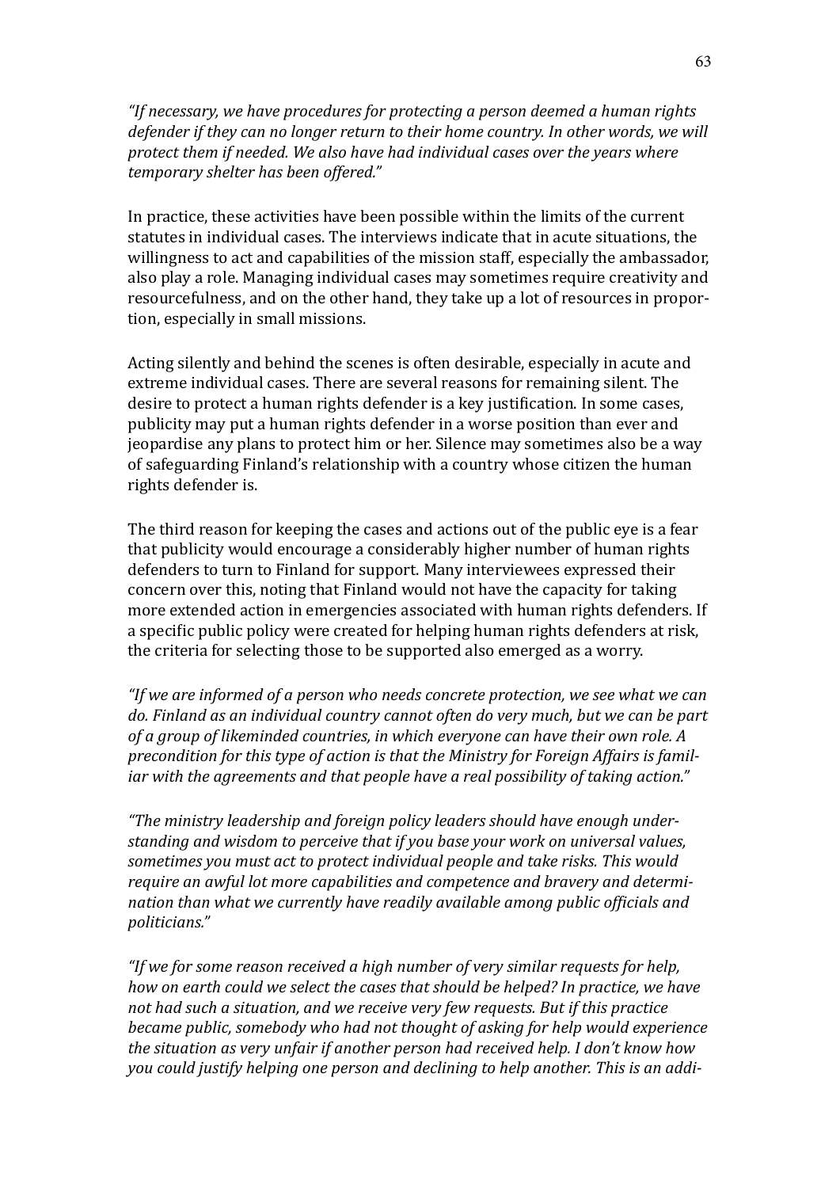*"If necessary, we have procedures for protecting a person deemed a human rights defender if they can no longer return to their home country. In other words, we will protect them if needed. We also have had individual cases over the years where temporary shelter has been offered."*

In practice, these activities have been possible within the limits of the current statutes in individual cases. The interviews indicate that in acute situations, the willingness to act and capabilities of the mission staff, especially the ambassador, also play a role. Managing individual cases may sometimes require creativity and resourcefulness, and on the other hand, they take up a lot of resources in proportion, especially in small missions.

Acting silently and behind the scenes is often desirable, especially in acute and extreme individual cases. There are several reasons for remaining silent. The desire to protect a human rights defender is a key justification. In some cases, publicity may put a human rights defender in a worse position than ever and jeopardise any plans to protect him or her. Silence may sometimes also be a way of safeguarding Finland's relationship with a country whose citizen the human rights defender is.

The third reason for keeping the cases and actions out of the public eye is a fear that publicity would encourage a considerably higher number of human rights defenders to turn to Finland for support. Many interviewees expressed their concern over this, noting that Finland would not have the capacity for taking more extended action in emergencies associated with human rights defenders. If a specific public policy were created for helping human rights defenders at risk, the criteria for selecting those to be supported also emerged as a worry.

*"If we are informed of a person who needs concrete protection, we see what we can do. Finland as an individual country cannot often do very much, but we can be part of a group of likeminded countries, in which everyone can have their own role. A precondition for this type of action is that the Ministry for Foreign Affairs is familiar with the agreements and that people have a real possibility of taking action."*

*"The ministry leadership and foreign policy leaders should have enough understanding and wisdom to perceive that if you base your work on universal values, sometimes you must act to protect individual people and take risks. This would require an awful lot more capabilities and competence and bravery and determination than what we currently have readily available among public officials and politicians."*

*"If we for some reason received a high number of very similar requests for help, how on earth could we select the cases that should be helped? In practice, we have not had such a situation, and we receive very few requests. But if this practice became public, somebody who had not thought of asking for help would experience the situation as very unfair if another person had received help. I don't know how you could justify helping one person and declining to help another. This is an addi-*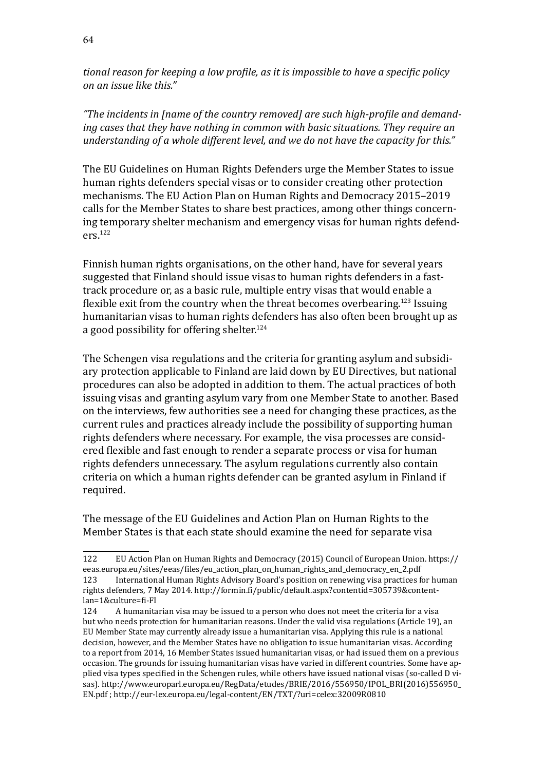*tional reason for keeping a low profile, as it is impossible to have a specific policy on an issue like this."*

*"The incidents in [name of the country removed] are such high-profile and demanding cases that they have nothing in common with basic situations. They require an understanding of a whole different level, and we do not have the capacity for this."*

The EU Guidelines on Human Rights Defenders urge the Member States to issue human rights defenders special visas or to consider creating other protection mechanisms. The EU Action Plan on Human Rights and Democracy 2015–2019 calls for the Member States to share best practices, among other things concerning temporary shelter mechanism and emergency visas for human rights defenders.[122]

Finnish human rights organisations, on the other hand, have for several years suggested that Finland should issue visas to human rights defenders in a fast-track procedure or, as a basic rule, multiple entry visas that would enable a flexible exit from the country when the threat becomes overbearing.[123] Issuing humanitarian visas to human rights defenders has also often been brought up as a good possibility for offering shelter.[124]

The Schengen visa regulations and the criteria for granting asylum and subsidiary protection applicable to Finland are laid down by EU Directives, but national procedures can also be adopted in addition to them. The actual practices of both issuing visas and granting asylum vary from one Member State to another. Based on the interviews, few authorities see a need for changing these practices, as the current rules and practices already include the possibility of supporting human rights defenders where necessary. For example, the visa processes are considered flexible and fast enough to render a separate process or visa for human rights defenders unnecessary. The asylum regulations currently also contain criteria on which a human rights defender can be granted asylum in Finland if required.

The message of the EU Guidelines and Action Plan on Human Rights to the Member States is that each state should examine the need for separate visa

---

122 EU Action Plan on Human Rights and Democracy (2015) Council of European Union. https://eeas.europa.eu/sites/eeas/files/eu_action_plan_on_human_rights_and_democracy_en_2.pdf

123 International Human Rights Advisory Board's position on renewing visa practices for human rights defenders, 7 May 2014. http://formin.fi/public/default.aspx?contentid=305739&contentlan=1&culture=fi-FI

124 A humanitarian visa may be issued to a person who does not meet the criteria for a visa but who needs protection for humanitarian reasons. Under the valid visa regulations (Article 19), an EU Member State may currently already issue a humanitarian visa. Applying this rule is a national decision, however, and the Member States have no obligation to issue humanitarian visas. According to a report from 2014, 16 Member States issued humanitarian visas, or had issued them on a previous occasion. The grounds for issuing humanitarian visas have varied in different countries. Some have applied visa types specified in the Schengen rules, while others have issued national visas (so-called D visas). http://www.europarl.europa.eu/RegData/etudes/BRIE/2016/556950/IPOL_BRI(2016)556950_EN.pdf ; http://eur-lex.europa.eu/legal-content/EN/TXT/?uri=celex:32009R0810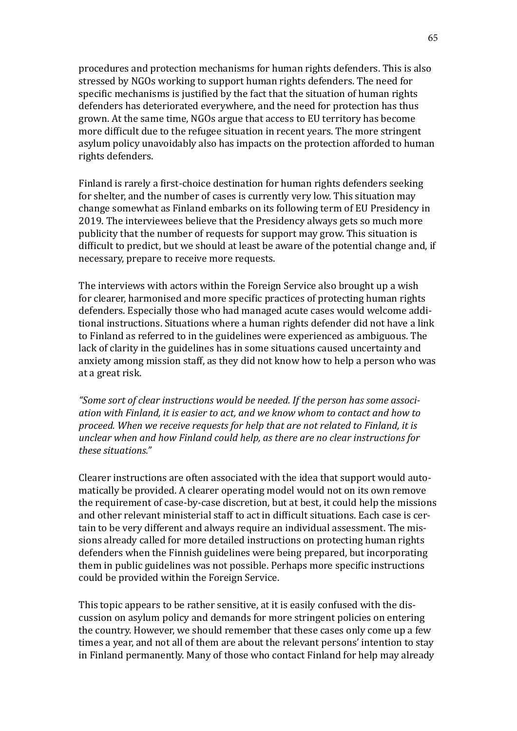procedures and protection mechanisms for human rights defenders. This is also stressed by NGOs working to support human rights defenders. The need for specific mechanisms is justified by the fact that the situation of human rights defenders has deteriorated everywhere, and the need for protection has thus grown. At the same time, NGOs argue that access to EU territory has become more difficult due to the refugee situation in recent years. The more stringent asylum policy unavoidably also has impacts on the protection afforded to human rights defenders.

Finland is rarely a first-choice destination for human rights defenders seeking for shelter, and the number of cases is currently very low. This situation may change somewhat as Finland embarks on its following term of EU Presidency in 2019. The interviewees believe that the Presidency always gets so much more publicity that the number of requests for support may grow. This situation is difficult to predict, but we should at least be aware of the potential change and, if necessary, prepare to receive more requests.

The interviews with actors within the Foreign Service also brought up a wish for clearer, harmonised and more specific practices of protecting human rights defenders. Especially those who had managed acute cases would welcome additional instructions. Situations where a human rights defender did not have a link to Finland as referred to in the guidelines were experienced as ambiguous. The lack of clarity in the guidelines has in some situations caused uncertainty and anxiety among mission staff, as they did not know how to help a person who was at a great risk.

*"Some sort of clear instructions would be needed. If the person has some association with Finland, it is easier to act, and we know whom to contact and how to proceed. When we receive requests for help that are not related to Finland, it is unclear when and how Finland could help, as there are no clear instructions for these situations."*

Clearer instructions are often associated with the idea that support would automatically be provided. A clearer operating model would not on its own remove the requirement of case-by-case discretion, but at best, it could help the missions and other relevant ministerial staff to act in difficult situations. Each case is certain to be very different and always require an individual assessment. The missions already called for more detailed instructions on protecting human rights defenders when the Finnish guidelines were being prepared, but incorporating them in public guidelines was not possible. Perhaps more specific instructions could be provided within the Foreign Service.

This topic appears to be rather sensitive, at it is easily confused with the discussion on asylum policy and demands for more stringent policies on entering the country. However, we should remember that these cases only come up a few times a year, and not all of them are about the relevant persons' intention to stay in Finland permanently. Many of those who contact Finland for help may already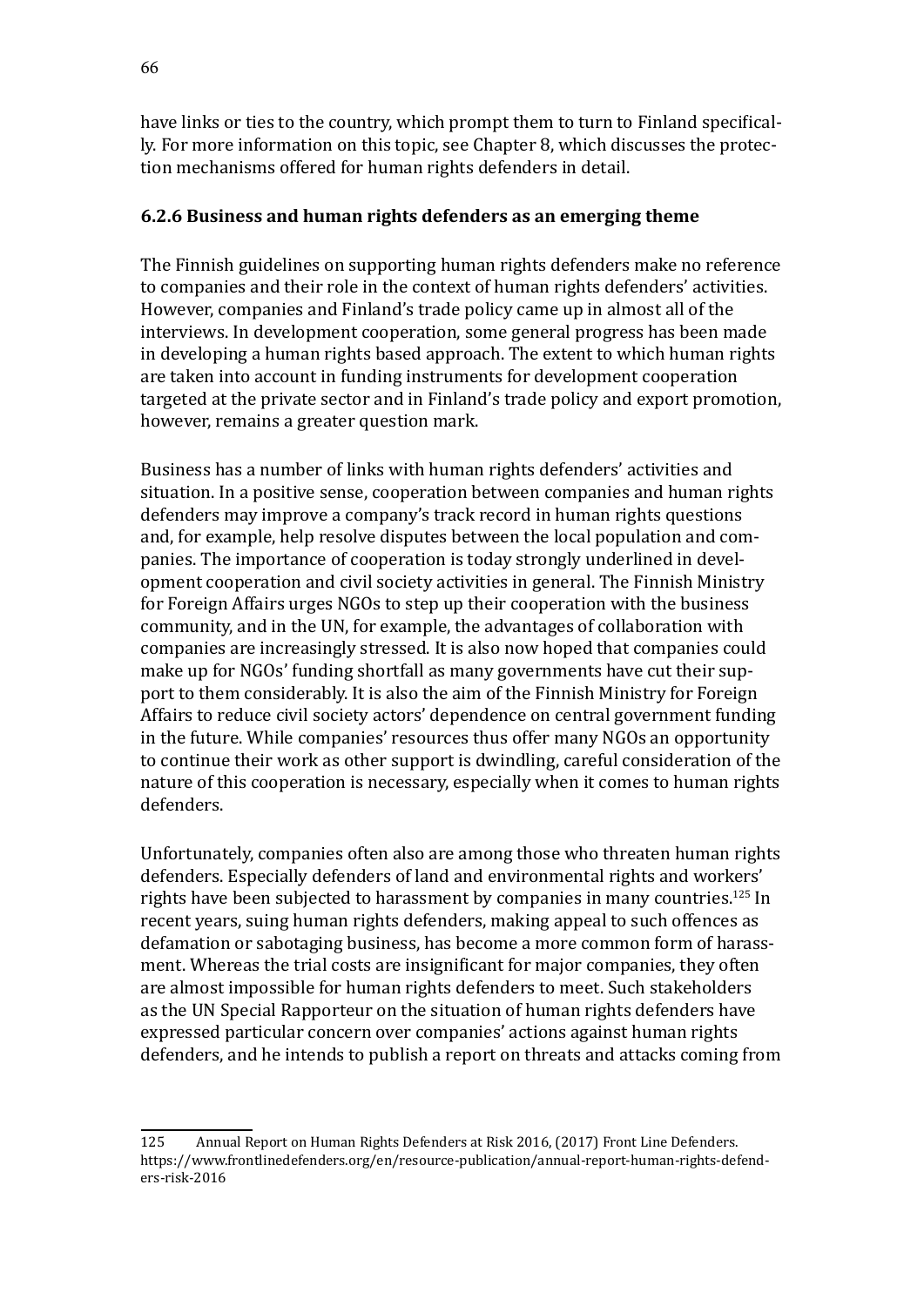have links or ties to the country, which prompt them to turn to Finland specifically. For more information on this topic, see Chapter 8, which discusses the protection mechanisms offered for human rights defenders in detail.

### 6.2.6 Business and human rights defenders as an emerging theme

The Finnish guidelines on supporting human rights defenders make no reference to companies and their role in the context of human rights defenders' activities. However, companies and Finland's trade policy came up in almost all of the interviews. In development cooperation, some general progress has been made in developing a human rights based approach. The extent to which human rights are taken into account in funding instruments for development cooperation targeted at the private sector and in Finland's trade policy and export promotion, however, remains a greater question mark.

Business has a number of links with human rights defenders' activities and situation. In a positive sense, cooperation between companies and human rights defenders may improve a company's track record in human rights questions and, for example, help resolve disputes between the local population and companies. The importance of cooperation is today strongly underlined in development cooperation and civil society activities in general. The Finnish Ministry for Foreign Affairs urges NGOs to step up their cooperation with the business community, and in the UN, for example, the advantages of collaboration with companies are increasingly stressed. It is also now hoped that companies could make up for NGOs' funding shortfall as many governments have cut their support to them considerably. It is also the aim of the Finnish Ministry for Foreign Affairs to reduce civil society actors' dependence on central government funding in the future. While companies' resources thus offer many NGOs an opportunity to continue their work as other support is dwindling, careful consideration of the nature of this cooperation is necessary, especially when it comes to human rights defenders.

Unfortunately, companies often also are among those who threaten human rights defenders. Especially defenders of land and environmental rights and workers' rights have been subjected to harassment by companies in many countries.[125] In recent years, suing human rights defenders, making appeal to such offences as defamation or sabotaging business, has become a more common form of harassment. Whereas the trial costs are insignificant for major companies, they often are almost impossible for human rights defenders to meet. Such stakeholders as the UN Special Rapporteur on the situation of human rights defenders have expressed particular concern over companies' actions against human rights defenders, and he intends to publish a report on threats and attacks coming from

---

125 Annual Report on Human Rights Defenders at Risk 2016, (2017) Front Line Defenders. https://www.frontlinedefenders.org/en/resource-publication/annual-report-human-rights-defenders-risk-2016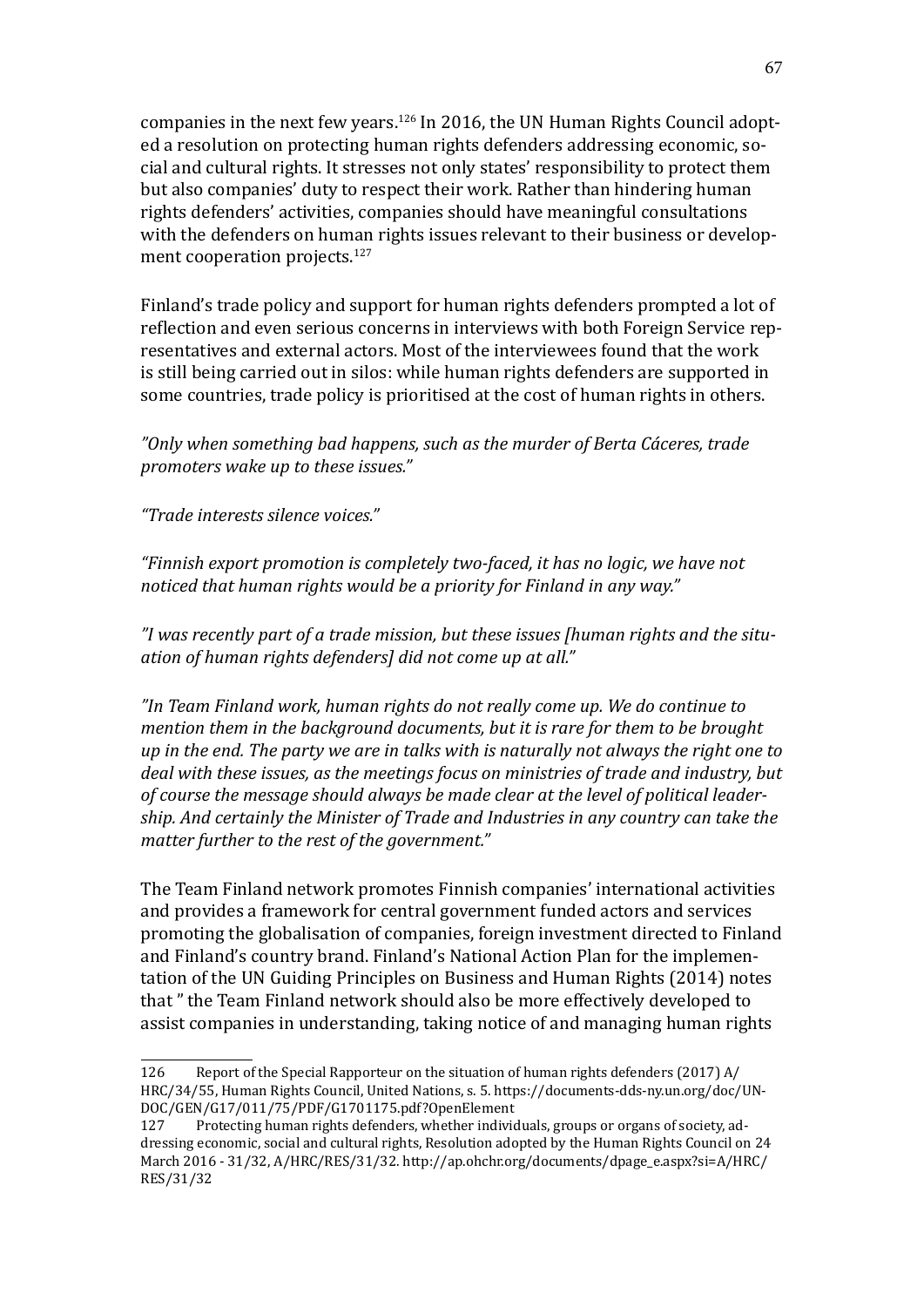companies in the next few years.[126] In 2016, the UN Human Rights Council adopted a resolution on protecting human rights defenders addressing economic, social and cultural rights. It stresses not only states' responsibility to protect them but also companies' duty to respect their work. Rather than hindering human rights defenders' activities, companies should have meaningful consultations with the defenders on human rights issues relevant to their business or development cooperation projects.[127]

Finland's trade policy and support for human rights defenders prompted a lot of reflection and even serious concerns in interviews with both Foreign Service representatives and external actors. Most of the interviewees found that the work is still being carried out in silos: while human rights defenders are supported in some countries, trade policy is prioritised at the cost of human rights in others.

*"Only when something bad happens, such as the murder of Berta Cáceres, trade promoters wake up to these issues."*

*"Trade interests silence voices."*

*"Finnish export promotion is completely two-faced, it has no logic, we have not noticed that human rights would be a priority for Finland in any way."*

*"I was recently part of a trade mission, but these issues [human rights and the situation of human rights defenders] did not come up at all."*

*"In Team Finland work, human rights do not really come up. We do continue to mention them in the background documents, but it is rare for them to be brought up in the end. The party we are in talks with is naturally not always the right one to deal with these issues, as the meetings focus on ministries of trade and industry, but of course the message should always be made clear at the level of political leadership. And certainly the Minister of Trade and Industries in any country can take the matter further to the rest of the government."*

The Team Finland network promotes Finnish companies' international activities and provides a framework for central government funded actors and services promoting the globalisation of companies, foreign investment directed to Finland and Finland's country brand. Finland's National Action Plan for the implementation of the UN Guiding Principles on Business and Human Rights (2014) notes that " the Team Finland network should also be more effectively developed to assist companies in understanding, taking notice of and managing human rights

---

126 Report of the Special Rapporteur on the situation of human rights defenders (2017) A/HRC/34/55, Human Rights Council, United Nations, s. 5. https://documents-dds-ny.un.org/doc/UNDOC/GEN/G17/011/75/PDF/G1701175.pdf?OpenElement

127 Protecting human rights defenders, whether individuals, groups or organs of society, addressing economic, social and cultural rights, Resolution adopted by the Human Rights Council on 24 March 2016 - 31/32, A/HRC/RES/31/32. http://ap.ohchr.org/documents/dpage_e.aspx?si=A/HRC/RES/31/32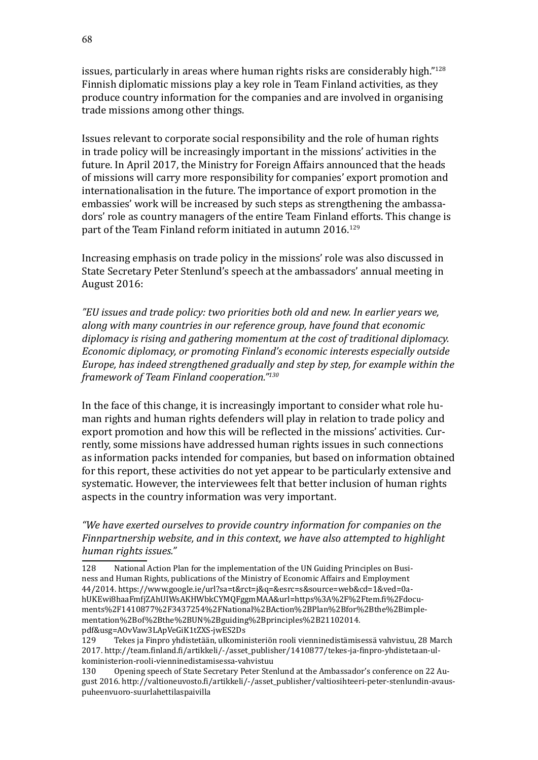issues, particularly in areas where human rights risks are considerably high."[128] Finnish diplomatic missions play a key role in Team Finland activities, as they produce country information for the companies and are involved in organising trade missions among other things.

Issues relevant to corporate social responsibility and the role of human rights in trade policy will be increasingly important in the missions' activities in the future. In April 2017, the Ministry for Foreign Affairs announced that the heads of missions will carry more responsibility for companies' export promotion and internationalisation in the future. The importance of export promotion in the embassies' work will be increased by such steps as strengthening the ambassadors' role as country managers of the entire Team Finland efforts. This change is part of the Team Finland reform initiated in autumn 2016.[129]

Increasing emphasis on trade policy in the missions' role was also discussed in State Secretary Peter Stenlund's speech at the ambassadors' annual meeting in August 2016:

*"EU issues and trade policy: two priorities both old and new. In earlier years we, along with many countries in our reference group, have found that economic diplomacy is rising and gathering momentum at the cost of traditional diplomacy. Economic diplomacy, or promoting Finland's economic interests especially outside Europe, has indeed strengthened gradually and step by step, for example within the framework of Team Finland cooperation."*[130]

In the face of this change, it is increasingly important to consider what role human rights and human rights defenders will play in relation to trade policy and export promotion and how this will be reflected in the missions' activities. Currently, some missions have addressed human rights issues in such connections as information packs intended for companies, but based on information obtained for this report, these activities do not yet appear to be particularly extensive and systematic. However, the interviewees felt that better inclusion of human rights aspects in the country information was very important.

*"We have exerted ourselves to provide country information for companies on the Finnpartnership website, and in this context, we have also attempted to highlight human rights issues."*

128 National Action Plan for the implementation of the UN Guiding Principles on Business and Human Rights, publications of the Ministry of Economic Affairs and Employment 44/2014. https://www.google.ie/url?sa=t&rct=j&q=&esrc=s&source=web&cd=1&ved=0ahUKEwi8haaFmfjZAhUIWsAKHWbkCYMQFggmMAA&url=https%3A%2F%2Ftem.fi%2Fdocuments%2F1410877%2F3437254%2FNational%2BAction%2BPlan%2Bfor%2Bthe%2Bimplementation%2Bof%2Bthe%2BUN%2Bguiding%2Bprinciples%2B21102014.pdf&usg=AOvVaw3LApVeGiK1tZXS-jwES2Ds

129 Tekes ja Finpro yhdistetään, ulkoministeriön rooli vienninedistämisessä vahvistuu, 28 March 2017. http://team.finland.fi/artikkeli/-/asset_publisher/1410877/tekes-ja-finpro-yhdistetaan-ulkoministerion-rooli-vienninedistamisessa-vahvistuu

130 Opening speech of State Secretary Peter Stenlund at the Ambassador's conference on 22 August 2016. http://valtioneuvosto.fi/artikkeli/-/asset_publisher/valtiosihteeri-peter-stenlundin-avauspuheenvuoro-suurlahettilaspaivilla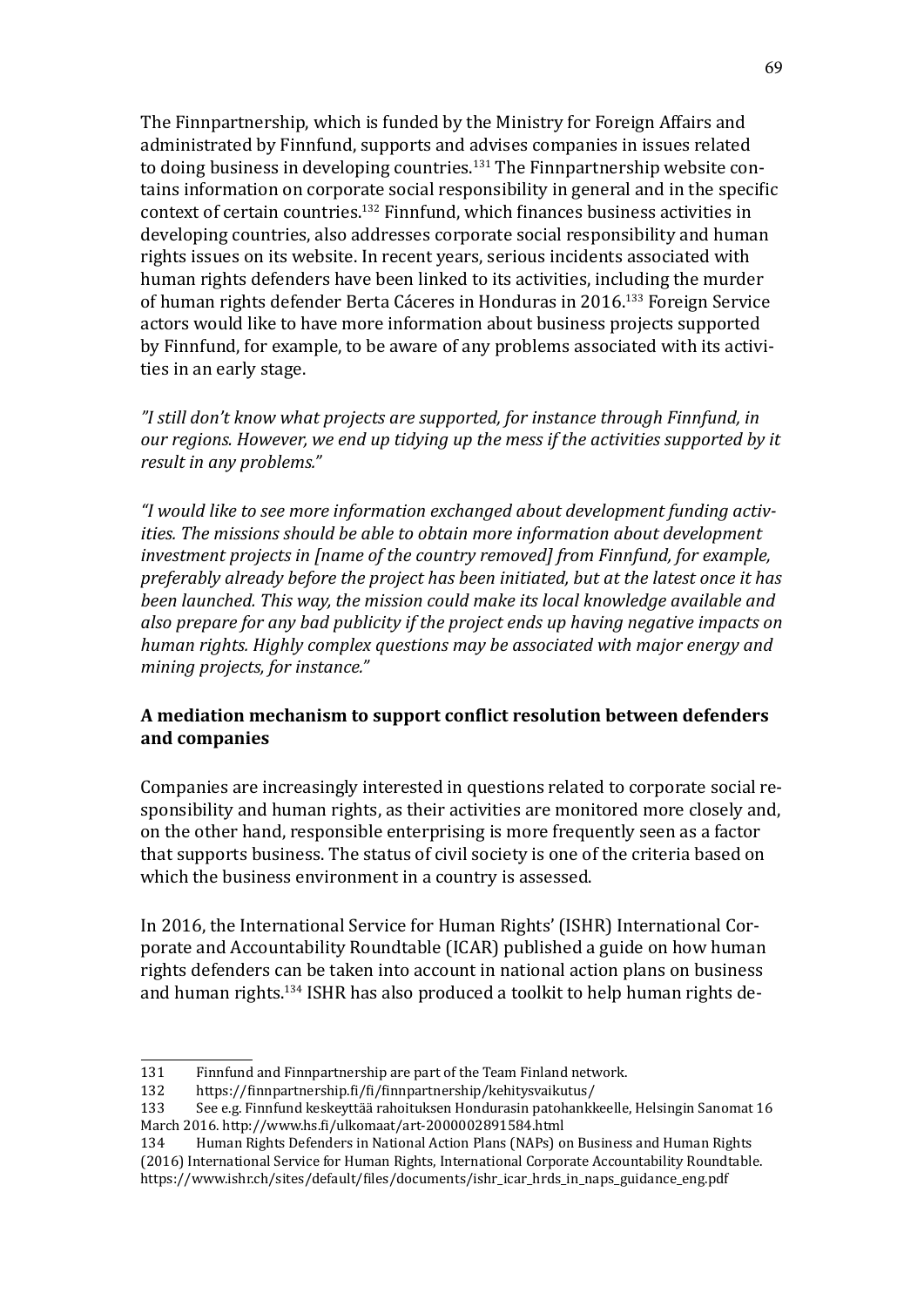The Finnpartnership, which is funded by the Ministry for Foreign Affairs and administrated by Finnfund, supports and advises companies in issues related to doing business in developing countries.[131] The Finnpartnership website contains information on corporate social responsibility in general and in the specific context of certain countries.[132] Finnfund, which finances business activities in developing countries, also addresses corporate social responsibility and human rights issues on its website. In recent years, serious incidents associated with human rights defenders have been linked to its activities, including the murder of human rights defender Berta Cáceres in Honduras in 2016.[133] Foreign Service actors would like to have more information about business projects supported by Finnfund, for example, to be aware of any problems associated with its activities in an early stage.

*"I still don't know what projects are supported, for instance through Finnfund, in our regions. However, we end up tidying up the mess if the activities supported by it result in any problems."*

*"I would like to see more information exchanged about development funding activities. The missions should be able to obtain more information about development investment projects in [name of the country removed] from Finnfund, for example, preferably already before the project has been initiated, but at the latest once it has been launched. This way, the mission could make its local knowledge available and also prepare for any bad publicity if the project ends up having negative impacts on human rights. Highly complex questions may be associated with major energy and mining projects, for instance."*

### A mediation mechanism to support conflict resolution between defenders and companies

Companies are increasingly interested in questions related to corporate social responsibility and human rights, as their activities are monitored more closely and, on the other hand, responsible enterprising is more frequently seen as a factor that supports business. The status of civil society is one of the criteria based on which the business environment in a country is assessed.

In 2016, the International Service for Human Rights' (ISHR) International Corporate and Accountability Roundtable (ICAR) published a guide on how human rights defenders can be taken into account in national action plans on business and human rights.[134] ISHR has also produced a toolkit to help human rights de-

---

131 Finnfund and Finnpartnership are part of the Team Finland network.

132 https://finnpartnership.fi/fi/finnpartnership/kehitysvaikutus/

133 See e.g. Finnfund keskeyttää rahoituksen Hondurasin patohankkeelle, Helsingin Sanomat 16 March 2016. http://www.hs.fi/ulkomaat/art-2000002891584.html

134 Human Rights Defenders in National Action Plans (NAPs) on Business and Human Rights (2016) International Service for Human Rights, International Corporate Accountability Roundtable. https://www.ishr.ch/sites/default/files/documents/ishr_icar_hrds_in_naps_guidance_eng.pdf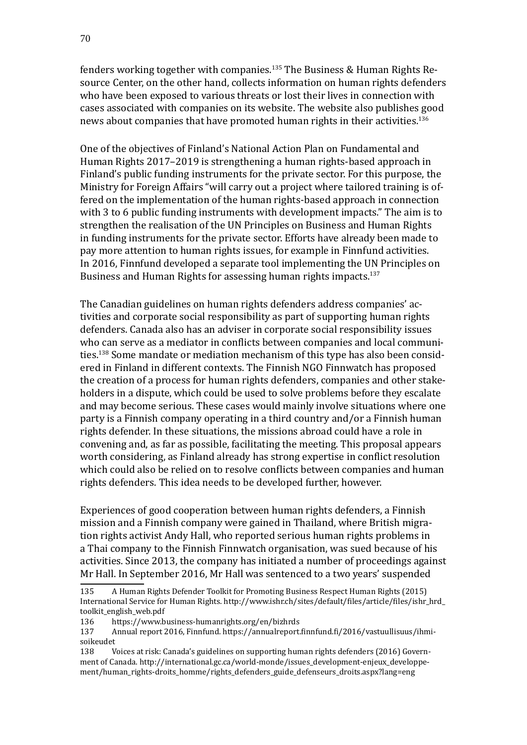fenders working together with companies.[135] The Business & Human Rights Resource Center, on the other hand, collects information on human rights defenders who have been exposed to various threats or lost their lives in connection with cases associated with companies on its website. The website also publishes good news about companies that have promoted human rights in their activities.[136]

One of the objectives of Finland's National Action Plan on Fundamental and Human Rights 2017–2019 is strengthening a human rights-based approach in Finland's public funding instruments for the private sector. For this purpose, the Ministry for Foreign Affairs "will carry out a project where tailored training is offered on the implementation of the human rights-based approach in connection with 3 to 6 public funding instruments with development impacts." The aim is to strengthen the realisation of the UN Principles on Business and Human Rights in funding instruments for the private sector. Efforts have already been made to pay more attention to human rights issues, for example in Finnfund activities. In 2016, Finnfund developed a separate tool implementing the UN Principles on Business and Human Rights for assessing human rights impacts.[137]

The Canadian guidelines on human rights defenders address companies' activities and corporate social responsibility as part of supporting human rights defenders. Canada also has an adviser in corporate social responsibility issues who can serve as a mediator in conflicts between companies and local communities.[138] Some mandate or mediation mechanism of this type has also been considered in Finland in different contexts. The Finnish NGO Finnwatch has proposed the creation of a process for human rights defenders, companies and other stakeholders in a dispute, which could be used to solve problems before they escalate and may become serious. These cases would mainly involve situations where one party is a Finnish company operating in a third country and/or a Finnish human rights defender. In these situations, the missions abroad could have a role in convening and, as far as possible, facilitating the meeting. This proposal appears worth considering, as Finland already has strong expertise in conflict resolution which could also be relied on to resolve conflicts between companies and human rights defenders. This idea needs to be developed further, however.

Experiences of good cooperation between human rights defenders, a Finnish mission and a Finnish company were gained in Thailand, where British migration rights activist Andy Hall, who reported serious human rights problems in a Thai company to the Finnish Finnwatch organisation, was sued because of his activities. Since 2013, the company has initiated a number of proceedings against Mr Hall. In September 2016, Mr Hall was sentenced to a two years' suspended

---

135 A Human Rights Defender Toolkit for Promoting Business Respect Human Rights (2015) International Service for Human Rights. http://www.ishr.ch/sites/default/files/article/files/ishr_hrd_toolkit_english_web.pdf

136 https://www.business-humanrights.org/en/bizhrds

137 Annual report 2016, Finnfund. https://annualreport.finnfund.fi/2016/vastuullisuus/ihmisoikeudet

138 Voices at risk: Canada's guidelines on supporting human rights defenders (2016) Government of Canada. http://international.gc.ca/world-monde/issues_development-enjeux_developpement/human_rights-droits_homme/rights_defenders_guide_defenseurs_droits.aspx?lang=eng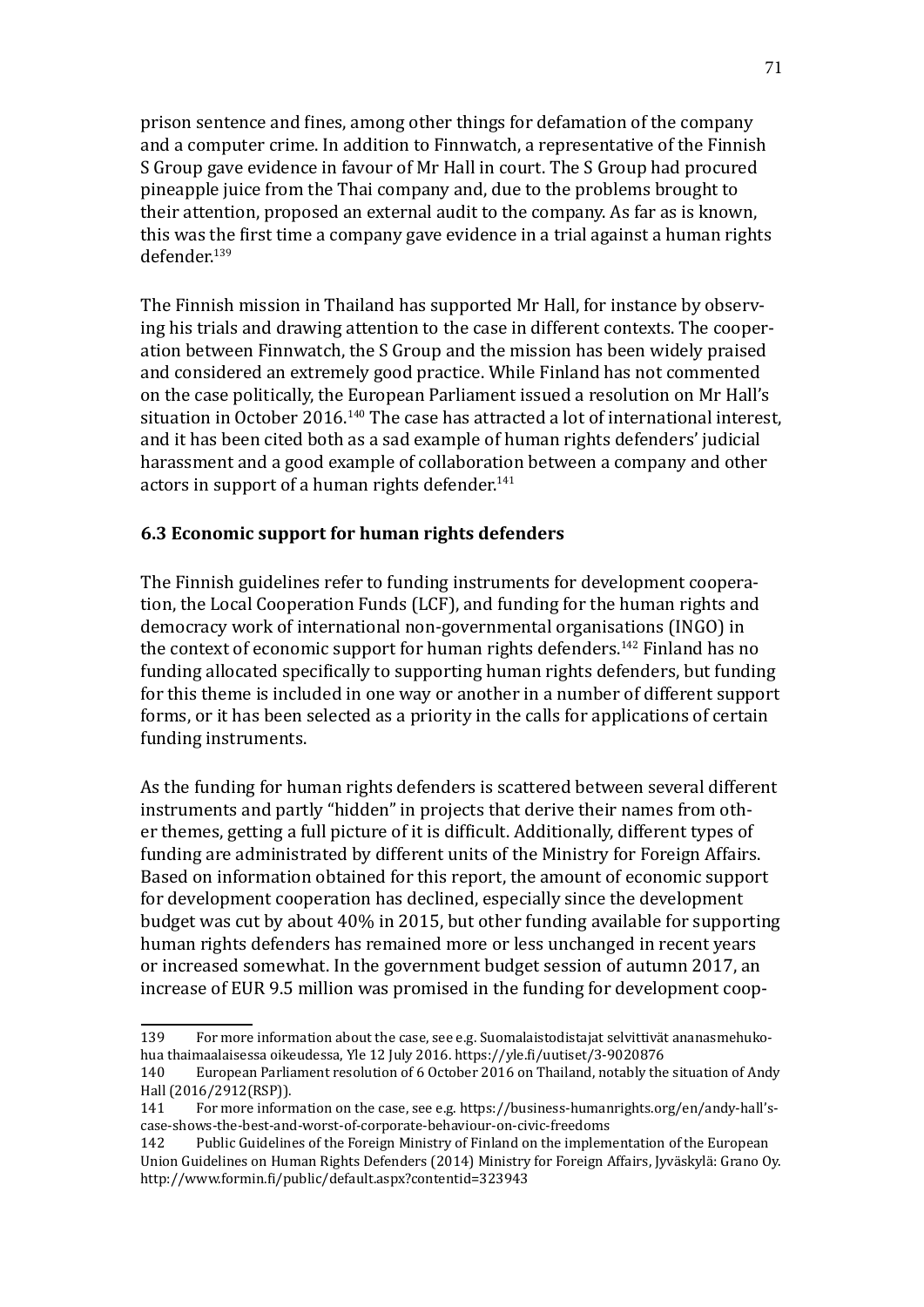prison sentence and fines, among other things for defamation of the company and a computer crime. In addition to Finnwatch, a representative of the Finnish S Group gave evidence in favour of Mr Hall in court. The S Group had procured pineapple juice from the Thai company and, due to the problems brought to their attention, proposed an external audit to the company. As far as is known, this was the first time a company gave evidence in a trial against a human rights defender.[139]

The Finnish mission in Thailand has supported Mr Hall, for instance by observing his trials and drawing attention to the case in different contexts. The cooperation between Finnwatch, the S Group and the mission has been widely praised and considered an extremely good practice. While Finland has not commented on the case politically, the European Parliament issued a resolution on Mr Hall's situation in October 2016.[140] The case has attracted a lot of international interest, and it has been cited both as a sad example of human rights defenders' judicial harassment and a good example of collaboration between a company and other actors in support of a human rights defender.[141]

### 6.3 Economic support for human rights defenders

The Finnish guidelines refer to funding instruments for development cooperation, the Local Cooperation Funds (LCF), and funding for the human rights and democracy work of international non-governmental organisations (INGO) in the context of economic support for human rights defenders.[142] Finland has no funding allocated specifically to supporting human rights defenders, but funding for this theme is included in one way or another in a number of different support forms, or it has been selected as a priority in the calls for applications of certain funding instruments.

As the funding for human rights defenders is scattered between several different instruments and partly "hidden" in projects that derive their names from other themes, getting a full picture of it is difficult. Additionally, different types of funding are administrated by different units of the Ministry for Foreign Affairs. Based on information obtained for this report, the amount of economic support for development cooperation has declined, especially since the development budget was cut by about 40% in 2015, but other funding available for supporting human rights defenders has remained more or less unchanged in recent years or increased somewhat. In the government budget session of autumn 2017, an increase of EUR 9.5 million was promised in the funding for development coop-

---

139 For more information about the case, see e.g. Suomalaistodistajat selvittivät ananasmehukohua thaimaalaisessa oikeudessa, Yle 12 July 2016. https://yle.fi/uutiset/3-9020876

140 European Parliament resolution of 6 October 2016 on Thailand, notably the situation of Andy Hall (2016/2912(RSP)).

141 For more information on the case, see e.g. https://business-humanrights.org/en/andy-hall's-case-shows-the-best-and-worst-of-corporate-behaviour-on-civic-freedoms

142 Public Guidelines of the Foreign Ministry of Finland on the implementation of the European Union Guidelines on Human Rights Defenders (2014) Ministry for Foreign Affairs, Jyväskylä: Grano Oy. http://www.formin.fi/public/default.aspx?contentid=323943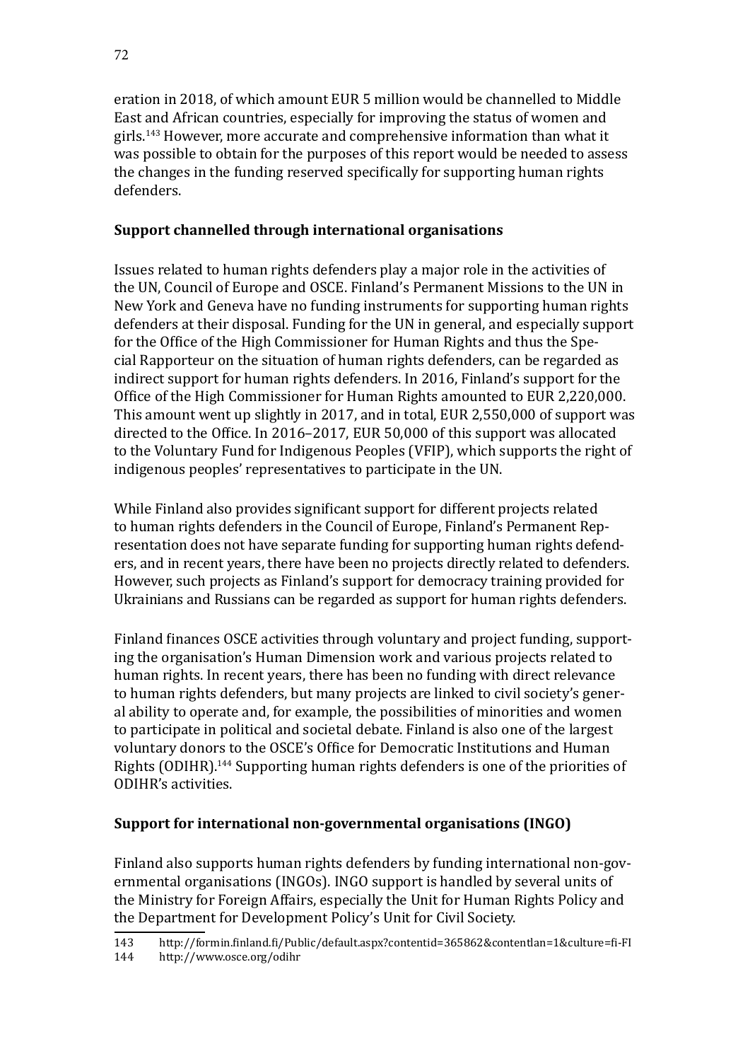eration in 2018, of which amount EUR 5 million would be channelled to Middle East and African countries, especially for improving the status of women and girls.[143] However, more accurate and comprehensive information than what it was possible to obtain for the purposes of this report would be needed to assess the changes in the funding reserved specifically for supporting human rights defenders.

**Support channelled through international organisations**

Issues related to human rights defenders play a major role in the activities of the UN, Council of Europe and OSCE. Finland's Permanent Missions to the UN in New York and Geneva have no funding instruments for supporting human rights defenders at their disposal. Funding for the UN in general, and especially support for the Office of the High Commissioner for Human Rights and thus the Special Rapporteur on the situation of human rights defenders, can be regarded as indirect support for human rights defenders. In 2016, Finland's support for the Office of the High Commissioner for Human Rights amounted to EUR 2,220,000. This amount went up slightly in 2017, and in total, EUR 2,550,000 of support was directed to the Office. In 2016–2017, EUR 50,000 of this support was allocated to the Voluntary Fund for Indigenous Peoples (VFIP), which supports the right of indigenous peoples' representatives to participate in the UN.

While Finland also provides significant support for different projects related to human rights defenders in the Council of Europe, Finland's Permanent Representation does not have separate funding for supporting human rights defenders, and in recent years, there have been no projects directly related to defenders. However, such projects as Finland's support for democracy training provided for Ukrainians and Russians can be regarded as support for human rights defenders.

Finland finances OSCE activities through voluntary and project funding, supporting the organisation's Human Dimension work and various projects related to human rights. In recent years, there has been no funding with direct relevance to human rights defenders, but many projects are linked to civil society's general ability to operate and, for example, the possibilities of minorities and women to participate in political and societal debate. Finland is also one of the largest voluntary donors to the OSCE's Office for Democratic Institutions and Human Rights (ODIHR).[144] Supporting human rights defenders is one of the priorities of ODIHR's activities.

**Support for international non-governmental organisations (INGO)**

Finland also supports human rights defenders by funding international non-governmental organisations (INGOs). INGO support is handled by several units of the Ministry for Foreign Affairs, especially the Unit for Human Rights Policy and the Department for Development Policy's Unit for Civil Society.

---

143 http://formin.finland.fi/Public/default.aspx?contentid=365862&contentlan=1&culture=fi-FI

144 http://www.osce.org/odihr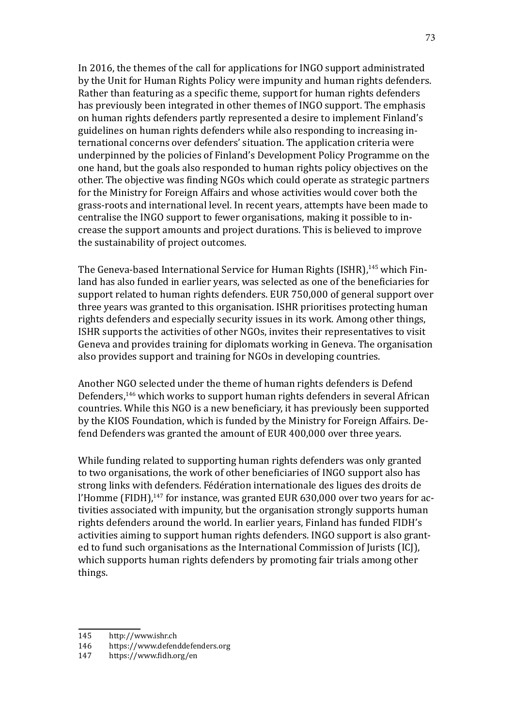In 2016, the themes of the call for applications for INGO support administrated by the Unit for Human Rights Policy were impunity and human rights defenders. Rather than featuring as a specific theme, support for human rights defenders has previously been integrated in other themes of INGO support. The emphasis on human rights defenders partly represented a desire to implement Finland's guidelines on human rights defenders while also responding to increasing international concerns over defenders' situation. The application criteria were underpinned by the policies of Finland's Development Policy Programme on the one hand, but the goals also responded to human rights policy objectives on the other. The objective was finding NGOs which could operate as strategic partners for the Ministry for Foreign Affairs and whose activities would cover both the grass-roots and international level. In recent years, attempts have been made to centralise the INGO support to fewer organisations, making it possible to increase the support amounts and project durations. This is believed to improve the sustainability of project outcomes.

The Geneva-based International Service for Human Rights (ISHR),[145] which Finland has also funded in earlier years, was selected as one of the beneficiaries for support related to human rights defenders. EUR 750,000 of general support over three years was granted to this organisation. ISHR prioritises protecting human rights defenders and especially security issues in its work. Among other things, ISHR supports the activities of other NGOs, invites their representatives to visit Geneva and provides training for diplomats working in Geneva. The organisation also provides support and training for NGOs in developing countries.

Another NGO selected under the theme of human rights defenders is Defend Defenders,[146] which works to support human rights defenders in several African countries. While this NGO is a new beneficiary, it has previously been supported by the KIOS Foundation, which is funded by the Ministry for Foreign Affairs. Defend Defenders was granted the amount of EUR 400,000 over three years.

While funding related to supporting human rights defenders was only granted to two organisations, the work of other beneficiaries of INGO support also has strong links with defenders. Fédération internationale des ligues des droits de l'Homme (FIDH),[147] for instance, was granted EUR 630,000 over two years for activities associated with impunity, but the organisation strongly supports human rights defenders around the world. In earlier years, Finland has funded FIDH's activities aiming to support human rights defenders. INGO support is also granted to fund such organisations as the International Commission of Jurists (ICJ), which supports human rights defenders by promoting fair trials among other things.

145 http://www.ishr.ch
146 https://www.defenddefenders.org
147 https://www.fidh.org/en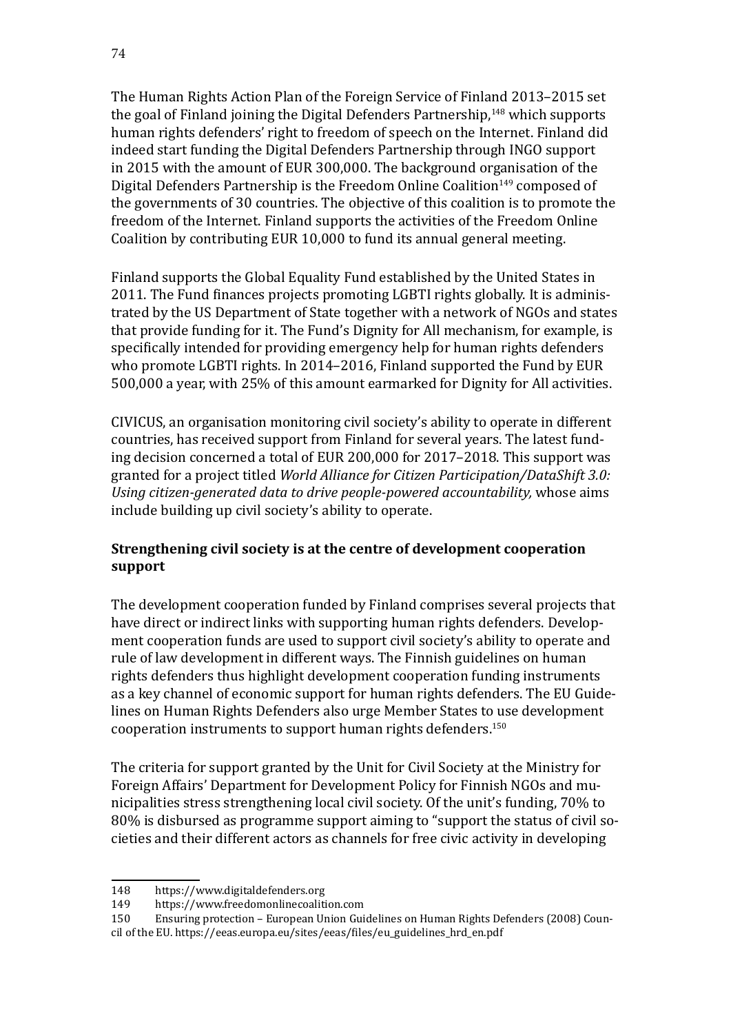The Human Rights Action Plan of the Foreign Service of Finland 2013–2015 set the goal of Finland joining the Digital Defenders Partnership,[148] which supports human rights defenders' right to freedom of speech on the Internet. Finland did indeed start funding the Digital Defenders Partnership through INGO support in 2015 with the amount of EUR 300,000. The background organisation of the Digital Defenders Partnership is the Freedom Online Coalition[149] composed of the governments of 30 countries. The objective of this coalition is to promote the freedom of the Internet. Finland supports the activities of the Freedom Online Coalition by contributing EUR 10,000 to fund its annual general meeting.

Finland supports the Global Equality Fund established by the United States in 2011. The Fund finances projects promoting LGBTI rights globally. It is administrated by the US Department of State together with a network of NGOs and states that provide funding for it. The Fund's Dignity for All mechanism, for example, is specifically intended for providing emergency help for human rights defenders who promote LGBTI rights. In 2014–2016, Finland supported the Fund by EUR 500,000 a year, with 25% of this amount earmarked for Dignity for All activities.

CIVICUS, an organisation monitoring civil society's ability to operate in different countries, has received support from Finland for several years. The latest funding decision concerned a total of EUR 200,000 for 2017–2018. This support was granted for a project titled *World Alliance for Citizen Participation/DataShift 3.0: Using citizen-generated data to drive people-powered accountability,* whose aims include building up civil society's ability to operate.

### Strengthening civil society is at the centre of development cooperation support

The development cooperation funded by Finland comprises several projects that have direct or indirect links with supporting human rights defenders. Development cooperation funds are used to support civil society's ability to operate and rule of law development in different ways. The Finnish guidelines on human rights defenders thus highlight development cooperation funding instruments as a key channel of economic support for human rights defenders. The EU Guidelines on Human Rights Defenders also urge Member States to use development cooperation instruments to support human rights defenders.[150]

The criteria for support granted by the Unit for Civil Society at the Ministry for Foreign Affairs' Department for Development Policy for Finnish NGOs and municipalities stress strengthening local civil society. Of the unit's funding, 70% to 80% is disbursed as programme support aiming to "support the status of civil societies and their different actors as channels for free civic activity in developing

---

148 https://www.digitaldefenders.org

149 https://www.freedomonlinecoalition.com

150 Ensuring protection – European Union Guidelines on Human Rights Defenders (2008) Council of the EU. https://eeas.europa.eu/sites/eeas/files/eu_guidelines_hrd_en.pdf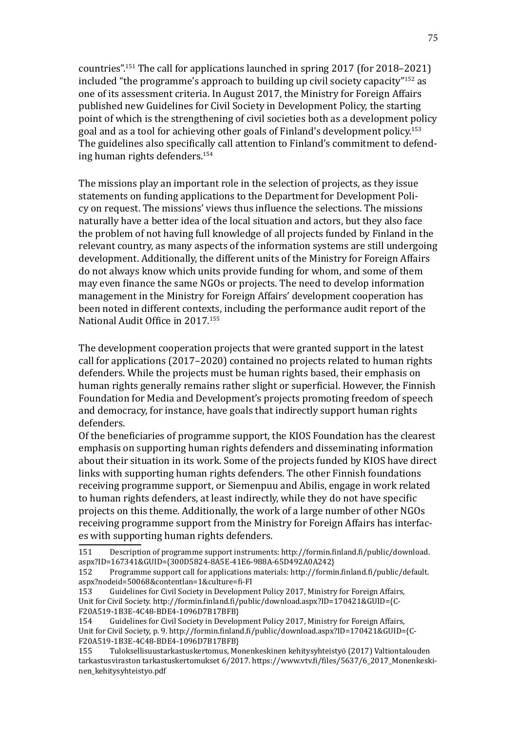countries".[151] The call for applications launched in spring 2017 (for 2018–2021) included "the programme's approach to building up civil society capacity"[152] as one of its assessment criteria. In August 2017, the Ministry for Foreign Affairs published new Guidelines for Civil Society in Development Policy, the starting point of which is the strengthening of civil societies both as a development policy goal and as a tool for achieving other goals of Finland's development policy.[153] The guidelines also specifically call attention to Finland's commitment to defending human rights defenders.[154]

The missions play an important role in the selection of projects, as they issue statements on funding applications to the Department for Development Policy on request. The missions' views thus influence the selections. The missions naturally have a better idea of the local situation and actors, but they also face the problem of not having full knowledge of all projects funded by Finland in the relevant country, as many aspects of the information systems are still undergoing development. Additionally, the different units of the Ministry for Foreign Affairs do not always know which units provide funding for whom, and some of them may even finance the same NGOs or projects. The need to develop information management in the Ministry for Foreign Affairs' development cooperation has been noted in different contexts, including the performance audit report of the National Audit Office in 2017.[155]

The development cooperation projects that were granted support in the latest call for applications (2017–2020) contained no projects related to human rights defenders. While the projects must be human rights based, their emphasis on human rights generally remains rather slight or superficial. However, the Finnish Foundation for Media and Development's projects promoting freedom of speech and democracy, for instance, have goals that indirectly support human rights defenders.

Of the beneficiaries of programme support, the KIOS Foundation has the clearest emphasis on supporting human rights defenders and disseminating information about their situation in its work. Some of the projects funded by KIOS have direct links with supporting human rights defenders. The other Finnish foundations receiving programme support, or Siemenpuu and Abilis, engage in work related to human rights defenders, at least indirectly, while they do not have specific projects on this theme. Additionally, the work of a large number of other NGOs receiving programme support from the Ministry for Foreign Affairs has interfaces with supporting human rights defenders.

---

151 Description of programme support instruments: http://formin.finland.fi/public/download.aspx?ID=167341&GUID={300D5824-8A5E-41E6-988A-65D492A0A242}

152 Programme support call for applications materials: http://formin.finland.fi/public/default.aspx?nodeid=50068&contentlan=1&culture=fi-FI

153 Guidelines for Civil Society in Development Policy 2017, Ministry for Foreign Affairs, Unit for Civil Society. http://formin.finland.fi/public/download.aspx?ID=170421&GUID={CF20A519-1B3E-4C48-BDE4-1096D7B17BFB}

154 Guidelines for Civil Society in Development Policy 2017, Ministry for Foreign Affairs, Unit for Civil Society, p. 9. http://formin.finland.fi/public/download.aspx?ID=170421&GUID={CF20A519-1B3E-4C48-BDE4-1096D7B17BFB}

155 Tuloksellisuustarkastuskertomus, Monenkeskinen kehitysyhteistyö (2017) Valtiontalouden tarkastusviraston tarkastuskertomukset 6/2017. https://www.vtv.fi/files/5637/6_2017_Monenkeskinen_kehitysyhteistyo.pdf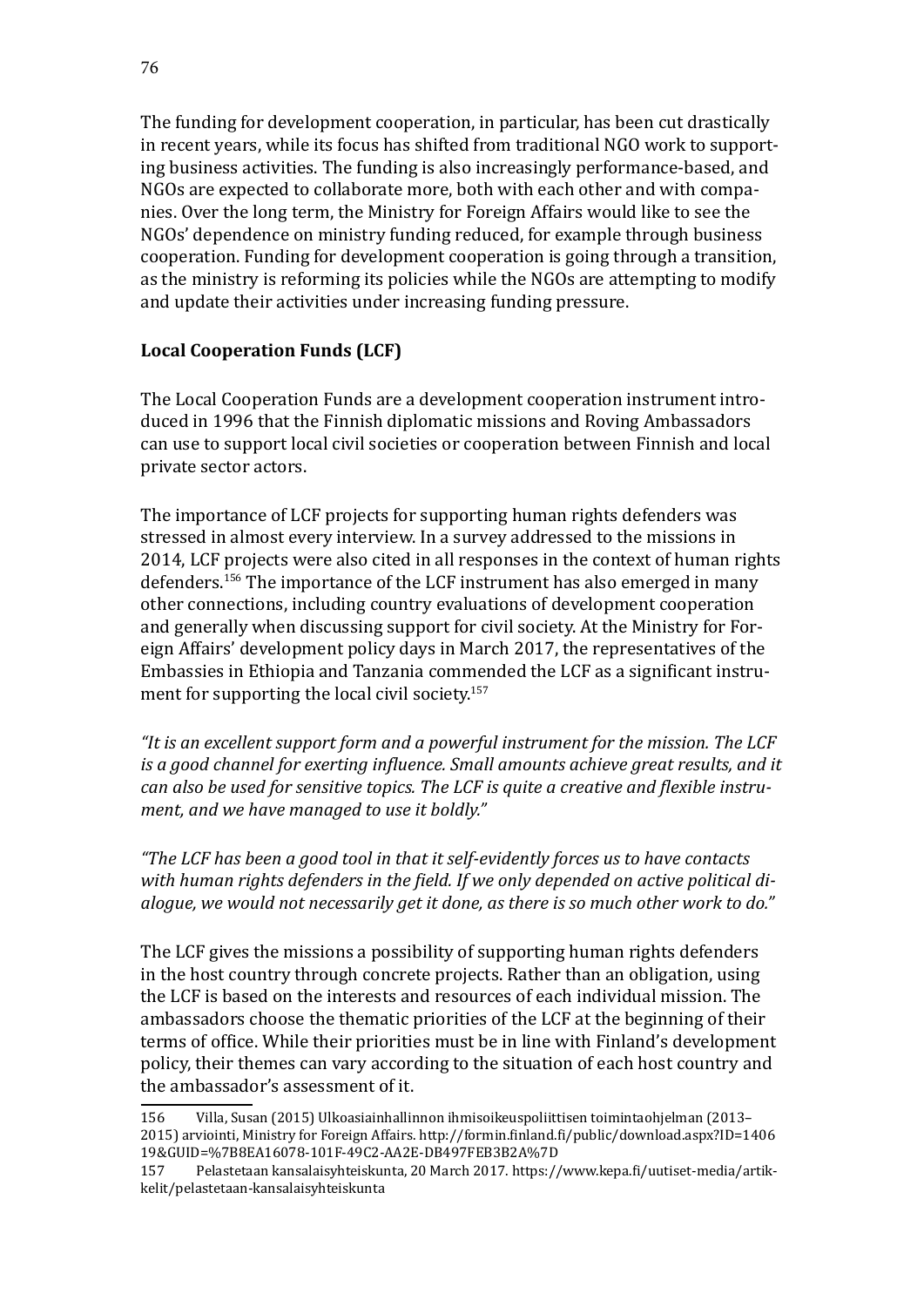The funding for development cooperation, in particular, has been cut drastically in recent years, while its focus has shifted from traditional NGO work to supporting business activities. The funding is also increasingly performance-based, and NGOs are expected to collaborate more, both with each other and with companies. Over the long term, the Ministry for Foreign Affairs would like to see the NGOs' dependence on ministry funding reduced, for example through business cooperation. Funding for development cooperation is going through a transition, as the ministry is reforming its policies while the NGOs are attempting to modify and update their activities under increasing funding pressure.

**Local Cooperation Funds (LCF)**

The Local Cooperation Funds are a development cooperation instrument introduced in 1996 that the Finnish diplomatic missions and Roving Ambassadors can use to support local civil societies or cooperation between Finnish and local private sector actors.

The importance of LCF projects for supporting human rights defenders was stressed in almost every interview. In a survey addressed to the missions in 2014, LCF projects were also cited in all responses in the context of human rights defenders.[156] The importance of the LCF instrument has also emerged in many other connections, including country evaluations of development cooperation and generally when discussing support for civil society. At the Ministry for Foreign Affairs' development policy days in March 2017, the representatives of the Embassies in Ethiopia and Tanzania commended the LCF as a significant instrument for supporting the local civil society.[157]

*"It is an excellent support form and a powerful instrument for the mission. The LCF is a good channel for exerting influence. Small amounts achieve great results, and it can also be used for sensitive topics. The LCF is quite a creative and flexible instrument, and we have managed to use it boldly."*

*"The LCF has been a good tool in that it self-evidently forces us to have contacts with human rights defenders in the field. If we only depended on active political dialogue, we would not necessarily get it done, as there is so much other work to do."*

The LCF gives the missions a possibility of supporting human rights defenders in the host country through concrete projects. Rather than an obligation, using the LCF is based on the interests and resources of each individual mission. The ambassadors choose the thematic priorities of the LCF at the beginning of their terms of office. While their priorities must be in line with Finland's development policy, their themes can vary according to the situation of each host country and the ambassador's assessment of it.

---

156 Villa, Susan (2015) Ulkoasiainhallinnon ihmisoikeuspoliittisen toimintaohjelman (2013–2015) arviointi, Ministry for Foreign Affairs. http://formin.finland.fi/public/download.aspx?ID=140619&GUID=%7B8EA16078-101F-49C2-AA2E-DB497FEB3B2A%7D

157 Pelastetaan kansalaisyhteiskunta, 20 March 2017. https://www.kepa.fi/uutiset-media/artikkelit/pelastetaan-kansalaisyhteiskunta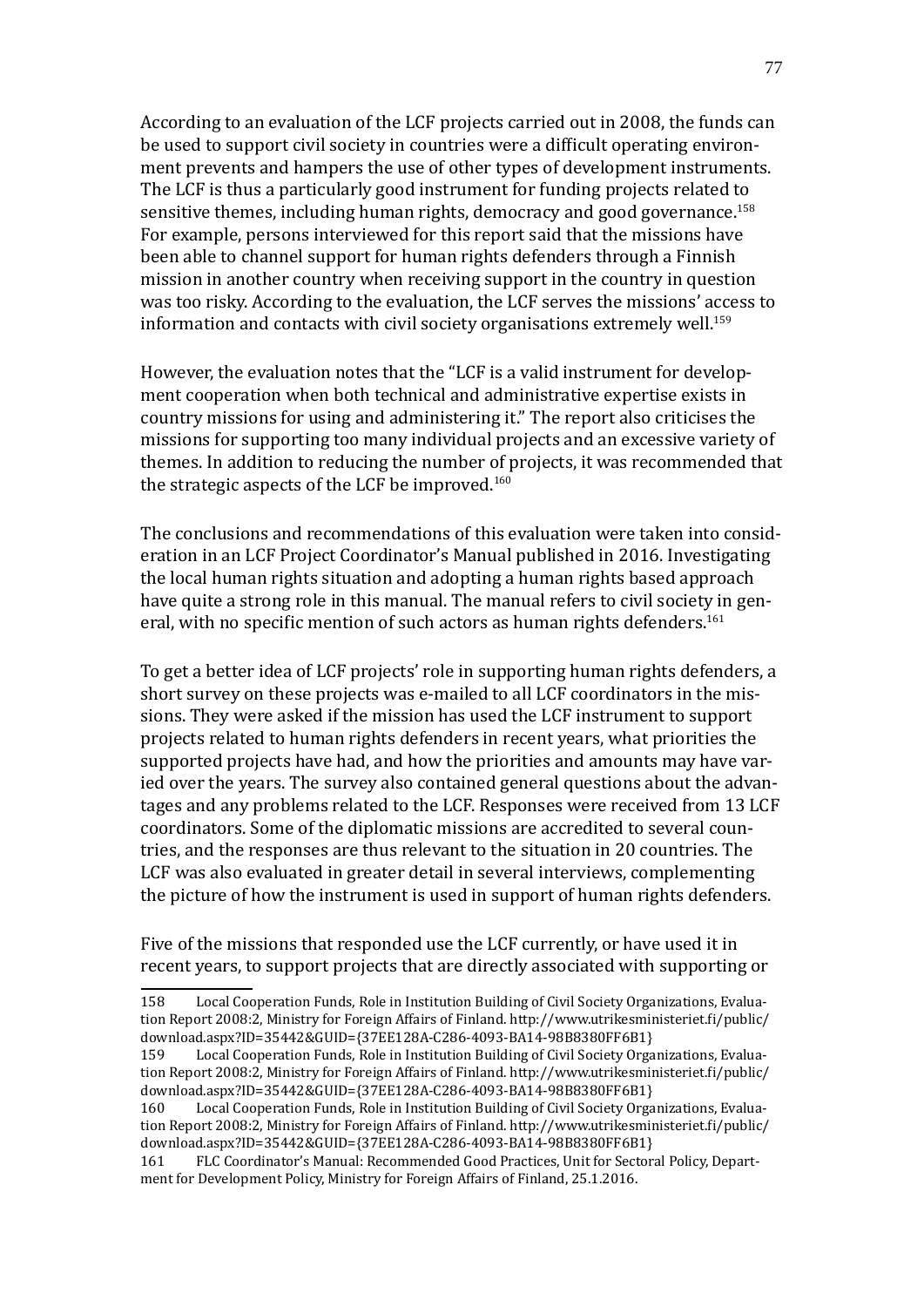According to an evaluation of the LCF projects carried out in 2008, the funds can be used to support civil society in countries were a difficult operating environment prevents and hampers the use of other types of development instruments. The LCF is thus a particularly good instrument for funding projects related to sensitive themes, including human rights, democracy and good governance.[158] For example, persons interviewed for this report said that the missions have been able to channel support for human rights defenders through a Finnish mission in another country when receiving support in the country in question was too risky. According to the evaluation, the LCF serves the missions' access to information and contacts with civil society organisations extremely well.[159]

However, the evaluation notes that the "LCF is a valid instrument for development cooperation when both technical and administrative expertise exists in country missions for using and administering it." The report also criticises the missions for supporting too many individual projects and an excessive variety of themes. In addition to reducing the number of projects, it was recommended that the strategic aspects of the LCF be improved.[160]

The conclusions and recommendations of this evaluation were taken into consideration in an LCF Project Coordinator's Manual published in 2016. Investigating the local human rights situation and adopting a human rights based approach have quite a strong role in this manual. The manual refers to civil society in general, with no specific mention of such actors as human rights defenders.[161]

To get a better idea of LCF projects' role in supporting human rights defenders, a short survey on these projects was e-mailed to all LCF coordinators in the missions. They were asked if the mission has used the LCF instrument to support projects related to human rights defenders in recent years, what priorities the supported projects have had, and how the priorities and amounts may have varied over the years. The survey also contained general questions about the advantages and any problems related to the LCF. Responses were received from 13 LCF coordinators. Some of the diplomatic missions are accredited to several countries, and the responses are thus relevant to the situation in 20 countries. The LCF was also evaluated in greater detail in several interviews, complementing the picture of how the instrument is used in support of human rights defenders.

Five of the missions that responded use the LCF currently, or have used it in recent years, to support projects that are directly associated with supporting or

---

158 Local Cooperation Funds, Role in Institution Building of Civil Society Organizations, Evaluation Report 2008:2, Ministry for Foreign Affairs of Finland. http://www.utrikesministeriet.fi/public/download.aspx?ID=35442&GUID={37EE128A-C286-4093-BA14-98B8380FF6B1}

159 Local Cooperation Funds, Role in Institution Building of Civil Society Organizations, Evaluation Report 2008:2, Ministry for Foreign Affairs of Finland. http://www.utrikesministeriet.fi/public/download.aspx?ID=35442&GUID={37EE128A-C286-4093-BA14-98B8380FF6B1}

160 Local Cooperation Funds, Role in Institution Building of Civil Society Organizations, Evaluation Report 2008:2, Ministry for Foreign Affairs of Finland. http://www.utrikesministeriet.fi/public/download.aspx?ID=35442&GUID={37EE128A-C286-4093-BA14-98B8380FF6B1}

161 FLC Coordinator's Manual: Recommended Good Practices, Unit for Sectoral Policy, Department for Development Policy, Ministry for Foreign Affairs of Finland, 25.1.2016.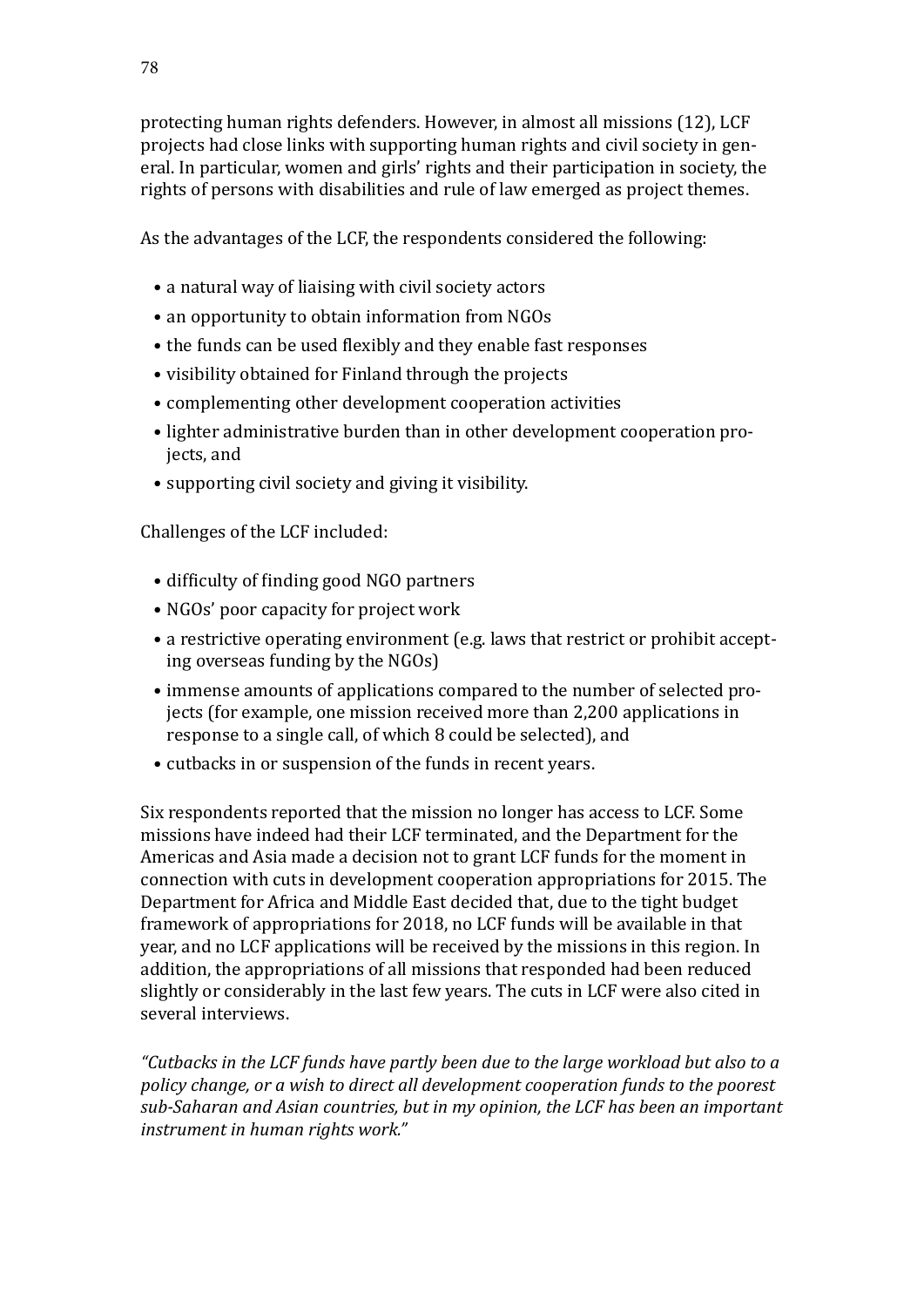protecting human rights defenders. However, in almost all missions (12), LCF projects had close links with supporting human rights and civil society in general. In particular, women and girls' rights and their participation in society, the rights of persons with disabilities and rule of law emerged as project themes.

As the advantages of the LCF, the respondents considered the following:

- a natural way of liaising with civil society actors
- an opportunity to obtain information from NGOs
- the funds can be used flexibly and they enable fast responses
- visibility obtained for Finland through the projects
- complementing other development cooperation activities
- lighter administrative burden than in other development cooperation projects, and
- supporting civil society and giving it visibility.

Challenges of the LCF included:

- difficulty of finding good NGO partners
- NGOs' poor capacity for project work
- a restrictive operating environment (e.g. laws that restrict or prohibit accepting overseas funding by the NGOs)
- immense amounts of applications compared to the number of selected projects (for example, one mission received more than 2,200 applications in response to a single call, of which 8 could be selected), and
- cutbacks in or suspension of the funds in recent years.

Six respondents reported that the mission no longer has access to LCF. Some missions have indeed had their LCF terminated, and the Department for the Americas and Asia made a decision not to grant LCF funds for the moment in connection with cuts in development cooperation appropriations for 2015. The Department for Africa and Middle East decided that, due to the tight budget framework of appropriations for 2018, no LCF funds will be available in that year, and no LCF applications will be received by the missions in this region. In addition, the appropriations of all missions that responded had been reduced slightly or considerably in the last few years. The cuts in LCF were also cited in several interviews.

*"Cutbacks in the LCF funds have partly been due to the large workload but also to a policy change, or a wish to direct all development cooperation funds to the poorest sub-Saharan and Asian countries, but in my opinion, the LCF has been an important instrument in human rights work."*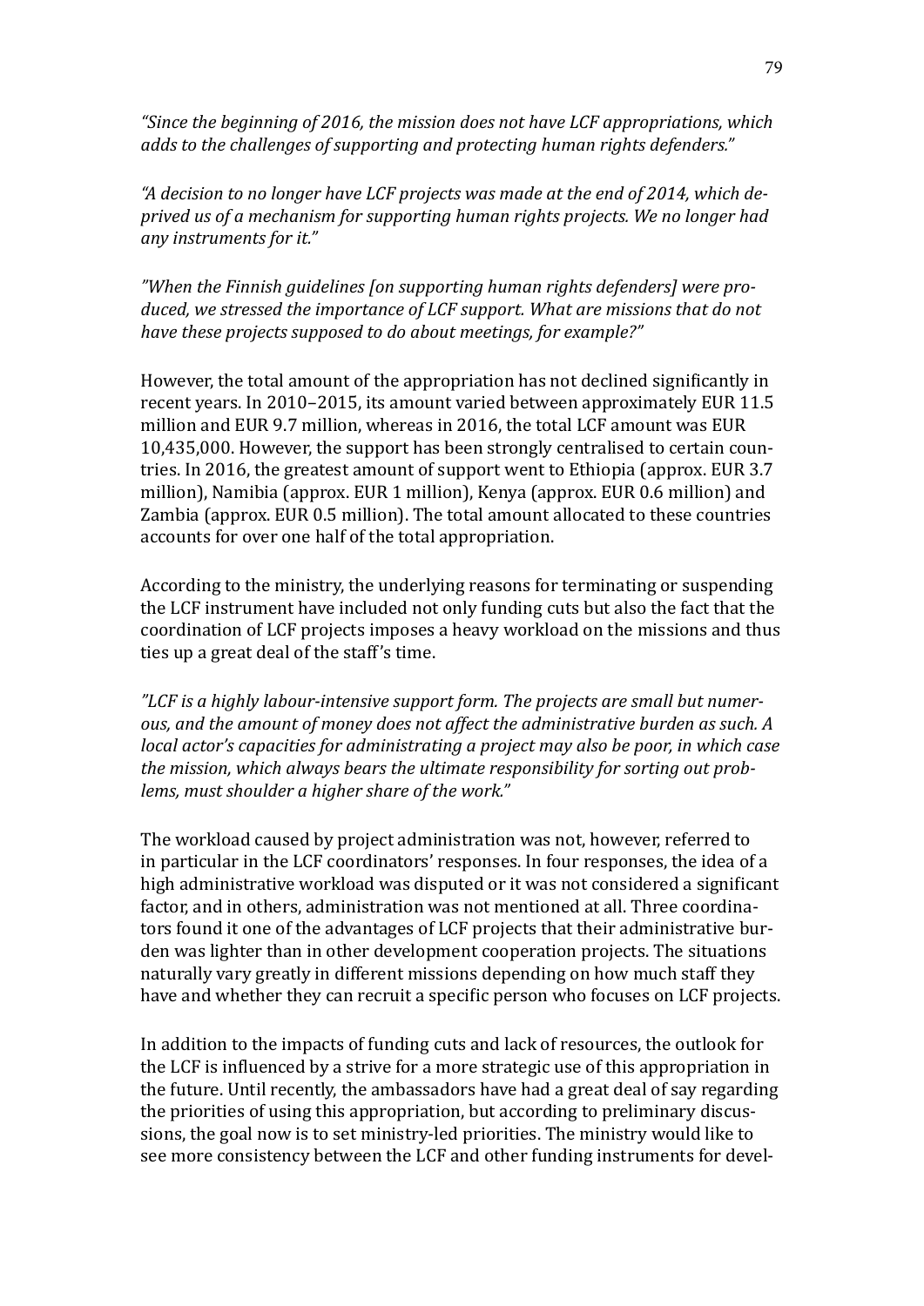*"Since the beginning of 2016, the mission does not have LCF appropriations, which adds to the challenges of supporting and protecting human rights defenders."*

*"A decision to no longer have LCF projects was made at the end of 2014, which deprived us of a mechanism for supporting human rights projects. We no longer had any instruments for it."*

*"When the Finnish guidelines [on supporting human rights defenders] were produced, we stressed the importance of LCF support. What are missions that do not have these projects supposed to do about meetings, for example?"*

However, the total amount of the appropriation has not declined significantly in recent years. In 2010–2015, its amount varied between approximately EUR 11.5 million and EUR 9.7 million, whereas in 2016, the total LCF amount was EUR 10,435,000. However, the support has been strongly centralised to certain countries. In 2016, the greatest amount of support went to Ethiopia (approx. EUR 3.7 million), Namibia (approx. EUR 1 million), Kenya (approx. EUR 0.6 million) and Zambia (approx. EUR 0.5 million). The total amount allocated to these countries accounts for over one half of the total appropriation.

According to the ministry, the underlying reasons for terminating or suspending the LCF instrument have included not only funding cuts but also the fact that the coordination of LCF projects imposes a heavy workload on the missions and thus ties up a great deal of the staff's time.

*"LCF is a highly labour-intensive support form. The projects are small but numerous, and the amount of money does not affect the administrative burden as such. A local actor's capacities for administrating a project may also be poor, in which case the mission, which always bears the ultimate responsibility for sorting out problems, must shoulder a higher share of the work."*

The workload caused by project administration was not, however, referred to in particular in the LCF coordinators' responses. In four responses, the idea of a high administrative workload was disputed or it was not considered a significant factor, and in others, administration was not mentioned at all. Three coordinators found it one of the advantages of LCF projects that their administrative burden was lighter than in other development cooperation projects. The situations naturally vary greatly in different missions depending on how much staff they have and whether they can recruit a specific person who focuses on LCF projects.

In addition to the impacts of funding cuts and lack of resources, the outlook for the LCF is influenced by a strive for a more strategic use of this appropriation in the future. Until recently, the ambassadors have had a great deal of say regarding the priorities of using this appropriation, but according to preliminary discussions, the goal now is to set ministry-led priorities. The ministry would like to see more consistency between the LCF and other funding instruments for devel-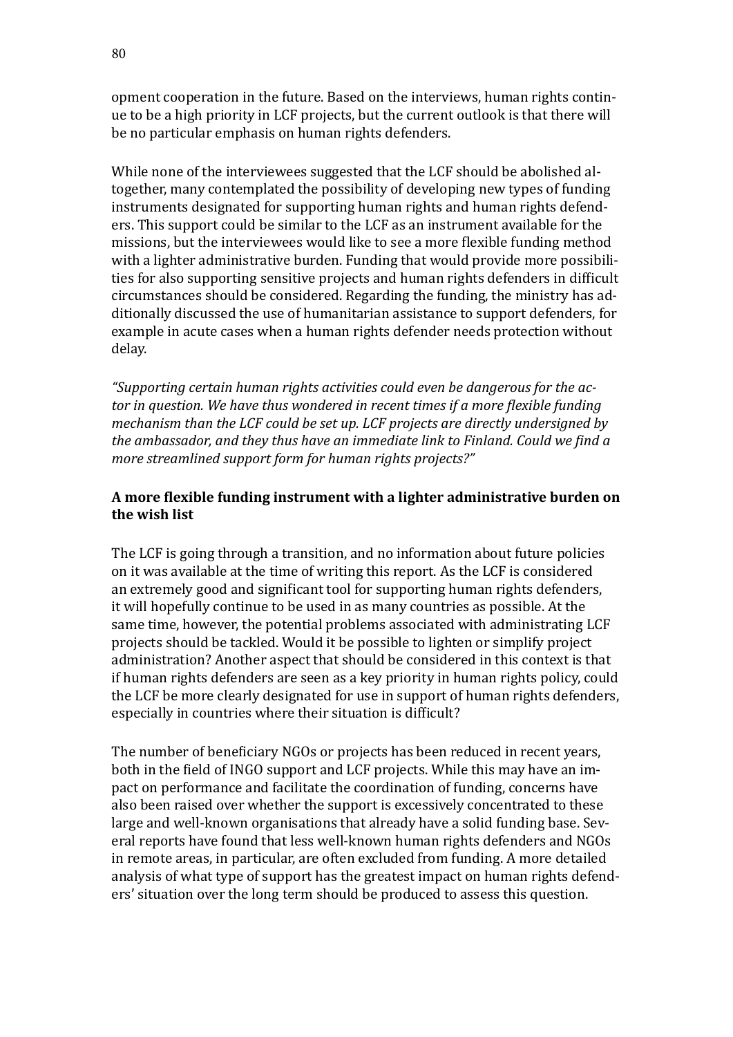opment cooperation in the future. Based on the interviews, human rights continue to be a high priority in LCF projects, but the current outlook is that there will be no particular emphasis on human rights defenders.

While none of the interviewees suggested that the LCF should be abolished altogether, many contemplated the possibility of developing new types of funding instruments designated for supporting human rights and human rights defenders. This support could be similar to the LCF as an instrument available for the missions, but the interviewees would like to see a more flexible funding method with a lighter administrative burden. Funding that would provide more possibilities for also supporting sensitive projects and human rights defenders in difficult circumstances should be considered. Regarding the funding, the ministry has additionally discussed the use of humanitarian assistance to support defenders, for example in acute cases when a human rights defender needs protection without delay.

*"Supporting certain human rights activities could even be dangerous for the actor in question. We have thus wondered in recent times if a more flexible funding mechanism than the LCF could be set up. LCF projects are directly undersigned by the ambassador, and they thus have an immediate link to Finland. Could we find a more streamlined support form for human rights projects?"*

**A more flexible funding instrument with a lighter administrative burden on the wish list**

The LCF is going through a transition, and no information about future policies on it was available at the time of writing this report. As the LCF is considered an extremely good and significant tool for supporting human rights defenders, it will hopefully continue to be used in as many countries as possible. At the same time, however, the potential problems associated with administrating LCF projects should be tackled. Would it be possible to lighten or simplify project administration? Another aspect that should be considered in this context is that if human rights defenders are seen as a key priority in human rights policy, could the LCF be more clearly designated for use in support of human rights defenders, especially in countries where their situation is difficult?

The number of beneficiary NGOs or projects has been reduced in recent years, both in the field of INGO support and LCF projects. While this may have an impact on performance and facilitate the coordination of funding, concerns have also been raised over whether the support is excessively concentrated to these large and well-known organisations that already have a solid funding base. Several reports have found that less well-known human rights defenders and NGOs in remote areas, in particular, are often excluded from funding. A more detailed analysis of what type of support has the greatest impact on human rights defenders' situation over the long term should be produced to assess this question.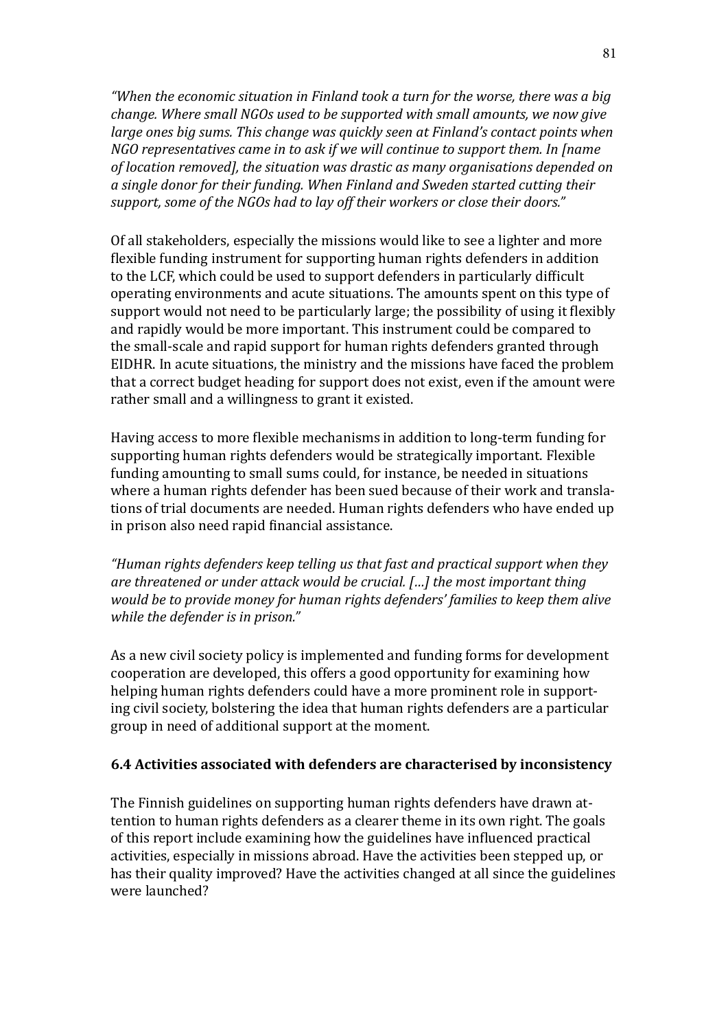*"When the economic situation in Finland took a turn for the worse, there was a big change. Where small NGOs used to be supported with small amounts, we now give large ones big sums. This change was quickly seen at Finland's contact points when NGO representatives came in to ask if we will continue to support them. In [name of location removed], the situation was drastic as many organisations depended on a single donor for their funding. When Finland and Sweden started cutting their support, some of the NGOs had to lay off their workers or close their doors."*

Of all stakeholders, especially the missions would like to see a lighter and more flexible funding instrument for supporting human rights defenders in addition to the LCF, which could be used to support defenders in particularly difficult operating environments and acute situations. The amounts spent on this type of support would not need to be particularly large; the possibility of using it flexibly and rapidly would be more important. This instrument could be compared to the small-scale and rapid support for human rights defenders granted through EIDHR. In acute situations, the ministry and the missions have faced the problem that a correct budget heading for support does not exist, even if the amount were rather small and a willingness to grant it existed.

Having access to more flexible mechanisms in addition to long-term funding for supporting human rights defenders would be strategically important. Flexible funding amounting to small sums could, for instance, be needed in situations where a human rights defender has been sued because of their work and translations of trial documents are needed. Human rights defenders who have ended up in prison also need rapid financial assistance.

*"Human rights defenders keep telling us that fast and practical support when they are threatened or under attack would be crucial. […] the most important thing would be to provide money for human rights defenders' families to keep them alive while the defender is in prison."*

As a new civil society policy is implemented and funding forms for development cooperation are developed, this offers a good opportunity for examining how helping human rights defenders could have a more prominent role in supporting civil society, bolstering the idea that human rights defenders are a particular group in need of additional support at the moment.

### 6.4 Activities associated with defenders are characterised by inconsistency

The Finnish guidelines on supporting human rights defenders have drawn attention to human rights defenders as a clearer theme in its own right. The goals of this report include examining how the guidelines have influenced practical activities, especially in missions abroad. Have the activities been stepped up, or has their quality improved? Have the activities changed at all since the guidelines were launched?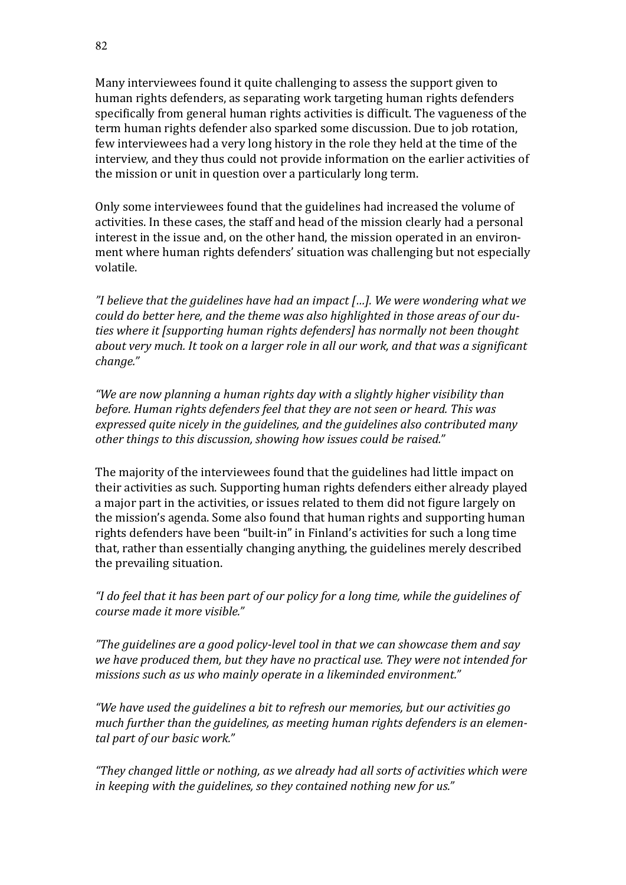Many interviewees found it quite challenging to assess the support given to human rights defenders, as separating work targeting human rights defenders specifically from general human rights activities is difficult. The vagueness of the term human rights defender also sparked some discussion. Due to job rotation, few interviewees had a very long history in the role they held at the time of the interview, and they thus could not provide information on the earlier activities of the mission or unit in question over a particularly long term.

Only some interviewees found that the guidelines had increased the volume of activities. In these cases, the staff and head of the mission clearly had a personal interest in the issue and, on the other hand, the mission operated in an environment where human rights defenders' situation was challenging but not especially volatile.

*"I believe that the guidelines have had an impact […]. We were wondering what we could do better here, and the theme was also highlighted in those areas of our duties where it [supporting human rights defenders] has normally not been thought about very much. It took on a larger role in all our work, and that was a significant change."*

*"We are now planning a human rights day with a slightly higher visibility than before. Human rights defenders feel that they are not seen or heard. This was expressed quite nicely in the guidelines, and the guidelines also contributed many other things to this discussion, showing how issues could be raised."*

The majority of the interviewees found that the guidelines had little impact on their activities as such. Supporting human rights defenders either already played a major part in the activities, or issues related to them did not figure largely on the mission's agenda. Some also found that human rights and supporting human rights defenders have been "built-in" in Finland's activities for such a long time that, rather than essentially changing anything, the guidelines merely described the prevailing situation.

*"I do feel that it has been part of our policy for a long time, while the guidelines of course made it more visible."*

*"The guidelines are a good policy-level tool in that we can showcase them and say we have produced them, but they have no practical use. They were not intended for missions such as us who mainly operate in a likeminded environment."*

*"We have used the guidelines a bit to refresh our memories, but our activities go much further than the guidelines, as meeting human rights defenders is an elemental part of our basic work."*

*"They changed little or nothing, as we already had all sorts of activities which were in keeping with the guidelines, so they contained nothing new for us."*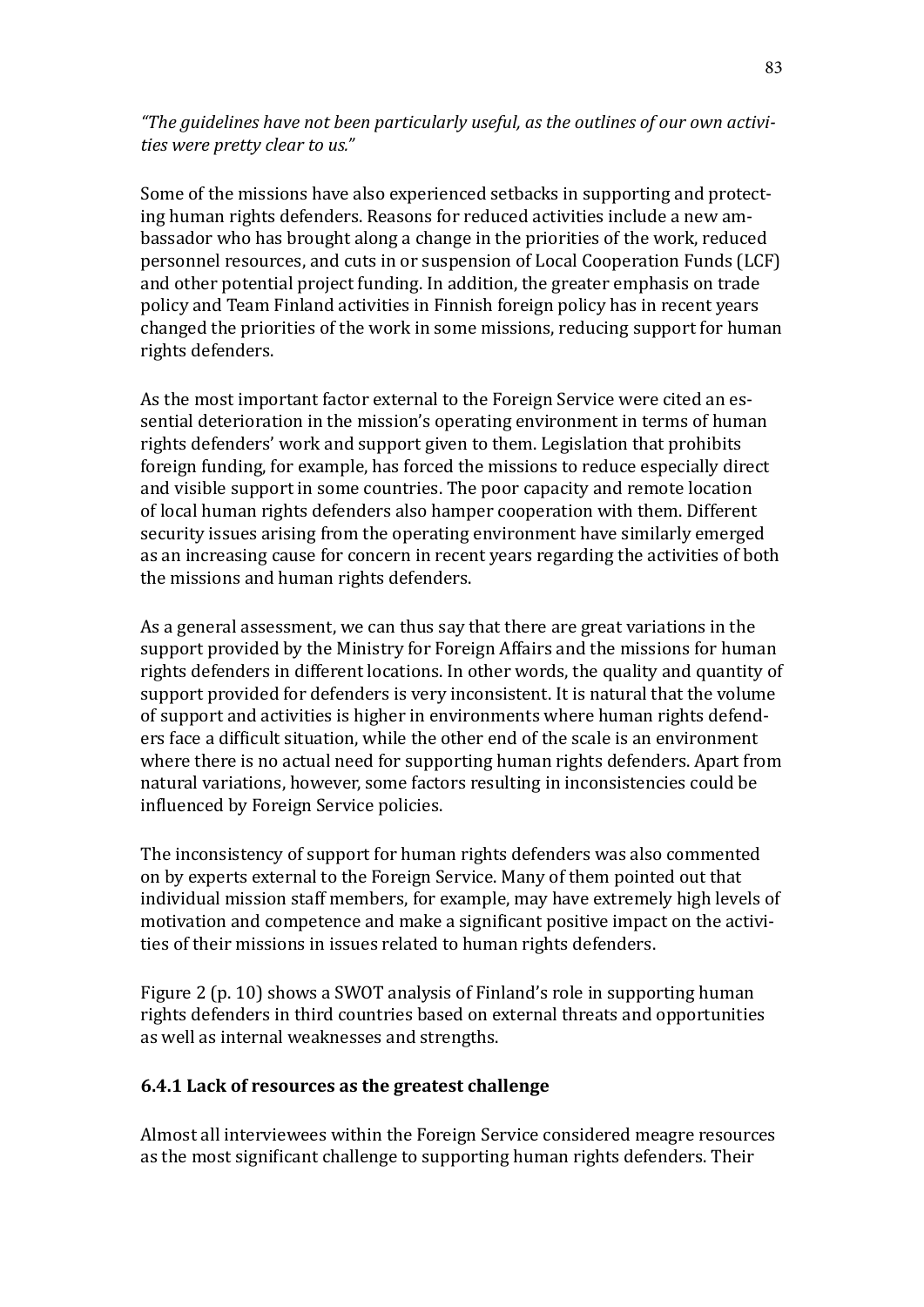*"The guidelines have not been particularly useful, as the outlines of our own activities were pretty clear to us."*

Some of the missions have also experienced setbacks in supporting and protecting human rights defenders. Reasons for reduced activities include a new ambassador who has brought along a change in the priorities of the work, reduced personnel resources, and cuts in or suspension of Local Cooperation Funds (LCF) and other potential project funding. In addition, the greater emphasis on trade policy and Team Finland activities in Finnish foreign policy has in recent years changed the priorities of the work in some missions, reducing support for human rights defenders.

As the most important factor external to the Foreign Service were cited an essential deterioration in the mission's operating environment in terms of human rights defenders' work and support given to them. Legislation that prohibits foreign funding, for example, has forced the missions to reduce especially direct and visible support in some countries. The poor capacity and remote location of local human rights defenders also hamper cooperation with them. Different security issues arising from the operating environment have similarly emerged as an increasing cause for concern in recent years regarding the activities of both the missions and human rights defenders.

As a general assessment, we can thus say that there are great variations in the support provided by the Ministry for Foreign Affairs and the missions for human rights defenders in different locations. In other words, the quality and quantity of support provided for defenders is very inconsistent. It is natural that the volume of support and activities is higher in environments where human rights defenders face a difficult situation, while the other end of the scale is an environment where there is no actual need for supporting human rights defenders. Apart from natural variations, however, some factors resulting in inconsistencies could be influenced by Foreign Service policies.

The inconsistency of support for human rights defenders was also commented on by experts external to the Foreign Service. Many of them pointed out that individual mission staff members, for example, may have extremely high levels of motivation and competence and make a significant positive impact on the activities of their missions in issues related to human rights defenders.

Figure 2 (p. 10) shows a SWOT analysis of Finland's role in supporting human rights defenders in third countries based on external threats and opportunities as well as internal weaknesses and strengths.

### 6.4.1 Lack of resources as the greatest challenge

Almost all interviewees within the Foreign Service considered meagre resources as the most significant challenge to supporting human rights defenders. Their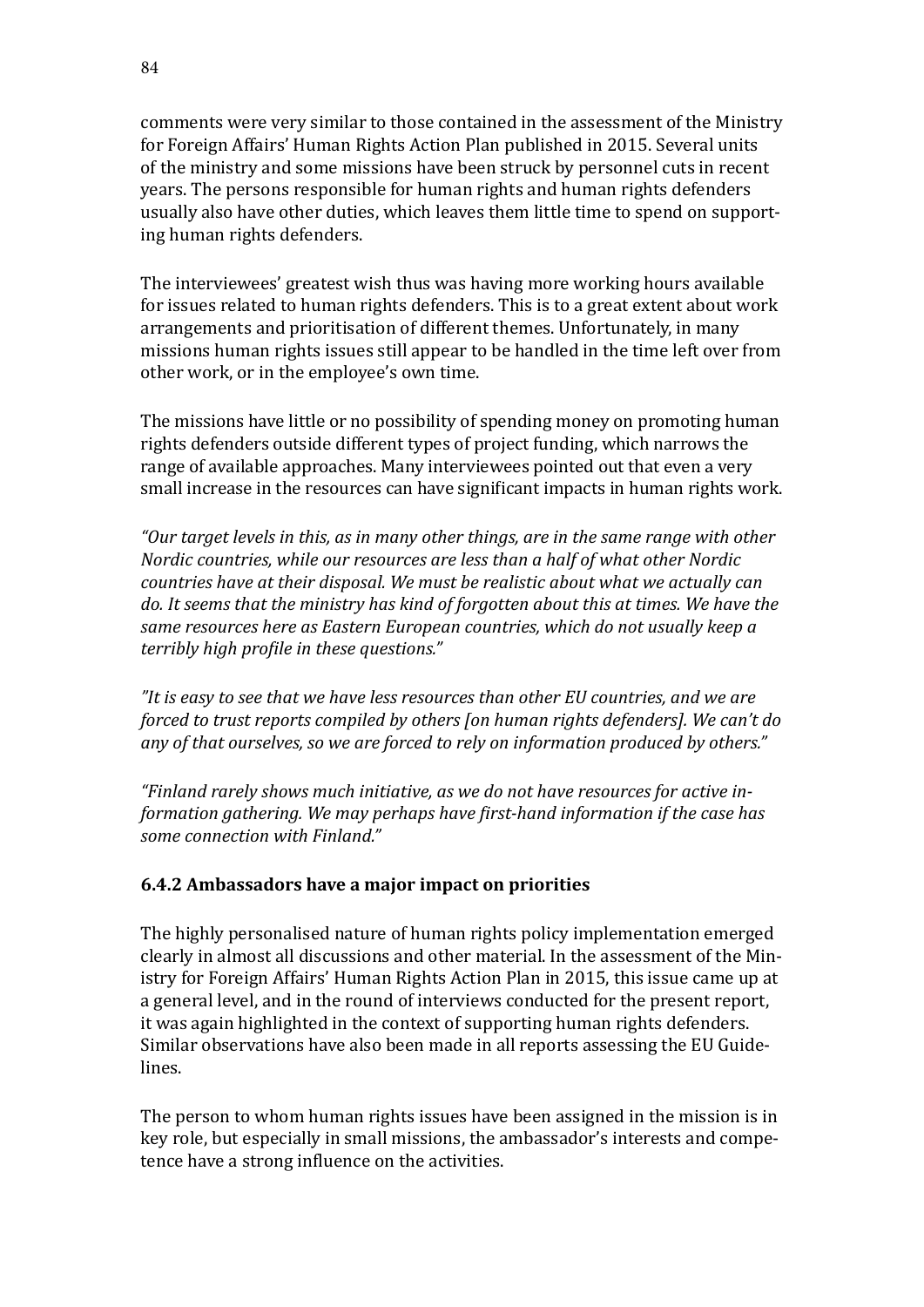comments were very similar to those contained in the assessment of the Ministry for Foreign Affairs' Human Rights Action Plan published in 2015. Several units of the ministry and some missions have been struck by personnel cuts in recent years. The persons responsible for human rights and human rights defenders usually also have other duties, which leaves them little time to spend on supporting human rights defenders.

The interviewees' greatest wish thus was having more working hours available for issues related to human rights defenders. This is to a great extent about work arrangements and prioritisation of different themes. Unfortunately, in many missions human rights issues still appear to be handled in the time left over from other work, or in the employee's own time.

The missions have little or no possibility of spending money on promoting human rights defenders outside different types of project funding, which narrows the range of available approaches. Many interviewees pointed out that even a very small increase in the resources can have significant impacts in human rights work.

*"Our target levels in this, as in many other things, are in the same range with other Nordic countries, while our resources are less than a half of what other Nordic countries have at their disposal. We must be realistic about what we actually can do. It seems that the ministry has kind of forgotten about this at times. We have the same resources here as Eastern European countries, which do not usually keep a terribly high profile in these questions."*

*"It is easy to see that we have less resources than other EU countries, and we are forced to trust reports compiled by others [on human rights defenders]. We can't do any of that ourselves, so we are forced to rely on information produced by others."*

*"Finland rarely shows much initiative, as we do not have resources for active information gathering. We may perhaps have first-hand information if the case has some connection with Finland."*

### 6.4.2 Ambassadors have a major impact on priorities

The highly personalised nature of human rights policy implementation emerged clearly in almost all discussions and other material. In the assessment of the Ministry for Foreign Affairs' Human Rights Action Plan in 2015, this issue came up at a general level, and in the round of interviews conducted for the present report, it was again highlighted in the context of supporting human rights defenders. Similar observations have also been made in all reports assessing the EU Guidelines.

The person to whom human rights issues have been assigned in the mission is in key role, but especially in small missions, the ambassador's interests and competence have a strong influence on the activities.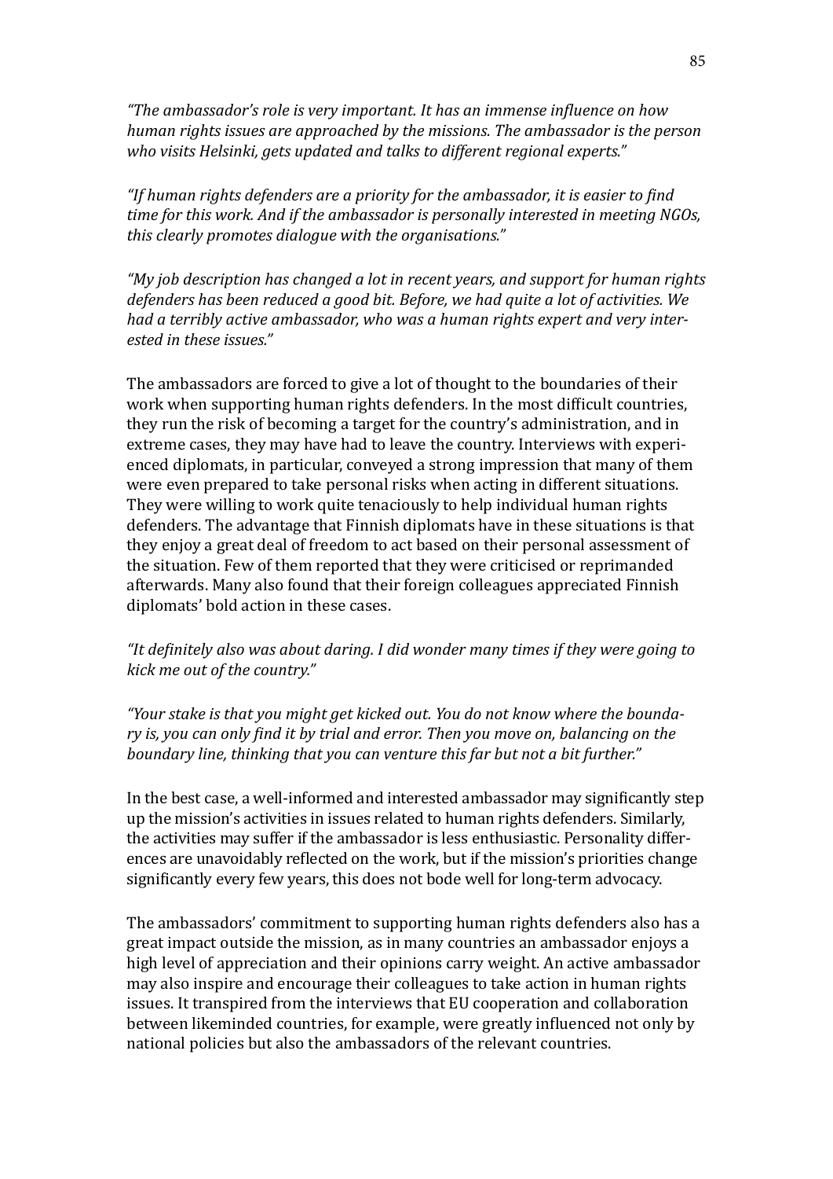*"The ambassador's role is very important. It has an immense influence on how human rights issues are approached by the missions. The ambassador is the person who visits Helsinki, gets updated and talks to different regional experts."*

*"If human rights defenders are a priority for the ambassador, it is easier to find time for this work. And if the ambassador is personally interested in meeting NGOs, this clearly promotes dialogue with the organisations."*

*"My job description has changed a lot in recent years, and support for human rights defenders has been reduced a good bit. Before, we had quite a lot of activities. We had a terribly active ambassador, who was a human rights expert and very interested in these issues."*

The ambassadors are forced to give a lot of thought to the boundaries of their work when supporting human rights defenders. In the most difficult countries, they run the risk of becoming a target for the country's administration, and in extreme cases, they may have had to leave the country. Interviews with experienced diplomats, in particular, conveyed a strong impression that many of them were even prepared to take personal risks when acting in different situations. They were willing to work quite tenaciously to help individual human rights defenders. The advantage that Finnish diplomats have in these situations is that they enjoy a great deal of freedom to act based on their personal assessment of the situation. Few of them reported that they were criticised or reprimanded afterwards. Many also found that their foreign colleagues appreciated Finnish diplomats' bold action in these cases.

*"It definitely also was about daring. I did wonder many times if they were going to kick me out of the country."*

*"Your stake is that you might get kicked out. You do not know where the boundary is, you can only find it by trial and error. Then you move on, balancing on the boundary line, thinking that you can venture this far but not a bit further."*

In the best case, a well-informed and interested ambassador may significantly step up the mission's activities in issues related to human rights defenders. Similarly, the activities may suffer if the ambassador is less enthusiastic. Personality differences are unavoidably reflected on the work, but if the mission's priorities change significantly every few years, this does not bode well for long-term advocacy.

The ambassadors' commitment to supporting human rights defenders also has a great impact outside the mission, as in many countries an ambassador enjoys a high level of appreciation and their opinions carry weight. An active ambassador may also inspire and encourage their colleagues to take action in human rights issues. It transpired from the interviews that EU cooperation and collaboration between likeminded countries, for example, were greatly influenced not only by national policies but also the ambassadors of the relevant countries.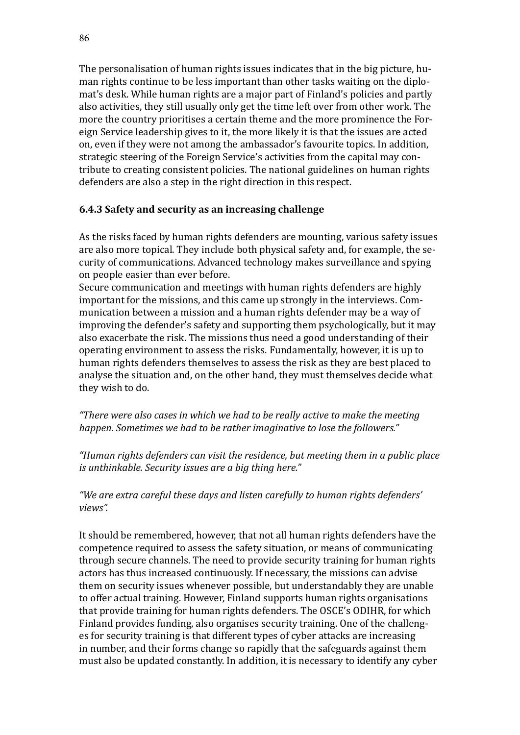The personalisation of human rights issues indicates that in the big picture, human rights continue to be less important than other tasks waiting on the diplomat's desk. While human rights are a major part of Finland's policies and partly also activities, they still usually only get the time left over from other work. The more the country prioritises a certain theme and the more prominence the Foreign Service leadership gives to it, the more likely it is that the issues are acted on, even if they were not among the ambassador's favourite topics. In addition, strategic steering of the Foreign Service's activities from the capital may contribute to creating consistent policies. The national guidelines on human rights defenders are also a step in the right direction in this respect.

### 6.4.3 Safety and security as an increasing challenge

As the risks faced by human rights defenders are mounting, various safety issues are also more topical. They include both physical safety and, for example, the security of communications. Advanced technology makes surveillance and spying on people easier than ever before.

Secure communication and meetings with human rights defenders are highly important for the missions, and this came up strongly in the interviews. Communication between a mission and a human rights defender may be a way of improving the defender's safety and supporting them psychologically, but it may also exacerbate the risk. The missions thus need a good understanding of their operating environment to assess the risks. Fundamentally, however, it is up to human rights defenders themselves to assess the risk as they are best placed to analyse the situation and, on the other hand, they must themselves decide what they wish to do.

*"There were also cases in which we had to be really active to make the meeting happen. Sometimes we had to be rather imaginative to lose the followers."*

*"Human rights defenders can visit the residence, but meeting them in a public place is unthinkable. Security issues are a big thing here."*

*"We are extra careful these days and listen carefully to human rights defenders' views".*

It should be remembered, however, that not all human rights defenders have the competence required to assess the safety situation, or means of communicating through secure channels. The need to provide security training for human rights actors has thus increased continuously. If necessary, the missions can advise them on security issues whenever possible, but understandably they are unable to offer actual training. However, Finland supports human rights organisations that provide training for human rights defenders. The OSCE's ODIHR, for which Finland provides funding, also organises security training. One of the challenges for security training is that different types of cyber attacks are increasing in number, and their forms change so rapidly that the safeguards against them must also be updated constantly. In addition, it is necessary to identify any cyber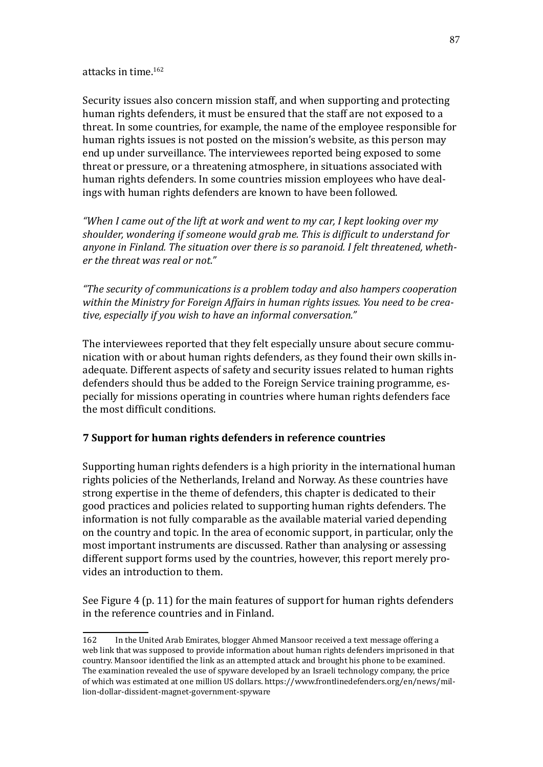attacks in time.[162]

Security issues also concern mission staff, and when supporting and protecting human rights defenders, it must be ensured that the staff are not exposed to a threat. In some countries, for example, the name of the employee responsible for human rights issues is not posted on the mission's website, as this person may end up under surveillance. The interviewees reported being exposed to some threat or pressure, or a threatening atmosphere, in situations associated with human rights defenders. In some countries mission employees who have dealings with human rights defenders are known to have been followed.

*"When I came out of the lift at work and went to my car, I kept looking over my shoulder, wondering if someone would grab me. This is difficult to understand for anyone in Finland. The situation over there is so paranoid. I felt threatened, whether the threat was real or not."*

*"The security of communications is a problem today and also hampers cooperation within the Ministry for Foreign Affairs in human rights issues. You need to be creative, especially if you wish to have an informal conversation."*

The interviewees reported that they felt especially unsure about secure communication with or about human rights defenders, as they found their own skills inadequate. Different aspects of safety and security issues related to human rights defenders should thus be added to the Foreign Service training programme, especially for missions operating in countries where human rights defenders face the most difficult conditions.

## 7 Support for human rights defenders in reference countries

Supporting human rights defenders is a high priority in the international human rights policies of the Netherlands, Ireland and Norway. As these countries have strong expertise in the theme of defenders, this chapter is dedicated to their good practices and policies related to supporting human rights defenders. The information is not fully comparable as the available material varied depending on the country and topic. In the area of economic support, in particular, only the most important instruments are discussed. Rather than analysing or assessing different support forms used by the countries, however, this report merely provides an introduction to them.

See Figure 4 (p. 11) for the main features of support for human rights defenders in the reference countries and in Finland.

---

162 In the United Arab Emirates, blogger Ahmed Mansoor received a text message offering a web link that was supposed to provide information about human rights defenders imprisoned in that country. Mansoor identified the link as an attempted attack and brought his phone to be examined. The examination revealed the use of spyware developed by an Israeli technology company, the price of which was estimated at one million US dollars. https://www.frontlinedefenders.org/en/news/million-dollar-dissident-magnet-government-spyware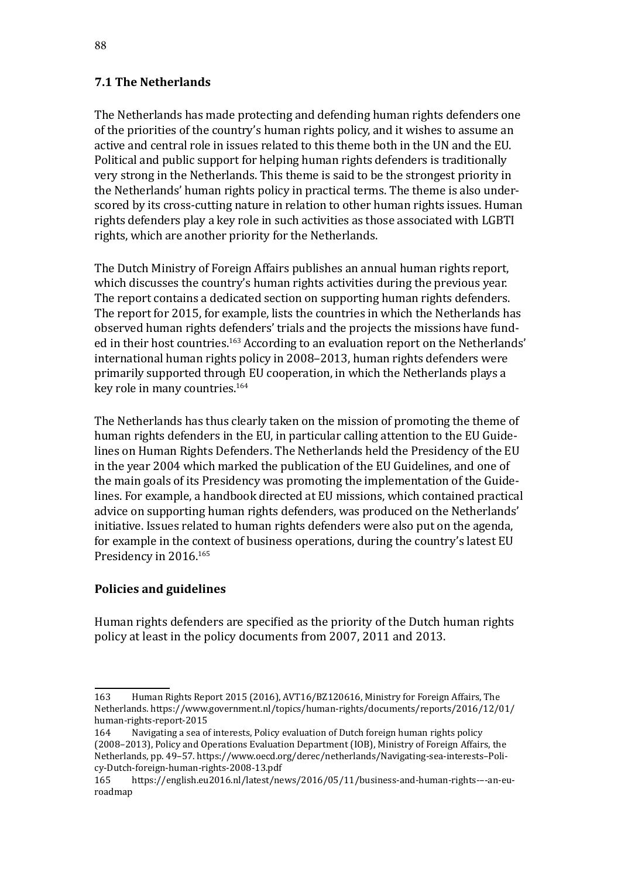## 7.1 The Netherlands

The Netherlands has made protecting and defending human rights defenders one of the priorities of the country's human rights policy, and it wishes to assume an active and central role in issues related to this theme both in the UN and the EU. Political and public support for helping human rights defenders is traditionally very strong in the Netherlands. This theme is said to be the strongest priority in the Netherlands' human rights policy in practical terms. The theme is also underscored by its cross-cutting nature in relation to other human rights issues. Human rights defenders play a key role in such activities as those associated with LGBTI rights, which are another priority for the Netherlands.

The Dutch Ministry of Foreign Affairs publishes an annual human rights report, which discusses the country's human rights activities during the previous year. The report contains a dedicated section on supporting human rights defenders. The report for 2015, for example, lists the countries in which the Netherlands has observed human rights defenders' trials and the projects the missions have funded in their host countries.[163] According to an evaluation report on the Netherlands' international human rights policy in 2008–2013, human rights defenders were primarily supported through EU cooperation, in which the Netherlands plays a key role in many countries.[164]

The Netherlands has thus clearly taken on the mission of promoting the theme of human rights defenders in the EU, in particular calling attention to the EU Guidelines on Human Rights Defenders. The Netherlands held the Presidency of the EU in the year 2004 which marked the publication of the EU Guidelines, and one of the main goals of its Presidency was promoting the implementation of the Guidelines. For example, a handbook directed at EU missions, which contained practical advice on supporting human rights defenders, was produced on the Netherlands' initiative. Issues related to human rights defenders were also put on the agenda, for example in the context of business operations, during the country's latest EU Presidency in 2016.[165]

### Policies and guidelines

Human rights defenders are specified as the priority of the Dutch human rights policy at least in the policy documents from 2007, 2011 and 2013.

---

163 Human Rights Report 2015 (2016), AVT16/BZ120616, Ministry for Foreign Affairs, The Netherlands. https://www.government.nl/topics/human-rights/documents/reports/2016/12/01/human-rights-report-2015

164 Navigating a sea of interests, Policy evaluation of Dutch foreign human rights policy (2008–2013), Policy and Operations Evaluation Department (IOB), Ministry of Foreign Affairs, the Netherlands, pp. 49–57. https://www.oecd.org/derec/netherlands/Navigating-sea-interests–Policy-Dutch-foreign-human-rights-2008-13.pdf

165 https://english.eu2016.nl/latest/news/2016/05/11/business-and-human-rights-–-an-eu-roadmap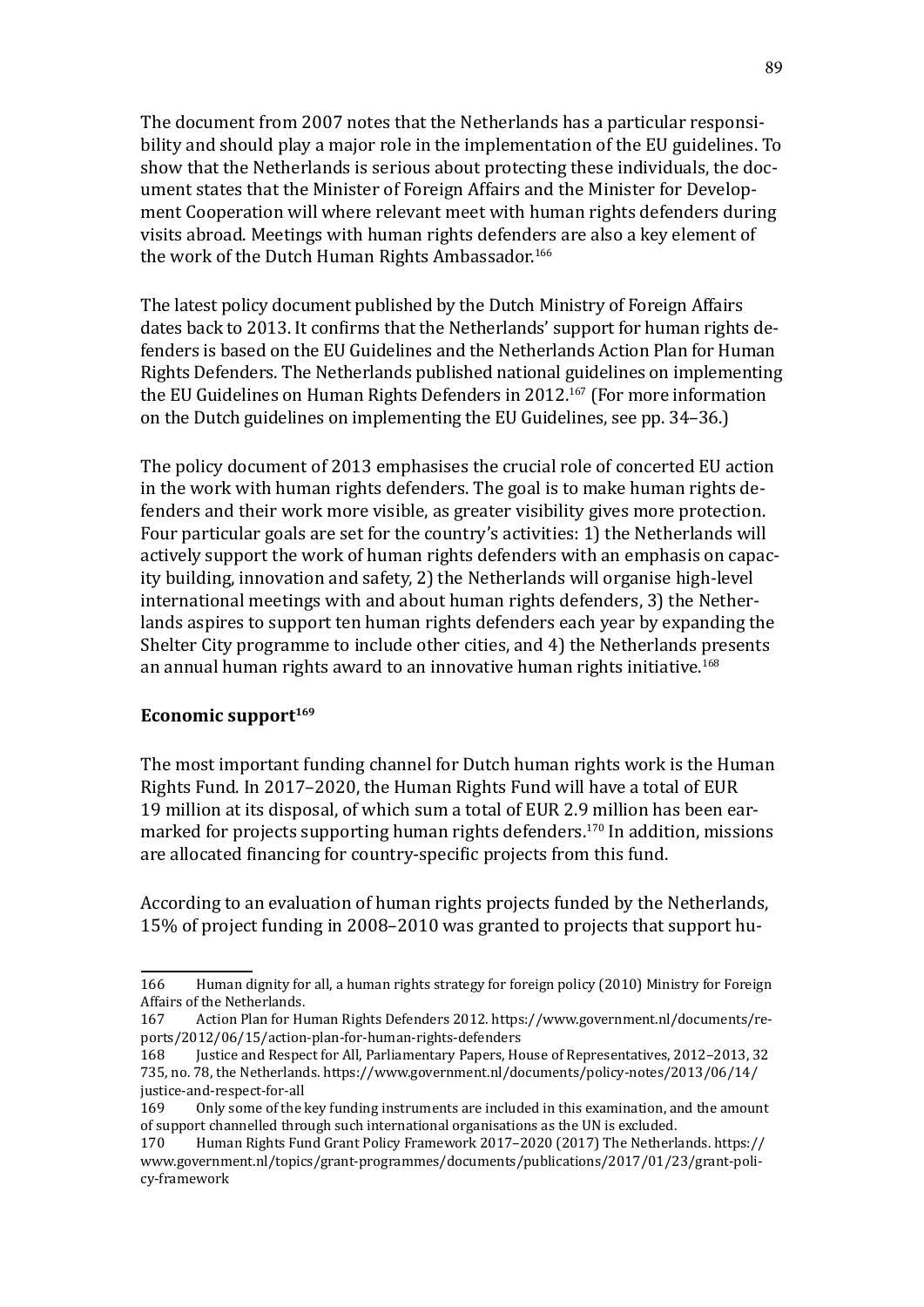The document from 2007 notes that the Netherlands has a particular responsibility and should play a major role in the implementation of the EU guidelines. To show that the Netherlands is serious about protecting these individuals, the document states that the Minister of Foreign Affairs and the Minister for Development Cooperation will where relevant meet with human rights defenders during visits abroad. Meetings with human rights defenders are also a key element of the work of the Dutch Human Rights Ambassador.[166]

The latest policy document published by the Dutch Ministry of Foreign Affairs dates back to 2013. It confirms that the Netherlands' support for human rights defenders is based on the EU Guidelines and the Netherlands Action Plan for Human Rights Defenders. The Netherlands published national guidelines on implementing the EU Guidelines on Human Rights Defenders in 2012.[167] (For more information on the Dutch guidelines on implementing the EU Guidelines, see pp. 34–36.)

The policy document of 2013 emphasises the crucial role of concerted EU action in the work with human rights defenders. The goal is to make human rights defenders and their work more visible, as greater visibility gives more protection. Four particular goals are set for the country's activities: 1) the Netherlands will actively support the work of human rights defenders with an emphasis on capacity building, innovation and safety, 2) the Netherlands will organise high-level international meetings with and about human rights defenders, 3) the Netherlands aspires to support ten human rights defenders each year by expanding the Shelter City programme to include other cities, and 4) the Netherlands presents an annual human rights award to an innovative human rights initiative.[168]

**Economic support[169]**

The most important funding channel for Dutch human rights work is the Human Rights Fund. In 2017–2020, the Human Rights Fund will have a total of EUR 19 million at its disposal, of which sum a total of EUR 2.9 million has been earmarked for projects supporting human rights defenders.[170] In addition, missions are allocated financing for country-specific projects from this fund.

According to an evaluation of human rights projects funded by the Netherlands, 15% of project funding in 2008–2010 was granted to projects that support hu-

---

166 Human dignity for all, a human rights strategy for foreign policy (2010) Ministry for Foreign Affairs of the Netherlands.

167 Action Plan for Human Rights Defenders 2012. https://www.government.nl/documents/reports/2012/06/15/action-plan-for-human-rights-defenders

168 Justice and Respect for All, Parliamentary Papers, House of Representatives, 2012–2013, 32 735, no. 78, the Netherlands. https://www.government.nl/documents/policy-notes/2013/06/14/justice-and-respect-for-all

169 Only some of the key funding instruments are included in this examination, and the amount of support channelled through such international organisations as the UN is excluded.

170 Human Rights Fund Grant Policy Framework 2017–2020 (2017) The Netherlands. https://www.government.nl/topics/grant-programmes/documents/publications/2017/01/23/grant-policy-framework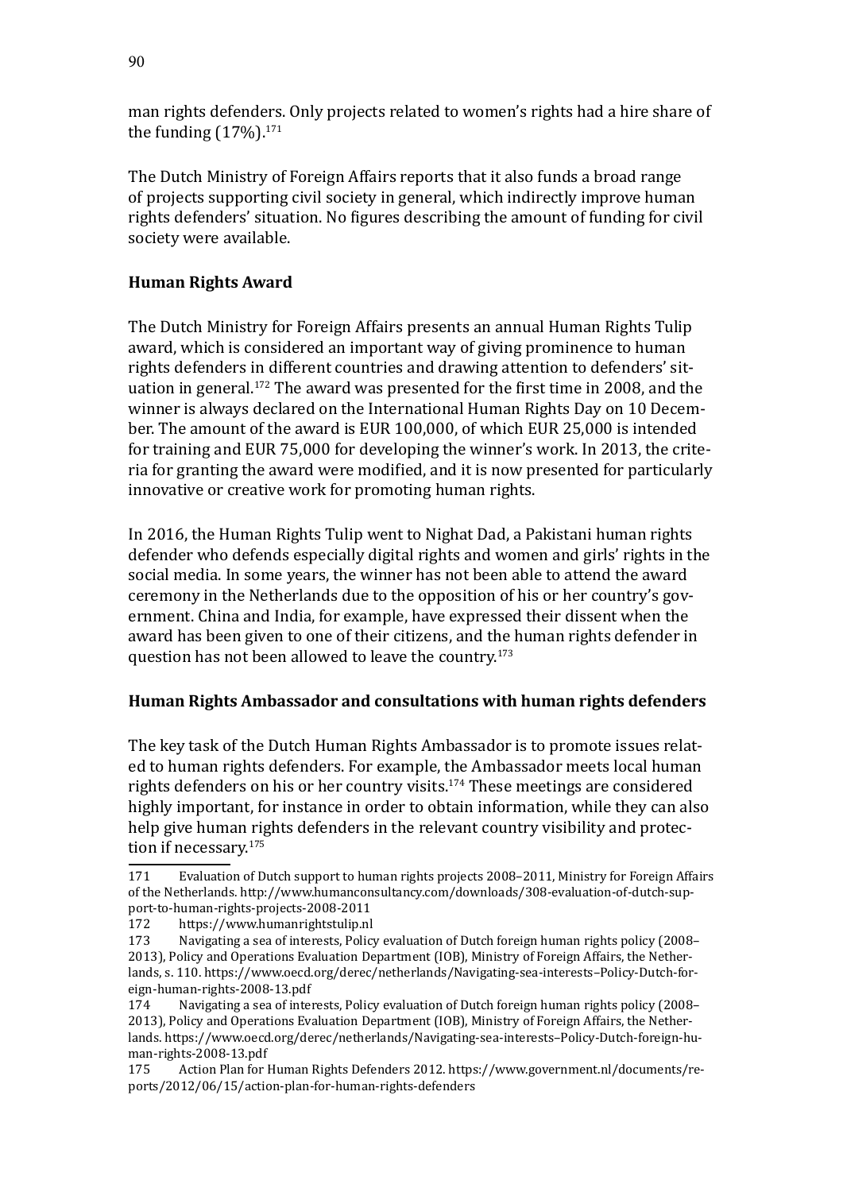man rights defenders. Only projects related to women's rights had a hire share of the funding (17%).[171]

The Dutch Ministry of Foreign Affairs reports that it also funds a broad range of projects supporting civil society in general, which indirectly improve human rights defenders' situation. No figures describing the amount of funding for civil society were available.

**Human Rights Award**

The Dutch Ministry for Foreign Affairs presents an annual Human Rights Tulip award, which is considered an important way of giving prominence to human rights defenders in different countries and drawing attention to defenders' situation in general.[172] The award was presented for the first time in 2008, and the winner is always declared on the International Human Rights Day on 10 December. The amount of the award is EUR 100,000, of which EUR 25,000 is intended for training and EUR 75,000 for developing the winner's work. In 2013, the criteria for granting the award were modified, and it is now presented for particularly innovative or creative work for promoting human rights.

In 2016, the Human Rights Tulip went to Nighat Dad, a Pakistani human rights defender who defends especially digital rights and women and girls' rights in the social media. In some years, the winner has not been able to attend the award ceremony in the Netherlands due to the opposition of his or her country's government. China and India, for example, have expressed their dissent when the award has been given to one of their citizens, and the human rights defender in question has not been allowed to leave the country.[173]

**Human Rights Ambassador and consultations with human rights defenders**

The key task of the Dutch Human Rights Ambassador is to promote issues related to human rights defenders. For example, the Ambassador meets local human rights defenders on his or her country visits.[174] These meetings are considered highly important, for instance in order to obtain information, while they can also help give human rights defenders in the relevant country visibility and protection if necessary.[175]

---

171 Evaluation of Dutch support to human rights projects 2008–2011, Ministry for Foreign Affairs of the Netherlands. http://www.humanconsultancy.com/downloads/308-evaluation-of-dutch-support-to-human-rights-projects-2008-2011

172 https://www.humanrightstulip.nl

173 Navigating a sea of interests, Policy evaluation of Dutch foreign human rights policy (2008–2013), Policy and Operations Evaluation Department (IOB), Ministry of Foreign Affairs, the Netherlands, s. 110. https://www.oecd.org/derec/netherlands/Navigating-sea-interests–Policy-Dutch-foreign-human-rights-2008-13.pdf

174 Navigating a sea of interests, Policy evaluation of Dutch foreign human rights policy (2008–2013), Policy and Operations Evaluation Department (IOB), Ministry of Foreign Affairs, the Netherlands. https://www.oecd.org/derec/netherlands/Navigating-sea-interests–Policy-Dutch-foreign-human-rights-2008-13.pdf

175 Action Plan for Human Rights Defenders 2012. https://www.government.nl/documents/reports/2012/06/15/action-plan-for-human-rights-defenders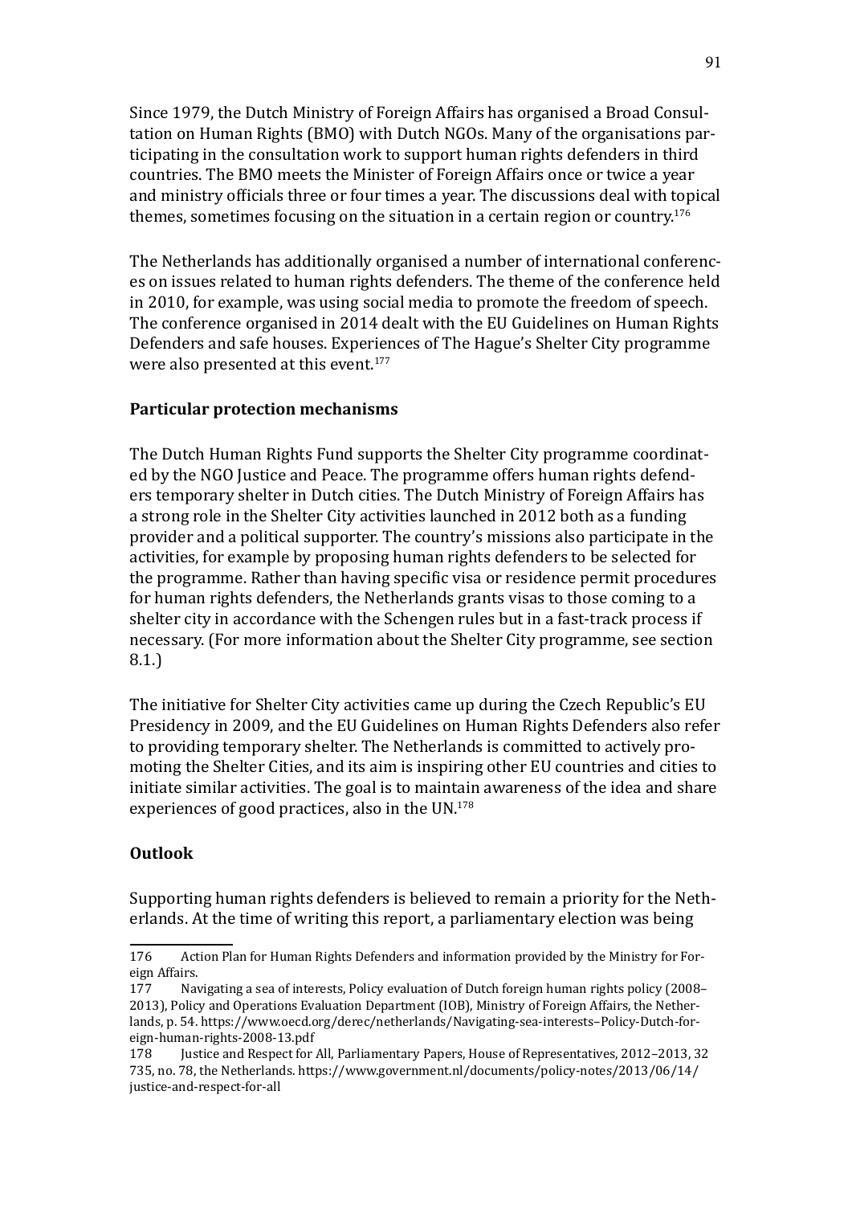Since 1979, the Dutch Ministry of Foreign Affairs has organised a Broad Consultation on Human Rights (BMO) with Dutch NGOs. Many of the organisations participating in the consultation work to support human rights defenders in third countries. The BMO meets the Minister of Foreign Affairs once or twice a year and ministry officials three or four times a year. The discussions deal with topical themes, sometimes focusing on the situation in a certain region or country.[176]

The Netherlands has additionally organised a number of international conferences on issues related to human rights defenders. The theme of the conference held in 2010, for example, was using social media to promote the freedom of speech. The conference organised in 2014 dealt with the EU Guidelines on Human Rights Defenders and safe houses. Experiences of The Hague's Shelter City programme were also presented at this event.[177]

**Particular protection mechanisms**

The Dutch Human Rights Fund supports the Shelter City programme coordinated by the NGO Justice and Peace. The programme offers human rights defenders temporary shelter in Dutch cities. The Dutch Ministry of Foreign Affairs has a strong role in the Shelter City activities launched in 2012 both as a funding provider and a political supporter. The country's missions also participate in the activities, for example by proposing human rights defenders to be selected for the programme. Rather than having specific visa or residence permit procedures for human rights defenders, the Netherlands grants visas to those coming to a shelter city in accordance with the Schengen rules but in a fast-track process if necessary. (For more information about the Shelter City programme, see section 8.1.)

The initiative for Shelter City activities came up during the Czech Republic's EU Presidency in 2009, and the EU Guidelines on Human Rights Defenders also refer to providing temporary shelter. The Netherlands is committed to actively promoting the Shelter Cities, and its aim is inspiring other EU countries and cities to initiate similar activities. The goal is to maintain awareness of the idea and share experiences of good practices, also in the UN.[178]

**Outlook**

Supporting human rights defenders is believed to remain a priority for the Netherlands. At the time of writing this report, a parliamentary election was being

---

176 Action Plan for Human Rights Defenders and information provided by the Ministry for Foreign Affairs.

177 Navigating a sea of interests, Policy evaluation of Dutch foreign human rights policy (2008–2013), Policy and Operations Evaluation Department (IOB), Ministry of Foreign Affairs, the Netherlands, p. 54. https://www.oecd.org/derec/netherlands/Navigating-sea-interests–Policy-Dutch-foreign-human-rights-2008-13.pdf

178 Justice and Respect for All, Parliamentary Papers, House of Representatives, 2012–2013, 32 735, no. 78, the Netherlands. https://www.government.nl/documents/policy-notes/2013/06/14/justice-and-respect-for-all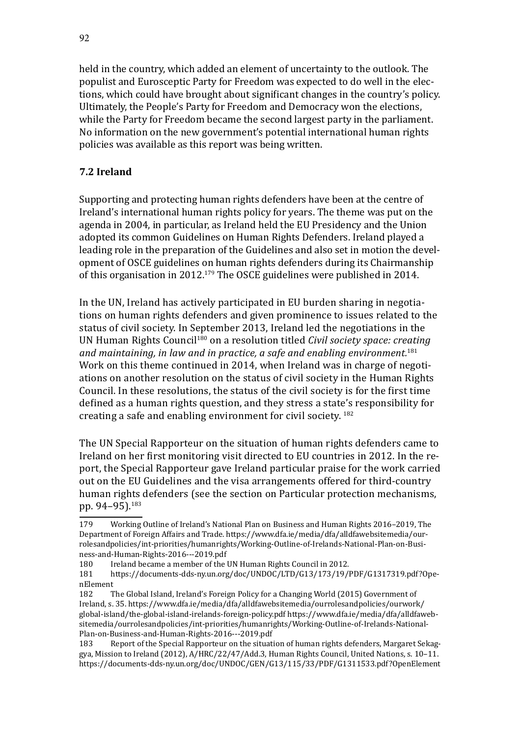held in the country, which added an element of uncertainty to the outlook. The populist and Eurosceptic Party for Freedom was expected to do well in the elections, which could have brought about significant changes in the country's policy. Ultimately, the People's Party for Freedom and Democracy won the elections, while the Party for Freedom became the second largest party in the parliament. No information on the new government's potential international human rights policies was available as this report was being written.

### 7.2 Ireland

Supporting and protecting human rights defenders have been at the centre of Ireland's international human rights policy for years. The theme was put on the agenda in 2004, in particular, as Ireland held the EU Presidency and the Union adopted its common Guidelines on Human Rights Defenders. Ireland played a leading role in the preparation of the Guidelines and also set in motion the development of OSCE guidelines on human rights defenders during its Chairmanship of this organisation in 2012.[179] The OSCE guidelines were published in 2014.

In the UN, Ireland has actively participated in EU burden sharing in negotiations on human rights defenders and given prominence to issues related to the status of civil society. In September 2013, Ireland led the negotiations in the UN Human Rights Council[180] on a resolution titled *Civil society space: creating and maintaining, in law and in practice, a safe and enabling environment*.[181] Work on this theme continued in 2014, when Ireland was in charge of negotiations on another resolution on the status of civil society in the Human Rights Council. In these resolutions, the status of the civil society is for the first time defined as a human rights question, and they stress a state's responsibility for creating a safe and enabling environment for civil society. [182]

The UN Special Rapporteur on the situation of human rights defenders came to Ireland on her first monitoring visit directed to EU countries in 2012. In the report, the Special Rapporteur gave Ireland particular praise for the work carried out on the EU Guidelines and the visa arrangements offered for third-country human rights defenders (see the section on Particular protection mechanisms, pp. 94–95).[183]

---

179 Working Outline of Ireland's National Plan on Business and Human Rights 2016–2019, The Department of Foreign Affairs and Trade. https://www.dfa.ie/media/dfa/alldfawebsitemedia/ourrolesandpolicies/int-priorities/humanrights/Working-Outline-of-Irelands-National-Plan-on-Business-and-Human-Rights-2016---2019.pdf

180 Ireland became a member of the UN Human Rights Council in 2012.

181 https://documents-dds-ny.un.org/doc/UNDOC/LTD/G13/173/19/PDF/G1317319.pdf?OpenElement

182 The Global Island, Ireland's Foreign Policy for a Changing World (2015) Government of Ireland, s. 35. https://www.dfa.ie/media/dfa/alldfawebsitemedia/ourrolesandpolicies/ourwork/global-island/the-global-island-irelands-foreign-policy.pdf https://www.dfa.ie/media/dfa/alldfawebsitemedia/ourrolesandpolicies/int-priorities/humanrights/Working-Outline-of-Irelands-National-Plan-on-Business-and-Human-Rights-2016---2019.pdf

183 Report of the Special Rapporteur on the situation of human rights defenders, Margaret Sekaggya, Mission to Ireland (2012), A/HRC/22/47/Add.3, Human Rights Council, United Nations, s. 10–11. https://documents-dds-ny.un.org/doc/UNDOC/GEN/G13/115/33/PDF/G1311533.pdf?OpenElement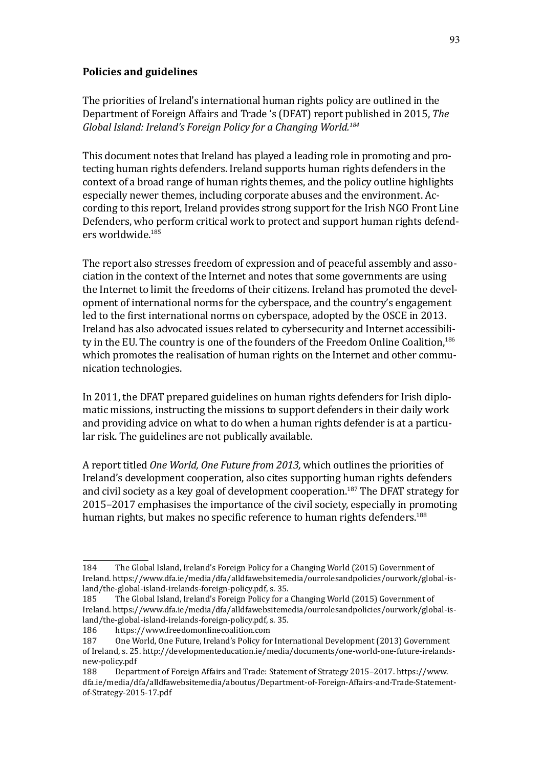**Policies and guidelines**

The priorities of Ireland's international human rights policy are outlined in the Department of Foreign Affairs and Trade 's (DFAT) report published in 2015, *The Global Island: Ireland's Foreign Policy for a Changing World.*[184]

This document notes that Ireland has played a leading role in promoting and protecting human rights defenders. Ireland supports human rights defenders in the context of a broad range of human rights themes, and the policy outline highlights especially newer themes, including corporate abuses and the environment. According to this report, Ireland provides strong support for the Irish NGO Front Line Defenders, who perform critical work to protect and support human rights defenders worldwide.[185]

The report also stresses freedom of expression and of peaceful assembly and association in the context of the Internet and notes that some governments are using the Internet to limit the freedoms of their citizens. Ireland has promoted the development of international norms for the cyberspace, and the country's engagement led to the first international norms on cyberspace, adopted by the OSCE in 2013. Ireland has also advocated issues related to cybersecurity and Internet accessibility in the EU. The country is one of the founders of the Freedom Online Coalition,[186] which promotes the realisation of human rights on the Internet and other communication technologies.

In 2011, the DFAT prepared guidelines on human rights defenders for Irish diplomatic missions, instructing the missions to support defenders in their daily work and providing advice on what to do when a human rights defender is at a particular risk. The guidelines are not publically available.

A report titled *One World, One Future from 2013,* which outlines the priorities of Ireland's development cooperation, also cites supporting human rights defenders and civil society as a key goal of development cooperation.[187] The DFAT strategy for 2015–2017 emphasises the importance of the civil society, especially in promoting human rights, but makes no specific reference to human rights defenders.[188]

---

184 The Global Island, Ireland's Foreign Policy for a Changing World (2015) Government of Ireland. https://www.dfa.ie/media/dfa/alldfawebsitemedia/ourrolesandpolicies/ourwork/global-island/the-global-island-irelands-foreign-policy.pdf, s. 35.

185 The Global Island, Ireland's Foreign Policy for a Changing World (2015) Government of Ireland. https://www.dfa.ie/media/dfa/alldfawebsitemedia/ourrolesandpolicies/ourwork/global-island/the-global-island-irelands-foreign-policy.pdf, s. 35.

186 https://www.freedomonlinecoalition.com

187 One World, One Future, Ireland's Policy for International Development (2013) Government of Ireland, s. 25. http://developmenteducation.ie/media/documents/one-world-one-future-irelands-new-policy.pdf

188 Department of Foreign Affairs and Trade: Statement of Strategy 2015–2017. https://www.dfa.ie/media/dfa/alldfawebsitemedia/aboutus/Department-of-Foreign-Affairs-and-Trade-Statement-of-Strategy-2015-17.pdf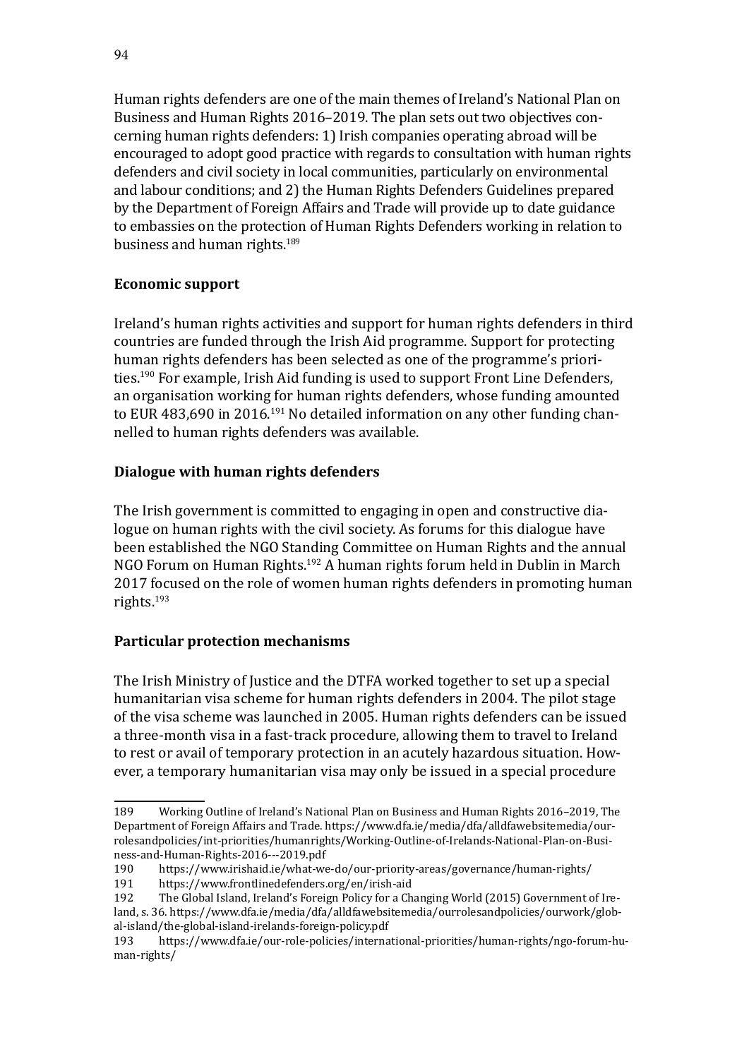Human rights defenders are one of the main themes of Ireland's National Plan on Business and Human Rights 2016–2019. The plan sets out two objectives concerning human rights defenders: 1) Irish companies operating abroad will be encouraged to adopt good practice with regards to consultation with human rights defenders and civil society in local communities, particularly on environmental and labour conditions; and 2) the Human Rights Defenders Guidelines prepared by the Department of Foreign Affairs and Trade will provide up to date guidance to embassies on the protection of Human Rights Defenders working in relation to business and human rights.[189]

### Economic support

Ireland's human rights activities and support for human rights defenders in third countries are funded through the Irish Aid programme. Support for protecting human rights defenders has been selected as one of the programme's priorities.[190] For example, Irish Aid funding is used to support Front Line Defenders, an organisation working for human rights defenders, whose funding amounted to EUR 483,690 in 2016.[191] No detailed information on any other funding channelled to human rights defenders was available.

### Dialogue with human rights defenders

The Irish government is committed to engaging in open and constructive dialogue on human rights with the civil society. As forums for this dialogue have been established the NGO Standing Committee on Human Rights and the annual NGO Forum on Human Rights.[192] A human rights forum held in Dublin in March 2017 focused on the role of women human rights defenders in promoting human rights.[193]

### Particular protection mechanisms

The Irish Ministry of Justice and the DTFA worked together to set up a special humanitarian visa scheme for human rights defenders in 2004. The pilot stage of the visa scheme was launched in 2005. Human rights defenders can be issued a three-month visa in a fast-track procedure, allowing them to travel to Ireland to rest or avail of temporary protection in an acutely hazardous situation. However, a temporary humanitarian visa may only be issued in a special procedure

---

189 Working Outline of Ireland's National Plan on Business and Human Rights 2016–2019, The Department of Foreign Affairs and Trade. https://www.dfa.ie/media/dfa/alldfawebsitemedia/ourrolesandpolicies/int-priorities/humanrights/Working-Outline-of-Irelands-National-Plan-on-Business-and-Human-Rights-2016---2019.pdf

190 https://www.irishaid.ie/what-we-do/our-priority-areas/governance/human-rights/

191 https://www.frontlinedefenders.org/en/irish-aid

192 The Global Island, Ireland's Foreign Policy for a Changing World (2015) Government of Ireland, s. 36. https://www.dfa.ie/media/dfa/alldfawebsitemedia/ourrolesandpolicies/ourwork/global-island/the-global-island-irelands-foreign-policy.pdf

193 https://www.dfa.ie/our-role-policies/international-priorities/human-rights/ngo-forum-human-rights/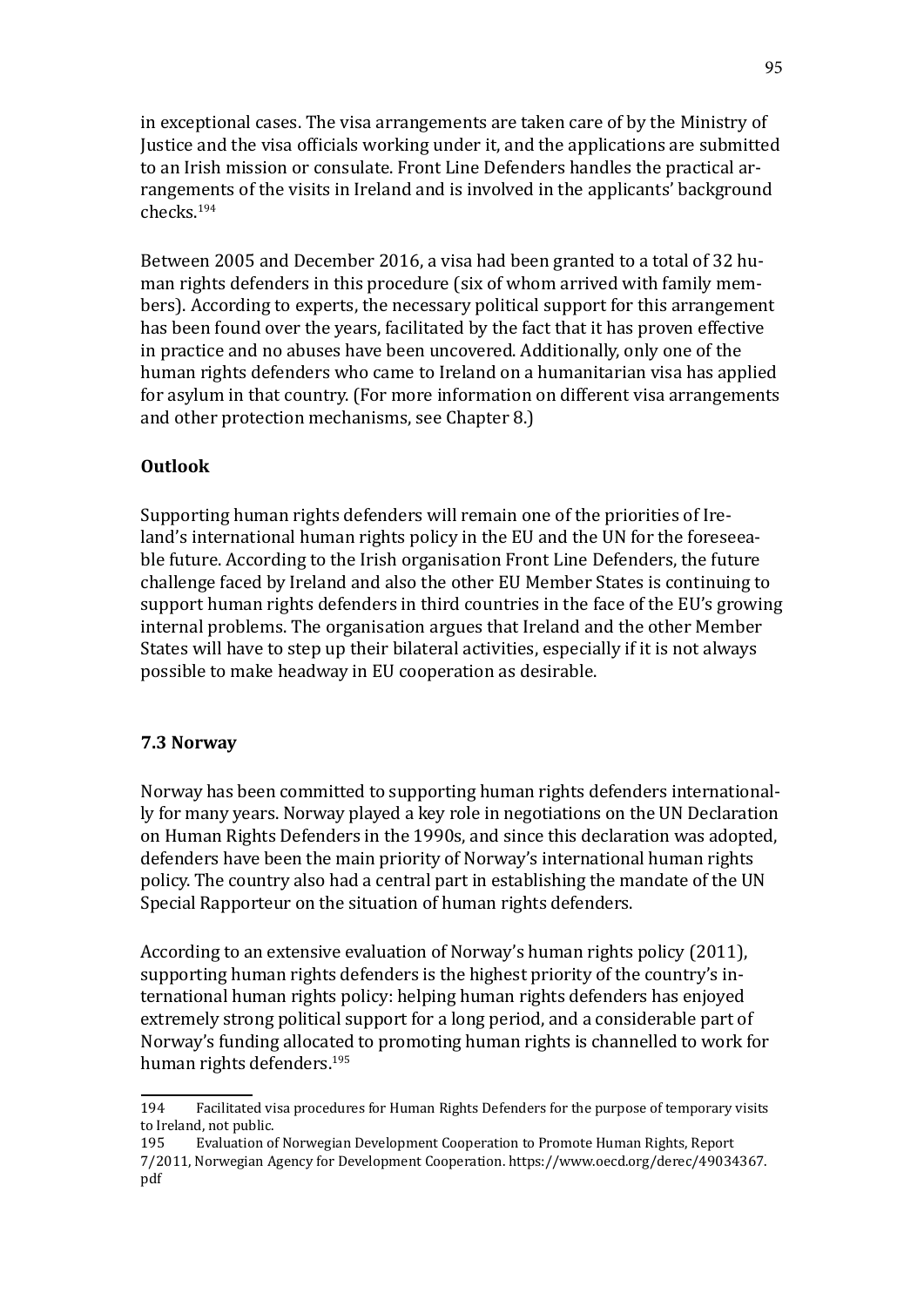in exceptional cases. The visa arrangements are taken care of by the Ministry of Justice and the visa officials working under it, and the applications are submitted to an Irish mission or consulate. Front Line Defenders handles the practical arrangements of the visits in Ireland and is involved in the applicants' background checks.[194]

Between 2005 and December 2016, a visa had been granted to a total of 32 human rights defenders in this procedure (six of whom arrived with family members). According to experts, the necessary political support for this arrangement has been found over the years, facilitated by the fact that it has proven effective in practice and no abuses have been uncovered. Additionally, only one of the human rights defenders who came to Ireland on a humanitarian visa has applied for asylum in that country. (For more information on different visa arrangements and other protection mechanisms, see Chapter 8.)

**Outlook**

Supporting human rights defenders will remain one of the priorities of Ireland's international human rights policy in the EU and the UN for the foreseeable future. According to the Irish organisation Front Line Defenders, the future challenge faced by Ireland and also the other EU Member States is continuing to support human rights defenders in third countries in the face of the EU's growing internal problems. The organisation argues that Ireland and the other Member States will have to step up their bilateral activities, especially if it is not always possible to make headway in EU cooperation as desirable.

### 7.3 Norway

Norway has been committed to supporting human rights defenders internationally for many years. Norway played a key role in negotiations on the UN Declaration on Human Rights Defenders in the 1990s, and since this declaration was adopted, defenders have been the main priority of Norway's international human rights policy. The country also had a central part in establishing the mandate of the UN Special Rapporteur on the situation of human rights defenders.

According to an extensive evaluation of Norway's human rights policy (2011), supporting human rights defenders is the highest priority of the country's international human rights policy: helping human rights defenders has enjoyed extremely strong political support for a long period, and a considerable part of Norway's funding allocated to promoting human rights is channelled to work for human rights defenders.[195]

---

194 Facilitated visa procedures for Human Rights Defenders for the purpose of temporary visits to Ireland, not public.

195 Evaluation of Norwegian Development Cooperation to Promote Human Rights, Report 7/2011, Norwegian Agency for Development Cooperation. https://www.oecd.org/derec/49034367.pdf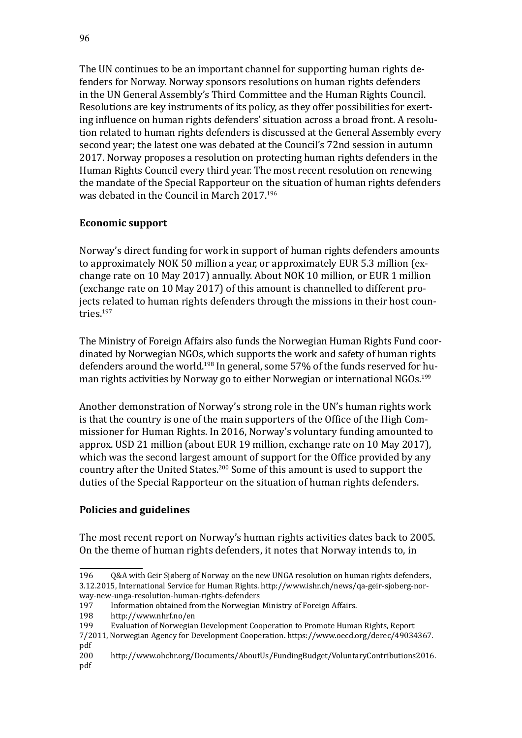The UN continues to be an important channel for supporting human rights defenders for Norway. Norway sponsors resolutions on human rights defenders in the UN General Assembly's Third Committee and the Human Rights Council. Resolutions are key instruments of its policy, as they offer possibilities for exerting influence on human rights defenders' situation across a broad front. A resolution related to human rights defenders is discussed at the General Assembly every second year; the latest one was debated at the Council's 72nd session in autumn 2017. Norway proposes a resolution on protecting human rights defenders in the Human Rights Council every third year. The most recent resolution on renewing the mandate of the Special Rapporteur on the situation of human rights defenders was debated in the Council in March 2017.[196]

### Economic support

Norway's direct funding for work in support of human rights defenders amounts to approximately NOK 50 million a year, or approximately EUR 5.3 million (exchange rate on 10 May 2017) annually. About NOK 10 million, or EUR 1 million (exchange rate on 10 May 2017) of this amount is channelled to different projects related to human rights defenders through the missions in their host countries.[197]

The Ministry of Foreign Affairs also funds the Norwegian Human Rights Fund coordinated by Norwegian NGOs, which supports the work and safety of human rights defenders around the world.[198] In general, some 57% of the funds reserved for human rights activities by Norway go to either Norwegian or international NGOs.[199]

Another demonstration of Norway's strong role in the UN's human rights work is that the country is one of the main supporters of the Office of the High Commissioner for Human Rights. In 2016, Norway's voluntary funding amounted to approx. USD 21 million (about EUR 19 million, exchange rate on 10 May 2017), which was the second largest amount of support for the Office provided by any country after the United States.[200] Some of this amount is used to support the duties of the Special Rapporteur on the situation of human rights defenders.

### Policies and guidelines

The most recent report on Norway's human rights activities dates back to 2005. On the theme of human rights defenders, it notes that Norway intends to, in

---

196 Q&A with Geir Sjøberg of Norway on the new UNGA resolution on human rights defenders, 3.12.2015, International Service for Human Rights. http://www.ishr.ch/news/qa-geir-sjoberg-norway-new-unga-resolution-human-rights-defenders

197 Information obtained from the Norwegian Ministry of Foreign Affairs.

198 http://www.nhrf.no/en

199 Evaluation of Norwegian Development Cooperation to Promote Human Rights, Report 7/2011, Norwegian Agency for Development Cooperation. https://www.oecd.org/derec/49034367.pdf

200 http://www.ohchr.org/Documents/AboutUs/FundingBudget/VoluntaryContributions2016.pdf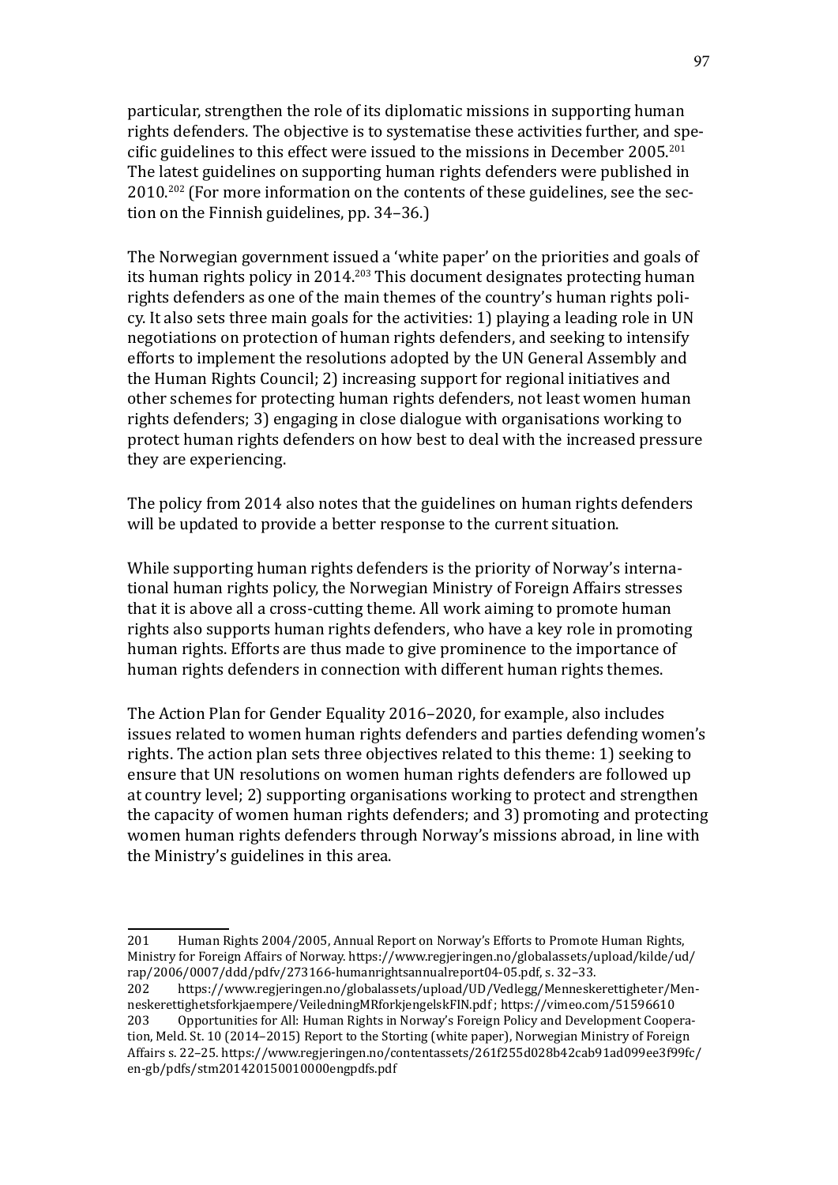particular, strengthen the role of its diplomatic missions in supporting human rights defenders. The objective is to systematise these activities further, and specific guidelines to this effect were issued to the missions in December 2005.[201] The latest guidelines on supporting human rights defenders were published in 2010.[202] (For more information on the contents of these guidelines, see the section on the Finnish guidelines, pp. 34–36.)

The Norwegian government issued a 'white paper' on the priorities and goals of its human rights policy in 2014.[203] This document designates protecting human rights defenders as one of the main themes of the country's human rights policy. It also sets three main goals for the activities: 1) playing a leading role in UN negotiations on protection of human rights defenders, and seeking to intensify efforts to implement the resolutions adopted by the UN General Assembly and the Human Rights Council; 2) increasing support for regional initiatives and other schemes for protecting human rights defenders, not least women human rights defenders; 3) engaging in close dialogue with organisations working to protect human rights defenders on how best to deal with the increased pressure they are experiencing.

The policy from 2014 also notes that the guidelines on human rights defenders will be updated to provide a better response to the current situation.

While supporting human rights defenders is the priority of Norway's international human rights policy, the Norwegian Ministry of Foreign Affairs stresses that it is above all a cross-cutting theme. All work aiming to promote human rights also supports human rights defenders, who have a key role in promoting human rights. Efforts are thus made to give prominence to the importance of human rights defenders in connection with different human rights themes.

The Action Plan for Gender Equality 2016–2020, for example, also includes issues related to women human rights defenders and parties defending women's rights. The action plan sets three objectives related to this theme: 1) seeking to ensure that UN resolutions on women human rights defenders are followed up at country level; 2) supporting organisations working to protect and strengthen the capacity of women human rights defenders; and 3) promoting and protecting women human rights defenders through Norway's missions abroad, in line with the Ministry's guidelines in this area.

---

201 Human Rights 2004/2005, Annual Report on Norway's Efforts to Promote Human Rights, Ministry for Foreign Affairs of Norway. https://www.regjeringen.no/globalassets/upload/kilde/ud/rap/2006/0007/ddd/pdfv/273166-humanrightsannualreport04-05.pdf, s. 32–33.

202 https://www.regjeringen.no/globalassets/upload/UD/Vedlegg/Menneskerettigheter/Menneskerettighetsforkjaempere/VeiledningMRforkjengelskFIN.pdf ; https://vimeo.com/51596610

203 Opportunities for All: Human Rights in Norway's Foreign Policy and Development Cooperation, Meld. St. 10 (2014–2015) Report to the Storting (white paper), Norwegian Ministry of Foreign Affairs s. 22–25. https://www.regjeringen.no/contentassets/261f255d028b42cab91ad099ee3f99fc/en-gb/pdfs/stm201420150010000engpdfs.pdf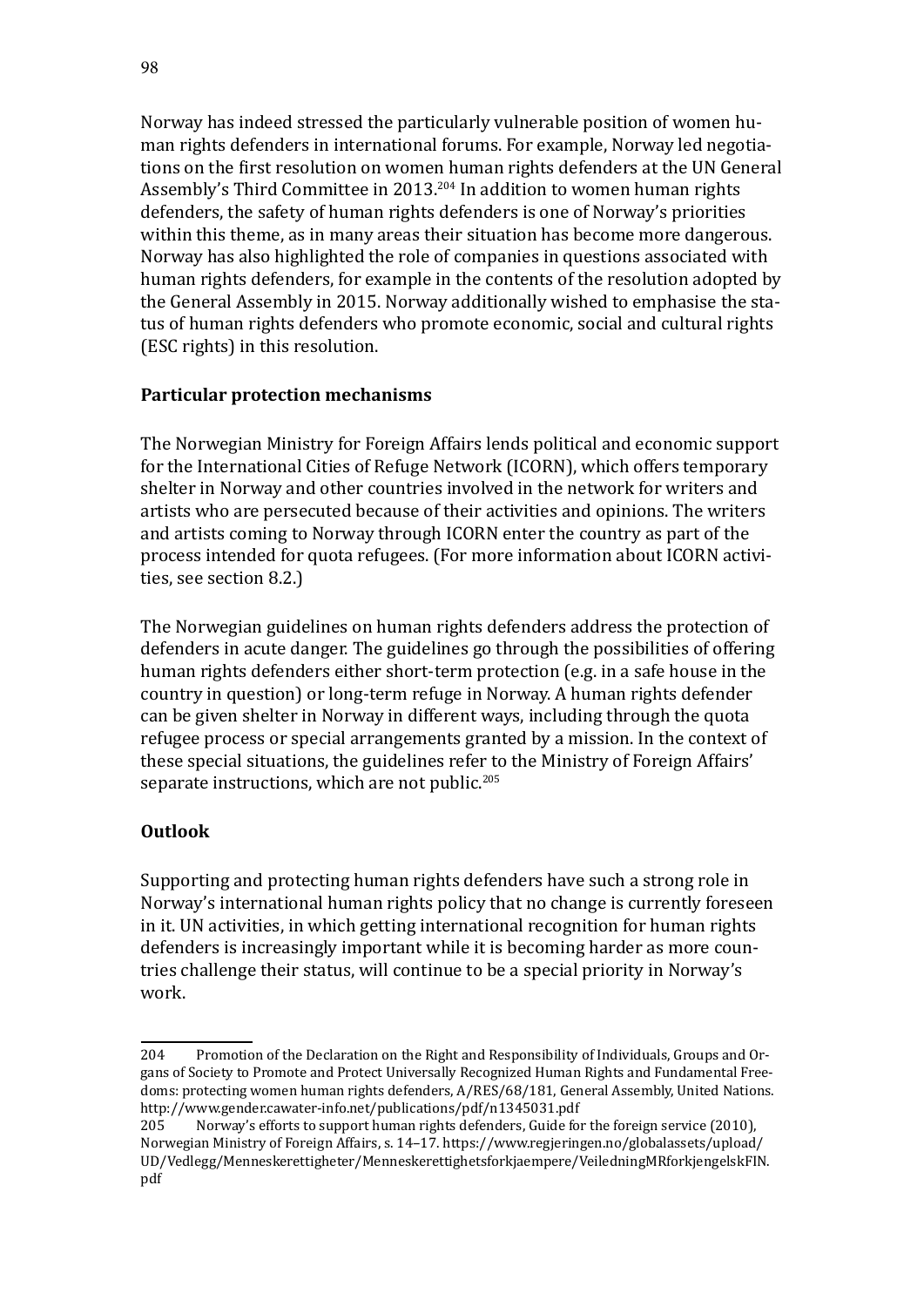Norway has indeed stressed the particularly vulnerable position of women human rights defenders in international forums. For example, Norway led negotiations on the first resolution on women human rights defenders at the UN General Assembly's Third Committee in 2013.[204] In addition to women human rights defenders, the safety of human rights defenders is one of Norway's priorities within this theme, as in many areas their situation has become more dangerous. Norway has also highlighted the role of companies in questions associated with human rights defenders, for example in the contents of the resolution adopted by the General Assembly in 2015. Norway additionally wished to emphasise the status of human rights defenders who promote economic, social and cultural rights (ESC rights) in this resolution.

**Particular protection mechanisms**

The Norwegian Ministry for Foreign Affairs lends political and economic support for the International Cities of Refuge Network (ICORN), which offers temporary shelter in Norway and other countries involved in the network for writers and artists who are persecuted because of their activities and opinions. The writers and artists coming to Norway through ICORN enter the country as part of the process intended for quota refugees. (For more information about ICORN activities, see section 8.2.)

The Norwegian guidelines on human rights defenders address the protection of defenders in acute danger. The guidelines go through the possibilities of offering human rights defenders either short-term protection (e.g. in a safe house in the country in question) or long-term refuge in Norway. A human rights defender can be given shelter in Norway in different ways, including through the quota refugee process or special arrangements granted by a mission. In the context of these special situations, the guidelines refer to the Ministry of Foreign Affairs' separate instructions, which are not public.[205]

**Outlook**

Supporting and protecting human rights defenders have such a strong role in Norway's international human rights policy that no change is currently foreseen in it. UN activities, in which getting international recognition for human rights defenders is increasingly important while it is becoming harder as more countries challenge their status, will continue to be a special priority in Norway's work.

---

204 Promotion of the Declaration on the Right and Responsibility of Individuals, Groups and Organs of Society to Promote and Protect Universally Recognized Human Rights and Fundamental Freedoms: protecting women human rights defenders, A/RES/68/181, General Assembly, United Nations. http://www.gender.cawater-info.net/publications/pdf/n1345031.pdf

205 Norway's efforts to support human rights defenders, Guide for the foreign service (2010), Norwegian Ministry of Foreign Affairs, s. 14–17. https://www.regjeringen.no/globalassets/upload/UD/Vedlegg/Menneskerettigheter/Menneskerettighetsforkjaempere/VeiledningMRforkjengelskFIN.pdf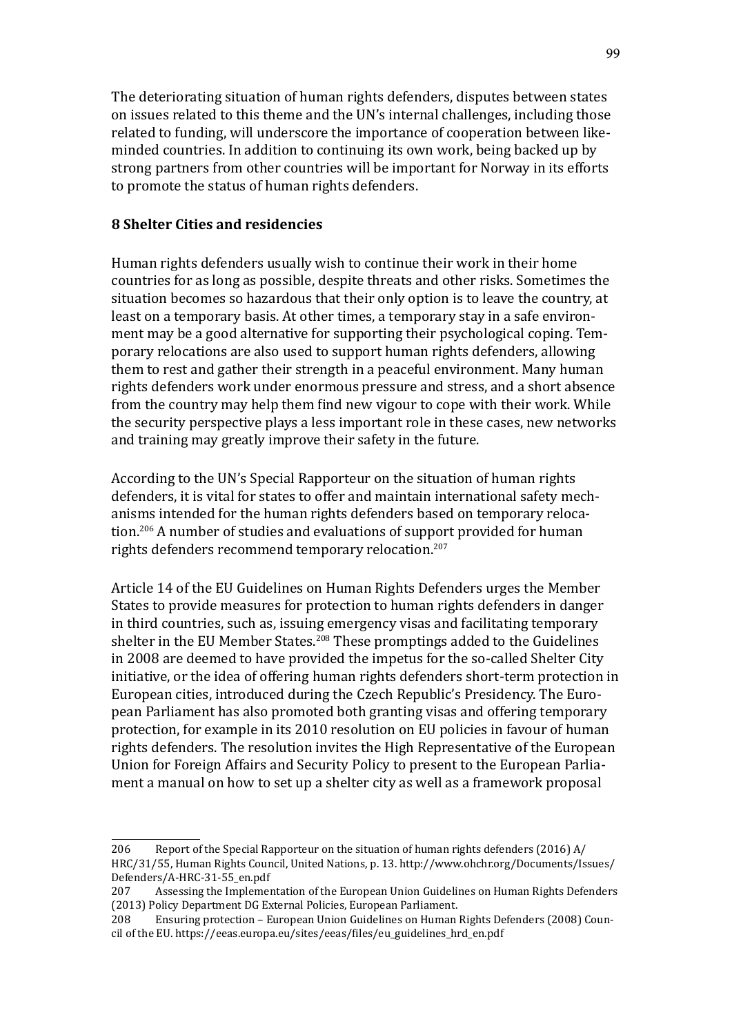The deteriorating situation of human rights defenders, disputes between states on issues related to this theme and the UN's internal challenges, including those related to funding, will underscore the importance of cooperation between like-minded countries. In addition to continuing its own work, being backed up by strong partners from other countries will be important for Norway in its efforts to promote the status of human rights defenders.

## 8 Shelter Cities and residencies

Human rights defenders usually wish to continue their work in their home countries for as long as possible, despite threats and other risks. Sometimes the situation becomes so hazardous that their only option is to leave the country, at least on a temporary basis. At other times, a temporary stay in a safe environment may be a good alternative for supporting their psychological coping. Temporary relocations are also used to support human rights defenders, allowing them to rest and gather their strength in a peaceful environment. Many human rights defenders work under enormous pressure and stress, and a short absence from the country may help them find new vigour to cope with their work. While the security perspective plays a less important role in these cases, new networks and training may greatly improve their safety in the future.

According to the UN's Special Rapporteur on the situation of human rights defenders, it is vital for states to offer and maintain international safety mechanisms intended for the human rights defenders based on temporary relocation.[206] A number of studies and evaluations of support provided for human rights defenders recommend temporary relocation.[207]

Article 14 of the EU Guidelines on Human Rights Defenders urges the Member States to provide measures for protection to human rights defenders in danger in third countries, such as, issuing emergency visas and facilitating temporary shelter in the EU Member States.[208] These promptings added to the Guidelines in 2008 are deemed to have provided the impetus for the so-called Shelter City initiative, or the idea of offering human rights defenders short-term protection in European cities, introduced during the Czech Republic's Presidency. The European Parliament has also promoted both granting visas and offering temporary protection, for example in its 2010 resolution on EU policies in favour of human rights defenders. The resolution invites the High Representative of the European Union for Foreign Affairs and Security Policy to present to the European Parliament a manual on how to set up a shelter city as well as a framework proposal

---

206 Report of the Special Rapporteur on the situation of human rights defenders (2016) A/HRC/31/55, Human Rights Council, United Nations, p. 13. http://www.ohchr.org/Documents/Issues/Defenders/A-HRC-31-55_en.pdf

207 Assessing the Implementation of the European Union Guidelines on Human Rights Defenders (2013) Policy Department DG External Policies, European Parliament.

208 Ensuring protection – European Union Guidelines on Human Rights Defenders (2008) Council of the EU. https://eeas.europa.eu/sites/eeas/files/eu_guidelines_hrd_en.pdf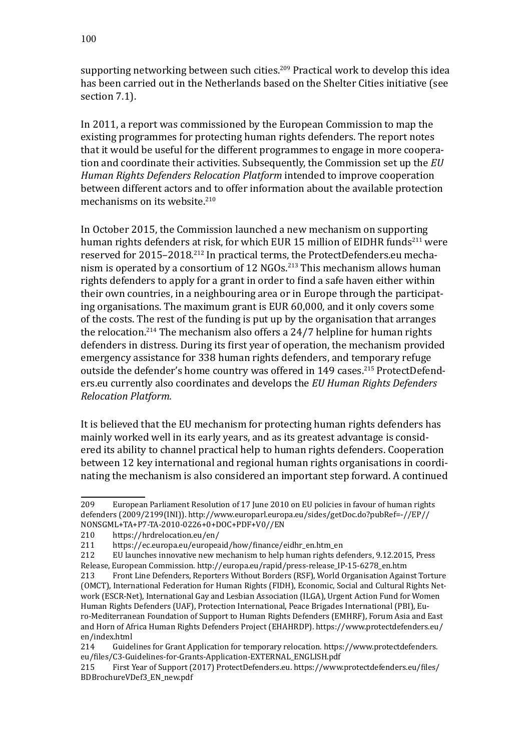supporting networking between such cities.[209] Practical work to develop this idea has been carried out in the Netherlands based on the Shelter Cities initiative (see section 7.1).

In 2011, a report was commissioned by the European Commission to map the existing programmes for protecting human rights defenders. The report notes that it would be useful for the different programmes to engage in more cooperation and coordinate their activities. Subsequently, the Commission set up the *EU Human Rights Defenders Relocation Platform* intended to improve cooperation between different actors and to offer information about the available protection mechanisms on its website.[210]

In October 2015, the Commission launched a new mechanism on supporting human rights defenders at risk, for which EUR 15 million of EIDHR funds[211] were reserved for 2015–2018.[212] In practical terms, the ProtectDefenders.eu mechanism is operated by a consortium of 12 NGOs.[213] This mechanism allows human rights defenders to apply for a grant in order to find a safe haven either within their own countries, in a neighbouring area or in Europe through the participating organisations. The maximum grant is EUR 60,000, and it only covers some of the costs. The rest of the funding is put up by the organisation that arranges the relocation.[214] The mechanism also offers a 24/7 helpline for human rights defenders in distress. During its first year of operation, the mechanism provided emergency assistance for 338 human rights defenders, and temporary refuge outside the defender's home country was offered in 149 cases.[215] ProtectDefenders.eu currently also coordinates and develops the *EU Human Rights Defenders Relocation Platform.*

It is believed that the EU mechanism for protecting human rights defenders has mainly worked well in its early years, and as its greatest advantage is considered its ability to channel practical help to human rights defenders. Cooperation between 12 key international and regional human rights organisations in coordinating the mechanism is also considered an important step forward. A continued

---

209 European Parliament Resolution of 17 June 2010 on EU policies in favour of human rights defenders (2009/2199(INI)). http://www.europarl.europa.eu/sides/getDoc.do?pubRef=-//EP//NONSGML+TA+P7-TA-2010-0226+0+DOC+PDF+V0//EN

210 https://hrdrelocation.eu/en/

211 https://ec.europa.eu/europeaid/how/finance/eidhr_en.htm_en

212 EU launches innovative new mechanism to help human rights defenders, 9.12.2015, Press Release, European Commission. http://europa.eu/rapid/press-release_IP-15-6278_en.htm

213 Front Line Defenders, Reporters Without Borders (RSF), World Organisation Against Torture (OMCT), International Federation for Human Rights (FIDH), Economic, Social and Cultural Rights Network (ESCR-Net), International Gay and Lesbian Association (ILGA), Urgent Action Fund for Women Human Rights Defenders (UAF), Protection International, Peace Brigades International (PBI), Euro-Mediterranean Foundation of Support to Human Rights Defenders (EMHRF), Forum Asia and East and Horn of Africa Human Rights Defenders Project (EHAHRDP). https://www.protectdefenders.eu/en/index.html

214 Guidelines for Grant Application for temporary relocation. https://www.protectdefenders.eu/files/C3-Guidelines-for-Grants-Application-EXTERNAL_ENGLISH.pdf

215 First Year of Support (2017) ProtectDefenders.eu. https://www.protectdefenders.eu/files/BDBrochureVDef3_EN_new.pdf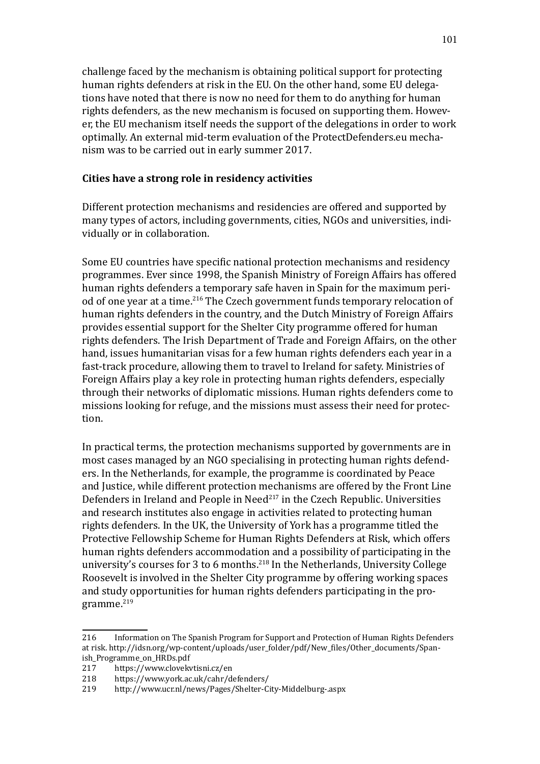challenge faced by the mechanism is obtaining political support for protecting human rights defenders at risk in the EU. On the other hand, some EU delegations have noted that there is now no need for them to do anything for human rights defenders, as the new mechanism is focused on supporting them. However, the EU mechanism itself needs the support of the delegations in order to work optimally. An external mid-term evaluation of the ProtectDefenders.eu mechanism was to be carried out in early summer 2017.

**Cities have a strong role in residency activities**

Different protection mechanisms and residencies are offered and supported by many types of actors, including governments, cities, NGOs and universities, individually or in collaboration.

Some EU countries have specific national protection mechanisms and residency programmes. Ever since 1998, the Spanish Ministry of Foreign Affairs has offered human rights defenders a temporary safe haven in Spain for the maximum period of one year at a time.[216] The Czech government funds temporary relocation of human rights defenders in the country, and the Dutch Ministry of Foreign Affairs provides essential support for the Shelter City programme offered for human rights defenders. The Irish Department of Trade and Foreign Affairs, on the other hand, issues humanitarian visas for a few human rights defenders each year in a fast-track procedure, allowing them to travel to Ireland for safety. Ministries of Foreign Affairs play a key role in protecting human rights defenders, especially through their networks of diplomatic missions. Human rights defenders come to missions looking for refuge, and the missions must assess their need for protection.

In practical terms, the protection mechanisms supported by governments are in most cases managed by an NGO specialising in protecting human rights defenders. In the Netherlands, for example, the programme is coordinated by Peace and Justice, while different protection mechanisms are offered by the Front Line Defenders in Ireland and People in Need[217] in the Czech Republic. Universities and research institutes also engage in activities related to protecting human rights defenders. In the UK, the University of York has a programme titled the Protective Fellowship Scheme for Human Rights Defenders at Risk, which offers human rights defenders accommodation and a possibility of participating in the university's courses for 3 to 6 months.[218] In the Netherlands, University College Roosevelt is involved in the Shelter City programme by offering working spaces and study opportunities for human rights defenders participating in the programme.[219]

---

216 Information on The Spanish Program for Support and Protection of Human Rights Defenders at risk. http://idsn.org/wp-content/uploads/user_folder/pdf/New_files/Other_documents/Spanish_Programme_on_HRDs.pdf

217 https://www.clovekvtisni.cz/en

218 https://www.york.ac.uk/cahr/defenders/

219 http://www.ucr.nl/news/Pages/Shelter-City-Middelburg-.aspx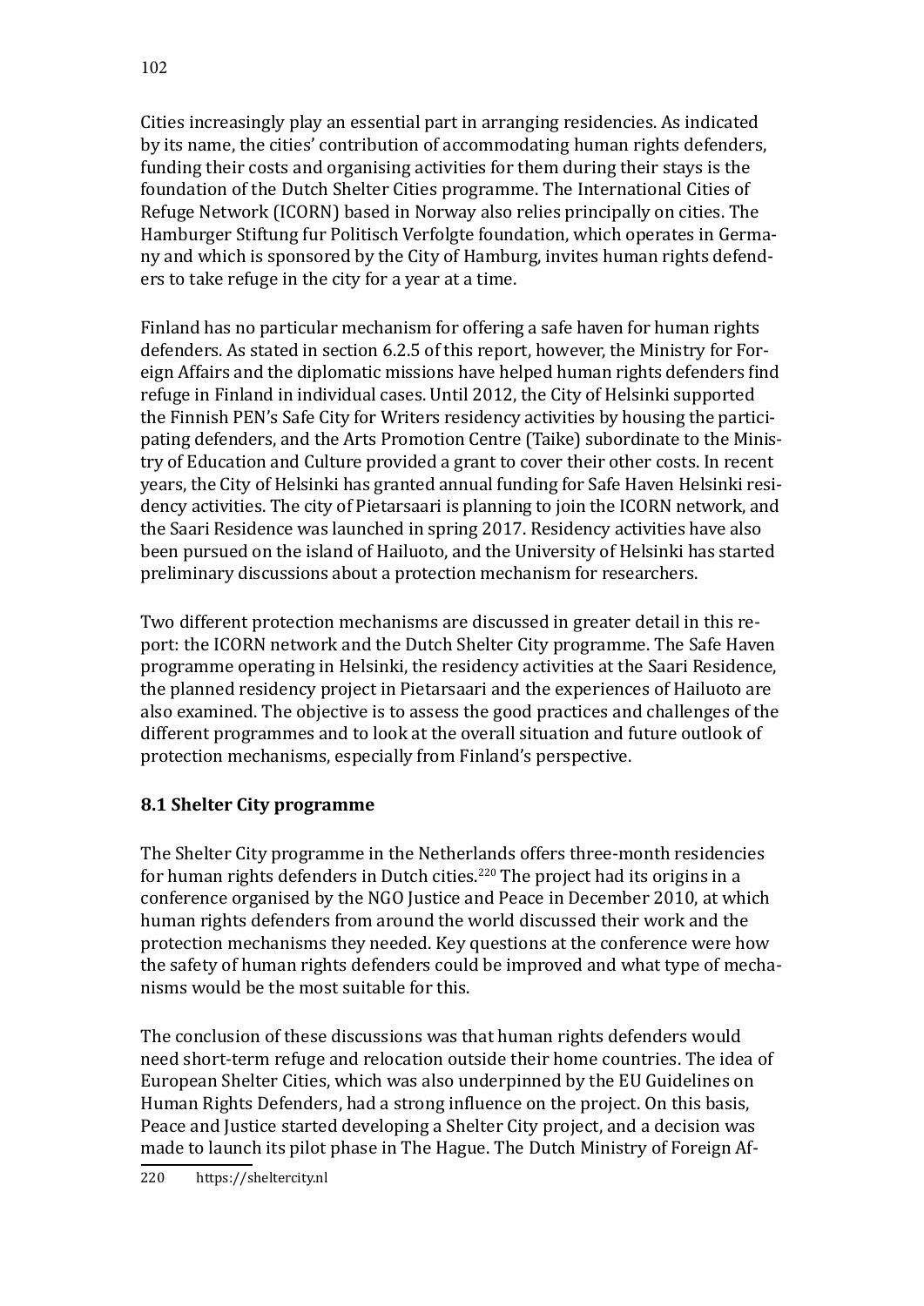Cities increasingly play an essential part in arranging residencies. As indicated by its name, the cities' contribution of accommodating human rights defenders, funding their costs and organising activities for them during their stays is the foundation of the Dutch Shelter Cities programme. The International Cities of Refuge Network (ICORN) based in Norway also relies principally on cities. The Hamburger Stiftung fur Politisch Verfolgte foundation, which operates in Germany and which is sponsored by the City of Hamburg, invites human rights defenders to take refuge in the city for a year at a time.

Finland has no particular mechanism for offering a safe haven for human rights defenders. As stated in section 6.2.5 of this report, however, the Ministry for Foreign Affairs and the diplomatic missions have helped human rights defenders find refuge in Finland in individual cases. Until 2012, the City of Helsinki supported the Finnish PEN's Safe City for Writers residency activities by housing the participating defenders, and the Arts Promotion Centre (Taike) subordinate to the Ministry of Education and Culture provided a grant to cover their other costs. In recent years, the City of Helsinki has granted annual funding for Safe Haven Helsinki residency activities. The city of Pietarsaari is planning to join the ICORN network, and the Saari Residence was launched in spring 2017. Residency activities have also been pursued on the island of Hailuoto, and the University of Helsinki has started preliminary discussions about a protection mechanism for researchers.

Two different protection mechanisms are discussed in greater detail in this report: the ICORN network and the Dutch Shelter City programme. The Safe Haven programme operating in Helsinki, the residency activities at the Saari Residence, the planned residency project in Pietarsaari and the experiences of Hailuoto are also examined. The objective is to assess the good practices and challenges of the different programmes and to look at the overall situation and future outlook of protection mechanisms, especially from Finland's perspective.

### 8.1 Shelter City programme

The Shelter City programme in the Netherlands offers three-month residencies for human rights defenders in Dutch cities.[220] The project had its origins in a conference organised by the NGO Justice and Peace in December 2010, at which human rights defenders from around the world discussed their work and the protection mechanisms they needed. Key questions at the conference were how the safety of human rights defenders could be improved and what type of mechanisms would be the most suitable for this.

The conclusion of these discussions was that human rights defenders would need short-term refuge and relocation outside their home countries. The idea of European Shelter Cities, which was also underpinned by the EU Guidelines on Human Rights Defenders, had a strong influence on the project. On this basis, Peace and Justice started developing a Shelter City project, and a decision was made to launch its pilot phase in The Hague. The Dutch Ministry of Foreign Af-

[220] https://sheltercity.nl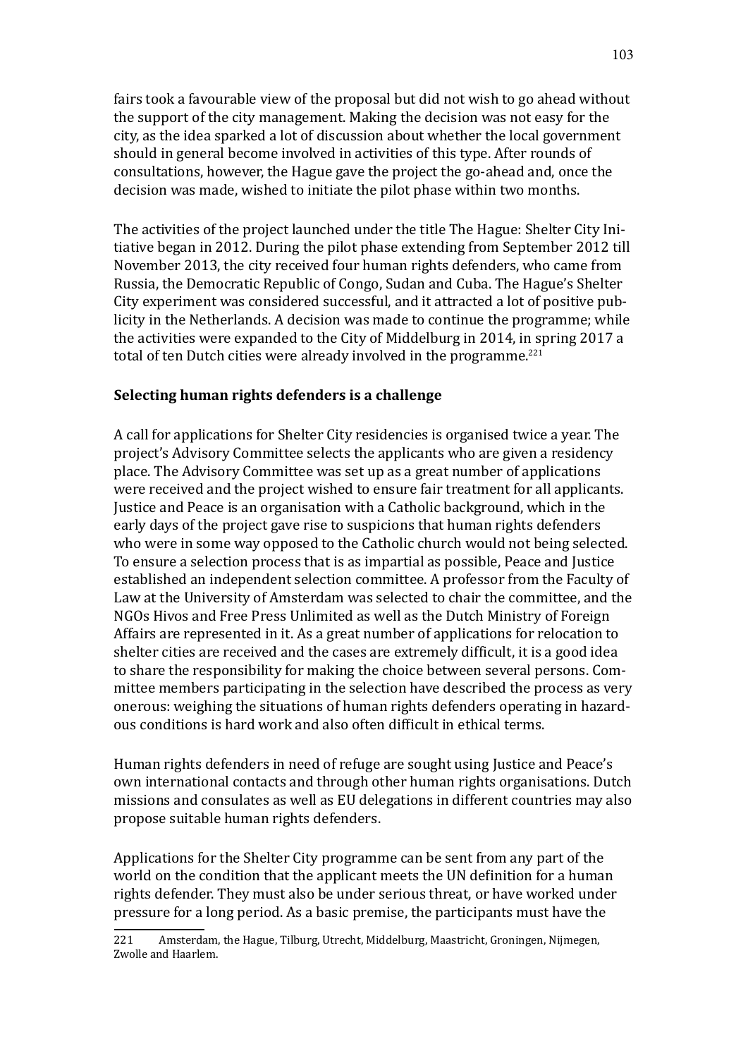fairs took a favourable view of the proposal but did not wish to go ahead without the support of the city management. Making the decision was not easy for the city, as the idea sparked a lot of discussion about whether the local government should in general become involved in activities of this type. After rounds of consultations, however, the Hague gave the project the go-ahead and, once the decision was made, wished to initiate the pilot phase within two months.

The activities of the project launched under the title The Hague: Shelter City Initiative began in 2012. During the pilot phase extending from September 2012 till November 2013, the city received four human rights defenders, who came from Russia, the Democratic Republic of Congo, Sudan and Cuba. The Hague's Shelter City experiment was considered successful, and it attracted a lot of positive publicity in the Netherlands. A decision was made to continue the programme; while the activities were expanded to the City of Middelburg in 2014, in spring 2017 a total of ten Dutch cities were already involved in the programme.[221]

**Selecting human rights defenders is a challenge**

A call for applications for Shelter City residencies is organised twice a year. The project's Advisory Committee selects the applicants who are given a residency place. The Advisory Committee was set up as a great number of applications were received and the project wished to ensure fair treatment for all applicants. Justice and Peace is an organisation with a Catholic background, which in the early days of the project gave rise to suspicions that human rights defenders who were in some way opposed to the Catholic church would not being selected. To ensure a selection process that is as impartial as possible, Peace and Justice established an independent selection committee. A professor from the Faculty of Law at the University of Amsterdam was selected to chair the committee, and the NGOs Hivos and Free Press Unlimited as well as the Dutch Ministry of Foreign Affairs are represented in it. As a great number of applications for relocation to shelter cities are received and the cases are extremely difficult, it is a good idea to share the responsibility for making the choice between several persons. Committee members participating in the selection have described the process as very onerous: weighing the situations of human rights defenders operating in hazardous conditions is hard work and also often difficult in ethical terms.

Human rights defenders in need of refuge are sought using Justice and Peace's own international contacts and through other human rights organisations. Dutch missions and consulates as well as EU delegations in different countries may also propose suitable human rights defenders.

Applications for the Shelter City programme can be sent from any part of the world on the condition that the applicant meets the UN definition for a human rights defender. They must also be under serious threat, or have worked under pressure for a long period. As a basic premise, the participants must have the

221 Amsterdam, the Hague, Tilburg, Utrecht, Middelburg, Maastricht, Groningen, Nijmegen, Zwolle and Haarlem.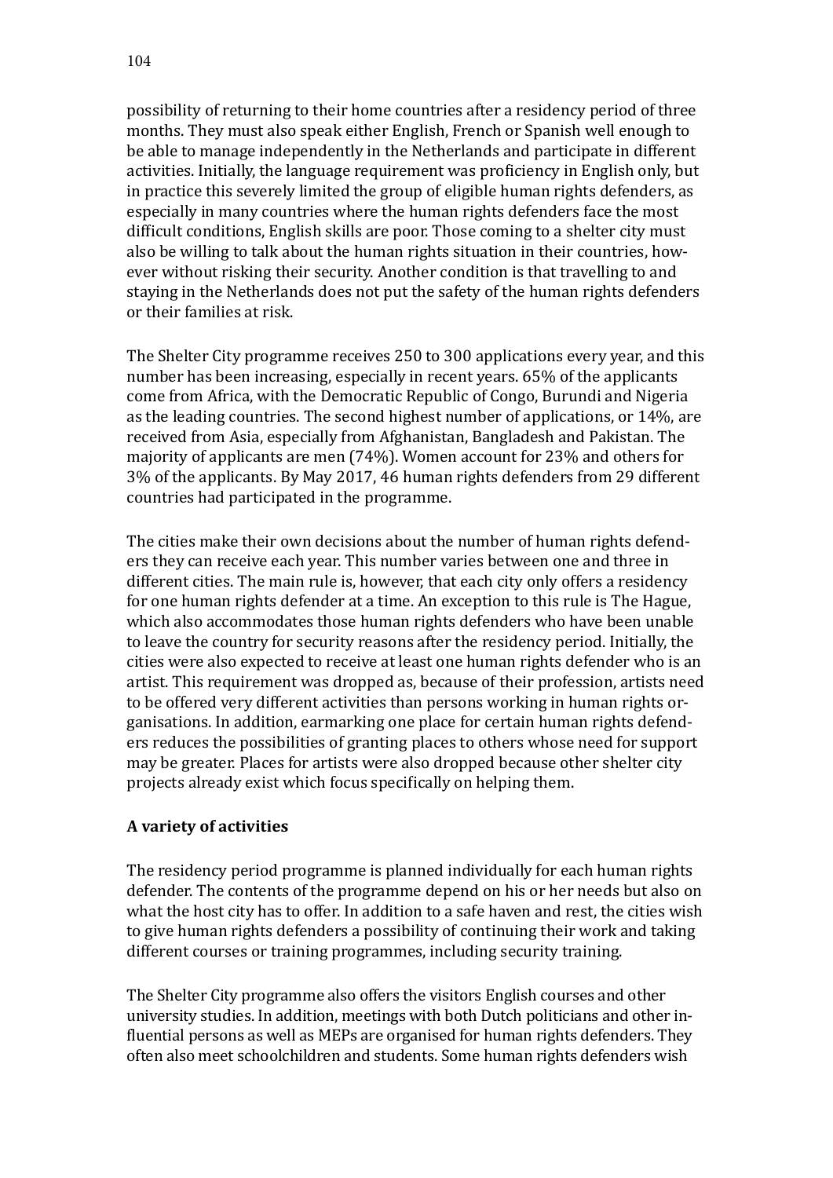possibility of returning to their home countries after a residency period of three months. They must also speak either English, French or Spanish well enough to be able to manage independently in the Netherlands and participate in different activities. Initially, the language requirement was proficiency in English only, but in practice this severely limited the group of eligible human rights defenders, as especially in many countries where the human rights defenders face the most difficult conditions, English skills are poor. Those coming to a shelter city must also be willing to talk about the human rights situation in their countries, however without risking their security. Another condition is that travelling to and staying in the Netherlands does not put the safety of the human rights defenders or their families at risk.

The Shelter City programme receives 250 to 300 applications every year, and this number has been increasing, especially in recent years. 65% of the applicants come from Africa, with the Democratic Republic of Congo, Burundi and Nigeria as the leading countries. The second highest number of applications, or 14%, are received from Asia, especially from Afghanistan, Bangladesh and Pakistan. The majority of applicants are men (74%). Women account for 23% and others for 3% of the applicants. By May 2017, 46 human rights defenders from 29 different countries had participated in the programme.

The cities make their own decisions about the number of human rights defenders they can receive each year. This number varies between one and three in different cities. The main rule is, however, that each city only offers a residency for one human rights defender at a time. An exception to this rule is The Hague, which also accommodates those human rights defenders who have been unable to leave the country for security reasons after the residency period. Initially, the cities were also expected to receive at least one human rights defender who is an artist. This requirement was dropped as, because of their profession, artists need to be offered very different activities than persons working in human rights organisations. In addition, earmarking one place for certain human rights defenders reduces the possibilities of granting places to others whose need for support may be greater. Places for artists were also dropped because other shelter city projects already exist which focus specifically on helping them.

**A variety of activities**

The residency period programme is planned individually for each human rights defender. The contents of the programme depend on his or her needs but also on what the host city has to offer. In addition to a safe haven and rest, the cities wish to give human rights defenders a possibility of continuing their work and taking different courses or training programmes, including security training.

The Shelter City programme also offers the visitors English courses and other university studies. In addition, meetings with both Dutch politicians and other influential persons as well as MEPs are organised for human rights defenders. They often also meet schoolchildren and students. Some human rights defenders wish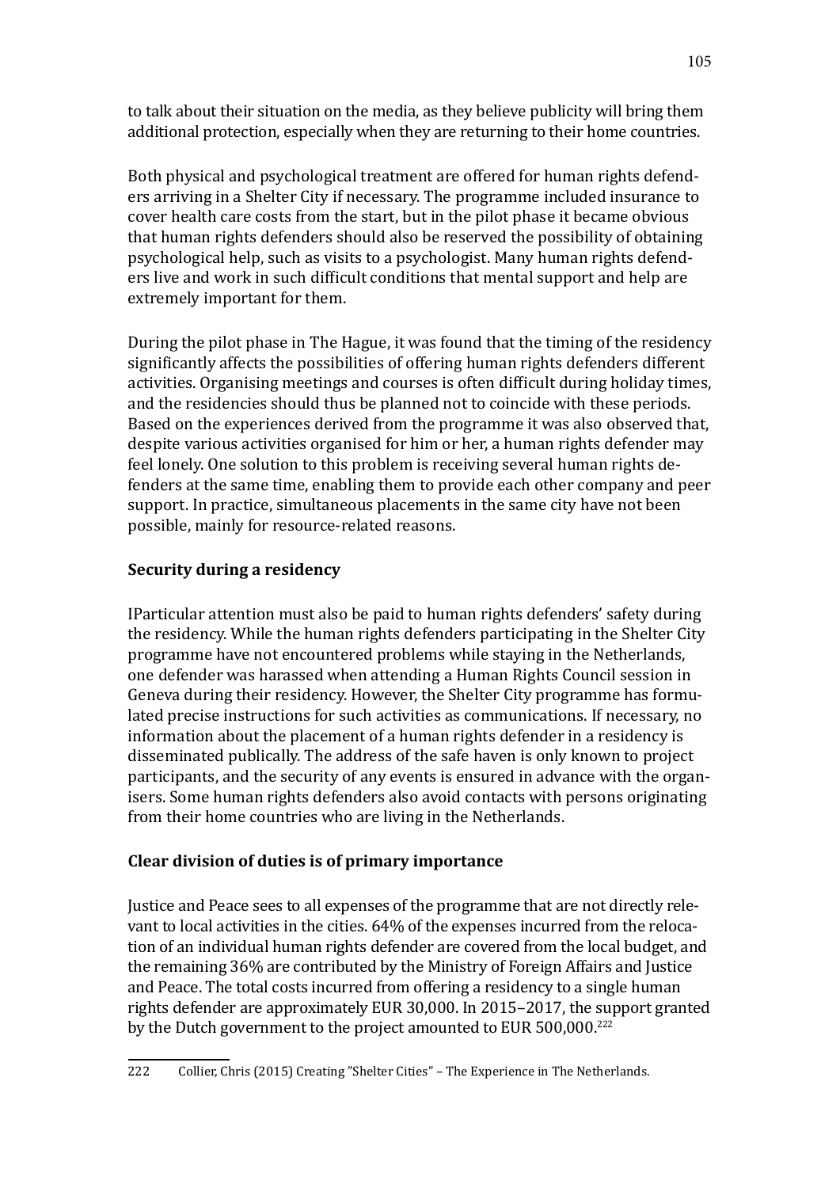to talk about their situation on the media, as they believe publicity will bring them additional protection, especially when they are returning to their home countries.

Both physical and psychological treatment are offered for human rights defenders arriving in a Shelter City if necessary. The programme included insurance to cover health care costs from the start, but in the pilot phase it became obvious that human rights defenders should also be reserved the possibility of obtaining psychological help, such as visits to a psychologist. Many human rights defenders live and work in such difficult conditions that mental support and help are extremely important for them.

During the pilot phase in The Hague, it was found that the timing of the residency significantly affects the possibilities of offering human rights defenders different activities. Organising meetings and courses is often difficult during holiday times, and the residencies should thus be planned not to coincide with these periods. Based on the experiences derived from the programme it was also observed that, despite various activities organised for him or her, a human rights defender may feel lonely. One solution to this problem is receiving several human rights defenders at the same time, enabling them to provide each other company and peer support. In practice, simultaneous placements in the same city have not been possible, mainly for resource-related reasons.

### Security during a residency

IParticular attention must also be paid to human rights defenders' safety during the residency. While the human rights defenders participating in the Shelter City programme have not encountered problems while staying in the Netherlands, one defender was harassed when attending a Human Rights Council session in Geneva during their residency. However, the Shelter City programme has formulated precise instructions for such activities as communications. If necessary, no information about the placement of a human rights defender in a residency is disseminated publically. The address of the safe haven is only known to project participants, and the security of any events is ensured in advance with the organisers. Some human rights defenders also avoid contacts with persons originating from their home countries who are living in the Netherlands.

### Clear division of duties is of primary importance

Justice and Peace sees to all expenses of the programme that are not directly relevant to local activities in the cities. 64% of the expenses incurred from the relocation of an individual human rights defender are covered from the local budget, and the remaining 36% are contributed by the Ministry of Foreign Affairs and Justice and Peace. The total costs incurred from offering a residency to a single human rights defender are approximately EUR 30,000. In 2015–2017, the support granted by the Dutch government to the project amounted to EUR 500,000.[222]

---

222 Collier, Chris (2015) Creating "Shelter Cities" – The Experience in The Netherlands.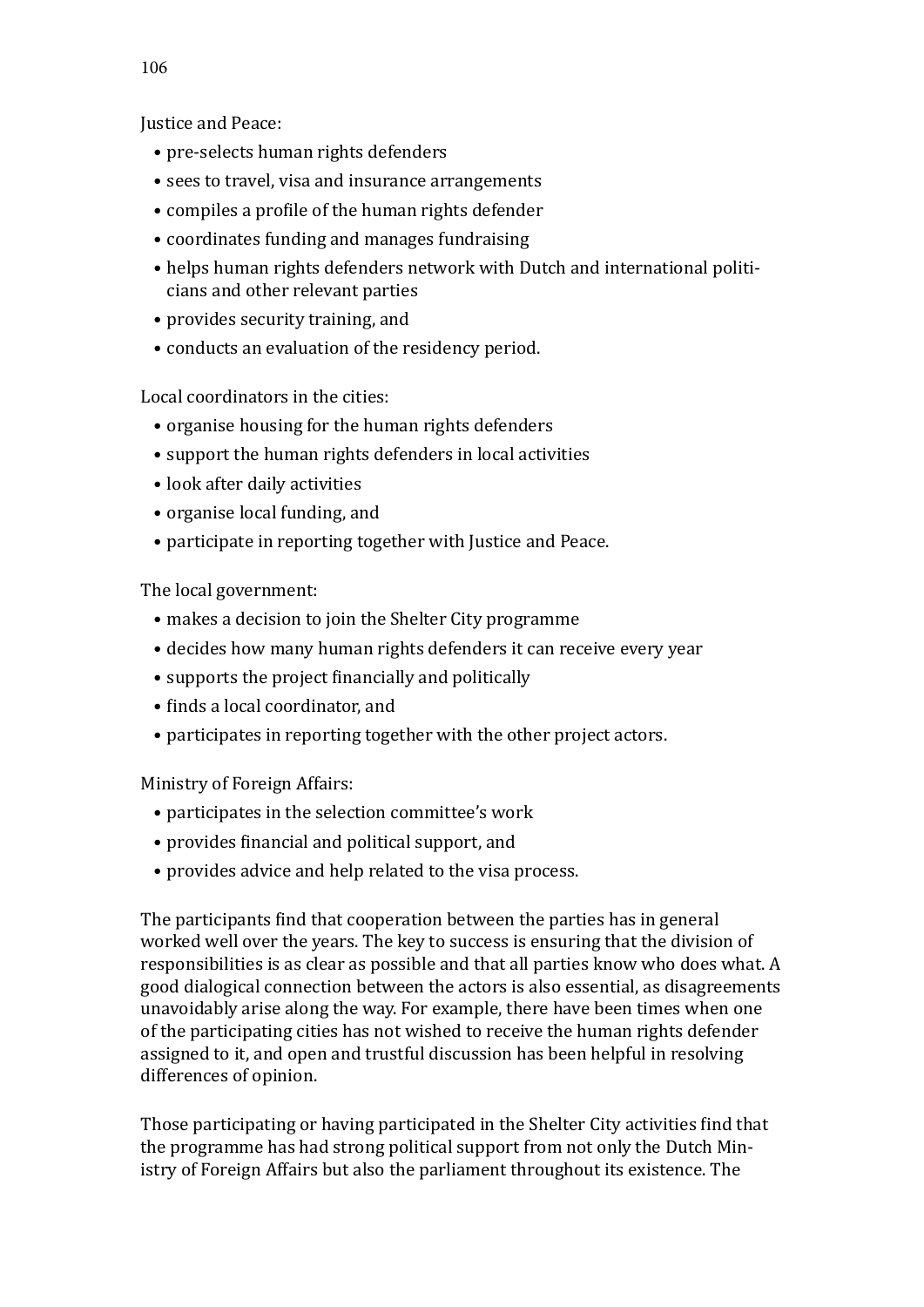Justice and Peace:

- pre-selects human rights defenders
- sees to travel, visa and insurance arrangements
- compiles a profile of the human rights defender
- coordinates funding and manages fundraising
- helps human rights defenders network with Dutch and international politicians and other relevant parties
- provides security training, and
- conducts an evaluation of the residency period.

Local coordinators in the cities:

- organise housing for the human rights defenders
- support the human rights defenders in local activities
- look after daily activities
- organise local funding, and
- participate in reporting together with Justice and Peace.

The local government:

- makes a decision to join the Shelter City programme
- decides how many human rights defenders it can receive every year
- supports the project financially and politically
- finds a local coordinator, and
- participates in reporting together with the other project actors.

Ministry of Foreign Affairs:

- participates in the selection committee's work
- provides financial and political support, and
- provides advice and help related to the visa process.

The participants find that cooperation between the parties has in general worked well over the years. The key to success is ensuring that the division of responsibilities is as clear as possible and that all parties know who does what. A good dialogical connection between the actors is also essential, as disagreements unavoidably arise along the way. For example, there have been times when one of the participating cities has not wished to receive the human rights defender assigned to it, and open and trustful discussion has been helpful in resolving differences of opinion.

Those participating or having participated in the Shelter City activities find that the programme has had strong political support from not only the Dutch Ministry of Foreign Affairs but also the parliament throughout its existence. The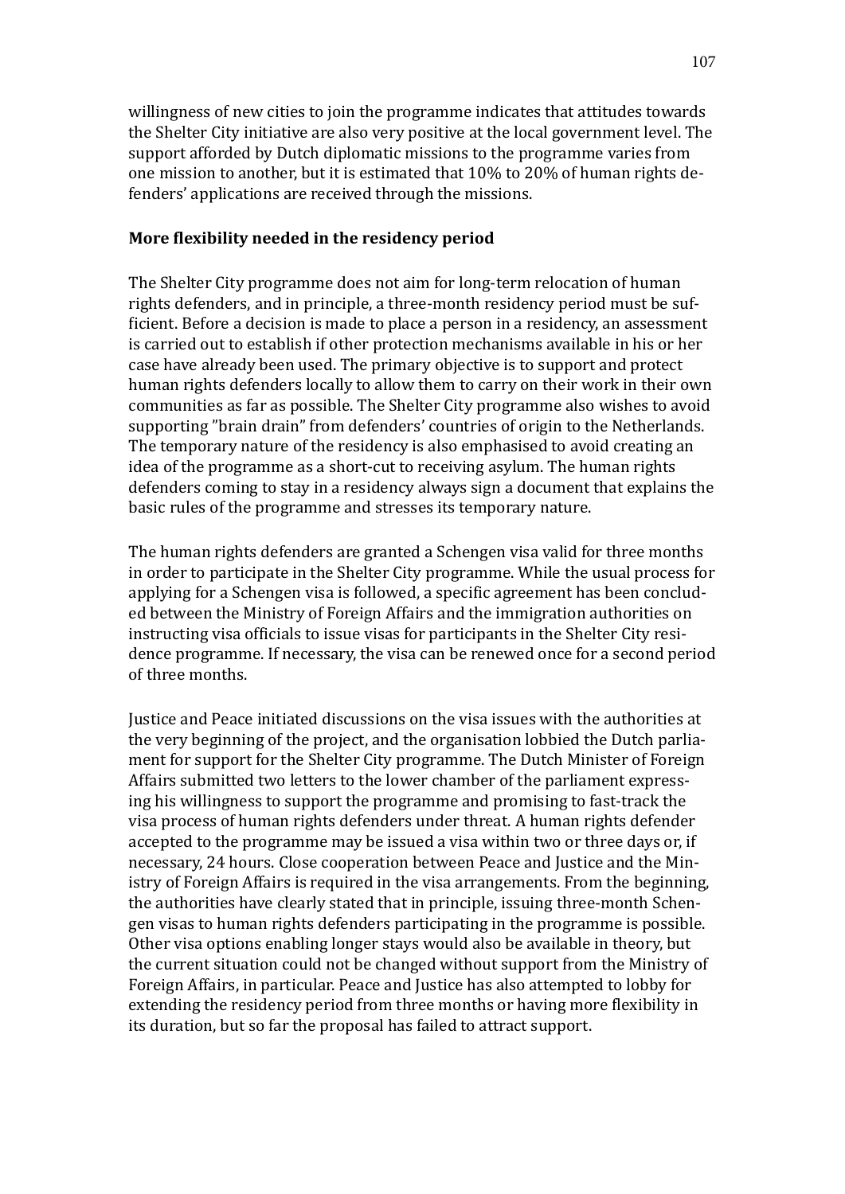willingness of new cities to join the programme indicates that attitudes towards the Shelter City initiative are also very positive at the local government level. The support afforded by Dutch diplomatic missions to the programme varies from one mission to another, but it is estimated that 10% to 20% of human rights defenders' applications are received through the missions.

**More flexibility needed in the residency period**

The Shelter City programme does not aim for long-term relocation of human rights defenders, and in principle, a three-month residency period must be sufficient. Before a decision is made to place a person in a residency, an assessment is carried out to establish if other protection mechanisms available in his or her case have already been used. The primary objective is to support and protect human rights defenders locally to allow them to carry on their work in their own communities as far as possible. The Shelter City programme also wishes to avoid supporting "brain drain" from defenders' countries of origin to the Netherlands. The temporary nature of the residency is also emphasised to avoid creating an idea of the programme as a short-cut to receiving asylum. The human rights defenders coming to stay in a residency always sign a document that explains the basic rules of the programme and stresses its temporary nature.

The human rights defenders are granted a Schengen visa valid for three months in order to participate in the Shelter City programme. While the usual process for applying for a Schengen visa is followed, a specific agreement has been concluded between the Ministry of Foreign Affairs and the immigration authorities on instructing visa officials to issue visas for participants in the Shelter City residence programme. If necessary, the visa can be renewed once for a second period of three months.

Justice and Peace initiated discussions on the visa issues with the authorities at the very beginning of the project, and the organisation lobbied the Dutch parliament for support for the Shelter City programme. The Dutch Minister of Foreign Affairs submitted two letters to the lower chamber of the parliament expressing his willingness to support the programme and promising to fast-track the visa process of human rights defenders under threat. A human rights defender accepted to the programme may be issued a visa within two or three days or, if necessary, 24 hours. Close cooperation between Peace and Justice and the Ministry of Foreign Affairs is required in the visa arrangements. From the beginning, the authorities have clearly stated that in principle, issuing three-month Schengen visas to human rights defenders participating in the programme is possible. Other visa options enabling longer stays would also be available in theory, but the current situation could not be changed without support from the Ministry of Foreign Affairs, in particular. Peace and Justice has also attempted to lobby for extending the residency period from three months or having more flexibility in its duration, but so far the proposal has failed to attract support.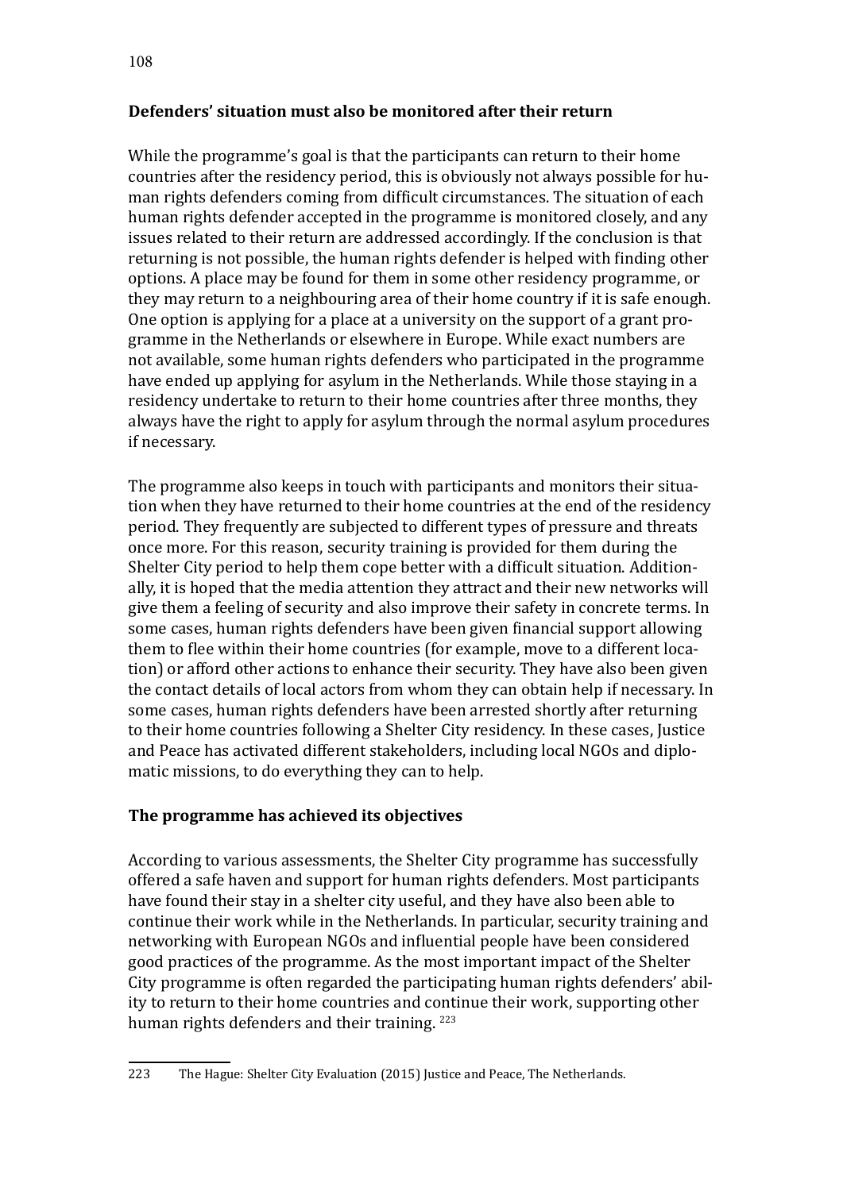**Defenders' situation must also be monitored after their return**

While the programme's goal is that the participants can return to their home countries after the residency period, this is obviously not always possible for human rights defenders coming from difficult circumstances. The situation of each human rights defender accepted in the programme is monitored closely, and any issues related to their return are addressed accordingly. If the conclusion is that returning is not possible, the human rights defender is helped with finding other options. A place may be found for them in some other residency programme, or they may return to a neighbouring area of their home country if it is safe enough. One option is applying for a place at a university on the support of a grant programme in the Netherlands or elsewhere in Europe. While exact numbers are not available, some human rights defenders who participated in the programme have ended up applying for asylum in the Netherlands. While those staying in a residency undertake to return to their home countries after three months, they always have the right to apply for asylum through the normal asylum procedures if necessary.

The programme also keeps in touch with participants and monitors their situation when they have returned to their home countries at the end of the residency period. They frequently are subjected to different types of pressure and threats once more. For this reason, security training is provided for them during the Shelter City period to help them cope better with a difficult situation. Additionally, it is hoped that the media attention they attract and their new networks will give them a feeling of security and also improve their safety in concrete terms. In some cases, human rights defenders have been given financial support allowing them to flee within their home countries (for example, move to a different location) or afford other actions to enhance their security. They have also been given the contact details of local actors from whom they can obtain help if necessary. In some cases, human rights defenders have been arrested shortly after returning to their home countries following a Shelter City residency. In these cases, Justice and Peace has activated different stakeholders, including local NGOs and diplomatic missions, to do everything they can to help.

**The programme has achieved its objectives**

According to various assessments, the Shelter City programme has successfully offered a safe haven and support for human rights defenders. Most participants have found their stay in a shelter city useful, and they have also been able to continue their work while in the Netherlands. In particular, security training and networking with European NGOs and influential people have been considered good practices of the programme. As the most important impact of the Shelter City programme is often regarded the participating human rights defenders' ability to return to their home countries and continue their work, supporting other human rights defenders and their training. [223]

---

223 The Hague: Shelter City Evaluation (2015) Justice and Peace, The Netherlands.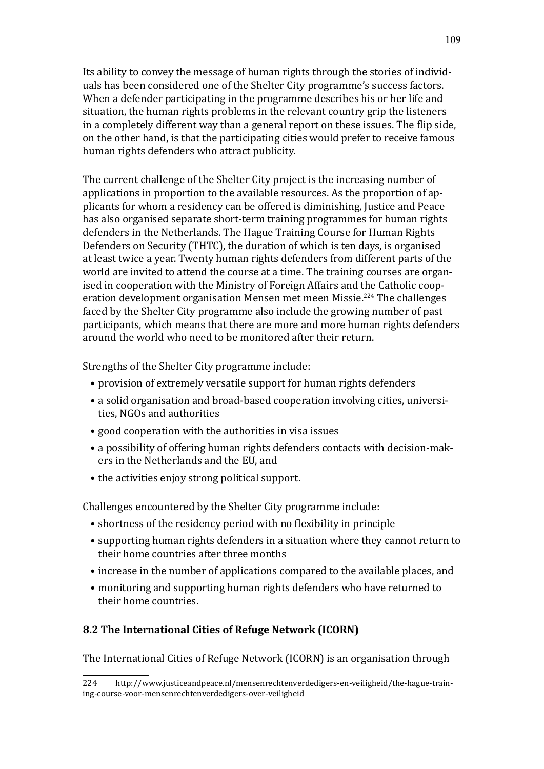Its ability to convey the message of human rights through the stories of individuals has been considered one of the Shelter City programme's success factors. When a defender participating in the programme describes his or her life and situation, the human rights problems in the relevant country grip the listeners in a completely different way than a general report on these issues. The flip side, on the other hand, is that the participating cities would prefer to receive famous human rights defenders who attract publicity.

The current challenge of the Shelter City project is the increasing number of applications in proportion to the available resources. As the proportion of applicants for whom a residency can be offered is diminishing, Justice and Peace has also organised separate short-term training programmes for human rights defenders in the Netherlands. The Hague Training Course for Human Rights Defenders on Security (THTC), the duration of which is ten days, is organised at least twice a year. Twenty human rights defenders from different parts of the world are invited to attend the course at a time. The training courses are organised in cooperation with the Ministry of Foreign Affairs and the Catholic cooperation development organisation Mensen met meen Missie.[224] The challenges faced by the Shelter City programme also include the growing number of past participants, which means that there are more and more human rights defenders around the world who need to be monitored after their return.

Strengths of the Shelter City programme include:

- provision of extremely versatile support for human rights defenders
- a solid organisation and broad-based cooperation involving cities, universities, NGOs and authorities
- good cooperation with the authorities in visa issues
- a possibility of offering human rights defenders contacts with decision-makers in the Netherlands and the EU, and
- the activities enjoy strong political support.

Challenges encountered by the Shelter City programme include:

- shortness of the residency period with no flexibility in principle
- supporting human rights defenders in a situation where they cannot return to their home countries after three months
- increase in the number of applications compared to the available places, and
- monitoring and supporting human rights defenders who have returned to their home countries.

### 8.2 The International Cities of Refuge Network (ICORN)

The International Cities of Refuge Network (ICORN) is an organisation through

---

224 http://www.justiceandpeace.nl/mensenrechtenverdedigers-en-veiligheid/the-hague-training-course-voor-mensenrechtenverdedigers-over-veiligheid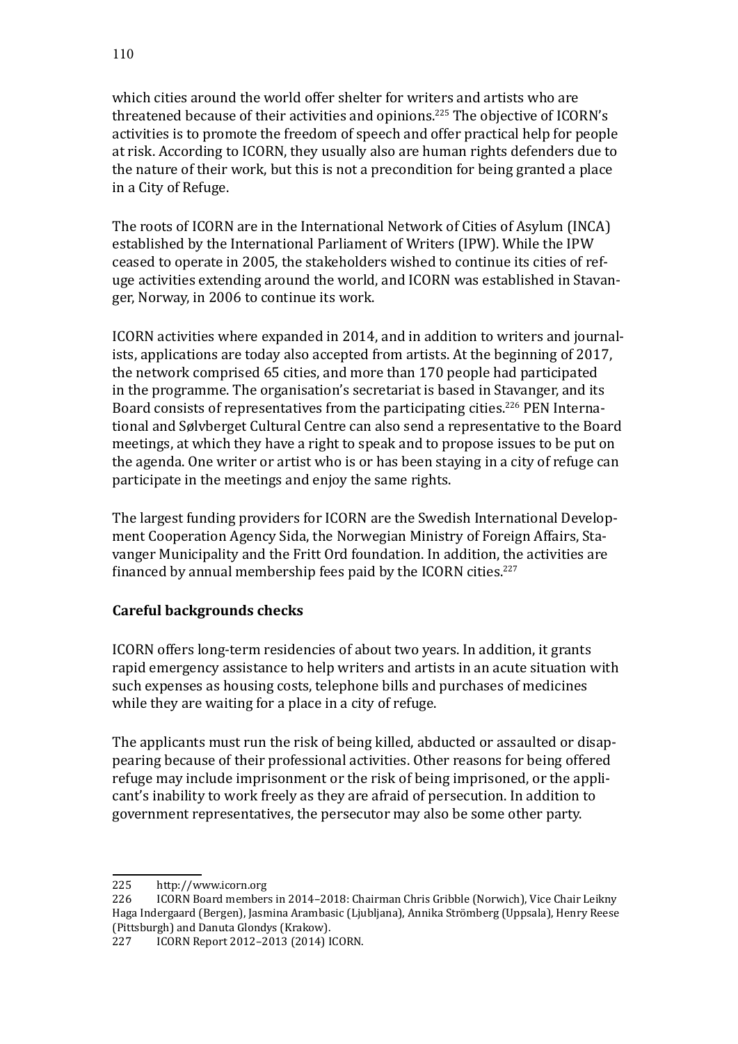which cities around the world offer shelter for writers and artists who are threatened because of their activities and opinions.[225] The objective of ICORN's activities is to promote the freedom of speech and offer practical help for people at risk. According to ICORN, they usually also are human rights defenders due to the nature of their work, but this is not a precondition for being granted a place in a City of Refuge.

The roots of ICORN are in the International Network of Cities of Asylum (INCA) established by the International Parliament of Writers (IPW). While the IPW ceased to operate in 2005, the stakeholders wished to continue its cities of refuge activities extending around the world, and ICORN was established in Stavanger, Norway, in 2006 to continue its work.

ICORN activities where expanded in 2014, and in addition to writers and journalists, applications are today also accepted from artists. At the beginning of 2017, the network comprised 65 cities, and more than 170 people had participated in the programme. The organisation's secretariat is based in Stavanger, and its Board consists of representatives from the participating cities.[226] PEN International and Sølvberget Cultural Centre can also send a representative to the Board meetings, at which they have a right to speak and to propose issues to be put on the agenda. One writer or artist who is or has been staying in a city of refuge can participate in the meetings and enjoy the same rights.

The largest funding providers for ICORN are the Swedish International Development Cooperation Agency Sida, the Norwegian Ministry of Foreign Affairs, Stavanger Municipality and the Fritt Ord foundation. In addition, the activities are financed by annual membership fees paid by the ICORN cities.[227]

**Careful backgrounds checks**

ICORN offers long-term residencies of about two years. In addition, it grants rapid emergency assistance to help writers and artists in an acute situation with such expenses as housing costs, telephone bills and purchases of medicines while they are waiting for a place in a city of refuge.

The applicants must run the risk of being killed, abducted or assaulted or disappearing because of their professional activities. Other reasons for being offered refuge may include imprisonment or the risk of being imprisoned, or the applicant's inability to work freely as they are afraid of persecution. In addition to government representatives, the persecutor may also be some other party.

---

225 http://www.icorn.org

226 ICORN Board members in 2014–2018: Chairman Chris Gribble (Norwich), Vice Chair Leikny Haga Indergaard (Bergen), Jasmina Arambasic (Ljubljana), Annika Strömberg (Uppsala), Henry Reese (Pittsburgh) and Danuta Glondys (Krakow).

227 ICORN Report 2012–2013 (2014) ICORN.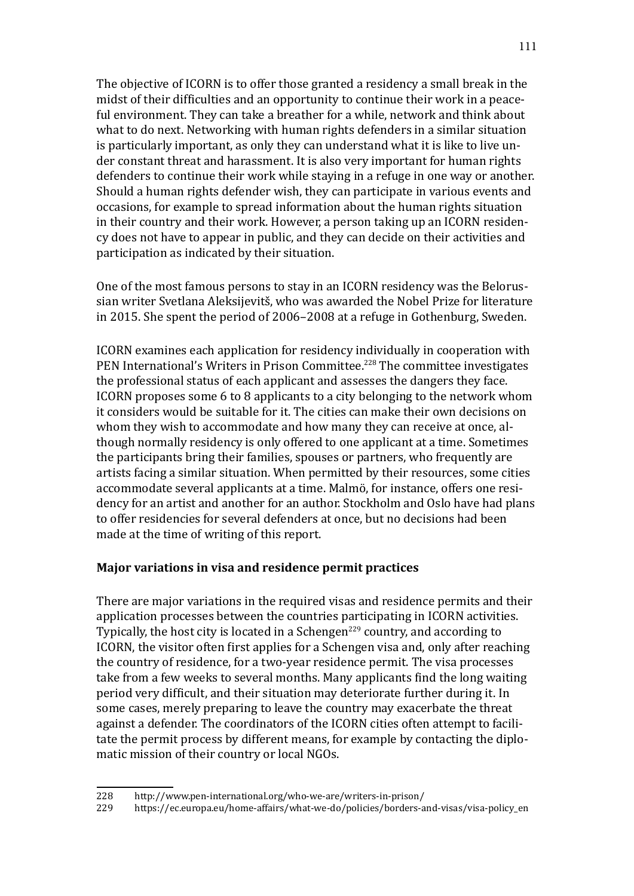The objective of ICORN is to offer those granted a residency a small break in the midst of their difficulties and an opportunity to continue their work in a peaceful environment. They can take a breather for a while, network and think about what to do next. Networking with human rights defenders in a similar situation is particularly important, as only they can understand what it is like to live under constant threat and harassment. It is also very important for human rights defenders to continue their work while staying in a refuge in one way or another. Should a human rights defender wish, they can participate in various events and occasions, for example to spread information about the human rights situation in their country and their work. However, a person taking up an ICORN residency does not have to appear in public, and they can decide on their activities and participation as indicated by their situation.

One of the most famous persons to stay in an ICORN residency was the Belorussian writer Svetlana Aleksijevitš, who was awarded the Nobel Prize for literature in 2015. She spent the period of 2006–2008 at a refuge in Gothenburg, Sweden.

ICORN examines each application for residency individually in cooperation with PEN International's Writers in Prison Committee.[228] The committee investigates the professional status of each applicant and assesses the dangers they face. ICORN proposes some 6 to 8 applicants to a city belonging to the network whom it considers would be suitable for it. The cities can make their own decisions on whom they wish to accommodate and how many they can receive at once, although normally residency is only offered to one applicant at a time. Sometimes the participants bring their families, spouses or partners, who frequently are artists facing a similar situation. When permitted by their resources, some cities accommodate several applicants at a time. Malmö, for instance, offers one residency for an artist and another for an author. Stockholm and Oslo have had plans to offer residencies for several defenders at once, but no decisions had been made at the time of writing of this report.

**Major variations in visa and residence permit practices**

There are major variations in the required visas and residence permits and their application processes between the countries participating in ICORN activities. Typically, the host city is located in a Schengen[229] country, and according to ICORN, the visitor often first applies for a Schengen visa and, only after reaching the country of residence, for a two-year residence permit. The visa processes take from a few weeks to several months. Many applicants find the long waiting period very difficult, and their situation may deteriorate further during it. In some cases, merely preparing to leave the country may exacerbate the threat against a defender. The coordinators of the ICORN cities often attempt to facilitate the permit process by different means, for example by contacting the diplomatic mission of their country or local NGOs.

228 http://www.pen-international.org/who-we-are/writers-in-prison/

229 https://ec.europa.eu/home-affairs/what-we-do/policies/borders-and-visas/visa-policy_en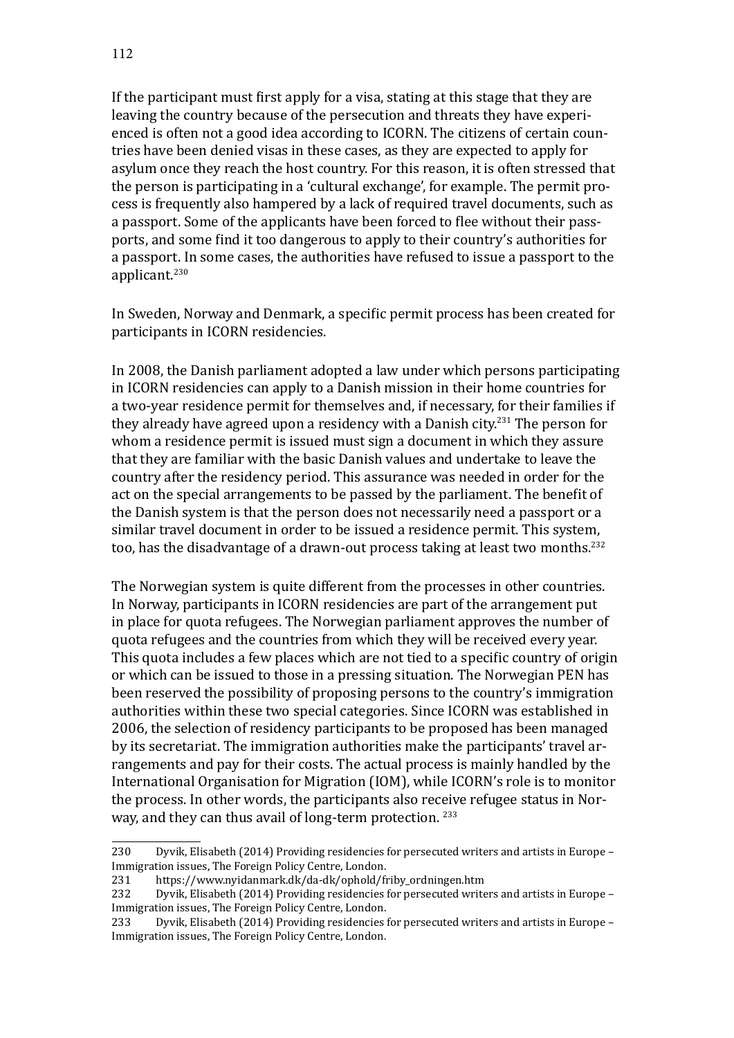If the participant must first apply for a visa, stating at this stage that they are leaving the country because of the persecution and threats they have experienced is often not a good idea according to ICORN. The citizens of certain countries have been denied visas in these cases, as they are expected to apply for asylum once they reach the host country. For this reason, it is often stressed that the person is participating in a 'cultural exchange', for example. The permit process is frequently also hampered by a lack of required travel documents, such as a passport. Some of the applicants have been forced to flee without their passports, and some find it too dangerous to apply to their country's authorities for a passport. In some cases, the authorities have refused to issue a passport to the applicant.[230]

In Sweden, Norway and Denmark, a specific permit process has been created for participants in ICORN residencies.

In 2008, the Danish parliament adopted a law under which persons participating in ICORN residencies can apply to a Danish mission in their home countries for a two-year residence permit for themselves and, if necessary, for their families if they already have agreed upon a residency with a Danish city.[231] The person for whom a residence permit is issued must sign a document in which they assure that they are familiar with the basic Danish values and undertake to leave the country after the residency period. This assurance was needed in order for the act on the special arrangements to be passed by the parliament. The benefit of the Danish system is that the person does not necessarily need a passport or a similar travel document in order to be issued a residence permit. This system, too, has the disadvantage of a drawn-out process taking at least two months.[232]

The Norwegian system is quite different from the processes in other countries. In Norway, participants in ICORN residencies are part of the arrangement put in place for quota refugees. The Norwegian parliament approves the number of quota refugees and the countries from which they will be received every year. This quota includes a few places which are not tied to a specific country of origin or which can be issued to those in a pressing situation. The Norwegian PEN has been reserved the possibility of proposing persons to the country's immigration authorities within these two special categories. Since ICORN was established in 2006, the selection of residency participants to be proposed has been managed by its secretariat. The immigration authorities make the participants' travel arrangements and pay for their costs. The actual process is mainly handled by the International Organisation for Migration (IOM), while ICORN's role is to monitor the process. In other words, the participants also receive refugee status in Norway, and they can thus avail of long-term protection. [233]

---

230 Dyvik, Elisabeth (2014) Providing residencies for persecuted writers and artists in Europe – Immigration issues, The Foreign Policy Centre, London.

231 https://www.nyidanmark.dk/da-dk/ophold/friby_ordningen.htm

232 Dyvik, Elisabeth (2014) Providing residencies for persecuted writers and artists in Europe – Immigration issues, The Foreign Policy Centre, London.

233 Dyvik, Elisabeth (2014) Providing residencies for persecuted writers and artists in Europe – Immigration issues, The Foreign Policy Centre, London.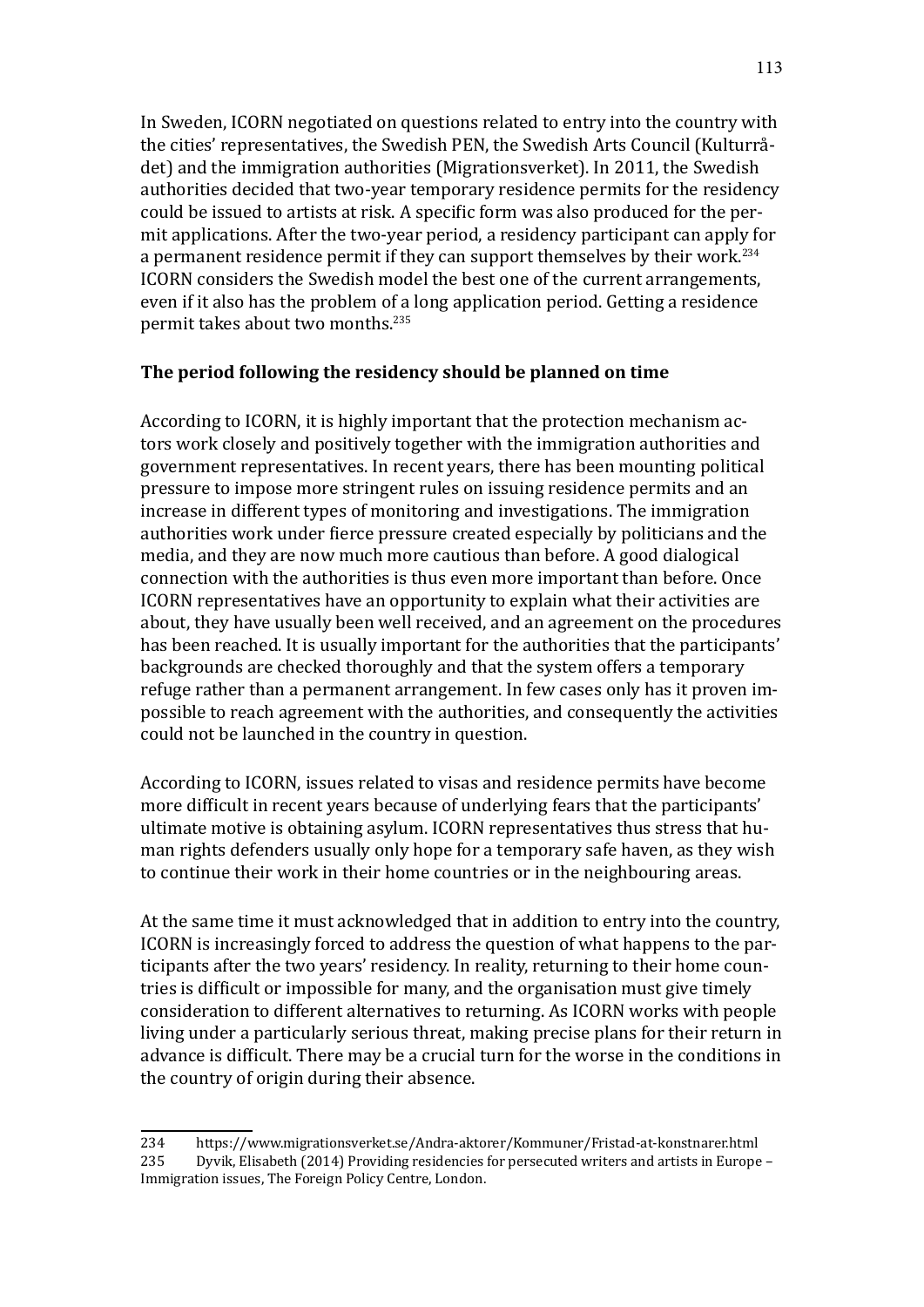In Sweden, ICORN negotiated on questions related to entry into the country with the cities' representatives, the Swedish PEN, the Swedish Arts Council (Kulturrådet) and the immigration authorities (Migrationsverket). In 2011, the Swedish authorities decided that two-year temporary residence permits for the residency could be issued to artists at risk. A specific form was also produced for the permit applications. After the two-year period, a residency participant can apply for a permanent residence permit if they can support themselves by their work.[234] ICORN considers the Swedish model the best one of the current arrangements, even if it also has the problem of a long application period. Getting a residence permit takes about two months.[235]

**The period following the residency should be planned on time**

According to ICORN, it is highly important that the protection mechanism actors work closely and positively together with the immigration authorities and government representatives. In recent years, there has been mounting political pressure to impose more stringent rules on issuing residence permits and an increase in different types of monitoring and investigations. The immigration authorities work under fierce pressure created especially by politicians and the media, and they are now much more cautious than before. A good dialogical connection with the authorities is thus even more important than before. Once ICORN representatives have an opportunity to explain what their activities are about, they have usually been well received, and an agreement on the procedures has been reached. It is usually important for the authorities that the participants' backgrounds are checked thoroughly and that the system offers a temporary refuge rather than a permanent arrangement. In few cases only has it proven impossible to reach agreement with the authorities, and consequently the activities could not be launched in the country in question.

According to ICORN, issues related to visas and residence permits have become more difficult in recent years because of underlying fears that the participants' ultimate motive is obtaining asylum. ICORN representatives thus stress that human rights defenders usually only hope for a temporary safe haven, as they wish to continue their work in their home countries or in the neighbouring areas.

At the same time it must acknowledged that in addition to entry into the country, ICORN is increasingly forced to address the question of what happens to the participants after the two years' residency. In reality, returning to their home countries is difficult or impossible for many, and the organisation must give timely consideration to different alternatives to returning. As ICORN works with people living under a particularly serious threat, making precise plans for their return in advance is difficult. There may be a crucial turn for the worse in the conditions in the country of origin during their absence.

---

234 https://www.migrationsverket.se/Andra-aktorer/Kommuner/Fristad-at-konstnarer.html

235 Dyvik, Elisabeth (2014) Providing residencies for persecuted writers and artists in Europe – Immigration issues, The Foreign Policy Centre, London.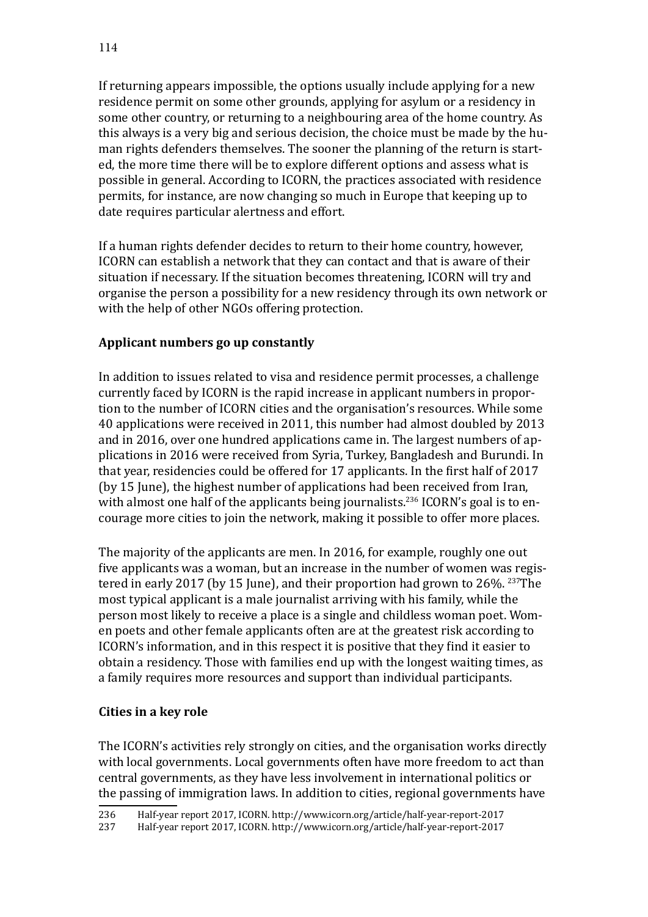If returning appears impossible, the options usually include applying for a new residence permit on some other grounds, applying for asylum or a residency in some other country, or returning to a neighbouring area of the home country. As this always is a very big and serious decision, the choice must be made by the human rights defenders themselves. The sooner the planning of the return is started, the more time there will be to explore different options and assess what is possible in general. According to ICORN, the practices associated with residence permits, for instance, are now changing so much in Europe that keeping up to date requires particular alertness and effort.

If a human rights defender decides to return to their home country, however, ICORN can establish a network that they can contact and that is aware of their situation if necessary. If the situation becomes threatening, ICORN will try and organise the person a possibility for a new residency through its own network or with the help of other NGOs offering protection.

### Applicant numbers go up constantly

In addition to issues related to visa and residence permit processes, a challenge currently faced by ICORN is the rapid increase in applicant numbers in proportion to the number of ICORN cities and the organisation's resources. While some 40 applications were received in 2011, this number had almost doubled by 2013 and in 2016, over one hundred applications came in. The largest numbers of applications in 2016 were received from Syria, Turkey, Bangladesh and Burundi. In that year, residencies could be offered for 17 applicants. In the first half of 2017 (by 15 June), the highest number of applications had been received from Iran, with almost one half of the applicants being journalists.[236] ICORN's goal is to encourage more cities to join the network, making it possible to offer more places.

The majority of the applicants are men. In 2016, for example, roughly one out five applicants was a woman, but an increase in the number of women was registered in early 2017 (by 15 June), and their proportion had grown to 26%. [237]The most typical applicant is a male journalist arriving with his family, while the person most likely to receive a place is a single and childless woman poet. Women poets and other female applicants often are at the greatest risk according to ICORN's information, and in this respect it is positive that they find it easier to obtain a residency. Those with families end up with the longest waiting times, as a family requires more resources and support than individual participants.

### Cities in a key role

The ICORN's activities rely strongly on cities, and the organisation works directly with local governments. Local governments often have more freedom to act than central governments, as they have less involvement in international politics or the passing of immigration laws. In addition to cities, regional governments have

---

236 Half-year report 2017, ICORN. http://www.icorn.org/article/half-year-report-2017

237 Half-year report 2017, ICORN. http://www.icorn.org/article/half-year-report-2017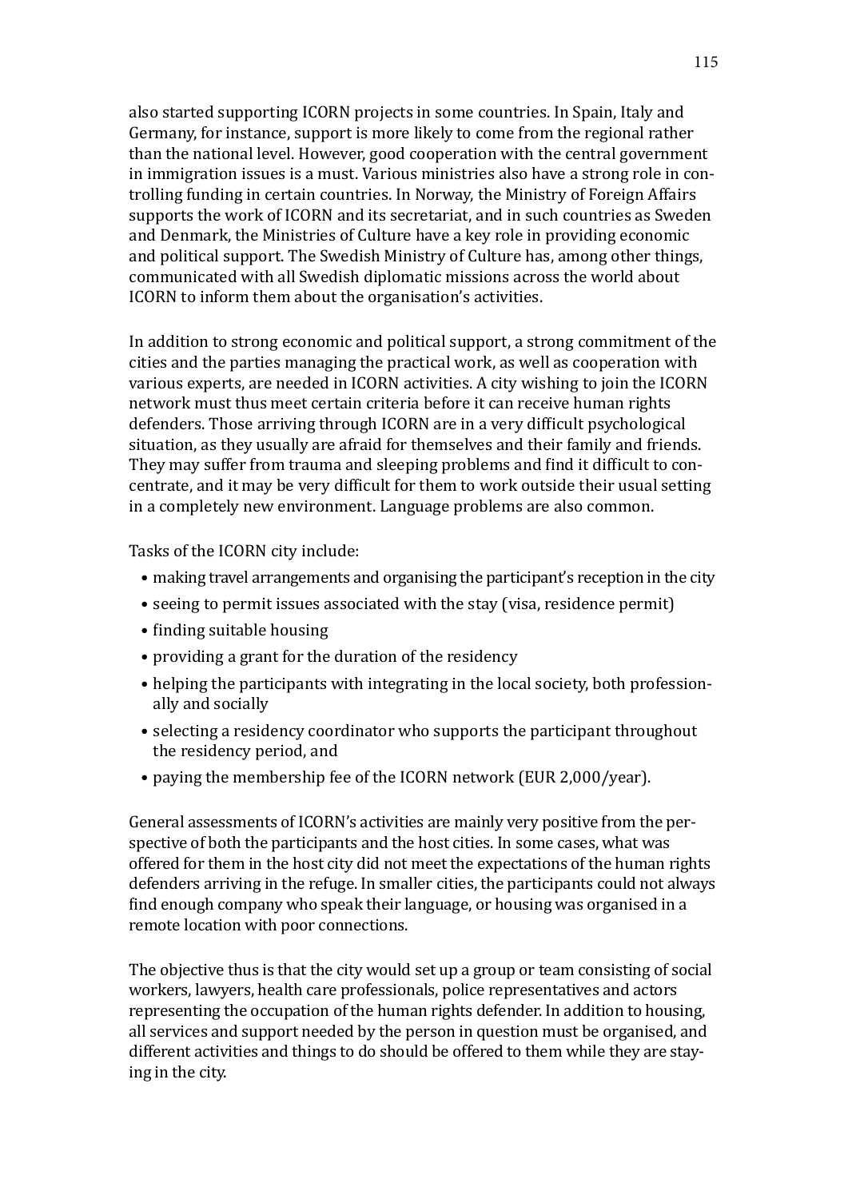also started supporting ICORN projects in some countries. In Spain, Italy and Germany, for instance, support is more likely to come from the regional rather than the national level. However, good cooperation with the central government in immigration issues is a must. Various ministries also have a strong role in controlling funding in certain countries. In Norway, the Ministry of Foreign Affairs supports the work of ICORN and its secretariat, and in such countries as Sweden and Denmark, the Ministries of Culture have a key role in providing economic and political support. The Swedish Ministry of Culture has, among other things, communicated with all Swedish diplomatic missions across the world about ICORN to inform them about the organisation's activities.

In addition to strong economic and political support, a strong commitment of the cities and the parties managing the practical work, as well as cooperation with various experts, are needed in ICORN activities. A city wishing to join the ICORN network must thus meet certain criteria before it can receive human rights defenders. Those arriving through ICORN are in a very difficult psychological situation, as they usually are afraid for themselves and their family and friends. They may suffer from trauma and sleeping problems and find it difficult to concentrate, and it may be very difficult for them to work outside their usual setting in a completely new environment. Language problems are also common.

Tasks of the ICORN city include:

- making travel arrangements and organising the participant's reception in the city
- seeing to permit issues associated with the stay (visa, residence permit)
- finding suitable housing
- providing a grant for the duration of the residency
- helping the participants with integrating in the local society, both professionally and socially
- selecting a residency coordinator who supports the participant throughout the residency period, and
- paying the membership fee of the ICORN network (EUR 2,000/year).

General assessments of ICORN's activities are mainly very positive from the perspective of both the participants and the host cities. In some cases, what was offered for them in the host city did not meet the expectations of the human rights defenders arriving in the refuge. In smaller cities, the participants could not always find enough company who speak their language, or housing was organised in a remote location with poor connections.

The objective thus is that the city would set up a group or team consisting of social workers, lawyers, health care professionals, police representatives and actors representing the occupation of the human rights defender. In addition to housing, all services and support needed by the person in question must be organised, and different activities and things to do should be offered to them while they are staying in the city.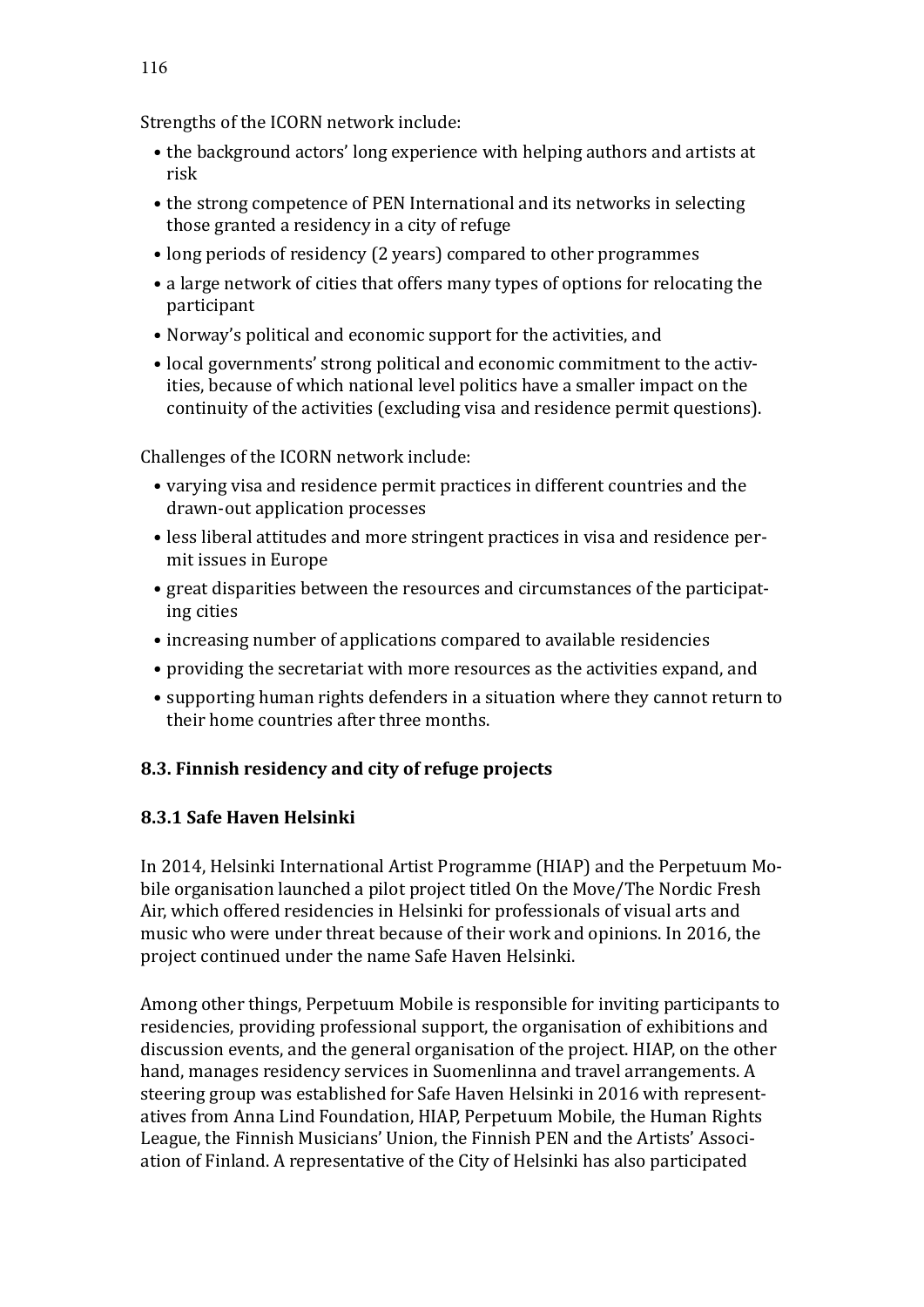Strengths of the ICORN network include:

- the background actors' long experience with helping authors and artists at risk
- the strong competence of PEN International and its networks in selecting those granted a residency in a city of refuge
- long periods of residency (2 years) compared to other programmes
- a large network of cities that offers many types of options for relocating the participant
- Norway's political and economic support for the activities, and
- local governments' strong political and economic commitment to the activities, because of which national level politics have a smaller impact on the continuity of the activities (excluding visa and residence permit questions).

Challenges of the ICORN network include:

- varying visa and residence permit practices in different countries and the drawn-out application processes
- less liberal attitudes and more stringent practices in visa and residence permit issues in Europe
- great disparities between the resources and circumstances of the participating cities
- increasing number of applications compared to available residencies
- providing the secretariat with more resources as the activities expand, and
- supporting human rights defenders in a situation where they cannot return to their home countries after three months.

## 8.3. Finnish residency and city of refuge projects

### 8.3.1 Safe Haven Helsinki

In 2014, Helsinki International Artist Programme (HIAP) and the Perpetuum Mobile organisation launched a pilot project titled On the Move/The Nordic Fresh Air, which offered residencies in Helsinki for professionals of visual arts and music who were under threat because of their work and opinions. In 2016, the project continued under the name Safe Haven Helsinki.

Among other things, Perpetuum Mobile is responsible for inviting participants to residencies, providing professional support, the organisation of exhibitions and discussion events, and the general organisation of the project. HIAP, on the other hand, manages residency services in Suomenlinna and travel arrangements. A steering group was established for Safe Haven Helsinki in 2016 with representatives from Anna Lind Foundation, HIAP, Perpetuum Mobile, the Human Rights League, the Finnish Musicians' Union, the Finnish PEN and the Artists' Association of Finland. A representative of the City of Helsinki has also participated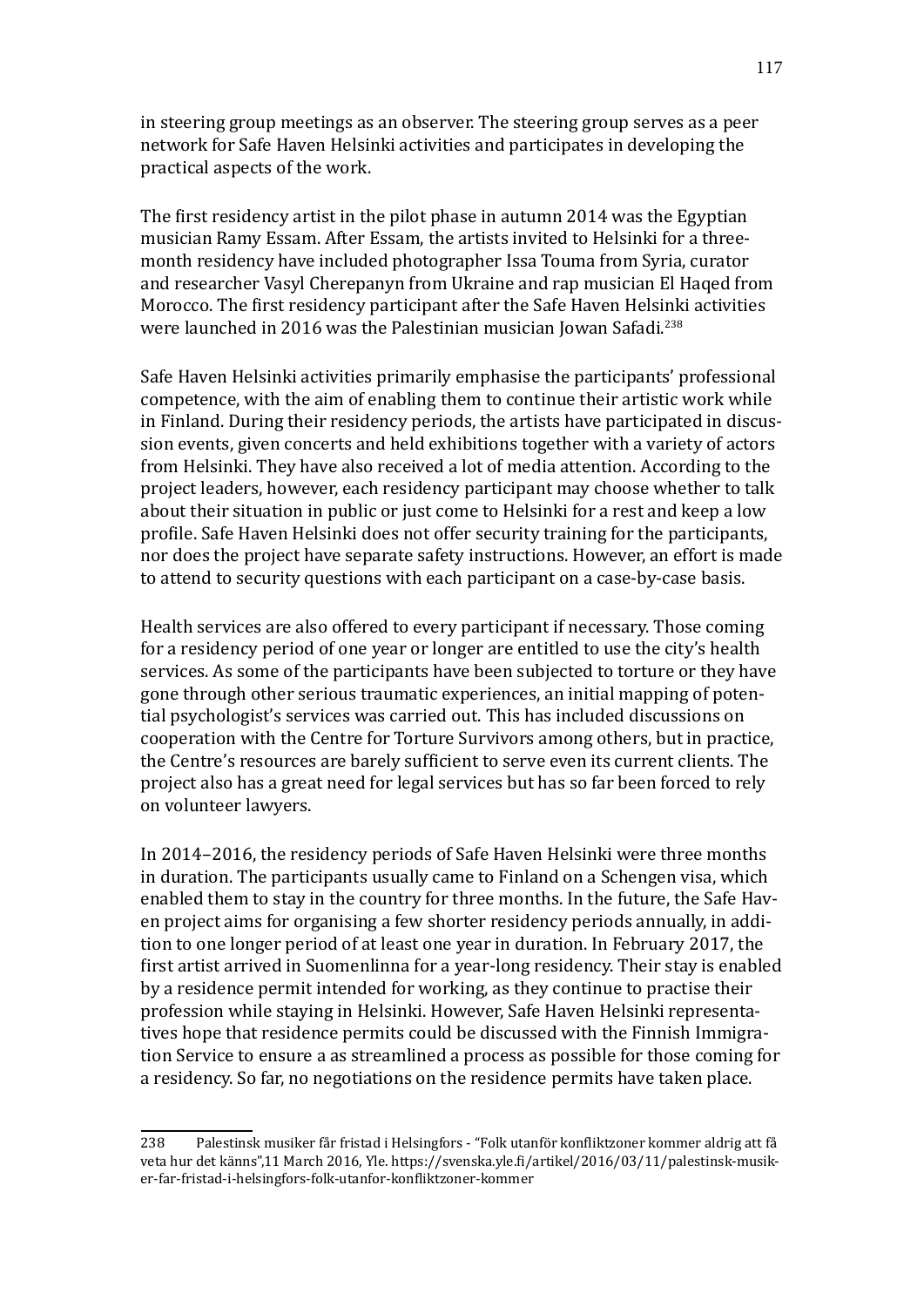in steering group meetings as an observer. The steering group serves as a peer network for Safe Haven Helsinki activities and participates in developing the practical aspects of the work.

The first residency artist in the pilot phase in autumn 2014 was the Egyptian musician Ramy Essam. After Essam, the artists invited to Helsinki for a three-month residency have included photographer Issa Touma from Syria, curator and researcher Vasyl Cherepanyn from Ukraine and rap musician El Haqed from Morocco. The first residency participant after the Safe Haven Helsinki activities were launched in 2016 was the Palestinian musician Jowan Safadi.[238]

Safe Haven Helsinki activities primarily emphasise the participants' professional competence, with the aim of enabling them to continue their artistic work while in Finland. During their residency periods, the artists have participated in discussion events, given concerts and held exhibitions together with a variety of actors from Helsinki. They have also received a lot of media attention. According to the project leaders, however, each residency participant may choose whether to talk about their situation in public or just come to Helsinki for a rest and keep a low profile. Safe Haven Helsinki does not offer security training for the participants, nor does the project have separate safety instructions. However, an effort is made to attend to security questions with each participant on a case-by-case basis.

Health services are also offered to every participant if necessary. Those coming for a residency period of one year or longer are entitled to use the city's health services. As some of the participants have been subjected to torture or they have gone through other serious traumatic experiences, an initial mapping of potential psychologist's services was carried out. This has included discussions on cooperation with the Centre for Torture Survivors among others, but in practice, the Centre's resources are barely sufficient to serve even its current clients. The project also has a great need for legal services but has so far been forced to rely on volunteer lawyers.

In 2014–2016, the residency periods of Safe Haven Helsinki were three months in duration. The participants usually came to Finland on a Schengen visa, which enabled them to stay in the country for three months. In the future, the Safe Haven project aims for organising a few shorter residency periods annually, in addition to one longer period of at least one year in duration. In February 2017, the first artist arrived in Suomenlinna for a year-long residency. Their stay is enabled by a residence permit intended for working, as they continue to practise their profession while staying in Helsinki. However, Safe Haven Helsinki representatives hope that residence permits could be discussed with the Finnish Immigration Service to ensure a as streamlined a process as possible for those coming for a residency. So far, no negotiations on the residence permits have taken place.

---

238 Palestinsk musiker får fristad i Helsingfors - "Folk utanför konfliktzoner kommer aldrig att få veta hur det känns",11 March 2016, Yle. https://svenska.yle.fi/artikel/2016/03/11/palestinsk-musiker-far-fristad-i-helsingfors-folk-utanfor-konfliktzoner-kommer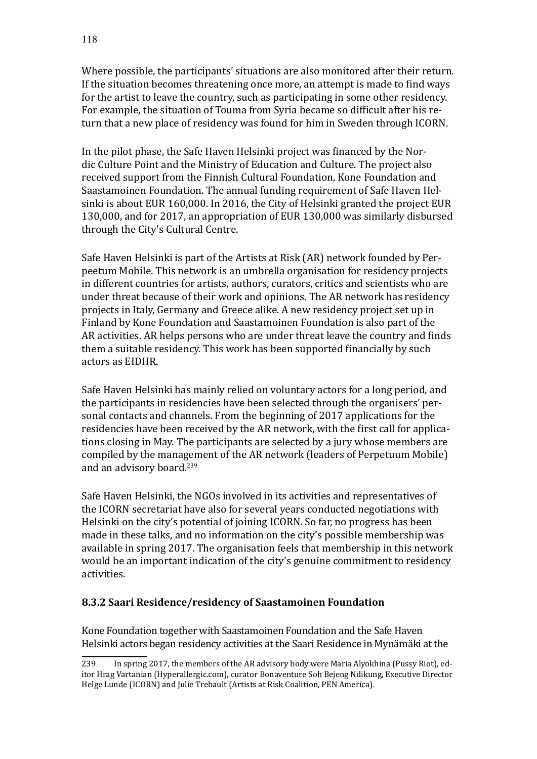Where possible, the participants' situations are also monitored after their return. If the situation becomes threatening once more, an attempt is made to find ways for the artist to leave the country, such as participating in some other residency. For example, the situation of Touma from Syria became so difficult after his return that a new place of residency was found for him in Sweden through ICORN.

In the pilot phase, the Safe Haven Helsinki project was financed by the Nordic Culture Point and the Ministry of Education and Culture. The project also received support from the Finnish Cultural Foundation, Kone Foundation and Saastamoinen Foundation. The annual funding requirement of Safe Haven Helsinki is about EUR 160,000. In 2016, the City of Helsinki granted the project EUR 130,000, and for 2017, an appropriation of EUR 130,000 was similarly disbursed through the City's Cultural Centre.

Safe Haven Helsinki is part of the Artists at Risk (AR) network founded by Perpeetum Mobile. This network is an umbrella organisation for residency projects in different countries for artists, authors, curators, critics and scientists who are under threat because of their work and opinions. The AR network has residency projects in Italy, Germany and Greece alike. A new residency project set up in Finland by Kone Foundation and Saastamoinen Foundation is also part of the AR activities. AR helps persons who are under threat leave the country and finds them a suitable residency. This work has been supported financially by such actors as EIDHR.

Safe Haven Helsinki has mainly relied on voluntary actors for a long period, and the participants in residencies have been selected through the organisers' personal contacts and channels. From the beginning of 2017 applications for the residencies have been received by the AR network, with the first call for applications closing in May. The participants are selected by a jury whose members are compiled by the management of the AR network (leaders of Perpetuum Mobile) and an advisory board.[239]

Safe Haven Helsinki, the NGOs involved in its activities and representatives of the ICORN secretariat have also for several years conducted negotiations with Helsinki on the city's potential of joining ICORN. So far, no progress has been made in these talks, and no information on the city's possible membership was available in spring 2017. The organisation feels that membership in this network would be an important indication of the city's genuine commitment to residency activities.

### 8.3.2 Saari Residence/residency of Saastamoinen Foundation

Kone Foundation together with Saastamoinen Foundation and the Safe Haven Helsinki actors began residency activities at the Saari Residence in Mynämäki at the

239 In spring 2017, the members of the AR advisory body were Maria Alyokhina (Pussy Riot), editor Hrag Vartanian (Hyperallergic.com), curator Bonaventure Soh Bejeng Ndikung, Executive Director Helge Lunde (ICORN) and Julie Trebault (Artists at Risk Coalition, PEN America).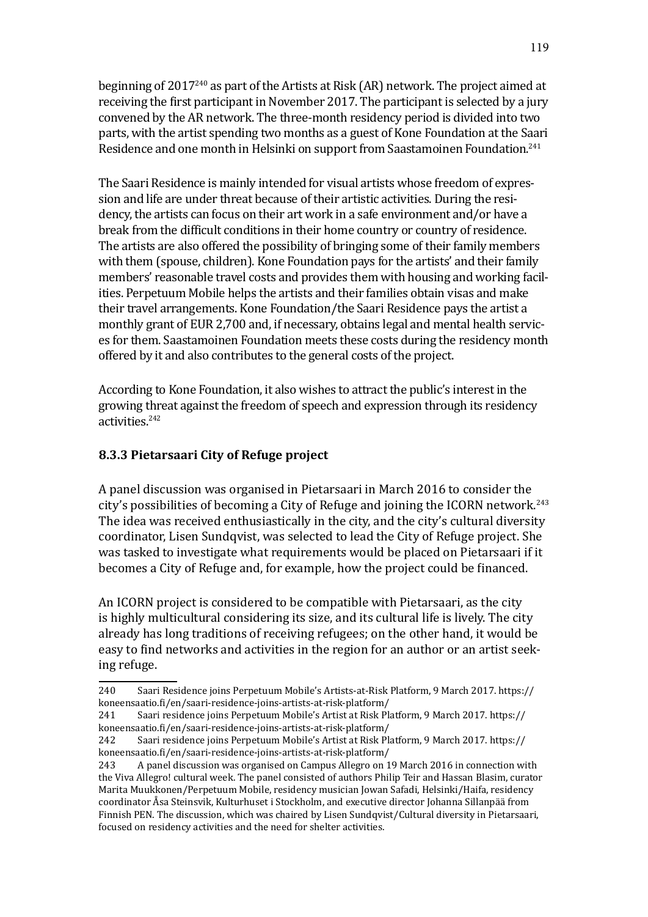beginning of 2017[240] as part of the Artists at Risk (AR) network. The project aimed at receiving the first participant in November 2017. The participant is selected by a jury convened by the AR network. The three-month residency period is divided into two parts, with the artist spending two months as a guest of Kone Foundation at the Saari Residence and one month in Helsinki on support from Saastamoinen Foundation.[241]

The Saari Residence is mainly intended for visual artists whose freedom of expression and life are under threat because of their artistic activities. During the residency, the artists can focus on their art work in a safe environment and/or have a break from the difficult conditions in their home country or country of residence. The artists are also offered the possibility of bringing some of their family members with them (spouse, children). Kone Foundation pays for the artists' and their family members' reasonable travel costs and provides them with housing and working facilities. Perpetuum Mobile helps the artists and their families obtain visas and make their travel arrangements. Kone Foundation/the Saari Residence pays the artist a monthly grant of EUR 2,700 and, if necessary, obtains legal and mental health services for them. Saastamoinen Foundation meets these costs during the residency month offered by it and also contributes to the general costs of the project.

According to Kone Foundation, it also wishes to attract the public's interest in the growing threat against the freedom of speech and expression through its residency activities.[242]

### 8.3.3 Pietarsaari City of Refuge project

A panel discussion was organised in Pietarsaari in March 2016 to consider the city's possibilities of becoming a City of Refuge and joining the ICORN network.[243] The idea was received enthusiastically in the city, and the city's cultural diversity coordinator, Lisen Sundqvist, was selected to lead the City of Refuge project. She was tasked to investigate what requirements would be placed on Pietarsaari if it becomes a City of Refuge and, for example, how the project could be financed.

An ICORN project is considered to be compatible with Pietarsaari, as the city is highly multicultural considering its size, and its cultural life is lively. The city already has long traditions of receiving refugees; on the other hand, it would be easy to find networks and activities in the region for an author or an artist seeking refuge.

---

240 Saari Residence joins Perpetuum Mobile's Artists-at-Risk Platform, 9 March 2017. https://koneensaatio.fi/en/saari-residence-joins-artists-at-risk-platform/

241 Saari residence joins Perpetuum Mobile's Artist at Risk Platform, 9 March 2017. https://koneensaatio.fi/en/saari-residence-joins-artists-at-risk-platform/

242 Saari residence joins Perpetuum Mobile's Artist at Risk Platform, 9 March 2017. https://koneensaatio.fi/en/saari-residence-joins-artists-at-risk-platform/

243 A panel discussion was organised on Campus Allegro on 19 March 2016 in connection with the Viva Allegro! cultural week. The panel consisted of authors Philip Teir and Hassan Blasim, curator Marita Muukkonen/Perpetuum Mobile, residency musician Jowan Safadi, Helsinki/Haifa, residency coordinator Åsa Steinsvik, Kulturhuset i Stockholm, and executive director Johanna Sillanpää from Finnish PEN. The discussion, which was chaired by Lisen Sundqvist/Cultural diversity in Pietarsaari, focused on residency activities and the need for shelter activities.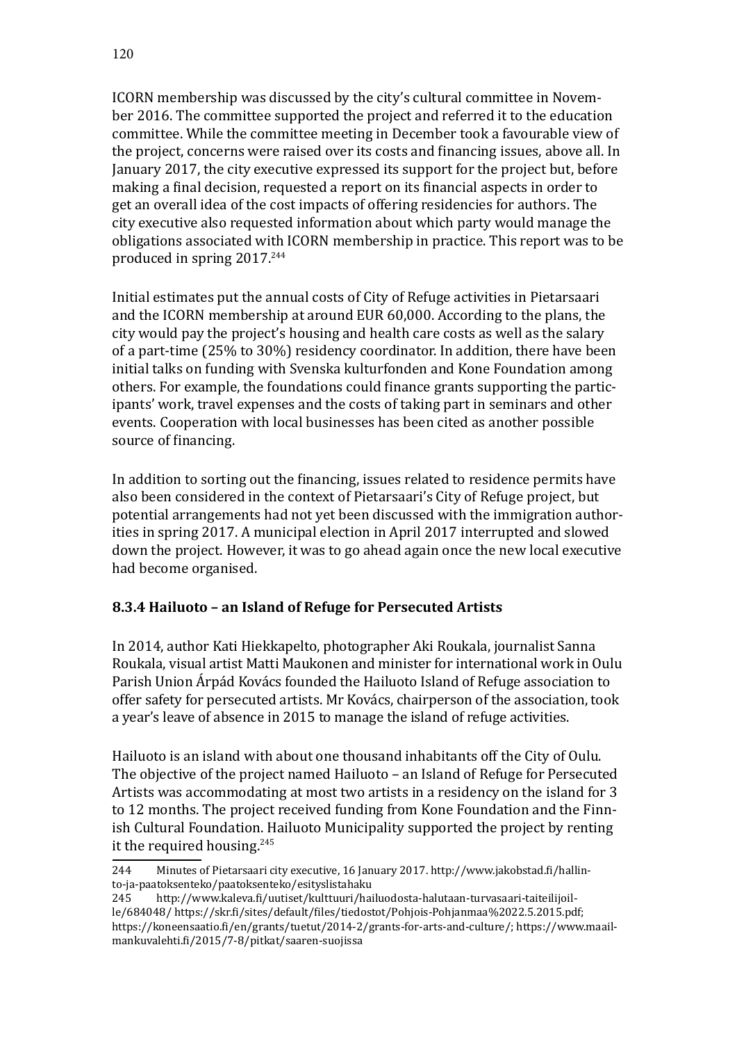ICORN membership was discussed by the city's cultural committee in November 2016. The committee supported the project and referred it to the education committee. While the committee meeting in December took a favourable view of the project, concerns were raised over its costs and financing issues, above all. In January 2017, the city executive expressed its support for the project but, before making a final decision, requested a report on its financial aspects in order to get an overall idea of the cost impacts of offering residencies for authors. The city executive also requested information about which party would manage the obligations associated with ICORN membership in practice. This report was to be produced in spring 2017.[244]

Initial estimates put the annual costs of City of Refuge activities in Pietarsaari and the ICORN membership at around EUR 60,000. According to the plans, the city would pay the project's housing and health care costs as well as the salary of a part-time (25% to 30%) residency coordinator. In addition, there have been initial talks on funding with Svenska kulturfonden and Kone Foundation among others. For example, the foundations could finance grants supporting the participants' work, travel expenses and the costs of taking part in seminars and other events. Cooperation with local businesses has been cited as another possible source of financing.

In addition to sorting out the financing, issues related to residence permits have also been considered in the context of Pietarsaari's City of Refuge project, but potential arrangements had not yet been discussed with the immigration authorities in spring 2017. A municipal election in April 2017 interrupted and slowed down the project. However, it was to go ahead again once the new local executive had become organised.

### 8.3.4 Hailuoto – an Island of Refuge for Persecuted Artists

In 2014, author Kati Hiekkapelto, photographer Aki Roukala, journalist Sanna Roukala, visual artist Matti Maukonen and minister for international work in Oulu Parish Union Árpád Kovács founded the Hailuoto Island of Refuge association to offer safety for persecuted artists. Mr Kovács, chairperson of the association, took a year's leave of absence in 2015 to manage the island of refuge activities.

Hailuoto is an island with about one thousand inhabitants off the City of Oulu. The objective of the project named Hailuoto – an Island of Refuge for Persecuted Artists was accommodating at most two artists in a residency on the island for 3 to 12 months. The project received funding from Kone Foundation and the Finnish Cultural Foundation. Hailuoto Municipality supported the project by renting it the required housing.[245]

---

244 Minutes of Pietarsaari city executive, 16 January 2017. http://www.jakobstad.fi/hallinto-ja-paatoksenteko/paatoksenteko/esityslistahaku

245 http://www.kaleva.fi/uutiset/kulttuuri/hailuodosta-halutaan-turvasaari-taiteilijoille/684048/ https://skr.fi/sites/default/files/tiedostot/Pohjois-Pohjanmaa%2022.5.2015.pdf; https://koneensaatio.fi/en/grants/tuetut/2014-2/grants-for-arts-and-culture/; https://www.maailmankuvalehti.fi/2015/7-8/pitkat/saaren-suojissa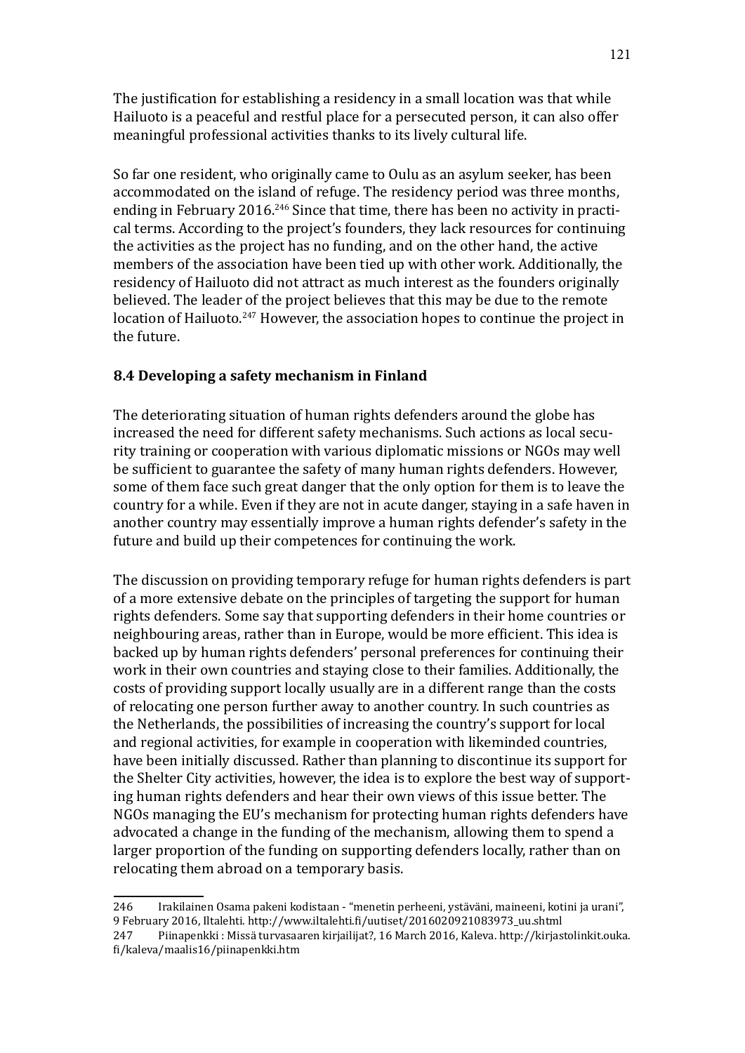The justification for establishing a residency in a small location was that while Hailuoto is a peaceful and restful place for a persecuted person, it can also offer meaningful professional activities thanks to its lively cultural life.

So far one resident, who originally came to Oulu as an asylum seeker, has been accommodated on the island of refuge. The residency period was three months, ending in February 2016.[246] Since that time, there has been no activity in practical terms. According to the project's founders, they lack resources for continuing the activities as the project has no funding, and on the other hand, the active members of the association have been tied up with other work. Additionally, the residency of Hailuoto did not attract as much interest as the founders originally believed. The leader of the project believes that this may be due to the remote location of Hailuoto.[247] However, the association hopes to continue the project in the future.

### 8.4 Developing a safety mechanism in Finland

The deteriorating situation of human rights defenders around the globe has increased the need for different safety mechanisms. Such actions as local security training or cooperation with various diplomatic missions or NGOs may well be sufficient to guarantee the safety of many human rights defenders. However, some of them face such great danger that the only option for them is to leave the country for a while. Even if they are not in acute danger, staying in a safe haven in another country may essentially improve a human rights defender's safety in the future and build up their competences for continuing the work.

The discussion on providing temporary refuge for human rights defenders is part of a more extensive debate on the principles of targeting the support for human rights defenders. Some say that supporting defenders in their home countries or neighbouring areas, rather than in Europe, would be more efficient. This idea is backed up by human rights defenders' personal preferences for continuing their work in their own countries and staying close to their families. Additionally, the costs of providing support locally usually are in a different range than the costs of relocating one person further away to another country. In such countries as the Netherlands, the possibilities of increasing the country's support for local and regional activities, for example in cooperation with likeminded countries, have been initially discussed. Rather than planning to discontinue its support for the Shelter City activities, however, the idea is to explore the best way of supporting human rights defenders and hear their own views of this issue better. The NGOs managing the EU's mechanism for protecting human rights defenders have advocated a change in the funding of the mechanism, allowing them to spend a larger proportion of the funding on supporting defenders locally, rather than on relocating them abroad on a temporary basis.

---

246 Irakilainen Osama pakeni kodistaan - "menetin perheeni, ystäväni, maineeni, kotini ja urani", 9 February 2016, Iltalehti. http://www.iltalehti.fi/uutiset/2016020921083973_uu.shtml

247 Piinapenkki : Missä turvasaaren kirjailijat?, 16 March 2016, Kaleva. http://kirjastolinkit.ouka.fi/kaleva/maalis16/piinapenkki.htm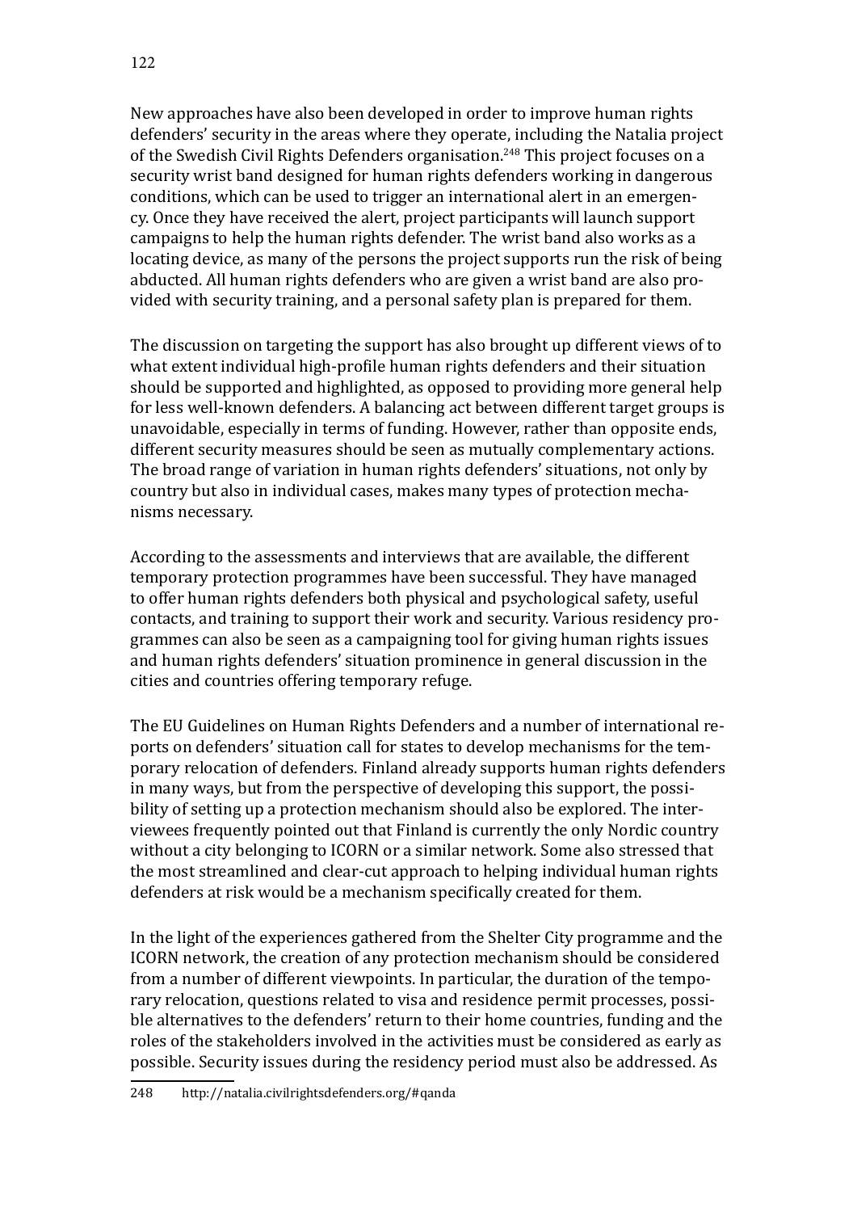New approaches have also been developed in order to improve human rights defenders' security in the areas where they operate, including the Natalia project of the Swedish Civil Rights Defenders organisation.[248] This project focuses on a security wrist band designed for human rights defenders working in dangerous conditions, which can be used to trigger an international alert in an emergency. Once they have received the alert, project participants will launch support campaigns to help the human rights defender. The wrist band also works as a locating device, as many of the persons the project supports run the risk of being abducted. All human rights defenders who are given a wrist band are also provided with security training, and a personal safety plan is prepared for them.

The discussion on targeting the support has also brought up different views of to what extent individual high-profile human rights defenders and their situation should be supported and highlighted, as opposed to providing more general help for less well-known defenders. A balancing act between different target groups is unavoidable, especially in terms of funding. However, rather than opposite ends, different security measures should be seen as mutually complementary actions. The broad range of variation in human rights defenders' situations, not only by country but also in individual cases, makes many types of protection mechanisms necessary.

According to the assessments and interviews that are available, the different temporary protection programmes have been successful. They have managed to offer human rights defenders both physical and psychological safety, useful contacts, and training to support their work and security. Various residency programmes can also be seen as a campaigning tool for giving human rights issues and human rights defenders' situation prominence in general discussion in the cities and countries offering temporary refuge.

The EU Guidelines on Human Rights Defenders and a number of international reports on defenders' situation call for states to develop mechanisms for the temporary relocation of defenders. Finland already supports human rights defenders in many ways, but from the perspective of developing this support, the possibility of setting up a protection mechanism should also be explored. The interviewees frequently pointed out that Finland is currently the only Nordic country without a city belonging to ICORN or a similar network. Some also stressed that the most streamlined and clear-cut approach to helping individual human rights defenders at risk would be a mechanism specifically created for them.

In the light of the experiences gathered from the Shelter City programme and the ICORN network, the creation of any protection mechanism should be considered from a number of different viewpoints. In particular, the duration of the temporary relocation, questions related to visa and residence permit processes, possible alternatives to the defenders' return to their home countries, funding and the roles of the stakeholders involved in the activities must be considered as early as possible. Security issues during the residency period must also be addressed. As

248 http://natalia.civilrightsdefenders.org/#qanda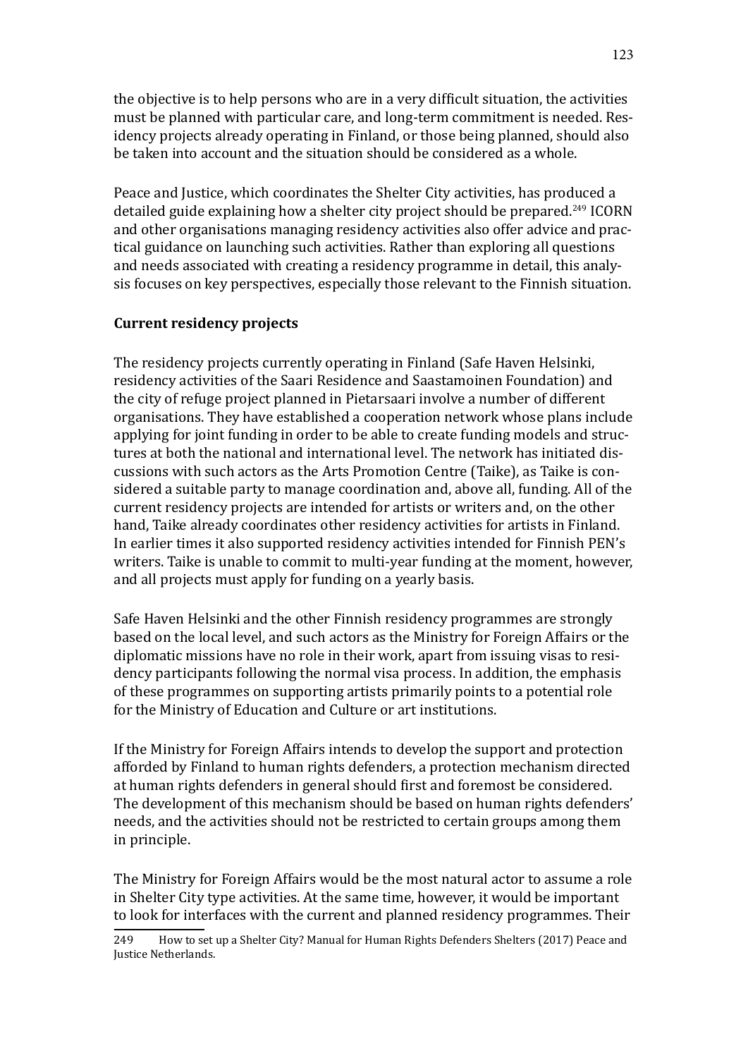the objective is to help persons who are in a very difficult situation, the activities must be planned with particular care, and long-term commitment is needed. Residency projects already operating in Finland, or those being planned, should also be taken into account and the situation should be considered as a whole.

Peace and Justice, which coordinates the Shelter City activities, has produced a detailed guide explaining how a shelter city project should be prepared.[249] ICORN and other organisations managing residency activities also offer advice and practical guidance on launching such activities. Rather than exploring all questions and needs associated with creating a residency programme in detail, this analysis focuses on key perspectives, especially those relevant to the Finnish situation.

**Current residency projects**

The residency projects currently operating in Finland (Safe Haven Helsinki, residency activities of the Saari Residence and Saastamoinen Foundation) and the city of refuge project planned in Pietarsaari involve a number of different organisations. They have established a cooperation network whose plans include applying for joint funding in order to be able to create funding models and structures at both the national and international level. The network has initiated discussions with such actors as the Arts Promotion Centre (Taike), as Taike is considered a suitable party to manage coordination and, above all, funding. All of the current residency projects are intended for artists or writers and, on the other hand, Taike already coordinates other residency activities for artists in Finland. In earlier times it also supported residency activities intended for Finnish PEN's writers. Taike is unable to commit to multi-year funding at the moment, however, and all projects must apply for funding on a yearly basis.

Safe Haven Helsinki and the other Finnish residency programmes are strongly based on the local level, and such actors as the Ministry for Foreign Affairs or the diplomatic missions have no role in their work, apart from issuing visas to residency participants following the normal visa process. In addition, the emphasis of these programmes on supporting artists primarily points to a potential role for the Ministry of Education and Culture or art institutions.

If the Ministry for Foreign Affairs intends to develop the support and protection afforded by Finland to human rights defenders, a protection mechanism directed at human rights defenders in general should first and foremost be considered. The development of this mechanism should be based on human rights defenders' needs, and the activities should not be restricted to certain groups among them in principle.

The Ministry for Foreign Affairs would be the most natural actor to assume a role in Shelter City type activities. At the same time, however, it would be important to look for interfaces with the current and planned residency programmes. Their

249 How to set up a Shelter City? Manual for Human Rights Defenders Shelters (2017) Peace and Justice Netherlands.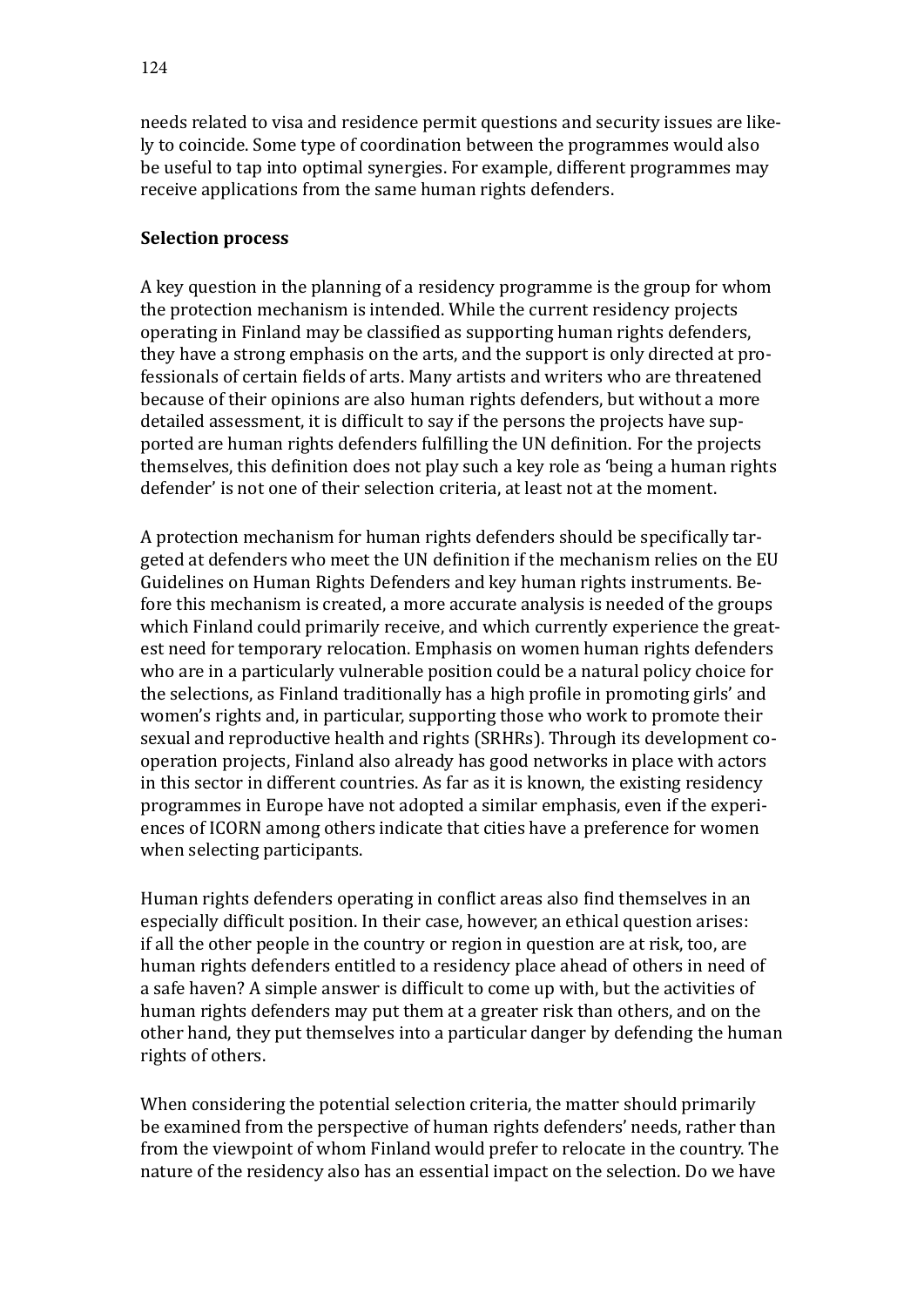needs related to visa and residence permit questions and security issues are likely to coincide. Some type of coordination between the programmes would also be useful to tap into optimal synergies. For example, different programmes may receive applications from the same human rights defenders.

**Selection process**

A key question in the planning of a residency programme is the group for whom the protection mechanism is intended. While the current residency projects operating in Finland may be classified as supporting human rights defenders, they have a strong emphasis on the arts, and the support is only directed at professionals of certain fields of arts. Many artists and writers who are threatened because of their opinions are also human rights defenders, but without a more detailed assessment, it is difficult to say if the persons the projects have supported are human rights defenders fulfilling the UN definition. For the projects themselves, this definition does not play such a key role as 'being a human rights defender' is not one of their selection criteria, at least not at the moment.

A protection mechanism for human rights defenders should be specifically targeted at defenders who meet the UN definition if the mechanism relies on the EU Guidelines on Human Rights Defenders and key human rights instruments. Before this mechanism is created, a more accurate analysis is needed of the groups which Finland could primarily receive, and which currently experience the greatest need for temporary relocation. Emphasis on women human rights defenders who are in a particularly vulnerable position could be a natural policy choice for the selections, as Finland traditionally has a high profile in promoting girls' and women's rights and, in particular, supporting those who work to promote their sexual and reproductive health and rights (SRHRs). Through its development cooperation projects, Finland also already has good networks in place with actors in this sector in different countries. As far as it is known, the existing residency programmes in Europe have not adopted a similar emphasis, even if the experiences of ICORN among others indicate that cities have a preference for women when selecting participants.

Human rights defenders operating in conflict areas also find themselves in an especially difficult position. In their case, however, an ethical question arises: if all the other people in the country or region in question are at risk, too, are human rights defenders entitled to a residency place ahead of others in need of a safe haven? A simple answer is difficult to come up with, but the activities of human rights defenders may put them at a greater risk than others, and on the other hand, they put themselves into a particular danger by defending the human rights of others.

When considering the potential selection criteria, the matter should primarily be examined from the perspective of human rights defenders' needs, rather than from the viewpoint of whom Finland would prefer to relocate in the country. The nature of the residency also has an essential impact on the selection. Do we have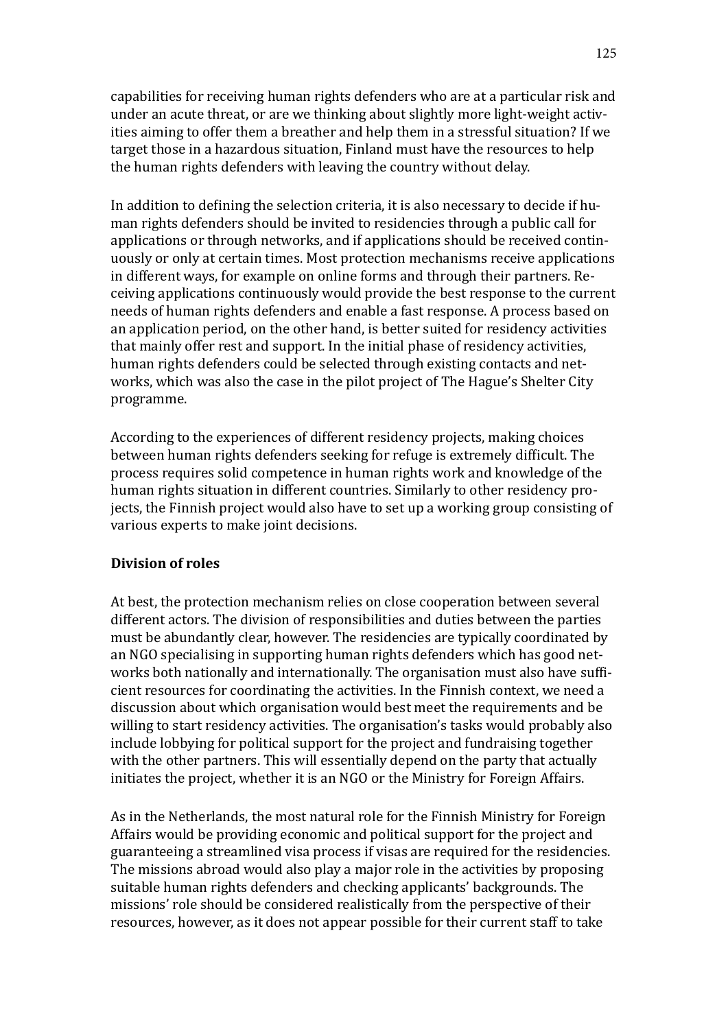capabilities for receiving human rights defenders who are at a particular risk and under an acute threat, or are we thinking about slightly more light-weight activities aiming to offer them a breather and help them in a stressful situation? If we target those in a hazardous situation, Finland must have the resources to help the human rights defenders with leaving the country without delay.

In addition to defining the selection criteria, it is also necessary to decide if human rights defenders should be invited to residencies through a public call for applications or through networks, and if applications should be received continuously or only at certain times. Most protection mechanisms receive applications in different ways, for example on online forms and through their partners. Receiving applications continuously would provide the best response to the current needs of human rights defenders and enable a fast response. A process based on an application period, on the other hand, is better suited for residency activities that mainly offer rest and support. In the initial phase of residency activities, human rights defenders could be selected through existing contacts and networks, which was also the case in the pilot project of The Hague's Shelter City programme.

According to the experiences of different residency projects, making choices between human rights defenders seeking for refuge is extremely difficult. The process requires solid competence in human rights work and knowledge of the human rights situation in different countries. Similarly to other residency projects, the Finnish project would also have to set up a working group consisting of various experts to make joint decisions.

**Division of roles**

At best, the protection mechanism relies on close cooperation between several different actors. The division of responsibilities and duties between the parties must be abundantly clear, however. The residencies are typically coordinated by an NGO specialising in supporting human rights defenders which has good networks both nationally and internationally. The organisation must also have sufficient resources for coordinating the activities. In the Finnish context, we need a discussion about which organisation would best meet the requirements and be willing to start residency activities. The organisation's tasks would probably also include lobbying for political support for the project and fundraising together with the other partners. This will essentially depend on the party that actually initiates the project, whether it is an NGO or the Ministry for Foreign Affairs.

As in the Netherlands, the most natural role for the Finnish Ministry for Foreign Affairs would be providing economic and political support for the project and guaranteeing a streamlined visa process if visas are required for the residencies. The missions abroad would also play a major role in the activities by proposing suitable human rights defenders and checking applicants' backgrounds. The missions' role should be considered realistically from the perspective of their resources, however, as it does not appear possible for their current staff to take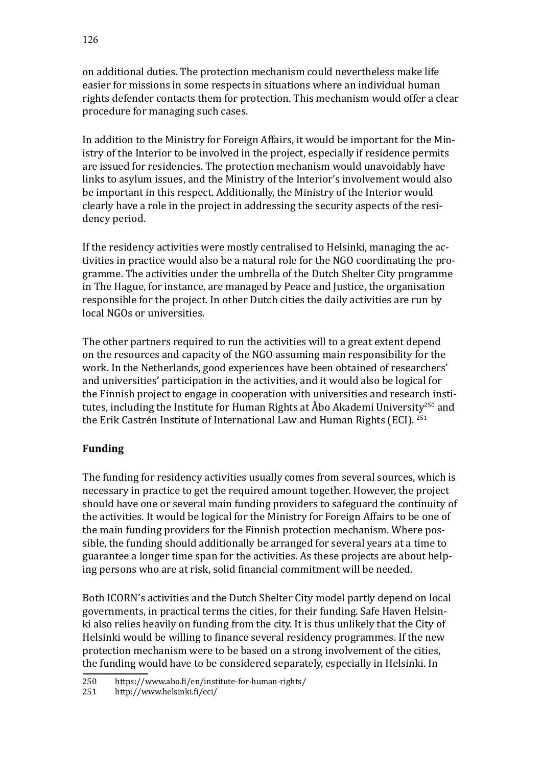on additional duties. The protection mechanism could nevertheless make life easier for missions in some respects in situations where an individual human rights defender contacts them for protection. This mechanism would offer a clear procedure for managing such cases.

In addition to the Ministry for Foreign Affairs, it would be important for the Ministry of the Interior to be involved in the project, especially if residence permits are issued for residencies. The protection mechanism would unavoidably have links to asylum issues, and the Ministry of the Interior's involvement would also be important in this respect. Additionally, the Ministry of the Interior would clearly have a role in the project in addressing the security aspects of the residency period.

If the residency activities were mostly centralised to Helsinki, managing the activities in practice would also be a natural role for the NGO coordinating the programme. The activities under the umbrella of the Dutch Shelter City programme in The Hague, for instance, are managed by Peace and Justice, the organisation responsible for the project. In other Dutch cities the daily activities are run by local NGOs or universities.

The other partners required to run the activities will to a great extent depend on the resources and capacity of the NGO assuming main responsibility for the work. In the Netherlands, good experiences have been obtained of researchers' and universities' participation in the activities, and it would also be logical for the Finnish project to engage in cooperation with universities and research institutes, including the Institute for Human Rights at Åbo Akademi University[250] and the Erik Castrén Institute of International Law and Human Rights (ECI). [251]

**Funding**

The funding for residency activities usually comes from several sources, which is necessary in practice to get the required amount together. However, the project should have one or several main funding providers to safeguard the continuity of the activities. It would be logical for the Ministry for Foreign Affairs to be one of the main funding providers for the Finnish protection mechanism. Where possible, the funding should additionally be arranged for several years at a time to guarantee a longer time span for the activities. As these projects are about helping persons who are at risk, solid financial commitment will be needed.

Both ICORN's activities and the Dutch Shelter City model partly depend on local governments, in practical terms the cities, for their funding. Safe Haven Helsinki also relies heavily on funding from the city. It is thus unlikely that the City of Helsinki would be willing to finance several residency programmes. If the new protection mechanism were to be based on a strong involvement of the cities, the funding would have to be considered separately, especially in Helsinki. In

250 https://www.abo.fi/en/institute-for-human-rights/
251 http://www.helsinki.fi/eci/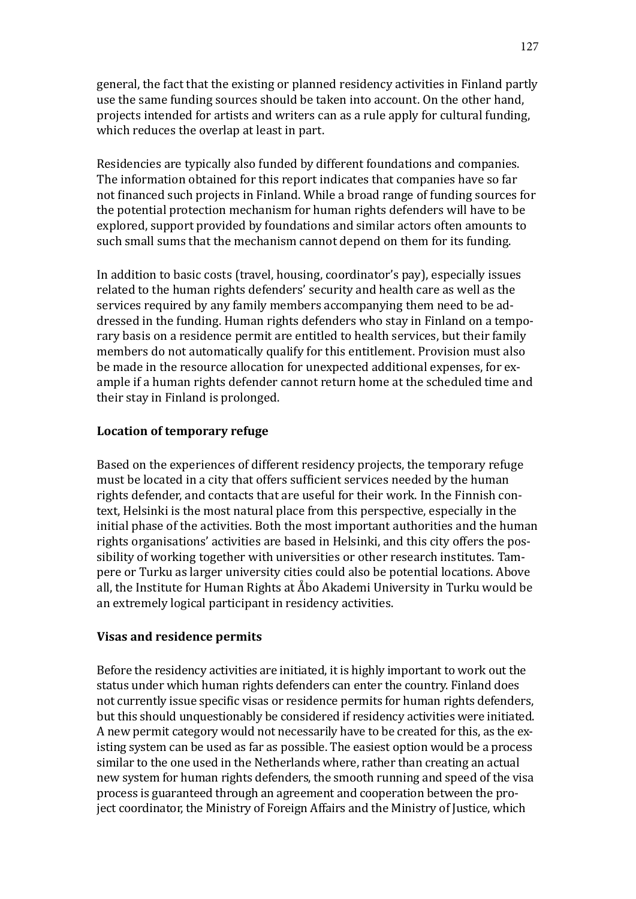general, the fact that the existing or planned residency activities in Finland partly use the same funding sources should be taken into account. On the other hand, projects intended for artists and writers can as a rule apply for cultural funding, which reduces the overlap at least in part.

Residencies are typically also funded by different foundations and companies. The information obtained for this report indicates that companies have so far not financed such projects in Finland. While a broad range of funding sources for the potential protection mechanism for human rights defenders will have to be explored, support provided by foundations and similar actors often amounts to such small sums that the mechanism cannot depend on them for its funding.

In addition to basic costs (travel, housing, coordinator's pay), especially issues related to the human rights defenders' security and health care as well as the services required by any family members accompanying them need to be addressed in the funding. Human rights defenders who stay in Finland on a temporary basis on a residence permit are entitled to health services, but their family members do not automatically qualify for this entitlement. Provision must also be made in the resource allocation for unexpected additional expenses, for example if a human rights defender cannot return home at the scheduled time and their stay in Finland is prolonged.

**Location of temporary refuge**

Based on the experiences of different residency projects, the temporary refuge must be located in a city that offers sufficient services needed by the human rights defender, and contacts that are useful for their work. In the Finnish context, Helsinki is the most natural place from this perspective, especially in the initial phase of the activities. Both the most important authorities and the human rights organisations' activities are based in Helsinki, and this city offers the possibility of working together with universities or other research institutes. Tampere or Turku as larger university cities could also be potential locations. Above all, the Institute for Human Rights at Åbo Akademi University in Turku would be an extremely logical participant in residency activities.

**Visas and residence permits**

Before the residency activities are initiated, it is highly important to work out the status under which human rights defenders can enter the country. Finland does not currently issue specific visas or residence permits for human rights defenders, but this should unquestionably be considered if residency activities were initiated. A new permit category would not necessarily have to be created for this, as the existing system can be used as far as possible. The easiest option would be a process similar to the one used in the Netherlands where, rather than creating an actual new system for human rights defenders, the smooth running and speed of the visa process is guaranteed through an agreement and cooperation between the project coordinator, the Ministry of Foreign Affairs and the Ministry of Justice, which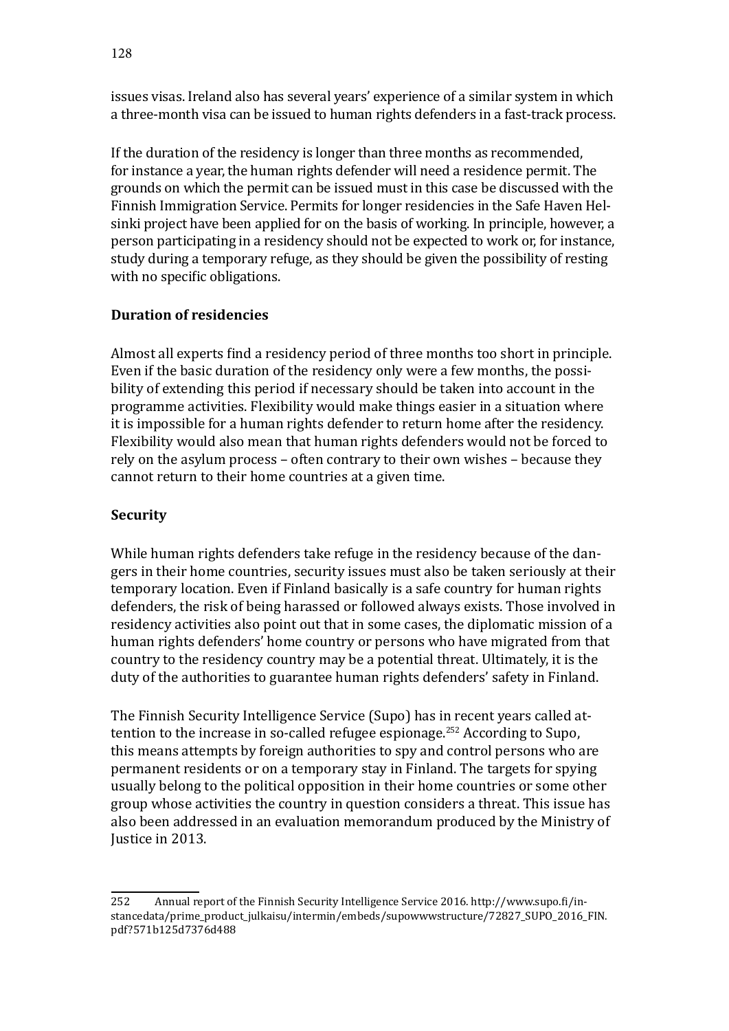issues visas. Ireland also has several years' experience of a similar system in which a three-month visa can be issued to human rights defenders in a fast-track process.

If the duration of the residency is longer than three months as recommended, for instance a year, the human rights defender will need a residence permit. The grounds on which the permit can be issued must in this case be discussed with the Finnish Immigration Service. Permits for longer residencies in the Safe Haven Helsinki project have been applied for on the basis of working. In principle, however, a person participating in a residency should not be expected to work or, for instance, study during a temporary refuge, as they should be given the possibility of resting with no specific obligations.

### Duration of residencies

Almost all experts find a residency period of three months too short in principle. Even if the basic duration of the residency only were a few months, the possibility of extending this period if necessary should be taken into account in the programme activities. Flexibility would make things easier in a situation where it is impossible for a human rights defender to return home after the residency. Flexibility would also mean that human rights defenders would not be forced to rely on the asylum process – often contrary to their own wishes – because they cannot return to their home countries at a given time.

### Security

While human rights defenders take refuge in the residency because of the dangers in their home countries, security issues must also be taken seriously at their temporary location. Even if Finland basically is a safe country for human rights defenders, the risk of being harassed or followed always exists. Those involved in residency activities also point out that in some cases, the diplomatic mission of a human rights defenders' home country or persons who have migrated from that country to the residency country may be a potential threat. Ultimately, it is the duty of the authorities to guarantee human rights defenders' safety in Finland.

The Finnish Security Intelligence Service (Supo) has in recent years called attention to the increase in so-called refugee espionage.[252] According to Supo, this means attempts by foreign authorities to spy and control persons who are permanent residents or on a temporary stay in Finland. The targets for spying usually belong to the political opposition in their home countries or some other group whose activities the country in question considers a threat. This issue has also been addressed in an evaluation memorandum produced by the Ministry of Justice in 2013.

---

252 Annual report of the Finnish Security Intelligence Service 2016. http://www.supo.fi/instancedata/prime_product_julkaisu/intermin/embeds/supowwwstructure/72827_SUPO_2016_FIN.pdf?571b125d7376d488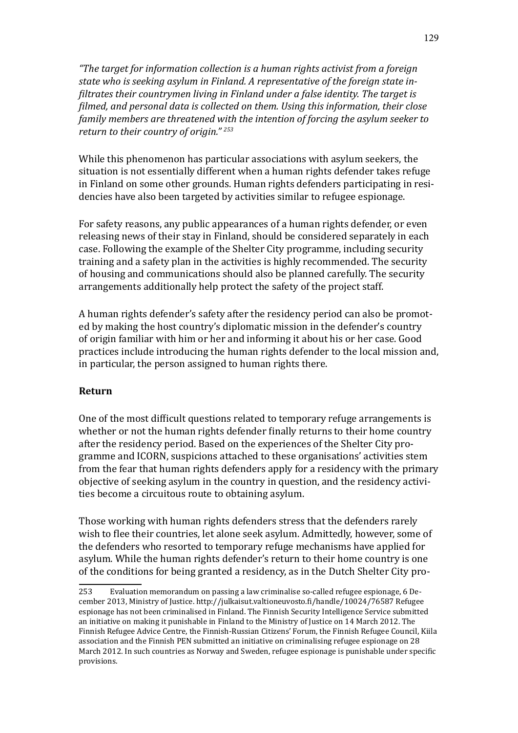*"The target for information collection is a human rights activist from a foreign state who is seeking asylum in Finland. A representative of the foreign state infiltrates their countrymen living in Finland under a false identity. The target is filmed, and personal data is collected on them. Using this information, their close family members are threatened with the intention of forcing the asylum seeker to return to their country of origin."* [253]

While this phenomenon has particular associations with asylum seekers, the situation is not essentially different when a human rights defender takes refuge in Finland on some other grounds. Human rights defenders participating in residencies have also been targeted by activities similar to refugee espionage.

For safety reasons, any public appearances of a human rights defender, or even releasing news of their stay in Finland, should be considered separately in each case. Following the example of the Shelter City programme, including security training and a safety plan in the activities is highly recommended. The security of housing and communications should also be planned carefully. The security arrangements additionally help protect the safety of the project staff.

A human rights defender's safety after the residency period can also be promoted by making the host country's diplomatic mission in the defender's country of origin familiar with him or her and informing it about his or her case. Good practices include introducing the human rights defender to the local mission and, in particular, the person assigned to human rights there.

**Return**

One of the most difficult questions related to temporary refuge arrangements is whether or not the human rights defender finally returns to their home country after the residency period. Based on the experiences of the Shelter City programme and ICORN, suspicions attached to these organisations' activities stem from the fear that human rights defenders apply for a residency with the primary objective of seeking asylum in the country in question, and the residency activities become a circuitous route to obtaining asylum.

Those working with human rights defenders stress that the defenders rarely wish to flee their countries, let alone seek asylum. Admittedly, however, some of the defenders who resorted to temporary refuge mechanisms have applied for asylum. While the human rights defender's return to their home country is one of the conditions for being granted a residency, as in the Dutch Shelter City pro-

---

253 Evaluation memorandum on passing a law criminalise so-called refugee espionage, 6 December 2013, Ministry of Justice. http://julkaisut.valtioneuvosto.fi/handle/10024/76587 Refugee espionage has not been criminalised in Finland. The Finnish Security Intelligence Service submitted an initiative on making it punishable in Finland to the Ministry of Justice on 14 March 2012. The Finnish Refugee Advice Centre, the Finnish-Russian Citizens' Forum, the Finnish Refugee Council, Kiila association and the Finnish PEN submitted an initiative on criminalising refugee espionage on 28 March 2012. In such countries as Norway and Sweden, refugee espionage is punishable under specific provisions.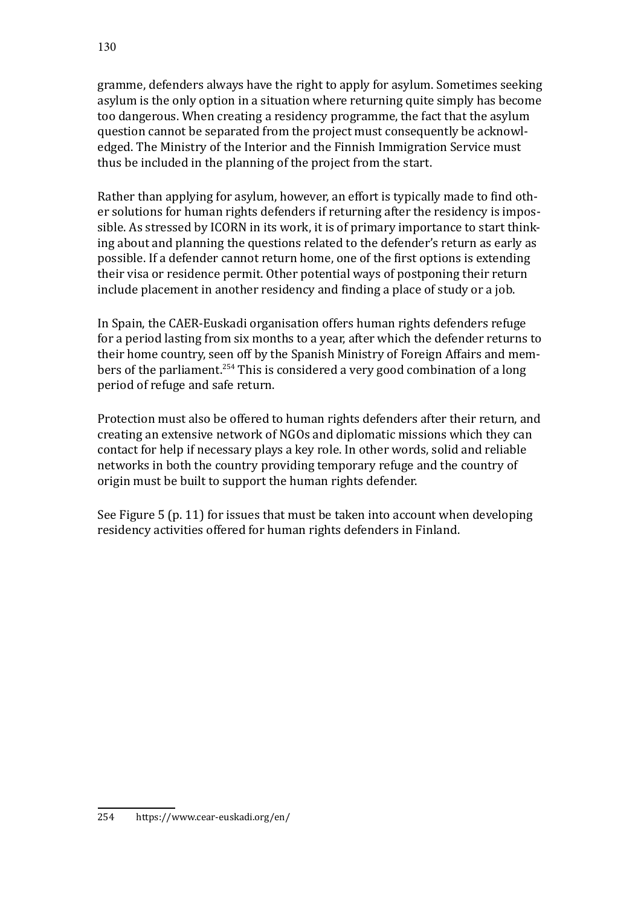gramme, defenders always have the right to apply for asylum. Sometimes seeking asylum is the only option in a situation where returning quite simply has become too dangerous. When creating a residency programme, the fact that the asylum question cannot be separated from the project must consequently be acknowledged. The Ministry of the Interior and the Finnish Immigration Service must thus be included in the planning of the project from the start.

Rather than applying for asylum, however, an effort is typically made to find other solutions for human rights defenders if returning after the residency is impossible. As stressed by ICORN in its work, it is of primary importance to start thinking about and planning the questions related to the defender's return as early as possible. If a defender cannot return home, one of the first options is extending their visa or residence permit. Other potential ways of postponing their return include placement in another residency and finding a place of study or a job.

In Spain, the CAER-Euskadi organisation offers human rights defenders refuge for a period lasting from six months to a year, after which the defender returns to their home country, seen off by the Spanish Ministry of Foreign Affairs and members of the parliament.[254] This is considered a very good combination of a long period of refuge and safe return.

Protection must also be offered to human rights defenders after their return, and creating an extensive network of NGOs and diplomatic missions which they can contact for help if necessary plays a key role. In other words, solid and reliable networks in both the country providing temporary refuge and the country of origin must be built to support the human rights defender.

See Figure 5 (p. 11) for issues that must be taken into account when developing residency activities offered for human rights defenders in Finland.

254 https://www.cear-euskadi.org/en/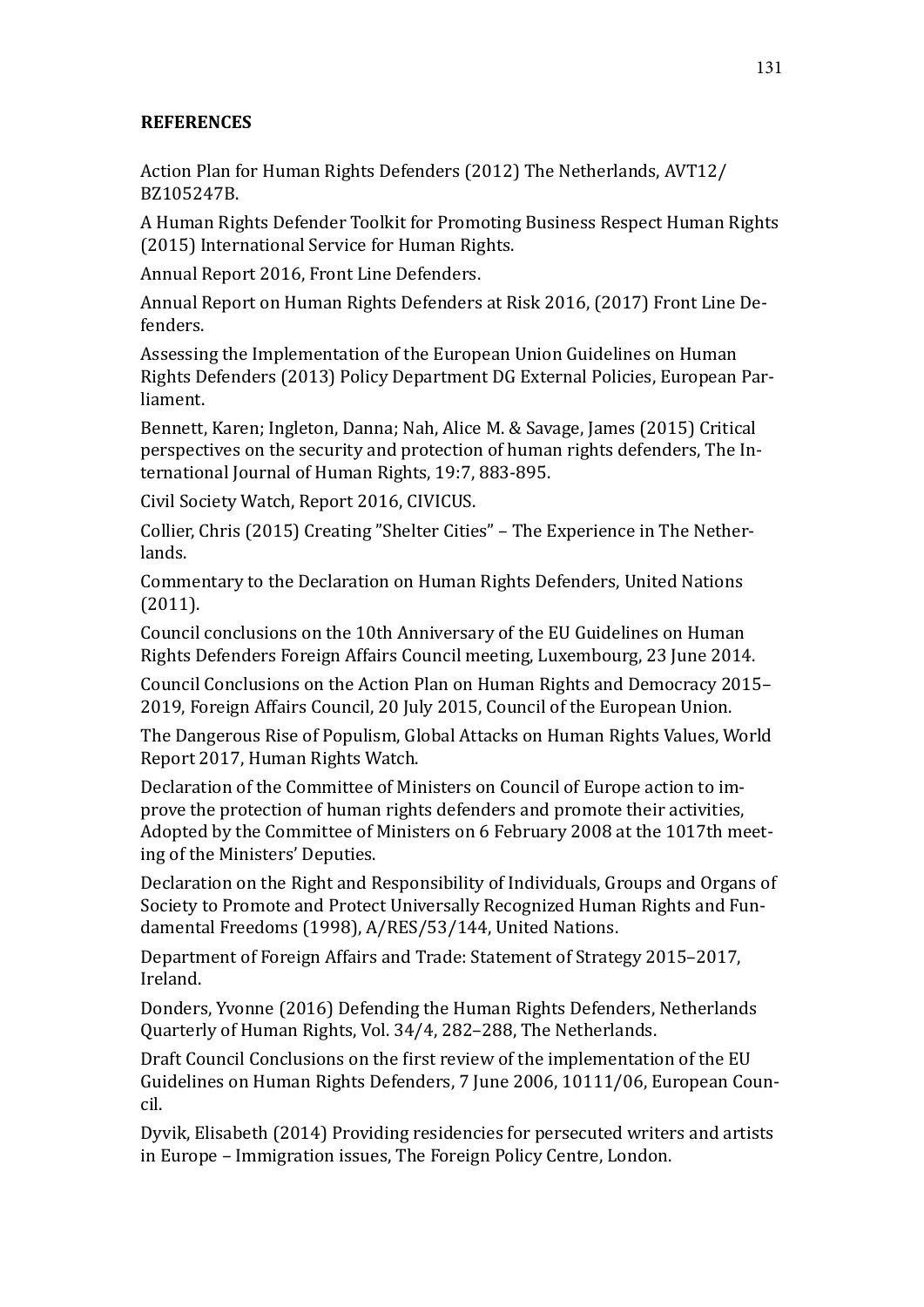**REFERENCES**

Action Plan for Human Rights Defenders (2012) The Netherlands, AVT12/BZ105247B.

A Human Rights Defender Toolkit for Promoting Business Respect Human Rights (2015) International Service for Human Rights.

Annual Report 2016, Front Line Defenders.

Annual Report on Human Rights Defenders at Risk 2016, (2017) Front Line Defenders.

Assessing the Implementation of the European Union Guidelines on Human Rights Defenders (2013) Policy Department DG External Policies, European Parliament.

Bennett, Karen; Ingleton, Danna; Nah, Alice M. & Savage, James (2015) Critical perspectives on the security and protection of human rights defenders, The International Journal of Human Rights, 19:7, 883-895.

Civil Society Watch, Report 2016, CIVICUS.

Collier, Chris (2015) Creating "Shelter Cities" – The Experience in The Netherlands.

Commentary to the Declaration on Human Rights Defenders, United Nations (2011).

Council conclusions on the 10th Anniversary of the EU Guidelines on Human Rights Defenders Foreign Affairs Council meeting, Luxembourg, 23 June 2014.

Council Conclusions on the Action Plan on Human Rights and Democracy 2015–2019, Foreign Affairs Council, 20 July 2015, Council of the European Union.

The Dangerous Rise of Populism, Global Attacks on Human Rights Values, World Report 2017, Human Rights Watch.

Declaration of the Committee of Ministers on Council of Europe action to improve the protection of human rights defenders and promote their activities, Adopted by the Committee of Ministers on 6 February 2008 at the 1017th meeting of the Ministers' Deputies.

Declaration on the Right and Responsibility of Individuals, Groups and Organs of Society to Promote and Protect Universally Recognized Human Rights and Fundamental Freedoms (1998), A/RES/53/144, United Nations.

Department of Foreign Affairs and Trade: Statement of Strategy 2015–2017, Ireland.

Donders, Yvonne (2016) Defending the Human Rights Defenders, Netherlands Quarterly of Human Rights, Vol. 34/4, 282–288, The Netherlands.

Draft Council Conclusions on the first review of the implementation of the EU Guidelines on Human Rights Defenders, 7 June 2006, 10111/06, European Council.

Dyvik, Elisabeth (2014) Providing residencies for persecuted writers and artists in Europe – Immigration issues, The Foreign Policy Centre, London.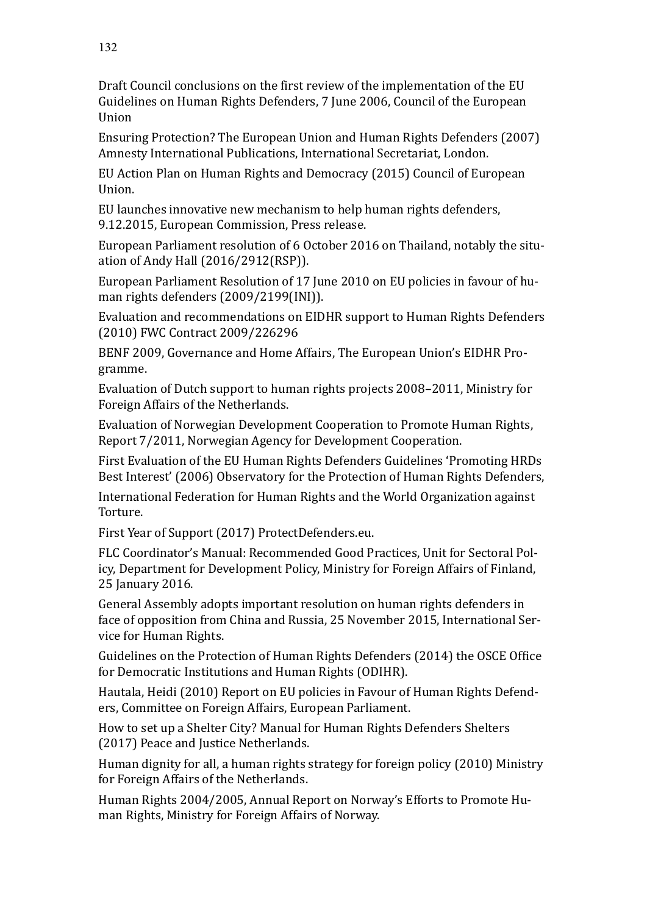Draft Council conclusions on the first review of the implementation of the EU Guidelines on Human Rights Defenders, 7 June 2006, Council of the European Union

Ensuring Protection? The European Union and Human Rights Defenders (2007) Amnesty International Publications, International Secretariat, London.

EU Action Plan on Human Rights and Democracy (2015) Council of European Union.

EU launches innovative new mechanism to help human rights defenders, 9.12.2015, European Commission, Press release.

European Parliament resolution of 6 October 2016 on Thailand, notably the situation of Andy Hall (2016/2912(RSP)).

European Parliament Resolution of 17 June 2010 on EU policies in favour of human rights defenders (2009/2199(INI)).

Evaluation and recommendations on EIDHR support to Human Rights Defenders (2010) FWC Contract 2009/226296

BENF 2009, Governance and Home Affairs, The European Union's EIDHR Programme.

Evaluation of Dutch support to human rights projects 2008–2011, Ministry for Foreign Affairs of the Netherlands.

Evaluation of Norwegian Development Cooperation to Promote Human Rights, Report 7/2011, Norwegian Agency for Development Cooperation.

First Evaluation of the EU Human Rights Defenders Guidelines 'Promoting HRDs Best Interest' (2006) Observatory for the Protection of Human Rights Defenders,

International Federation for Human Rights and the World Organization against Torture.

First Year of Support (2017) ProtectDefenders.eu.

FLC Coordinator's Manual: Recommended Good Practices, Unit for Sectoral Policy, Department for Development Policy, Ministry for Foreign Affairs of Finland, 25 January 2016.

General Assembly adopts important resolution on human rights defenders in face of opposition from China and Russia, 25 November 2015, International Service for Human Rights.

Guidelines on the Protection of Human Rights Defenders (2014) the OSCE Office for Democratic Institutions and Human Rights (ODIHR).

Hautala, Heidi (2010) Report on EU policies in Favour of Human Rights Defenders, Committee on Foreign Affairs, European Parliament.

How to set up a Shelter City? Manual for Human Rights Defenders Shelters (2017) Peace and Justice Netherlands.

Human dignity for all, a human rights strategy for foreign policy (2010) Ministry for Foreign Affairs of the Netherlands.

Human Rights 2004/2005, Annual Report on Norway's Efforts to Promote Human Rights, Ministry for Foreign Affairs of Norway.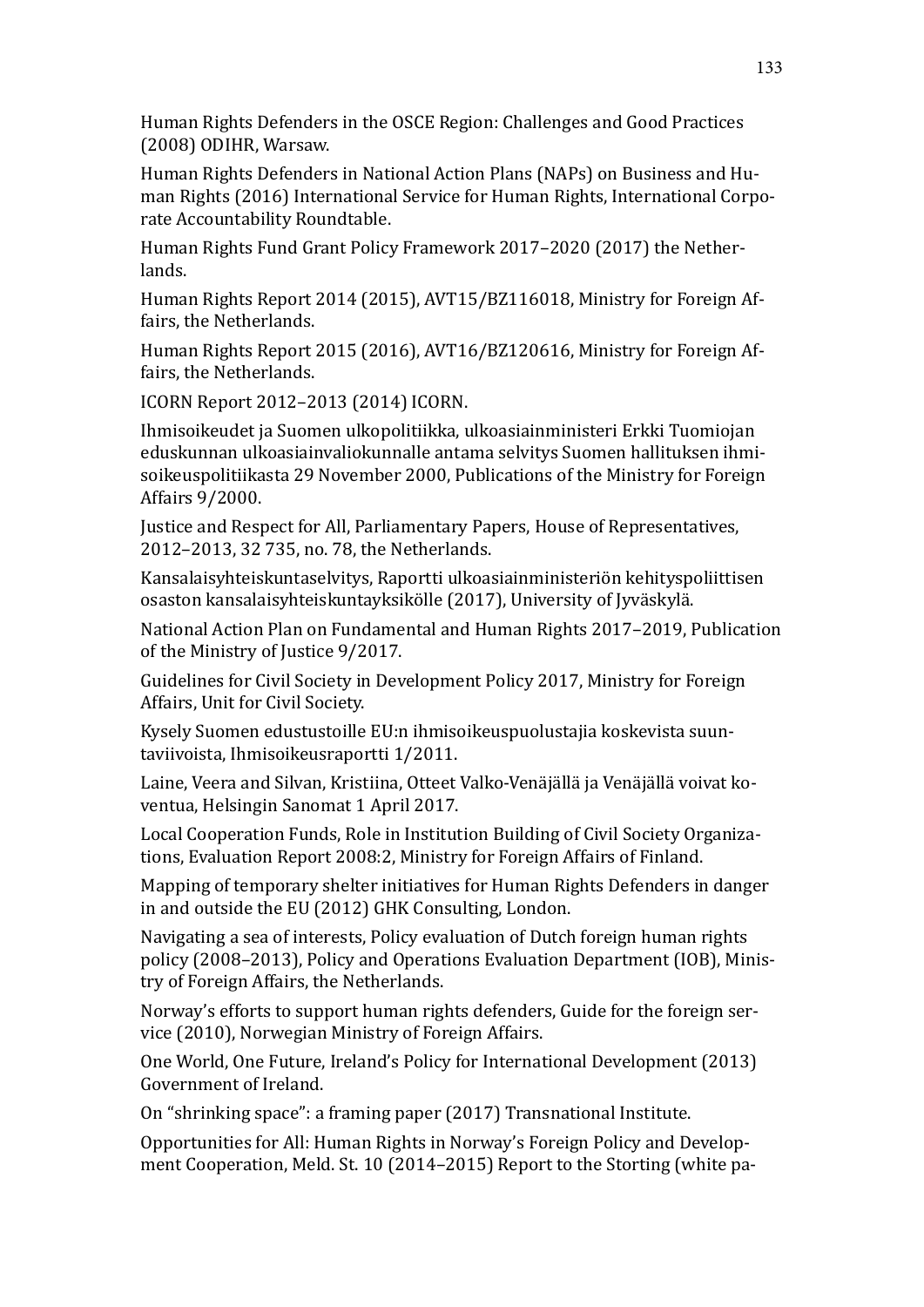Human Rights Defenders in the OSCE Region: Challenges and Good Practices (2008) ODIHR, Warsaw.

Human Rights Defenders in National Action Plans (NAPs) on Business and Human Rights (2016) International Service for Human Rights, International Corporate Accountability Roundtable.

Human Rights Fund Grant Policy Framework 2017–2020 (2017) the Netherlands.

Human Rights Report 2014 (2015), AVT15/BZ116018, Ministry for Foreign Affairs, the Netherlands.

Human Rights Report 2015 (2016), AVT16/BZ120616, Ministry for Foreign Affairs, the Netherlands.

ICORN Report 2012–2013 (2014) ICORN.

Ihmisoikeudet ja Suomen ulkopolitiikka, ulkoasiainministeri Erkki Tuomiojan eduskunnan ulkoasiainvaliokunnalle antama selvitys Suomen hallituksen ihmisoikeuspolitiikasta 29 November 2000, Publications of the Ministry for Foreign Affairs 9/2000.

Justice and Respect for All, Parliamentary Papers, House of Representatives, 2012–2013, 32 735, no. 78, the Netherlands.

Kansalaisyhteiskuntaselvitys, Raportti ulkoasiainministeriön kehityspoliittisen osaston kansalaisyhteiskuntayksikölle (2017), University of Jyväskylä.

National Action Plan on Fundamental and Human Rights 2017–2019, Publication of the Ministry of Justice 9/2017.

Guidelines for Civil Society in Development Policy 2017, Ministry for Foreign Affairs, Unit for Civil Society.

Kysely Suomen edustustoille EU:n ihmisoikeuspuolustajia koskevista suuntaviivoista, Ihmisoikeusraportti 1/2011.

Laine, Veera and Silvan, Kristiina, Otteet Valko-Venäjällä ja Venäjällä voivat koventua, Helsingin Sanomat 1 April 2017.

Local Cooperation Funds, Role in Institution Building of Civil Society Organizations, Evaluation Report 2008:2, Ministry for Foreign Affairs of Finland.

Mapping of temporary shelter initiatives for Human Rights Defenders in danger in and outside the EU (2012) GHK Consulting, London.

Navigating a sea of interests, Policy evaluation of Dutch foreign human rights policy (2008–2013), Policy and Operations Evaluation Department (IOB), Ministry of Foreign Affairs, the Netherlands.

Norway's efforts to support human rights defenders, Guide for the foreign service (2010), Norwegian Ministry of Foreign Affairs.

One World, One Future, Ireland's Policy for International Development (2013) Government of Ireland.

On "shrinking space": a framing paper (2017) Transnational Institute.

Opportunities for All: Human Rights in Norway's Foreign Policy and Development Cooperation, Meld. St. 10 (2014–2015) Report to the Storting (white pa-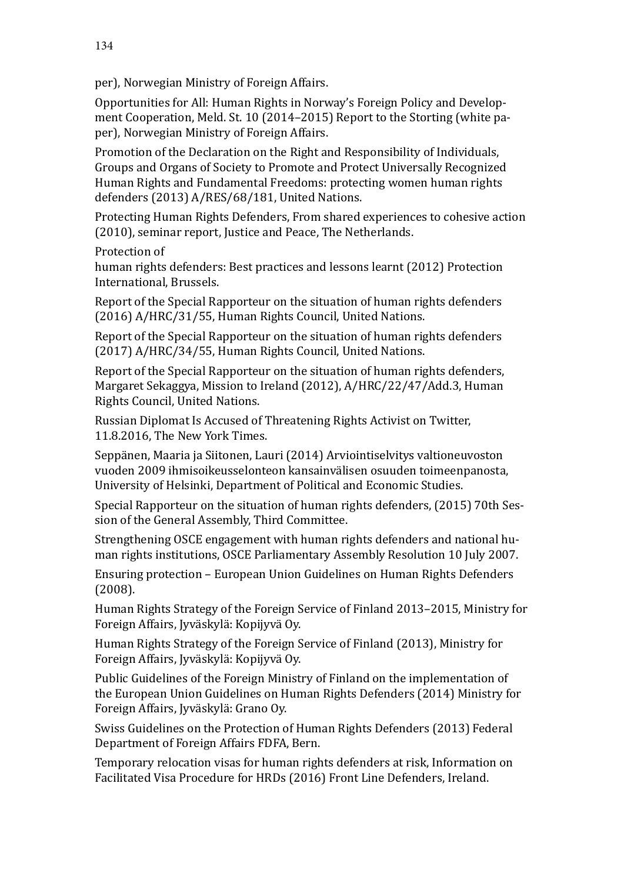per), Norwegian Ministry of Foreign Affairs.

Opportunities for All: Human Rights in Norway's Foreign Policy and Development Cooperation, Meld. St. 10 (2014–2015) Report to the Storting (white paper), Norwegian Ministry of Foreign Affairs.

Promotion of the Declaration on the Right and Responsibility of Individuals, Groups and Organs of Society to Promote and Protect Universally Recognized Human Rights and Fundamental Freedoms: protecting women human rights defenders (2013) A/RES/68/181, United Nations.

Protecting Human Rights Defenders, From shared experiences to cohesive action (2010), seminar report, Justice and Peace, The Netherlands.

Protection of
human rights defenders: Best practices and lessons learnt (2012) Protection International, Brussels.

Report of the Special Rapporteur on the situation of human rights defenders (2016) A/HRC/31/55, Human Rights Council, United Nations.

Report of the Special Rapporteur on the situation of human rights defenders (2017) A/HRC/34/55, Human Rights Council, United Nations.

Report of the Special Rapporteur on the situation of human rights defenders, Margaret Sekaggya, Mission to Ireland (2012), A/HRC/22/47/Add.3, Human Rights Council, United Nations.

Russian Diplomat Is Accused of Threatening Rights Activist on Twitter, 11.8.2016, The New York Times.

Seppänen, Maaria ja Siitonen, Lauri (2014) Arviointiselvitys valtioneuvoston vuoden 2009 ihmisoikeusselonteon kansainvälisen osuuden toimeenpanosta, University of Helsinki, Department of Political and Economic Studies.

Special Rapporteur on the situation of human rights defenders, (2015) 70th Session of the General Assembly, Third Committee.

Strengthening OSCE engagement with human rights defenders and national human rights institutions, OSCE Parliamentary Assembly Resolution 10 July 2007.

Ensuring protection – European Union Guidelines on Human Rights Defenders (2008).

Human Rights Strategy of the Foreign Service of Finland 2013–2015, Ministry for Foreign Affairs, Jyväskylä: Kopijyvä Oy.

Human Rights Strategy of the Foreign Service of Finland (2013), Ministry for Foreign Affairs, Jyväskylä: Kopijyvä Oy.

Public Guidelines of the Foreign Ministry of Finland on the implementation of the European Union Guidelines on Human Rights Defenders (2014) Ministry for Foreign Affairs, Jyväskylä: Grano Oy.

Swiss Guidelines on the Protection of Human Rights Defenders (2013) Federal Department of Foreign Affairs FDFA, Bern.

Temporary relocation visas for human rights defenders at risk, Information on Facilitated Visa Procedure for HRDs (2016) Front Line Defenders, Ireland.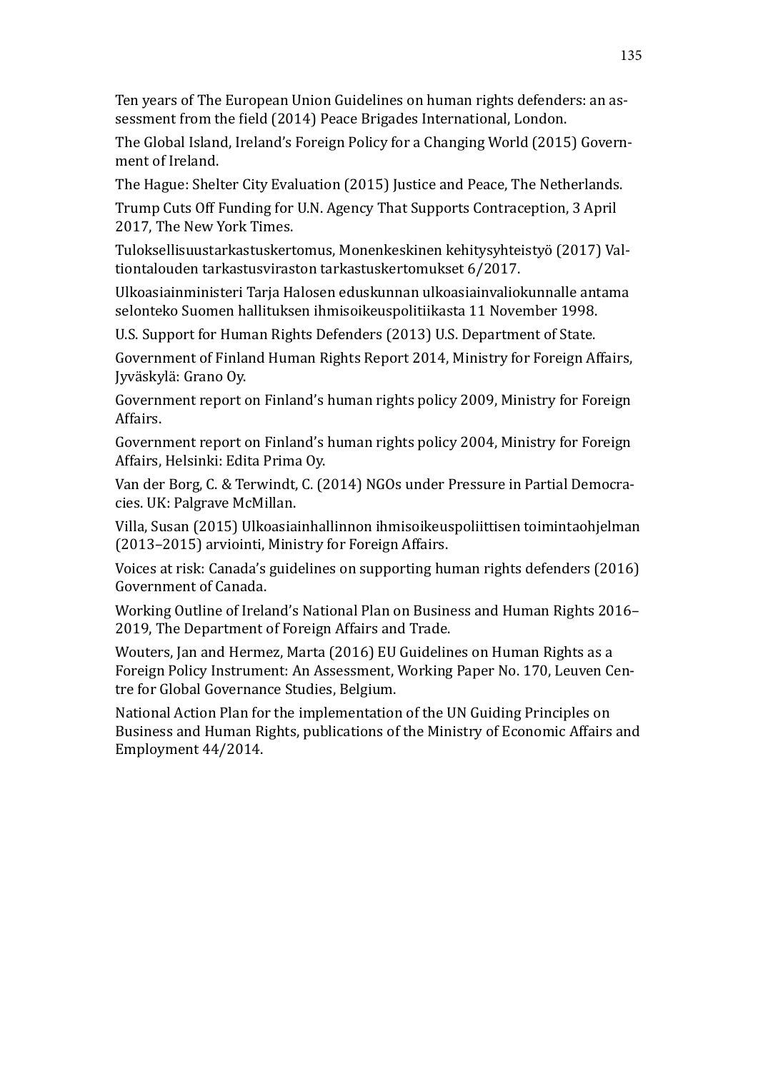Ten years of The European Union Guidelines on human rights defenders: an assessment from the field (2014) Peace Brigades International, London.

The Global Island, Ireland's Foreign Policy for a Changing World (2015) Government of Ireland.

The Hague: Shelter City Evaluation (2015) Justice and Peace, The Netherlands.

Trump Cuts Off Funding for U.N. Agency That Supports Contraception, 3 April 2017, The New York Times.

Tuloksellisuustarkastuskertomus, Monenkeskinen kehitysyhteistyö (2017) Valtiontalouden tarkastusviraston tarkastuskertomukset 6/2017.

Ulkoasiainministeri Tarja Halosen eduskunnan ulkoasiainvaliokunnalle antama selonteko Suomen hallituksen ihmisoikeuspolitiikasta 11 November 1998.

U.S. Support for Human Rights Defenders (2013) U.S. Department of State.

Government of Finland Human Rights Report 2014, Ministry for Foreign Affairs, Jyväskylä: Grano Oy.

Government report on Finland's human rights policy 2009, Ministry for Foreign Affairs.

Government report on Finland's human rights policy 2004, Ministry for Foreign Affairs, Helsinki: Edita Prima Oy.

Van der Borg, C. & Terwindt, C. (2014) NGOs under Pressure in Partial Democracies. UK: Palgrave McMillan.

Villa, Susan (2015) Ulkoasiainhallinnon ihmisoikeuspoliittisen toimintaohjelman (2013–2015) arviointi, Ministry for Foreign Affairs.

Voices at risk: Canada's guidelines on supporting human rights defenders (2016) Government of Canada.

Working Outline of Ireland's National Plan on Business and Human Rights 2016–2019, The Department of Foreign Affairs and Trade.

Wouters, Jan and Hermez, Marta (2016) EU Guidelines on Human Rights as a Foreign Policy Instrument: An Assessment, Working Paper No. 170, Leuven Centre for Global Governance Studies, Belgium.

National Action Plan for the implementation of the UN Guiding Principles on Business and Human Rights, publications of the Ministry of Economic Affairs and Employment 44/2014.